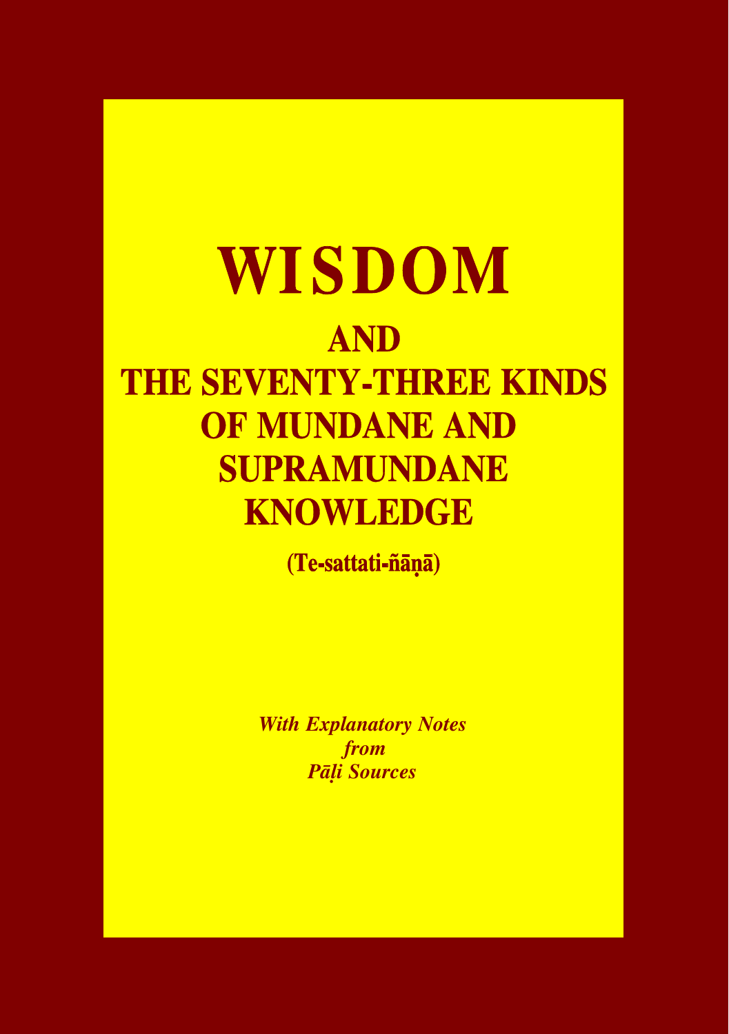# WISDOM

## AND THE SEVENTY-THREE KINDS OF MUNDANE AND SUPRAMUNDANE KNOWLEDGE

**(Te-sattati-ñāṇā)**

***With Explanatory Notes from Pāḷi Sources***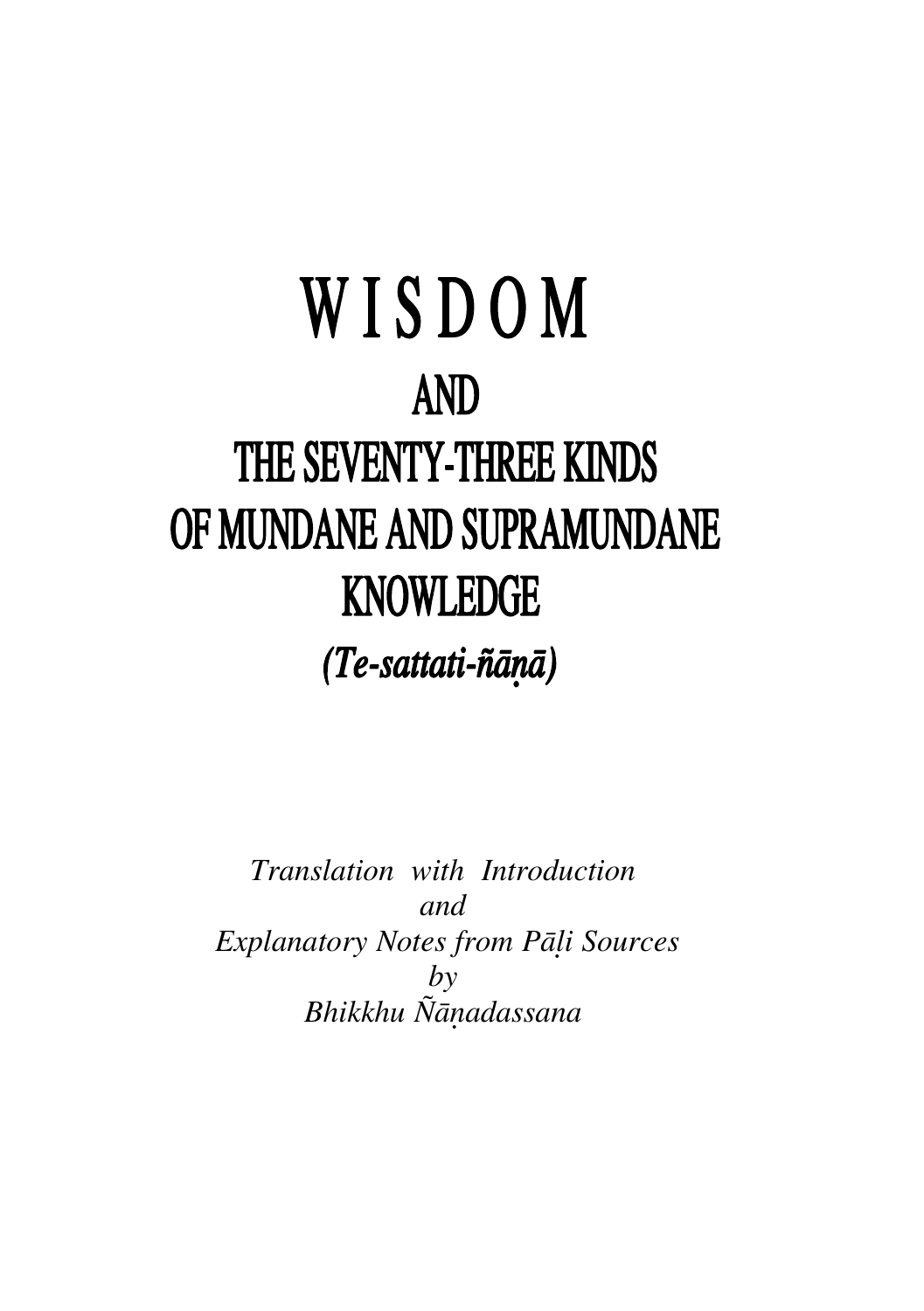# WISDOM

## AND

## THE SEVENTY-THREE KINDS OF MUNDANE AND SUPRAMUNDANE KNOWLEDGE

### *(Te-sattati-ñāṇā)*

*Translation with Introduction*
*and*
*Explanatory Notes from Pāḷi Sources*
*by*
*Bhikkhu Ñāṇadassana*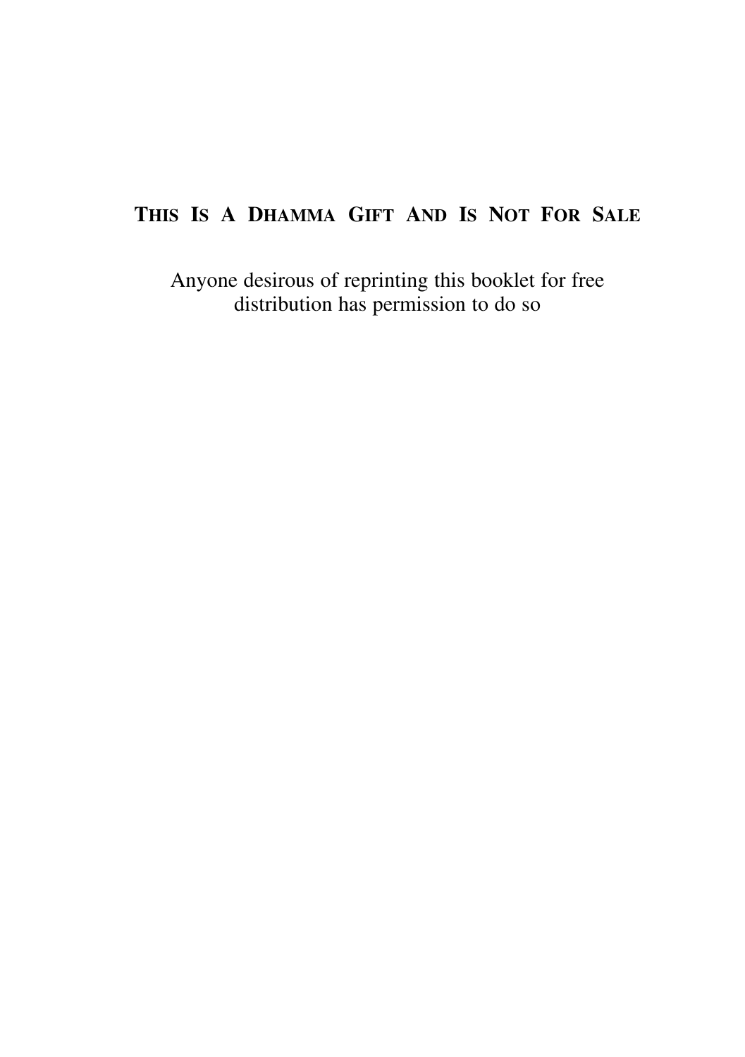**THIS IS A DHAMMA GIFT AND IS NOT FOR SALE**

Anyone desirous of reprinting this booklet for free distribution has permission to do so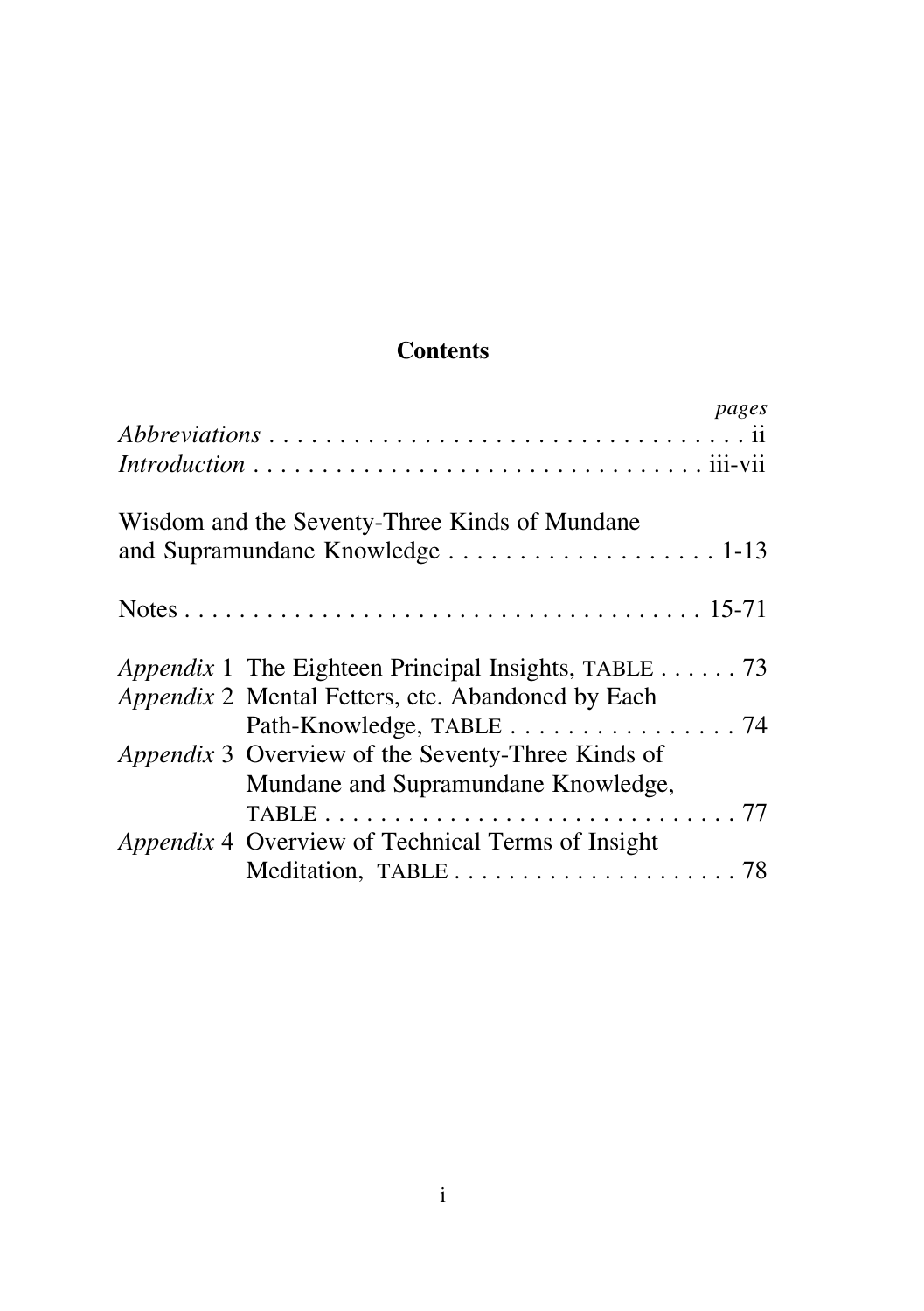# Contents

| | | *pages* |
|---|---|---|
| *Abbreviations* | | ii |
| *Introduction* | | iii-vii |
| Wisdom and the Seventy-Three Kinds of Mundane and Supramundane Knowledge | | 1-13 |
| Notes | | 15-71 |
| *Appendix* 1 | The Eighteen Principal Insights, TABLE | 73 |
| *Appendix* 2 | Mental Fetters, etc. Abandoned by Each Path-Knowledge, TABLE | 74 |
| *Appendix* 3 | Overview of the Seventy-Three Kinds of Mundane and Supramundane Knowledge, TABLE | 77 |
| *Appendix* 4 | Overview of Technical Terms of Insight Meditation, TABLE | 78 |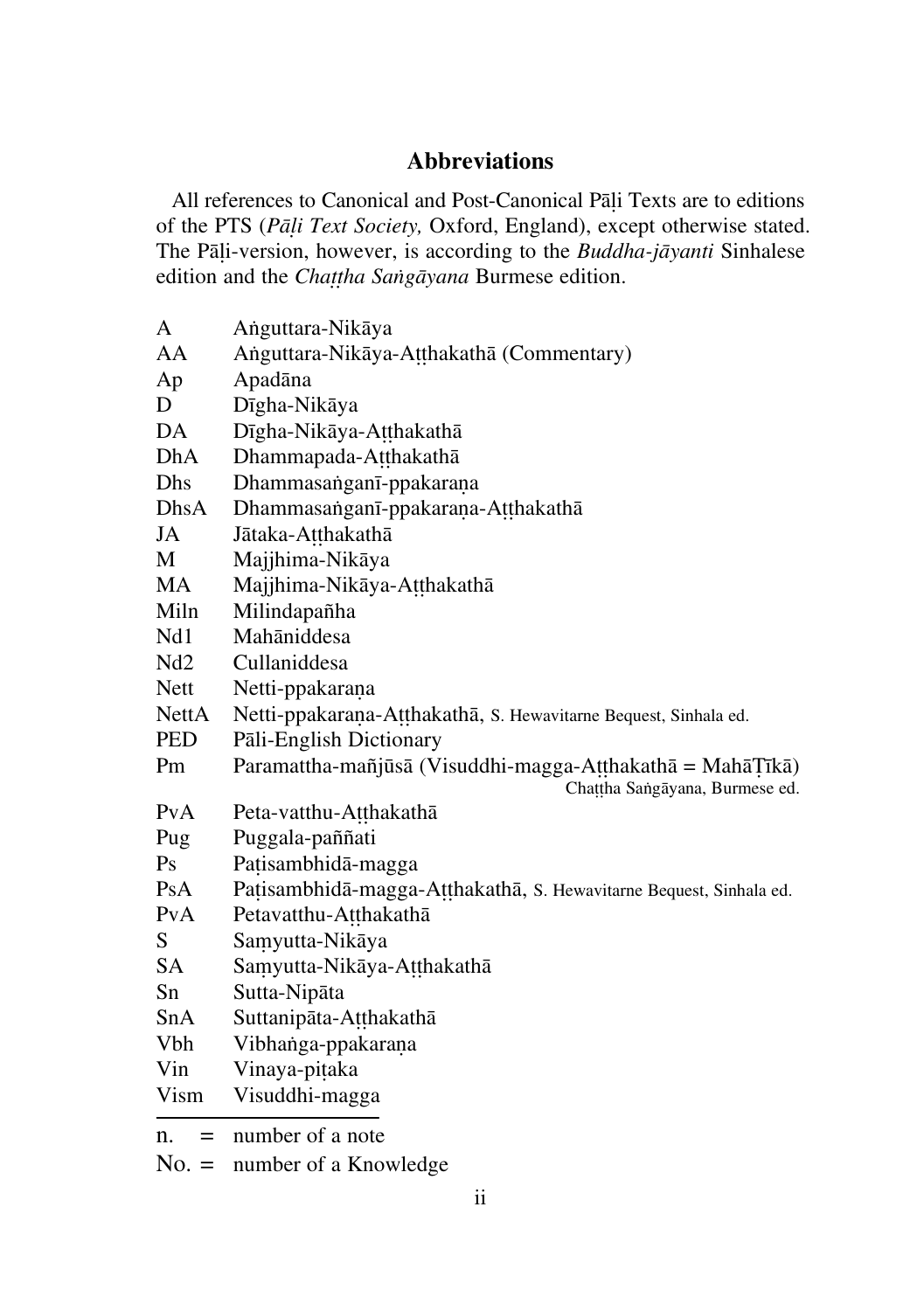## Abbreviations

All references to Canonical and Post-Canonical Pāḷi Texts are to editions of the PTS (*Pāḷi Text Society,* Oxford, England), except otherwise stated. The Pāḷi-version, however, is according to the *Buddha-jāyanti* Sinhalese edition and the *Chaṭṭha Saṅgāyana* Burmese edition.

| | |
|---|---|
| A | Aṅguttara-Nikāya |
| AA | Aṅguttara-Nikāya-Aṭṭhakathā (Commentary) |
| Ap | Apadāna |
| D | Dīgha-Nikāya |
| DA | Dīgha-Nikāya-Aṭṭhakathā |
| DhA | Dhammapada-Aṭṭhakathā |
| Dhs | Dhammasaṅganī-ppakaraṇa |
| DhsA | Dhammasaṅganī-ppakaraṇa-Aṭṭhakathā |
| JA | Jātaka-Aṭṭhakathā |
| M | Majjhima-Nikāya |
| MA | Majjhima-Nikāya-Aṭṭhakathā |
| Miln | Milindapañha |
| Nd1 | Mahāniddesa |
| Nd2 | Cullaniddesa |
| Nett | Netti-ppakaraṇa |
| NettA | Netti-ppakaraṇa-Aṭṭhakathā, S. Hewavitarne Bequest, Sinhala ed. |
| PED | Pāli-English Dictionary |
| Pm | Paramattha-mañjūsā (Visuddhi-magga-Aṭṭhakathā = MahāṬīkā) Chaṭṭha Saṅgāyana, Burmese ed. |
| PvA | Peta-vatthu-Aṭṭhakathā |
| Pug | Puggala-paññati |
| Ps | Paṭisambhidā-magga |
| PsA | Paṭisambhidā-magga-Aṭṭhakathā, S. Hewavitarne Bequest, Sinhala ed. |
| PvA | Petavatthu-Aṭṭhakathā |
| S | Saṃyutta-Nikāya |
| SA | Saṃyutta-Nikāya-Aṭṭhakathā |
| Sn | Sutta-Nipāta |
| SnA | Suttanipāta-Aṭṭhakathā |
| Vbh | Vibhaṅga-ppakaraṇa |
| Vin | Vinaya-piṭaka |
| Vism | Visuddhi-magga |

---

n. = number of a note

No. = number of a Knowledge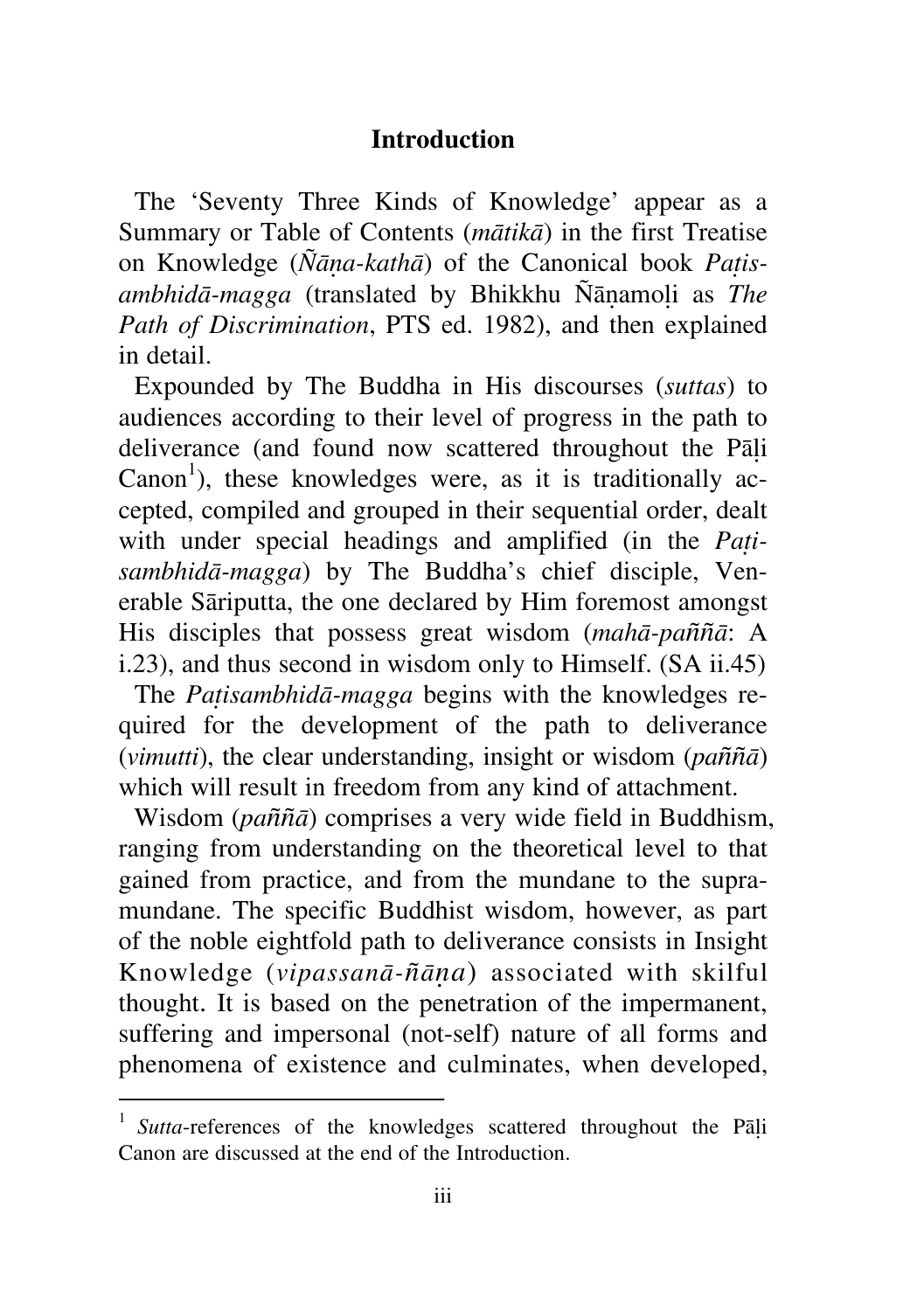## Introduction

The 'Seventy Three Kinds of Knowledge' appear as a Summary or Table of Contents (*mātikā*) in the first Treatise on Knowledge (*Ñāṇa-kathā*) of the Canonical book *Paṭisambhidā-magga* (translated by Bhikkhu Ñāṇamoḷi as *The Path of Discrimination*, PTS ed. 1982), and then explained in detail.

Expounded by The Buddha in His discourses (*suttas*) to audiences according to their level of progress in the path to deliverance (and found now scattered throughout the Pāḷi Canon[1]), these knowledges were, as it is traditionally accepted, compiled and grouped in their sequential order, dealt with under special headings and amplified (in the *Paṭisambhidā-magga*) by The Buddha's chief disciple, Venerable Sāriputta, the one declared by Him foremost amongst His disciples that possess great wisdom (*mahā-paññā*: A i.23), and thus second in wisdom only to Himself. (SA ii.45)

The *Paṭisambhidā-magga* begins with the knowledges required for the development of the path to deliverance (*vimutti*), the clear understanding, insight or wisdom (*paññā*) which will result in freedom from any kind of attachment.

Wisdom (*paññā*) comprises a very wide field in Buddhism, ranging from understanding on the theoretical level to that gained from practice, and from the mundane to the supramundane. The specific Buddhist wisdom, however, as part of the noble eightfold path to deliverance consists in Insight Knowledge (*vipassanā-ñāṇa*) associated with skilful thought. It is based on the penetration of the impermanent, suffering and impersonal (not-self) nature of all forms and phenomena of existence and culminates, when developed,

---

[1] *Sutta*-references of the knowledges scattered throughout the Pāḷi Canon are discussed at the end of the Introduction.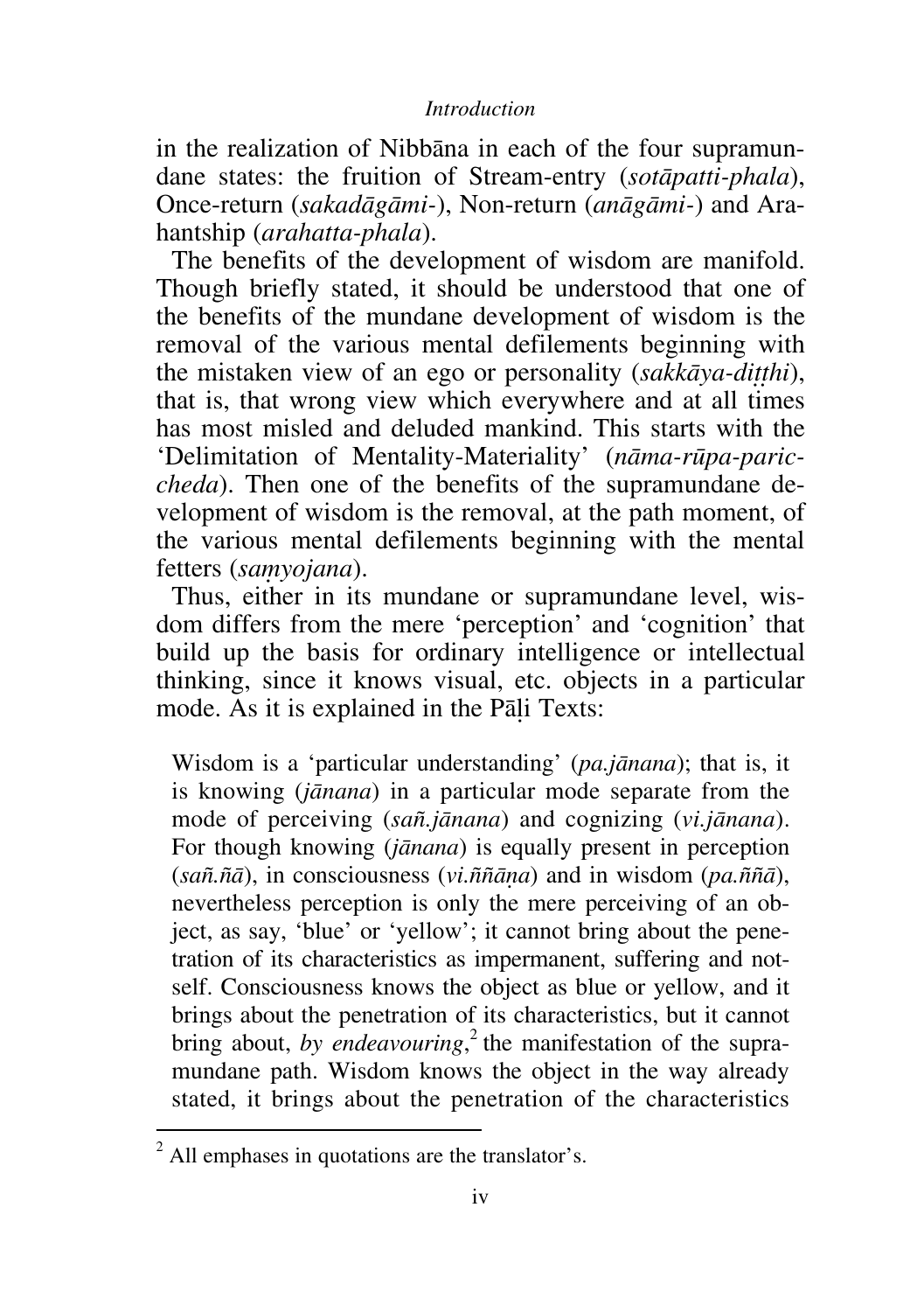in the realization of Nibbāna in each of the four supramundane states: the fruition of Stream-entry (*sotāpatti-phala*), Once-return (*sakadāgāmi-*), Non-return (*anāgāmi-*) and Arahantship (*arahatta-phala*).

The benefits of the development of wisdom are manifold. Though briefly stated, it should be understood that one of the benefits of the mundane development of wisdom is the removal of the various mental defilements beginning with the mistaken view of an ego or personality (*sakkāya-diṭṭhi*), that is, that wrong view which everywhere and at all times has most misled and deluded mankind. This starts with the 'Delimitation of Mentality-Materiality' (*nāma-rūpa-pariccheda*). Then one of the benefits of the supramundane development of wisdom is the removal, at the path moment, of the various mental defilements beginning with the mental fetters (*saṃyojana*).

Thus, either in its mundane or supramundane level, wisdom differs from the mere 'perception' and 'cognition' that build up the basis for ordinary intelligence or intellectual thinking, since it knows visual, etc. objects in a particular mode. As it is explained in the Pāḷi Texts:

> Wisdom is a 'particular understanding' (*pa.jānana*); that is, it is knowing (*jānana*) in a particular mode separate from the mode of perceiving (*sañ.jānana*) and cognizing (*vi.jānana*). For though knowing (*jānana*) is equally present in perception (*sañ.ñā*), in consciousness (*vi.ññāṇa*) and in wisdom (*pa.ññā*), nevertheless perception is only the mere perceiving of an object, as say, 'blue' or 'yellow'; it cannot bring about the penetration of its characteristics as impermanent, suffering and not-self. Consciousness knows the object as blue or yellow, and it brings about the penetration of its characteristics, but it cannot bring about, *by endeavouring*,[2] the manifestation of the supramundane path. Wisdom knows the object in the way already stated, it brings about the penetration of the characteristics

---

[2] All emphases in quotations are the translator's.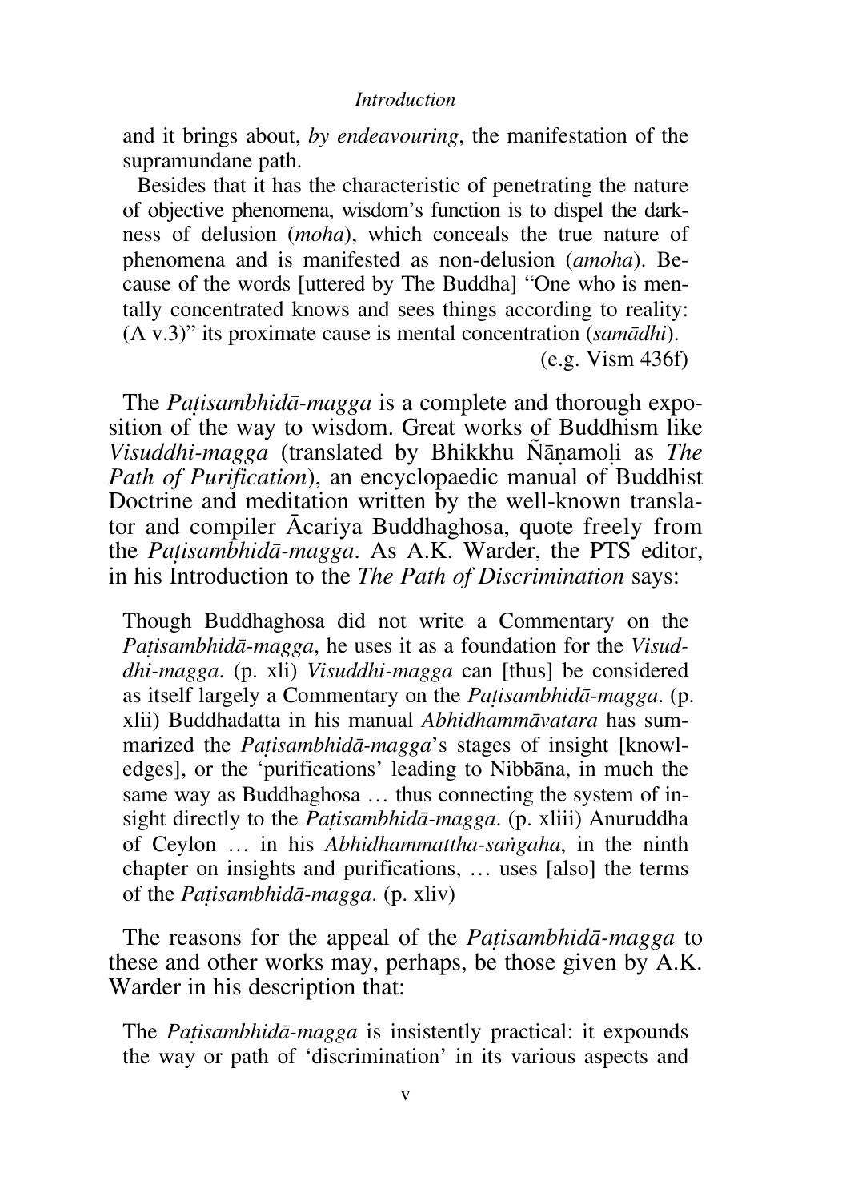and it brings about, *by endeavouring*, the manifestation of the supramundane path.

Besides that it has the characteristic of penetrating the nature of objective phenomena, wisdom's function is to dispel the darkness of delusion (*moha*), which conceals the true nature of phenomena and is manifested as non-delusion (*amoha*). Because of the words [uttered by The Buddha] "One who is mentally concentrated knows and sees things according to reality: (A v.3)" its proximate cause is mental concentration (*samādhi*).

(e.g. Vism 436f)

The *Paṭisambhidā-magga* is a complete and thorough exposition of the way to wisdom. Great works of Buddhism like *Visuddhi-magga* (translated by Bhikkhu Ñāṇamoḷi as *The Path of Purification*), an encyclopaedic manual of Buddhist Doctrine and meditation written by the well-known translator and compiler Ācariya Buddhaghosa, quote freely from the *Paṭisambhidā-magga*. As A.K. Warder, the PTS editor, in his Introduction to the *The Path of Discrimination* says:

> Though Buddhaghosa did not write a Commentary on the *Paṭisambhidā-magga*, he uses it as a foundation for the *Visuddhi-magga*. (p. xli) *Visuddhi-magga* can [thus] be considered as itself largely a Commentary on the *Paṭisambhidā-magga*. (p. xlii) Buddhadatta in his manual *Abhidhammāvatara* has summarized the *Paṭisambhidā-magga*'s stages of insight [knowledges], or the 'purifications' leading to Nibbāna, in much the same way as Buddhaghosa … thus connecting the system of insight directly to the *Paṭisambhidā-magga*. (p. xliii) Anuruddha of Ceylon … in his *Abhidhammattha-saṅgaha*, in the ninth chapter on insights and purifications, … uses [also] the terms of the *Paṭisambhidā-magga*. (p. xliv)

The reasons for the appeal of the *Paṭisambhidā-magga* to these and other works may, perhaps, be those given by A.K. Warder in his description that:

> The *Paṭisambhidā-magga* is insistently practical: it expounds the way or path of 'discrimination' in its various aspects and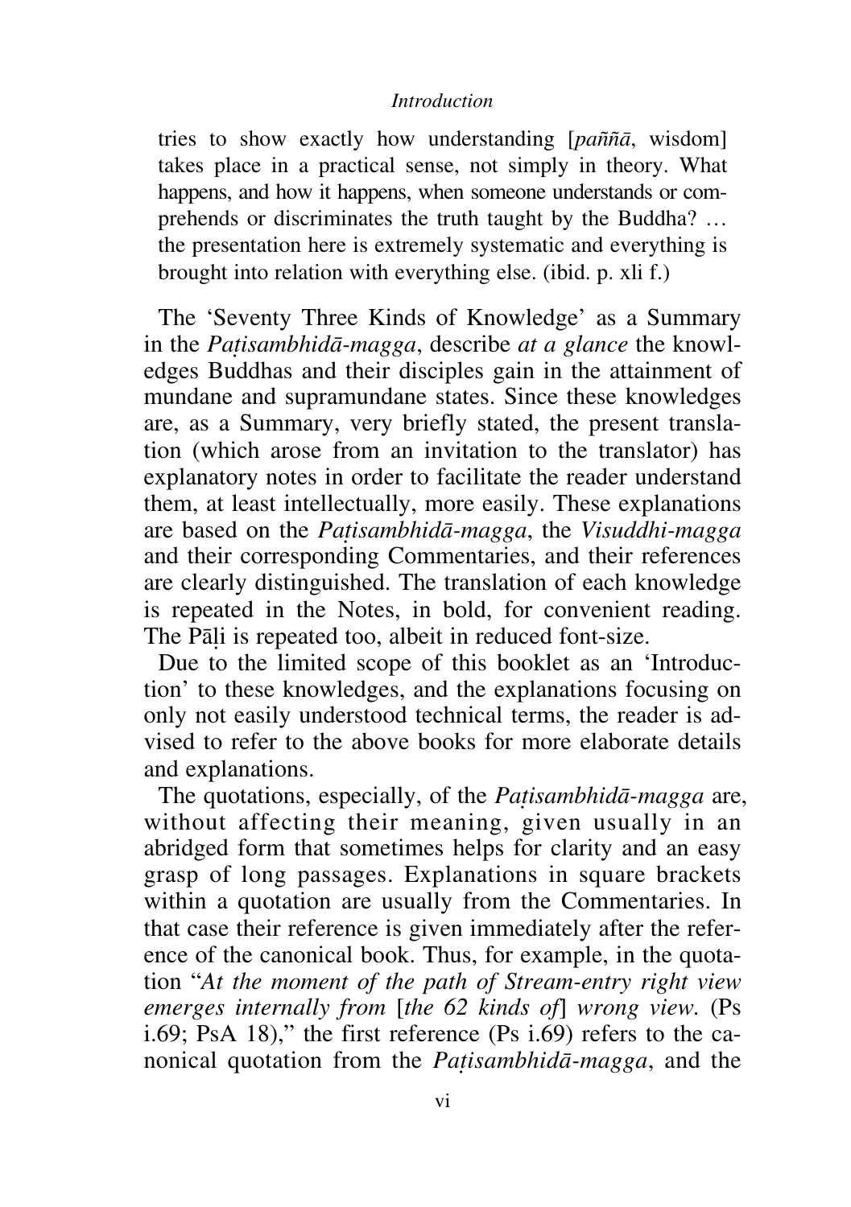> tries to show exactly how understanding [*paññā*, wisdom] takes place in a practical sense, not simply in theory. What happens, and how it happens, when someone understands or comprehends or discriminates the truth taught by the Buddha? … the presentation here is extremely systematic and everything is brought into relation with everything else. (ibid. p. xli f.)

The 'Seventy Three Kinds of Knowledge' as a Summary in the *Paṭisambhidā-magga*, describe *at a glance* the knowledges Buddhas and their disciples gain in the attainment of mundane and supramundane states. Since these knowledges are, as a Summary, very briefly stated, the present translation (which arose from an invitation to the translator) has explanatory notes in order to facilitate the reader understand them, at least intellectually, more easily. These explanations are based on the *Paṭisambhidā-magga*, the *Visuddhi-magga* and their corresponding Commentaries, and their references are clearly distinguished. The translation of each knowledge is repeated in the Notes, in bold, for convenient reading. The Pāḷi is repeated too, albeit in reduced font-size.

Due to the limited scope of this booklet as an 'Introduction' to these knowledges, and the explanations focusing on only not easily understood technical terms, the reader is advised to refer to the above books for more elaborate details and explanations.

The quotations, especially, of the *Paṭisambhidā-magga* are, without affecting their meaning, given usually in an abridged form that sometimes helps for clarity and an easy grasp of long passages. Explanations in square brackets within a quotation are usually from the Commentaries. In that case their reference is given immediately after the reference of the canonical book. Thus, for example, in the quotation "*At the moment of the path of Stream-entry right view emerges internally from* [*the 62 kinds of*] *wrong view.* (Ps i.69; PsA 18)," the first reference (Ps i.69) refers to the canonical quotation from the *Paṭisambhidā-magga*, and the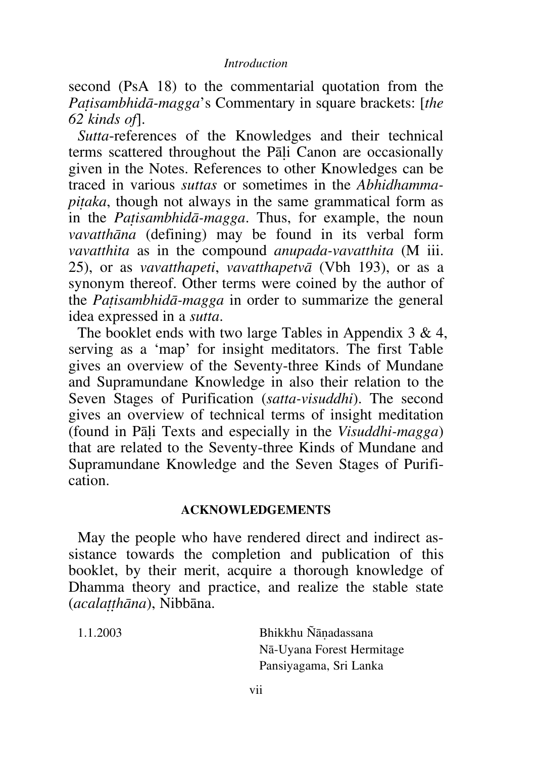second (PsA 18) to the commentarial quotation from the *Paṭisambhidā-magga*'s Commentary in square brackets: [*the 62 kinds of*].

*Sutta*-references of the Knowledges and their technical terms scattered throughout the Pāḷi Canon are occasionally given in the Notes. References to other Knowledges can be traced in various *suttas* or sometimes in the *Abhidhamma-piṭaka*, though not always in the same grammatical form as in the *Paṭisambhidā-magga*. Thus, for example, the noun *vavatthāna* (defining) may be found in its verbal form *vavatthita* as in the compound *anupada-vavatthita* (M iii. 25), or as *vavatthapeti*, *vavatthapetvā* (Vbh 193), or as a synonym thereof. Other terms were coined by the author of the *Paṭisambhidā-magga* in order to summarize the general idea expressed in a *sutta*.

The booklet ends with two large Tables in Appendix 3 & 4, serving as a 'map' for insight meditators. The first Table gives an overview of the Seventy-three Kinds of Mundane and Supramundane Knowledge in also their relation to the Seven Stages of Purification (*satta-visuddhi*). The second gives an overview of technical terms of insight meditation (found in Pāḷi Texts and especially in the *Visuddhi-magga*) that are related to the Seventy-three Kinds of Mundane and Supramundane Knowledge and the Seven Stages of Purification.

## ACKNOWLEDGEMENTS

May the people who have rendered direct and indirect assistance towards the completion and publication of this booklet, by their merit, acquire a thorough knowledge of Dhamma theory and practice, and realize the stable state (*acalaṭṭhāna*), Nibbāna.

1.1.2003

Bhikkhu Ñāṇadassana
Nā-Uyana Forest Hermitage
Pansiyagama, Sri Lanka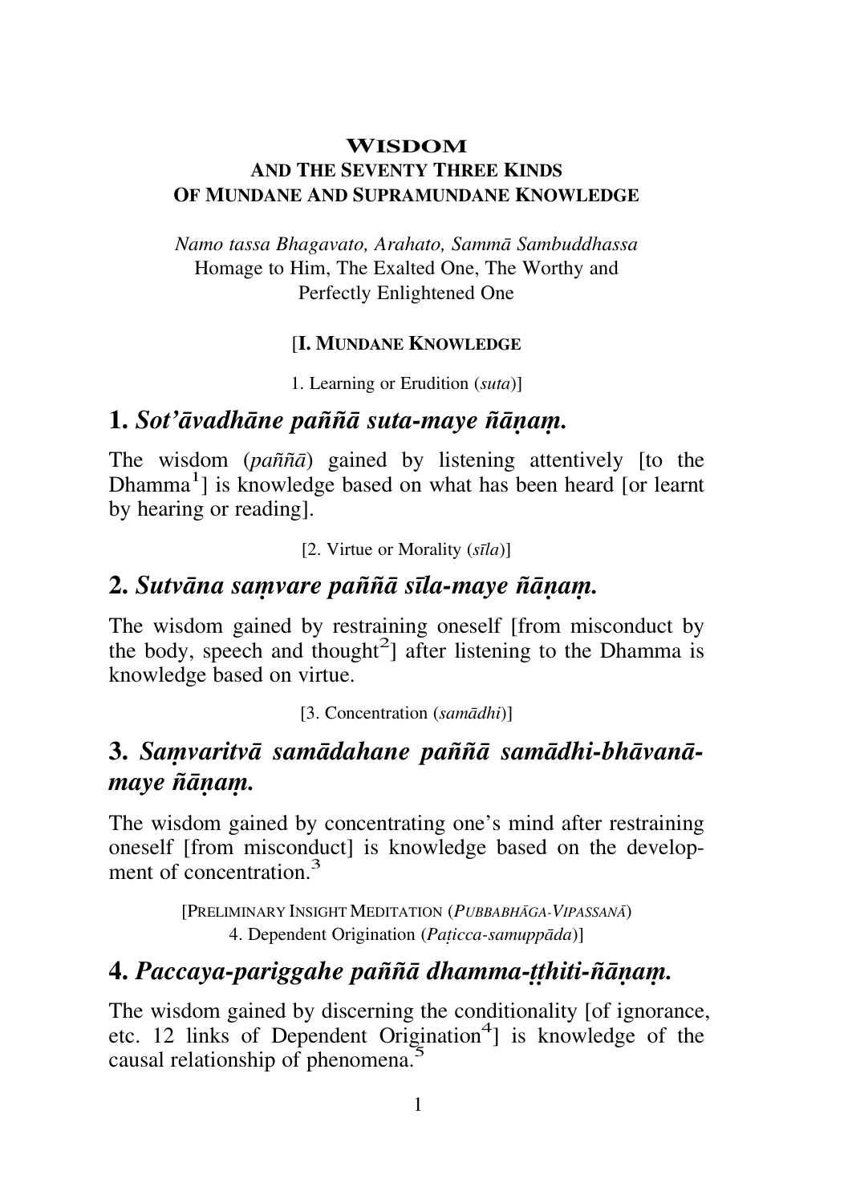# WISDOM
## AND THE SEVENTY THREE KINDS OF MUNDANE AND SUPRAMUNDANE KNOWLEDGE

*Namo tassa Bhagavato, Arahato, Sammā Sambuddhassa*
Homage to Him, The Exalted One, The Worthy and Perfectly Enlightened One

[**I. MUNDANE KNOWLEDGE**

1. Learning or Erudition (*suta*)]

## 1. *Sot'āvadhāne paññā suta-maye ñāṇaṃ.*

The wisdom (*paññā*) gained by listening attentively [to the Dhamma[1]] is knowledge based on what has been heard [or learnt by hearing or reading].

[2. Virtue or Morality (*sīla*)]

## 2. *Sutvāna saṃvare paññā sīla-maye ñāṇaṃ.*

The wisdom gained by restraining oneself [from misconduct by the body, speech and thought[2]] after listening to the Dhamma is knowledge based on virtue.

[3. Concentration (*samādhi*)]

## 3. *Saṃvaritvā samādahane paññā samādhi-bhāvanā-maye ñāṇaṃ.*

The wisdom gained by concentrating one's mind after restraining oneself [from misconduct] is knowledge based on the development of concentration.[3]

[PRELIMINARY INSIGHT MEDITATION (*PUBBABHĀGA-VIPASSANĀ*)
4. Dependent Origination (*Paṭicca-samuppāda*)]

## 4. *Paccaya-pariggahe paññā dhamma-ṭṭhiti-ñāṇaṃ.*

The wisdom gained by discerning the conditionality [of ignorance, etc. 12 links of Dependent Origination[4]] is knowledge of the causal relationship of phenomena.[5]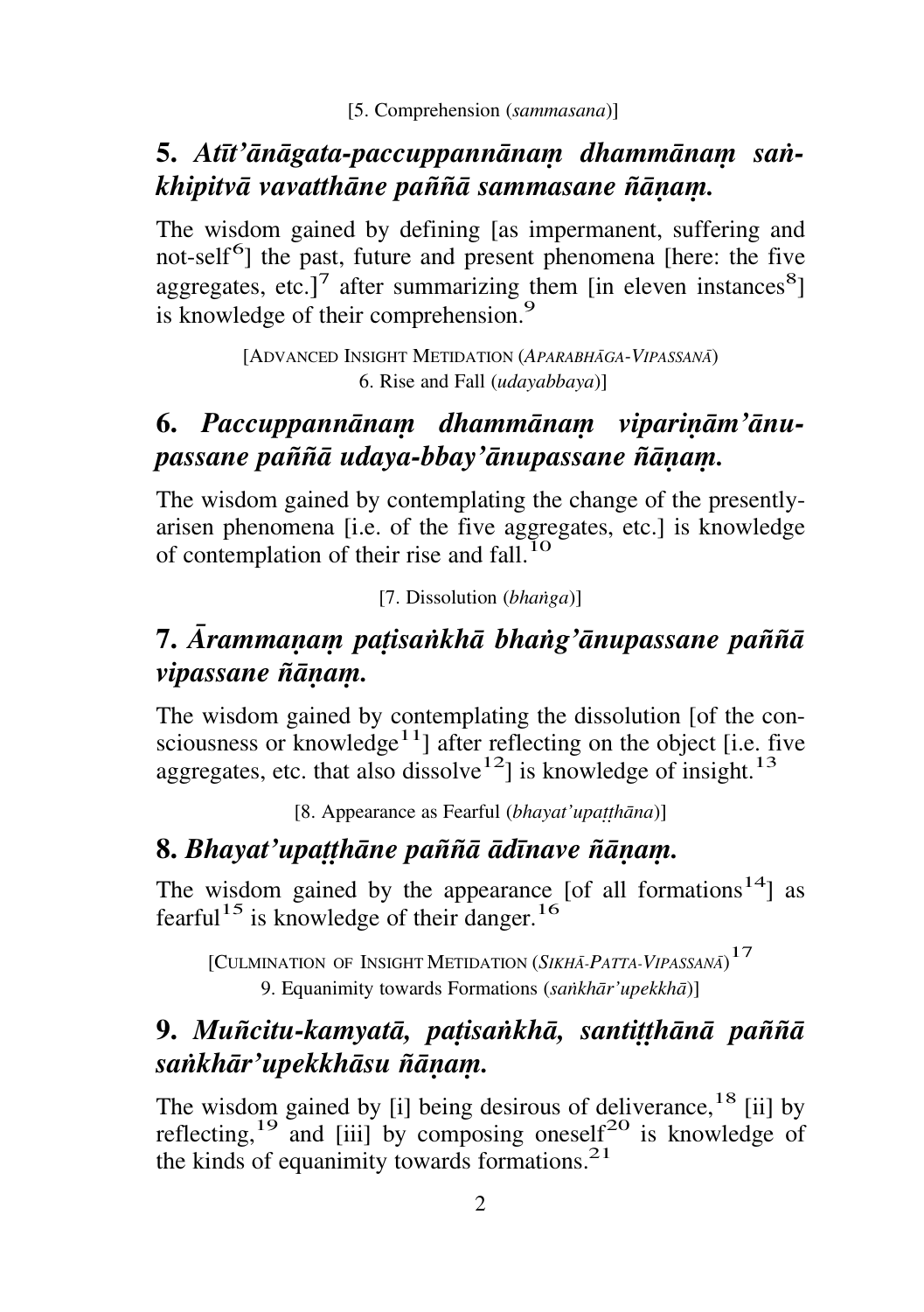[5. Comprehension (*sammasana*)]

## 5. *Atīt'ānāgata-paccuppannānaṃ dhammānaṃ saṅkhipitvā vavatthāne paññā sammasane ñāṇaṃ.*

The wisdom gained by defining [as impermanent, suffering and not-self[6]] the past, future and present phenomena [here: the five aggregates, etc.][7] after summarizing them [in eleven instances[8]] is knowledge of their comprehension.[9]

[ADVANCED INSIGHT METIDATION (*APARABHĀGA-VIPASSANĀ*)
6. Rise and Fall (*udayabbaya*)]

## 6. *Paccuppannānaṃ dhammānaṃ vipariṇām'ānupassane paññā udaya-bbay'ānupassane ñāṇaṃ.*

The wisdom gained by contemplating the change of the presently-arisen phenomena [i.e. of the five aggregates, etc.] is knowledge of contemplation of their rise and fall.[10]

[7. Dissolution (*bhaṅga*)]

## 7. *Ārammaṇaṃ paṭisaṅkhā bhaṅg'ānupassane paññā vipassane ñāṇaṃ.*

The wisdom gained by contemplating the dissolution [of the consciousness or knowledge[11]] after reflecting on the object [i.e. five aggregates, etc. that also dissolve[12]] is knowledge of insight.[13]

[8. Appearance as Fearful (*bhayat'upaṭṭhāna*)]

## 8. *Bhayat'upaṭṭhāne paññā ādīnave ñāṇaṃ.*

The wisdom gained by the appearance [of all formations[14]] as fearful[15] is knowledge of their danger.[16]

[CULMINATION OF INSIGHT METIDATION (*SIKHĀ-PATTA-VIPASSANĀ*)[17]
9. Equanimity towards Formations (*saṅkhār'upekkhā*)]

## 9. *Muñcitu-kamyatā, paṭisaṅkhā, santiṭṭhānā paññā saṅkhār'upekkhāsu ñāṇaṃ.*

The wisdom gained by [i] being desirous of deliverance,[18] [ii] by reflecting,[19] and [iii] by composing oneself[20] is knowledge of the kinds of equanimity towards formations.[21]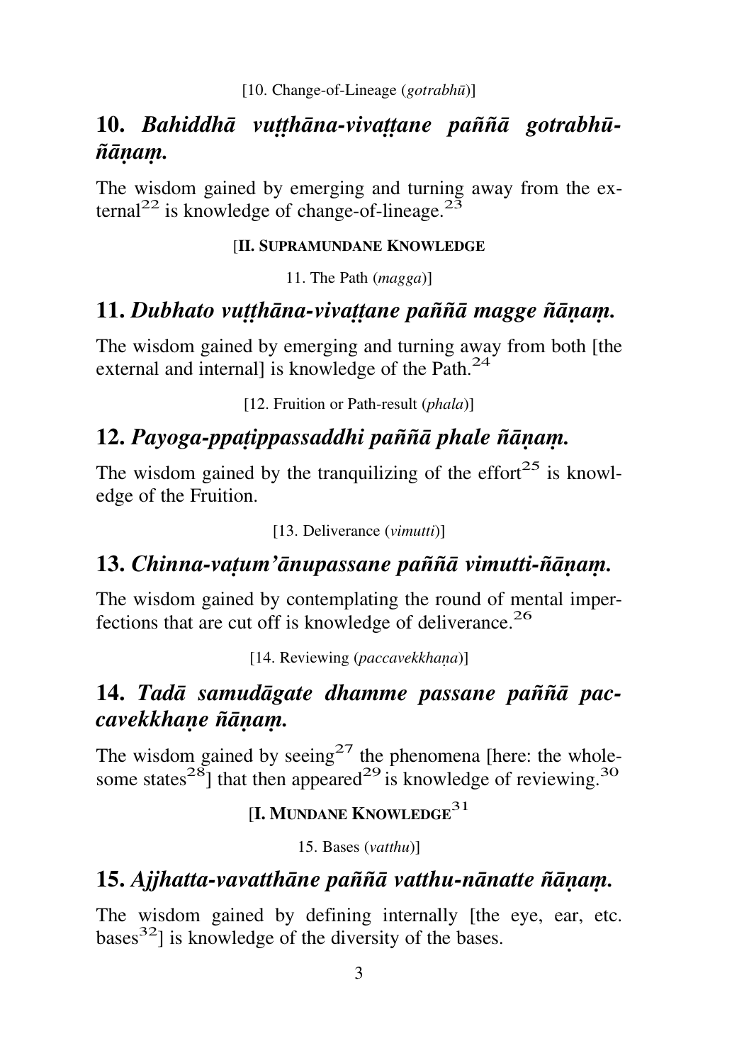[10. Change-of-Lineage (*gotrabhū*)]

## 10. *Bahiddhā vuṭṭhāna-vivaṭṭane paññā gotrabhū-ñāṇaṃ.*

The wisdom gained by emerging and turning away from the external[22] is knowledge of change-of-lineage.[23]

[**II. SUPRAMUNDANE KNOWLEDGE**

11. The Path (*magga*)]

## 11. *Dubhato vuṭṭhāna-vivaṭṭane paññā magge ñāṇaṃ.*

The wisdom gained by emerging and turning away from both [the external and internal] is knowledge of the Path.[24]

[12. Fruition or Path-result (*phala*)]

## 12. *Payoga-ppaṭippassaddhi paññā phale ñāṇaṃ.*

The wisdom gained by the tranquilizing of the effort[25] is knowledge of the Fruition.

[13. Deliverance (*vimutti*)]

## 13. *Chinna-vaṭum'ānupassane paññā vimutti-ñāṇaṃ.*

The wisdom gained by contemplating the round of mental imperfections that are cut off is knowledge of deliverance.[26]

[14. Reviewing (*paccavekkhaṇa*)]

## 14. *Tadā samudāgate dhamme passane paññā paccavekkhaṇe ñāṇaṃ.*

The wisdom gained by seeing[27] the phenomena [here: the wholesome states[28]] that then appeared[29] is knowledge of reviewing.[30]

[**I. MUNDANE KNOWLEDGE**[31]

15. Bases (*vatthu*)]

## 15. *Ajjhatta-vavatthāne paññā vatthu-nānatte ñāṇaṃ.*

The wisdom gained by defining internally [the eye, ear, etc. bases[32]] is knowledge of the diversity of the bases.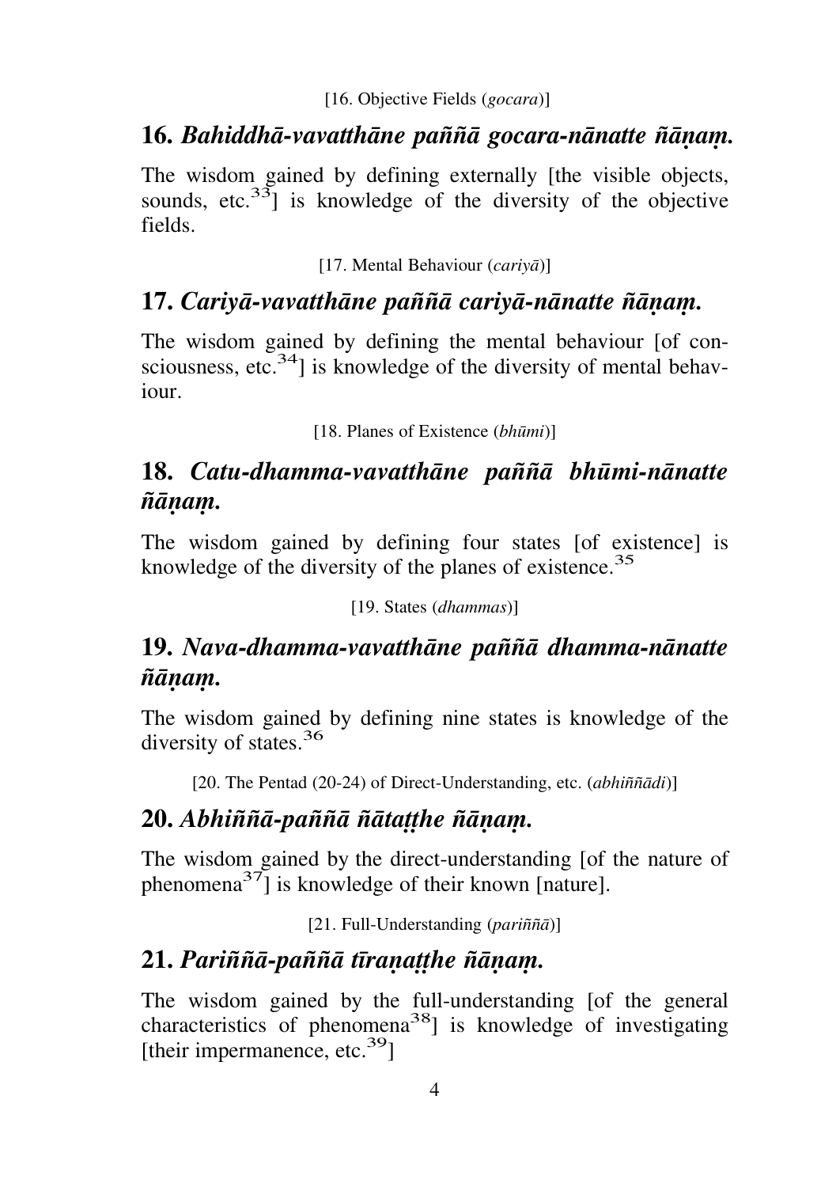[16. Objective Fields (*gocara*)]

## 16. *Bahiddhā-vavatthāne paññā gocara-nānatte ñāṇaṃ.*

The wisdom gained by defining externally [the visible objects, sounds, etc.[33]] is knowledge of the diversity of the objective fields.

[17. Mental Behaviour (*cariyā*)]

## 17. *Cariyā-vavatthāne paññā cariyā-nānatte ñāṇaṃ.*

The wisdom gained by defining the mental behaviour [of consciousness, etc.[34]] is knowledge of the diversity of mental behaviour.

[18. Planes of Existence (*bhūmi*)]

## 18. *Catu-dhamma-vavatthāne paññā bhūmi-nānatte ñāṇaṃ.*

The wisdom gained by defining four states [of existence] is knowledge of the diversity of the planes of existence.[35]

[19. States (*dhammas*)]

## 19. *Nava-dhamma-vavatthāne paññā dhamma-nānatte ñāṇaṃ.*

The wisdom gained by defining nine states is knowledge of the diversity of states.[36]

[20. The Pentad (20-24) of Direct-Understanding, etc. (*abhiññādi*)]

## 20. *Abhiññā-paññā ñātaṭṭhe ñāṇaṃ.*

The wisdom gained by the direct-understanding [of the nature of phenomena[37]] is knowledge of their known [nature].

[21. Full-Understanding (*pariññā*)]

## 21. *Pariññā-paññā tīraṇaṭṭhe ñāṇaṃ.*

The wisdom gained by the full-understanding [of the general characteristics of phenomena[38]] is knowledge of investigating [their impermanence, etc.[39]]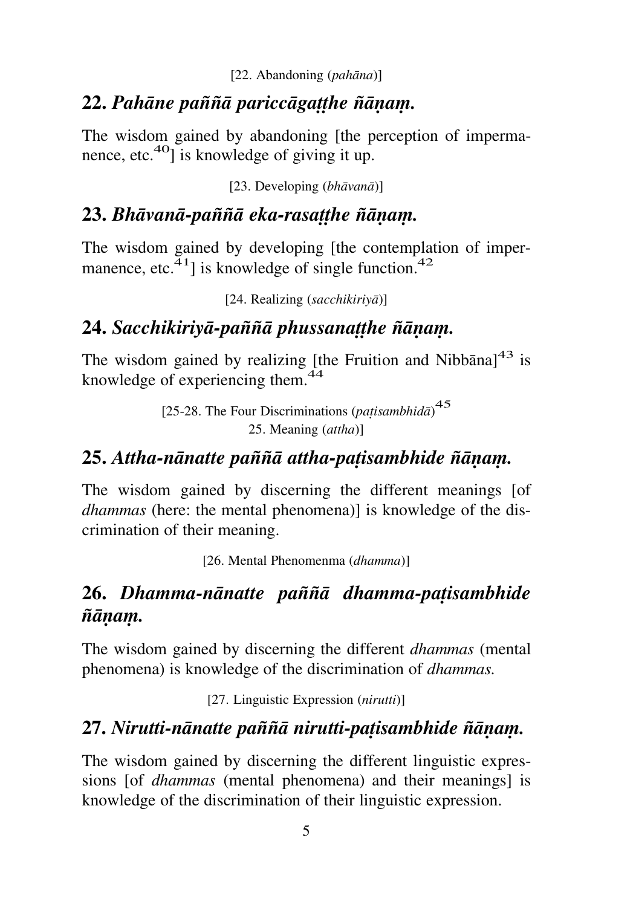[22. Abandoning (*pahāna*)]

## 22. *Pahāne paññā pariccāgaṭṭhe ñāṇaṃ.*

The wisdom gained by abandoning [the perception of impermanence, etc.[40]] is knowledge of giving it up.

[23. Developing (*bhāvanā*)]

## 23. *Bhāvanā-paññā eka-rasaṭṭhe ñāṇaṃ.*

The wisdom gained by developing [the contemplation of impermanence, etc.[41]] is knowledge of single function.[42]

[24. Realizing (*sacchikiriyā*)]

## 24. *Sacchikiriyā-paññā phussanaṭṭhe ñāṇaṃ.*

The wisdom gained by realizing [the Fruition and Nibbāna][43] is knowledge of experiencing them.[44]

[25-28. The Four Discriminations (*paṭisambhidā*)[45]
25. Meaning (*attha*)]

## 25. *Attha-nānatte paññā attha-paṭisambhide ñāṇaṃ.*

The wisdom gained by discerning the different meanings [of *dhammas* (here: the mental phenomena)] is knowledge of the discrimination of their meaning.

[26. Mental Phenomenma (*dhamma*)]

## 26. *Dhamma-nānatte paññā dhamma-paṭisambhide ñāṇaṃ.*

The wisdom gained by discerning the different *dhammas* (mental phenomena) is knowledge of the discrimination of *dhammas.*

[27. Linguistic Expression (*nirutti*)]

## 27. *Nirutti-nānatte paññā nirutti-paṭisambhide ñāṇaṃ.*

The wisdom gained by discerning the different linguistic expressions [of *dhammas* (mental phenomena) and their meanings] is knowledge of the discrimination of their linguistic expression.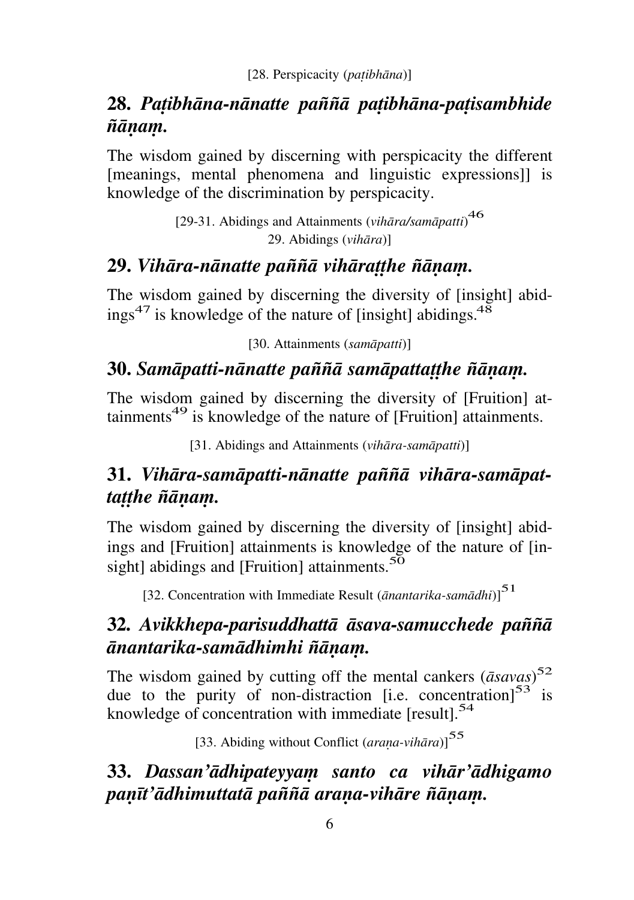[28. Perspicacity (*paṭibhāna*)]

## 28. *Paṭibhāna-nānatte paññā paṭibhāna-paṭisambhide ñāṇaṃ.*

The wisdom gained by discerning with perspicacity the different [meanings, mental phenomena and linguistic expressions]] is knowledge of the discrimination by perspicacity.

[29-31. Abidings and Attainments (*vihāra/samāpatti*)[46]
29. Abidings (*vihāra*)]

## 29. *Vihāra-nānatte paññā vihāraṭṭhe ñāṇaṃ.*

The wisdom gained by discerning the diversity of [insight] abidings[47] is knowledge of the nature of [insight] abidings.[48]

[30. Attainments (*samāpatti*)]

## 30. *Samāpatti-nānatte paññā samāpattaṭṭhe ñāṇaṃ.*

The wisdom gained by discerning the diversity of [Fruition] attainments[49] is knowledge of the nature of [Fruition] attainments.

[31. Abidings and Attainments (*vihāra-samāpatti*)]

## 31. *Vihāra-samāpatti-nānatte paññā vihāra-samāpattaṭṭhe ñāṇaṃ.*

The wisdom gained by discerning the diversity of [insight] abidings and [Fruition] attainments is knowledge of the nature of [insight] abidings and [Fruition] attainments.[50]

[32. Concentration with Immediate Result (*ānantarika-samādhi*)][51]

## 32. *Avikkhepa-parisuddhattā āsava-samucchede paññā ānantarika-samādhimhi ñāṇaṃ.*

The wisdom gained by cutting off the mental cankers (*āsavas*)[52] due to the purity of non-distraction [i.e. concentration][53] is knowledge of concentration with immediate [result].[54]

[33. Abiding without Conflict (*araṇa-vihāra*)][55]

## 33. *Dassan'ādhipateyyaṃ santo ca vihār'ādhigamo paṇīt'ādhimuttatā paññā araṇa-vihāre ñāṇaṃ.*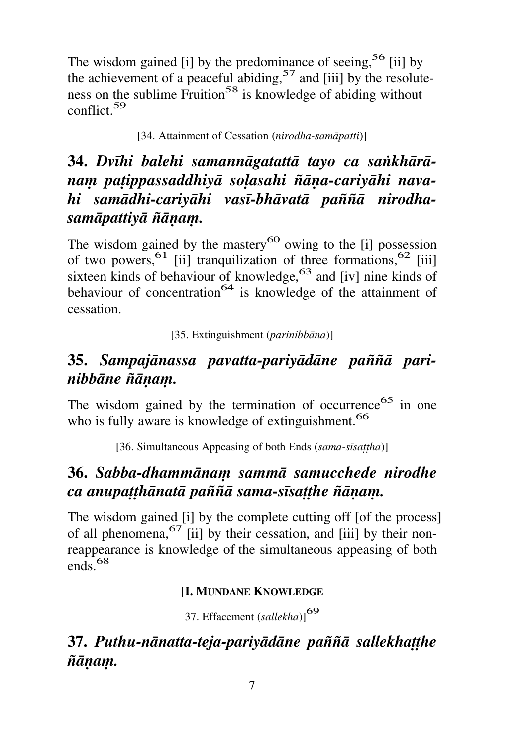The wisdom gained [i] by the predominance of seeing,[56] [ii] by the achievement of a peaceful abiding,[57] and [iii] by the resoluteness on the sublime Fruition[58] is knowledge of abiding without conflict.[59]

[34. Attainment of Cessation (*nirodha-samāpatti*)]

### 34. *Dvīhi balehi samannāgatattā tayo ca saṅkhārānaṃ paṭippassaddhiyā soḷasahi ñāṇa-cariyāhi navahi samādhi-cariyāhi vasī-bhāvatā paññā nirodha-samāpattiyā ñāṇaṃ.*

The wisdom gained by the mastery[60] owing to the [i] possession of two powers,[61] [ii] tranquilization of three formations,[62] [iii] sixteen kinds of behaviour of knowledge,[63] and [iv] nine kinds of behaviour of concentration[64] is knowledge of the attainment of cessation.

[35. Extinguishment (*parinibbāna*)]

### 35. *Sampajānassa pavatta-pariyādāne paññā parinibbāne ñāṇaṃ.*

The wisdom gained by the termination of occurrence[65] in one who is fully aware is knowledge of extinguishment.[66]

[36. Simultaneous Appeasing of both Ends (*sama-sīsaṭṭha*)]

### 36. *Sabba-dhammānaṃ sammā samucchede nirodhe ca anupaṭṭhānatā paññā sama-sīsaṭṭhe ñāṇaṃ.*

The wisdom gained [i] by the complete cutting off [of the process] of all phenomena,[67] [ii] by their cessation, and [iii] by their non-reappearance is knowledge of the simultaneous appeasing of both ends.[68]

[**I. Mundane Knowledge**

37. Effacement (*sallekha*)][69]

### 37. *Puthu-nānatta-teja-pariyādāne paññā sallekhaṭṭhe ñāṇaṃ.*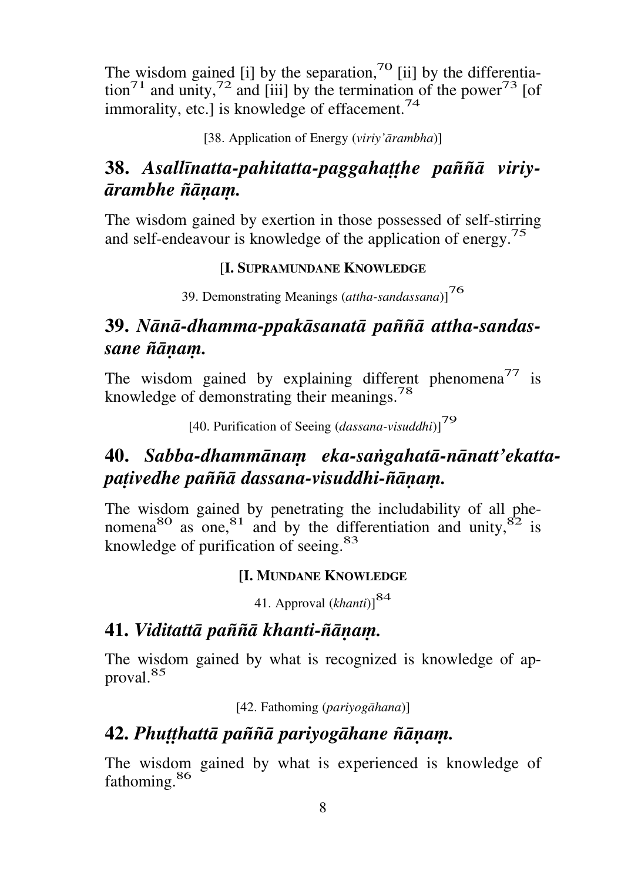The wisdom gained [i] by the separation,[70] [ii] by the differentiation[71] and unity,[72] and [iii] by the termination of the power[73] [of immorality, etc.] is knowledge of effacement.[74]

[38. Application of Energy (*viriy'ārambha*)]

## 38. *Asallīnatta-pahitatta-paggahaṭṭhe paññā viriy-ārambhe ñāṇaṃ.*

The wisdom gained by exertion in those possessed of self-stirring and self-endeavour is knowledge of the application of energy.[75]

[**I. SUPRAMUNDANE KNOWLEDGE**

39. Demonstrating Meanings (*attha-sandassana*)][76]

## 39. *Nānā-dhamma-ppakāsanatā paññā attha-sandas-sane ñāṇaṃ.*

The wisdom gained by explaining different phenomena[77] is knowledge of demonstrating their meanings.[78]

[40. Purification of Seeing (*dassana-visuddhi*)][79]

## 40. *Sabba-dhammānaṃ eka-saṅgahatā-nānatt'ekatta-paṭivedhe paññā dassana-visuddhi-ñāṇaṃ.*

The wisdom gained by penetrating the includability of all phenomena[80] as one,[81] and by the differentiation and unity,[82] is knowledge of purification of seeing.[83]

**[I. MUNDANE KNOWLEDGE**

41. Approval (*khanti*)][84]

## 41. *Viditattā paññā khanti-ñāṇaṃ.*

The wisdom gained by what is recognized is knowledge of approval.[85]

[42. Fathoming (*pariyogāhana*)]

## 42. *Phuṭṭhattā paññā pariyogāhane ñāṇaṃ.*

The wisdom gained by what is experienced is knowledge of fathoming.[86]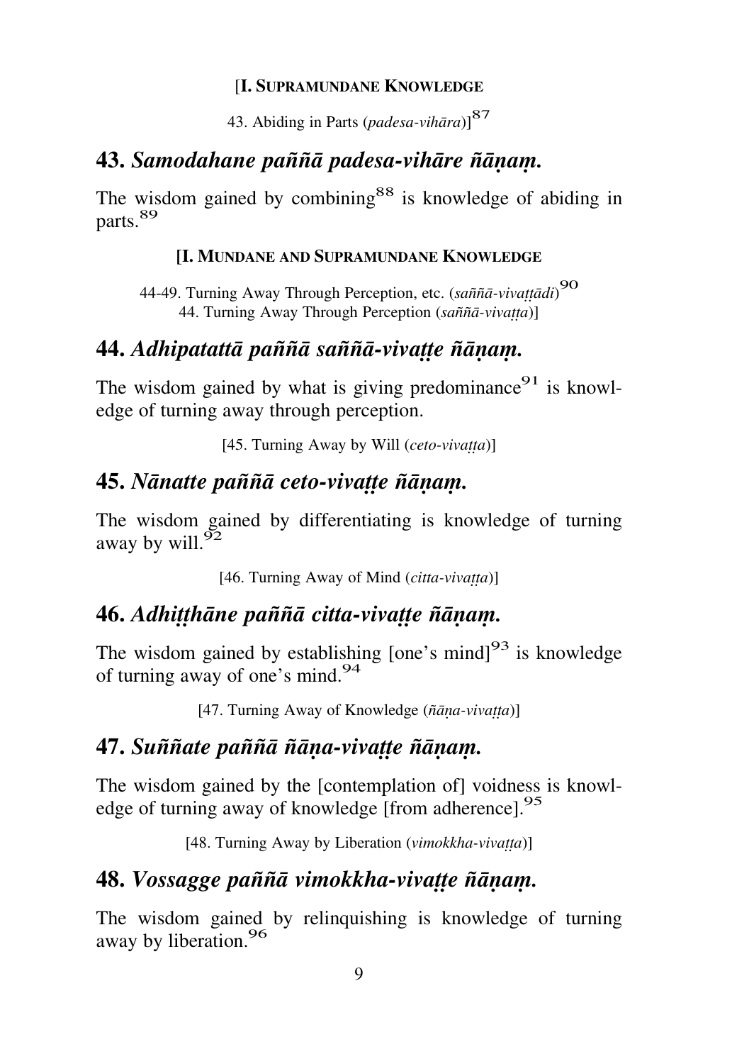[**I. SUPRAMUNDANE KNOWLEDGE**

43. Abiding in Parts (*padesa-vihāra*)][87]

## 43. *Samodahane paññā padesa-vihāre ñāṇaṃ.*

The wisdom gained by combining[88] is knowledge of abiding in parts.[89]

**[I. MUNDANE AND SUPRAMUNDANE KNOWLEDGE**

44-49. Turning Away Through Perception, etc. (*saññā-vivaṭṭādi*)[90]
44. Turning Away Through Perception (*saññā-vivaṭṭa*)]

## 44. *Adhipatattā paññā saññā-vivaṭṭe ñāṇaṃ.*

The wisdom gained by what is giving predominance[91] is knowledge of turning away through perception.

[45. Turning Away by Will (*ceto-vivaṭṭa*)]

## 45. *Nānatte paññā ceto-vivaṭṭe ñāṇaṃ.*

The wisdom gained by differentiating is knowledge of turning away by will.[92]

[46. Turning Away of Mind (*citta-vivaṭṭa*)]

## 46. *Adhiṭṭhāne paññā citta-vivaṭṭe ñāṇaṃ.*

The wisdom gained by establishing [one's mind][93] is knowledge of turning away of one's mind.[94]

[47. Turning Away of Knowledge (*ñāṇa-vivaṭṭa*)]

## 47. *Suññate paññā ñāṇa-vivaṭṭe ñāṇaṃ.*

The wisdom gained by the [contemplation of] voidness is knowledge of turning away of knowledge [from adherence].[95]

[48. Turning Away by Liberation (*vimokkha-vivaṭṭa*)]

## 48. *Vossagge paññā vimokkha-vivaṭṭe ñāṇaṃ.*

The wisdom gained by relinquishing is knowledge of turning away by liberation.[96]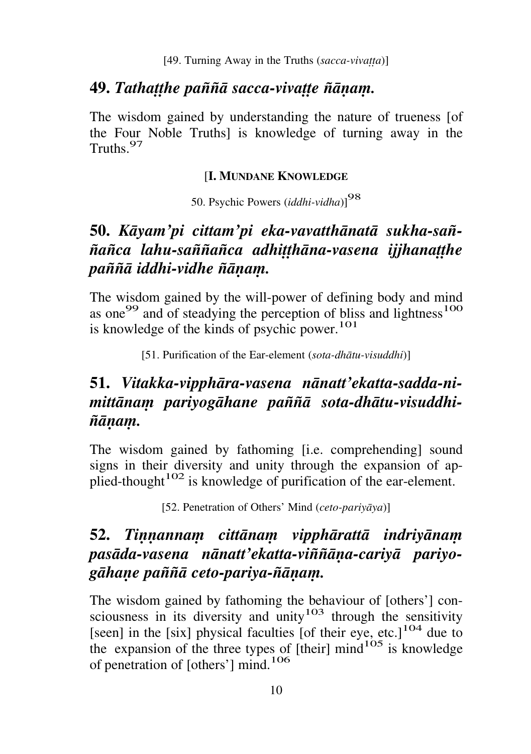[49. Turning Away in the Truths (*sacca-vivaṭṭa*)]

## 49. *Tathaṭṭhe paññā sacca-vivaṭṭe ñāṇaṃ.*

The wisdom gained by understanding the nature of trueness [of the Four Noble Truths] is knowledge of turning away in the Truths.[97]

**[I. MUNDANE KNOWLEDGE**

50. Psychic Powers (*iddhi-vidha*)][98]

## 50. *Kāyam'pi cittam'pi eka-vavatthānatā sukha-saññañca lahu-saññañca adhiṭṭhāna-vasena ijjhanaṭṭhe paññā iddhi-vidhe ñāṇaṃ.*

The wisdom gained by the will-power of defining body and mind as one[99] and of steadying the perception of bliss and lightness[100] is knowledge of the kinds of psychic power.[101]

[51. Purification of the Ear-element (*sota-dhātu-visuddhi*)]

## 51. *Vitakka-vipphāra-vasena nānatt'ekatta-sadda-nimittānaṃ pariyogāhane paññā sota-dhātu-visuddhi-ñāṇaṃ.*

The wisdom gained by fathoming [i.e. comprehending] sound signs in their diversity and unity through the expansion of applied-thought[102] is knowledge of purification of the ear-element.

[52. Penetration of Others' Mind (*ceto-pariyāya*)]

## 52. *Tiṇṇannaṃ cittānaṃ vipphārattā indriyānaṃ pasāda-vasena nānatt'ekatta-viññāṇa-cariyā pariyogāhaṇe paññā ceto-pariya-ñāṇaṃ.*

The wisdom gained by fathoming the behaviour of [others'] consciousness in its diversity and unity[103] through the sensitivity [seen] in the [six] physical faculties [of their eye, etc.][104] due to the expansion of the three types of [their] mind[105] is knowledge of penetration of [others'] mind.[106]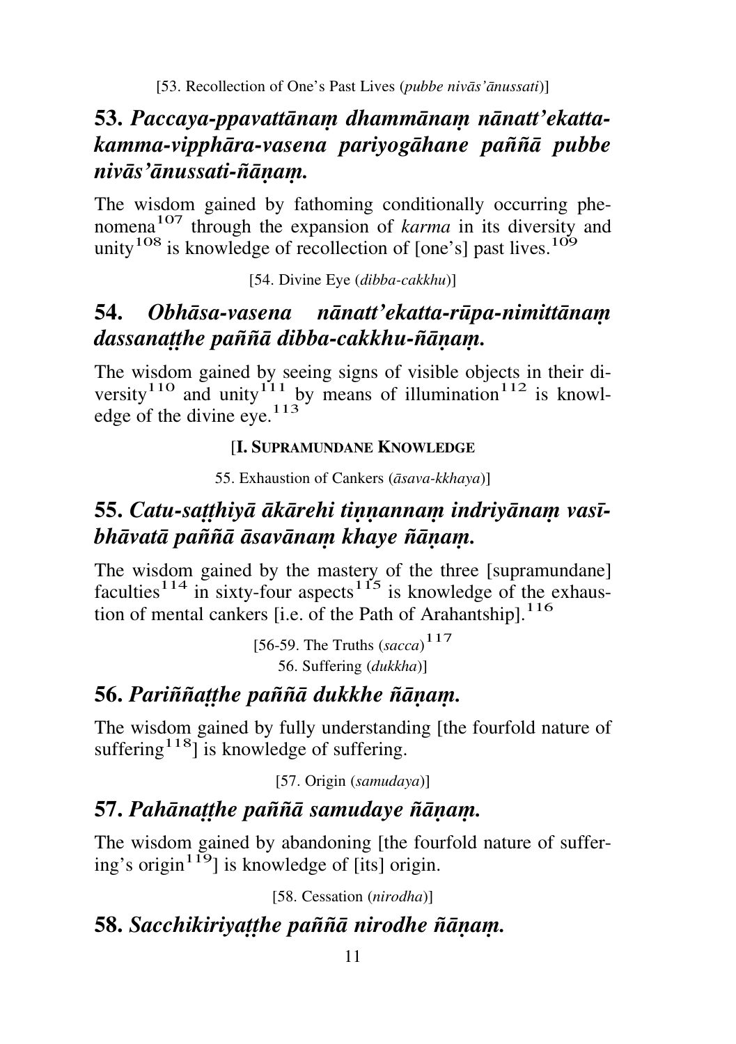[53. Recollection of One's Past Lives (*pubbe nivās'ānussati*)]

## 53. *Paccaya-ppavattānaṃ dhammānaṃ nānatt'ekatta-kamma-vipphāra-vasena pariyogāhane paññā pubbe nivās'ānussati-ñāṇaṃ.*

The wisdom gained by fathoming conditionally occurring phenomena[107] through the expansion of *karma* in its diversity and unity[108] is knowledge of recollection of [one's] past lives.[109]

[54. Divine Eye (*dibba-cakkhu*)]

## 54. *Obhāsa-vasena nānatt'ekatta-rūpa-nimittānaṃ dassanaṭṭhe paññā dibba-cakkhu-ñāṇaṃ.*

The wisdom gained by seeing signs of visible objects in their diversity[110] and unity[111] by means of illumination[112] is knowledge of the divine eye.[113]

[**I. SUPRAMUNDANE KNOWLEDGE**

55. Exhaustion of Cankers (*āsava-kkhaya*)]

## 55. *Catu-saṭṭhiyā ākārehi tiṇṇannaṃ indriyānaṃ vasībhāvatā paññā āsavānaṃ khaye ñāṇaṃ.*

The wisdom gained by the mastery of the three [supramundane] faculties[114] in sixty-four aspects[115] is knowledge of the exhaustion of mental cankers [i.e. of the Path of Arahantship].[116]

[56-59. The Truths (*sacca*)[117]

56. Suffering (*dukkha*)]

## 56. *Pariññaṭṭhe paññā dukkhe ñāṇaṃ.*

The wisdom gained by fully understanding [the fourfold nature of suffering[118]] is knowledge of suffering.

[57. Origin (*samudaya*)]

## 57. *Pahānaṭṭhe paññā samudaye ñāṇaṃ.*

The wisdom gained by abandoning [the fourfold nature of suffering's origin[119]] is knowledge of [its] origin.

[58. Cessation (*nirodha*)]

## 58. *Sacchikiriyaṭṭhe paññā nirodhe ñāṇaṃ.*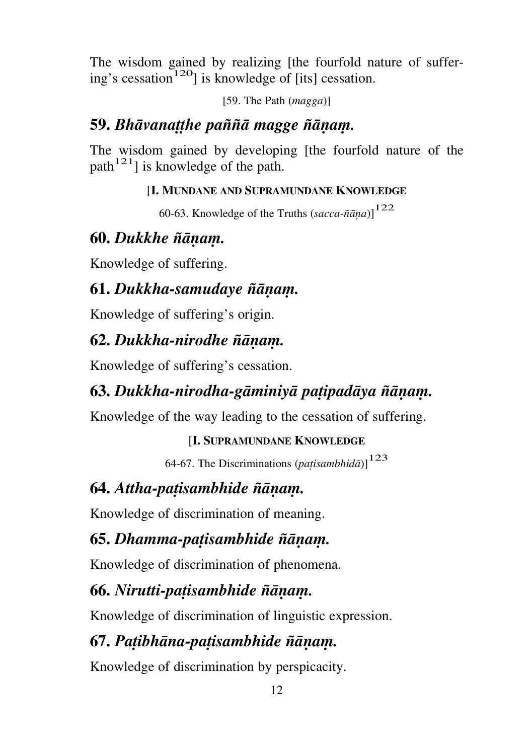The wisdom gained by realizing [the fourfold nature of suffering's cessation[120]] is knowledge of [its] cessation.

[59. The Path (*magga*)]

## 59. *Bhāvanaṭṭhe paññā magge ñāṇaṃ.*

The wisdom gained by developing [the fourfold nature of the path[121]] is knowledge of the path.

[**I. Mundane and Supramundane Knowledge**

60-63. Knowledge of the Truths (*sacca-ñāṇa*)][122]

## 60. *Dukkhe ñāṇaṃ.*

Knowledge of suffering.

## 61. *Dukkha-samudaye ñāṇaṃ.*

Knowledge of suffering's origin.

## 62. *Dukkha-nirodhe ñāṇaṃ.*

Knowledge of suffering's cessation.

## 63. *Dukkha-nirodha-gāminiyā paṭipadāya ñāṇaṃ.*

Knowledge of the way leading to the cessation of suffering.

[**I. Supramundane Knowledge**

64-67. The Discriminations (*paṭisambhidā*)][123]

## 64. *Attha-paṭisambhide ñāṇaṃ.*

Knowledge of discrimination of meaning.

## 65. *Dhamma-paṭisambhide ñāṇaṃ.*

Knowledge of discrimination of phenomena.

## 66. *Nirutti-paṭisambhide ñāṇaṃ.*

Knowledge of discrimination of linguistic expression.

## 67. *Paṭibhāna-paṭisambhide ñāṇaṃ.*

Knowledge of discrimination by perspicacity.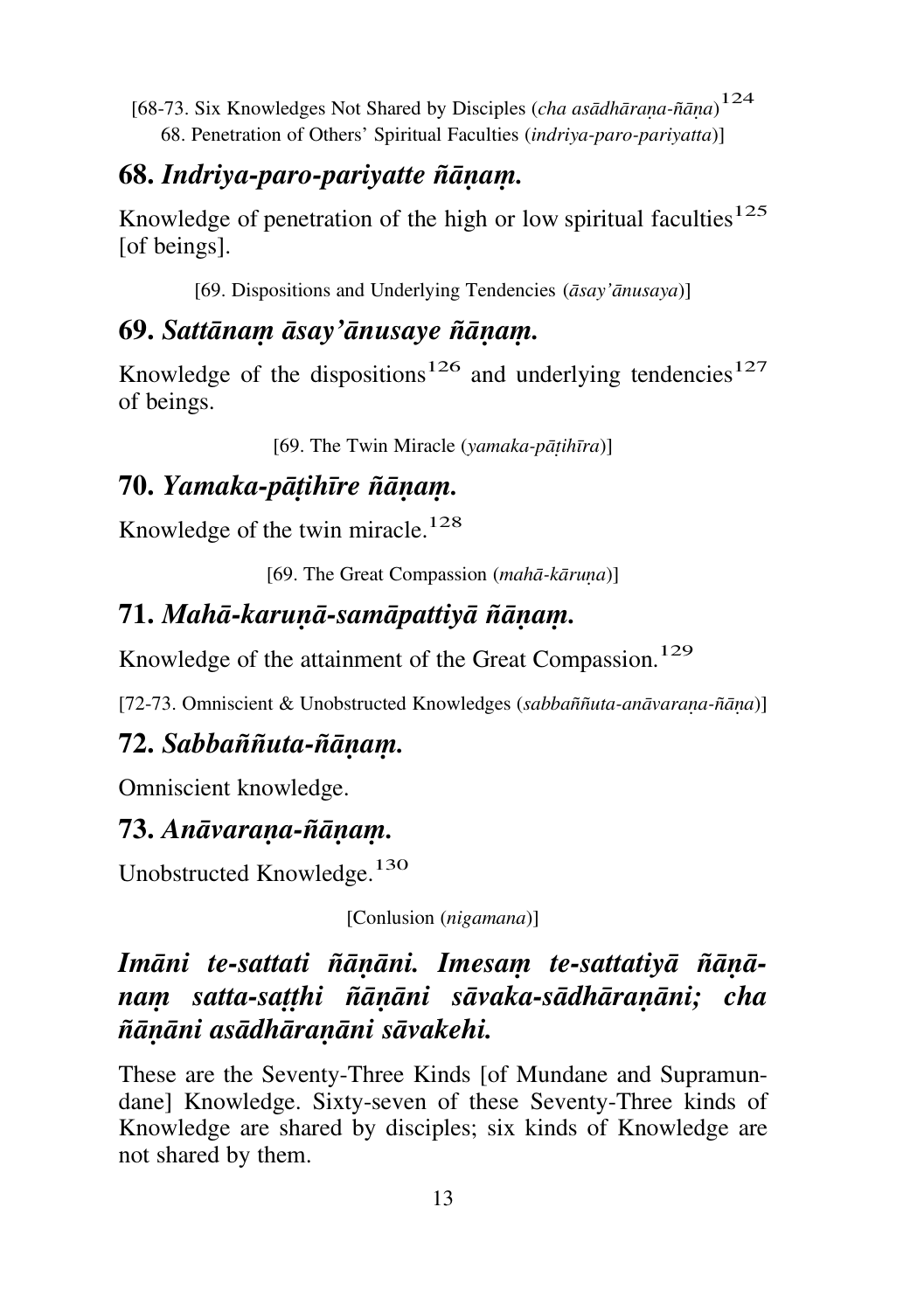[68-73. Six Knowledges Not Shared by Disciples (*cha asādhāraṇa-ñāṇa*)[124]
68. Penetration of Others' Spiritual Faculties (*indriya-paro-pariyatta*)]

## 68. *Indriya-paro-pariyatte ñāṇaṃ.*

Knowledge of penetration of the high or low spiritual faculties[125] [of beings].

[69. Dispositions and Underlying Tendencies (*āsay'ānusaya*)]

## 69. *Sattānaṃ āsay'ānusaye ñāṇaṃ.*

Knowledge of the dispositions[126] and underlying tendencies[127] of beings.

[69. The Twin Miracle (*yamaka-pāṭihīra*)]

## 70. *Yamaka-pāṭihīre ñāṇaṃ.*

Knowledge of the twin miracle.[128]

[69. The Great Compassion (*mahā-kāruṇa*)]

## 71. *Mahā-karuṇā-samāpattiyā ñāṇaṃ.*

Knowledge of the attainment of the Great Compassion.[129]

[72-73. Omniscient & Unobstructed Knowledges (*sabbaññuta-anāvaraṇa-ñāṇa*)]

## 72. *Sabbaññuta-ñāṇaṃ.*

Omniscient knowledge.

## 73. *Anāvaraṇa-ñāṇaṃ.*

Unobstructed Knowledge.[130]

[Conlusion (*nigamana*)]

## *Imāni te-sattati ñāṇāni. Imesaṃ te-sattatiyā ñāṇānaṃ satta-saṭṭhi ñāṇāni sāvaka-sādhāraṇāni; cha ñāṇāni asādhāraṇāni sāvakehi.*

These are the Seventy-Three Kinds [of Mundane and Supramundane] Knowledge. Sixty-seven of these Seventy-Three kinds of Knowledge are shared by disciples; six kinds of Knowledge are not shared by them.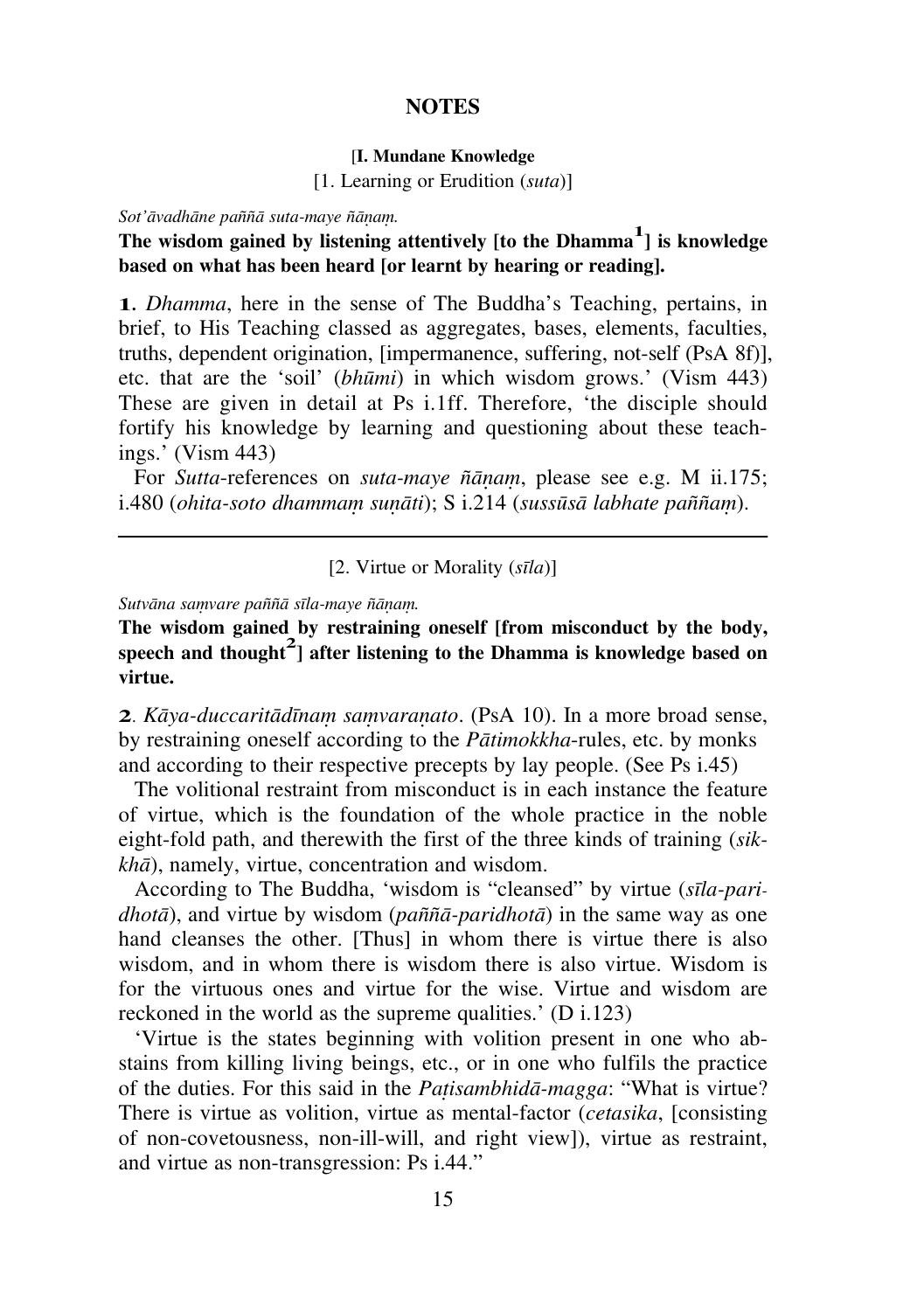## NOTES

### [I. Mundane Knowledge

[1. Learning or Erudition (*suta*)]

*Sot'āvadhāne paññā suta-maye ñāṇaṃ.*

**The wisdom gained by listening attentively [to the Dhamma[1]] is knowledge based on what has been heard [or learnt by hearing or reading].**

**1**. *Dhamma*, here in the sense of The Buddha's Teaching, pertains, in brief, to His Teaching classed as aggregates, bases, elements, faculties, truths, dependent origination, [impermanence, suffering, not-self (PsA 8f)], etc. that are the 'soil' (*bhūmi*) in which wisdom grows.' (Vism 443) These are given in detail at Ps i.1ff. Therefore, 'the disciple should fortify his knowledge by learning and questioning about these teachings.' (Vism 443)

For *Sutta*-references on *suta-maye ñāṇaṃ*, please see e.g. M ii.175; i.480 (*ohita-soto dhammaṃ suṇāti*); S i.214 (*sussūsā labhate paññaṃ*).

---

[2. Virtue or Morality (*sīla*)]

*Sutvāna saṃvare paññā sīla-maye ñāṇaṃ.*

**The wisdom gained by restraining oneself [from misconduct by the body, speech and thought[2]] after listening to the Dhamma is knowledge based on virtue.**

**2**. *Kāya-duccaritādīnaṃ saṃvaraṇato*. (PsA 10). In a more broad sense, by restraining oneself according to the *Pātimokkha*-rules, etc. by monks and according to their respective precepts by lay people. (See Ps i.45)

The volitional restraint from misconduct is in each instance the feature of virtue, which is the foundation of the whole practice in the noble eight-fold path, and therewith the first of the three kinds of training (*sikkhā*), namely, virtue, concentration and wisdom.

According to The Buddha, 'wisdom is "cleansed" by virtue (*sīla-paridhotā*), and virtue by wisdom (*paññā-paridhotā*) in the same way as one hand cleanses the other. [Thus] in whom there is virtue there is also wisdom, and in whom there is wisdom there is also virtue. Wisdom is for the virtuous ones and virtue for the wise. Virtue and wisdom are reckoned in the world as the supreme qualities.' (D i.123)

'Virtue is the states beginning with volition present in one who abstains from killing living beings, etc., or in one who fulfils the practice of the duties. For this said in the *Paṭisambhidā-magga*: "What is virtue? There is virtue as volition, virtue as mental-factor (*cetasika*, [consisting of non-covetousness, non-ill-will, and right view]), virtue as restraint, and virtue as non-transgression: Ps i.44."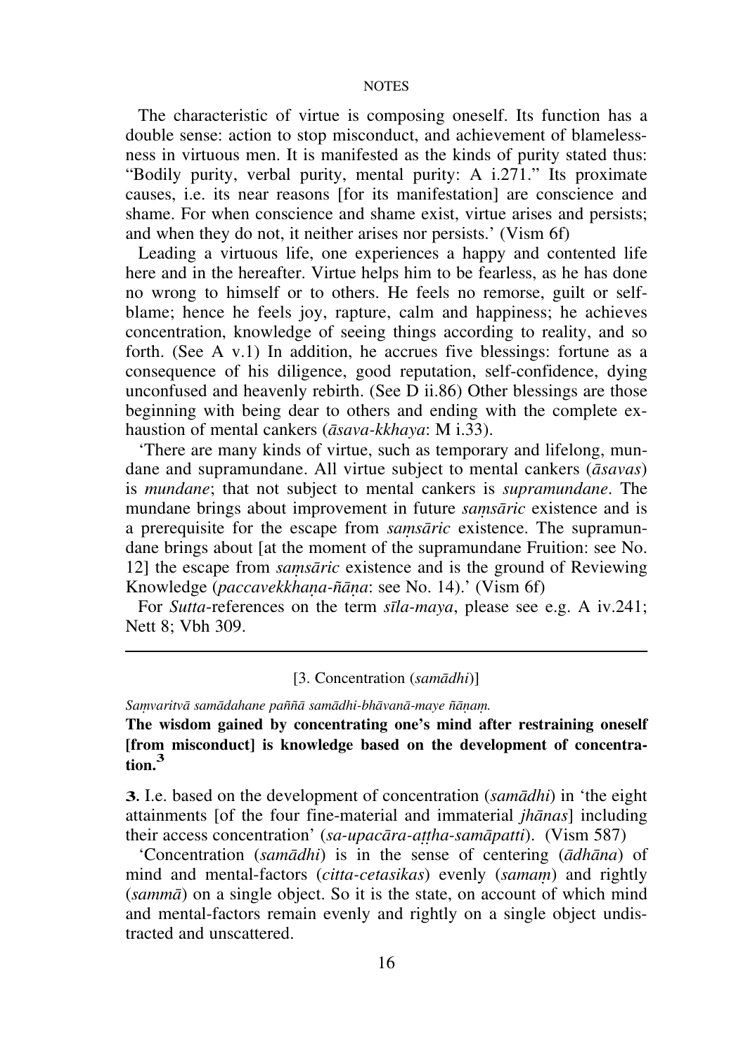The characteristic of virtue is composing oneself. Its function has a double sense: action to stop misconduct, and achievement of blamelessness in virtuous men. It is manifested as the kinds of purity stated thus: "Bodily purity, verbal purity, mental purity: A i.271." Its proximate causes, i.e. its near reasons [for its manifestation] are conscience and shame. For when conscience and shame exist, virtue arises and persists; and when they do not, it neither arises nor persists.' (Vism 6f)

Leading a virtuous life, one experiences a happy and contented life here and in the hereafter. Virtue helps him to be fearless, as he has done no wrong to himself or to others. He feels no remorse, guilt or self-blame; hence he feels joy, rapture, calm and happiness; he achieves concentration, knowledge of seeing things according to reality, and so forth. (See A v.1) In addition, he accrues five blessings: fortune as a consequence of his diligence, good reputation, self-confidence, dying unconfused and heavenly rebirth. (See D ii.86) Other blessings are those beginning with being dear to others and ending with the complete exhaustion of mental cankers (*āsava-kkhaya*: M i.33).

'There are many kinds of virtue, such as temporary and lifelong, mundane and supramundane. All virtue subject to mental cankers (*āsavas*) is *mundane*; that not subject to mental cankers is *supramundane*. The mundane brings about improvement in future *saṃsāric* existence and is a prerequisite for the escape from *saṃsāric* existence. The supramundane brings about [at the moment of the supramundane Fruition: see No. 12] the escape from *saṃsāric* existence and is the ground of Reviewing Knowledge (*paccavekkhaṇa-ñāṇa*: see No. 14).' (Vism 6f)

For *Sutta*-references on the term *sīla-maya*, please see e.g. A iv.241; Nett 8; Vbh 309.

---

[3. Concentration (*samādhi*)]

*Saṃvaritvā samādahane paññā samādhi-bhāvanā-maye ñāṇaṃ.*

**The wisdom gained by concentrating one's mind after restraining oneself [from misconduct] is knowledge based on the development of concentration.**[3]

**3.** I.e. based on the development of concentration (*samādhi*) in 'the eight attainments [of the four fine-material and immaterial *jhānas*] including their access concentration' (*sa-upacāra-aṭṭha-samāpatti*). (Vism 587)

'Concentration (*samādhi*) is in the sense of centering (*ādhāna*) of mind and mental-factors (*citta-cetasikas*) evenly (*samaṃ*) and rightly (*sammā*) on a single object. So it is the state, on account of which mind and mental-factors remain evenly and rightly on a single object undistracted and unscattered.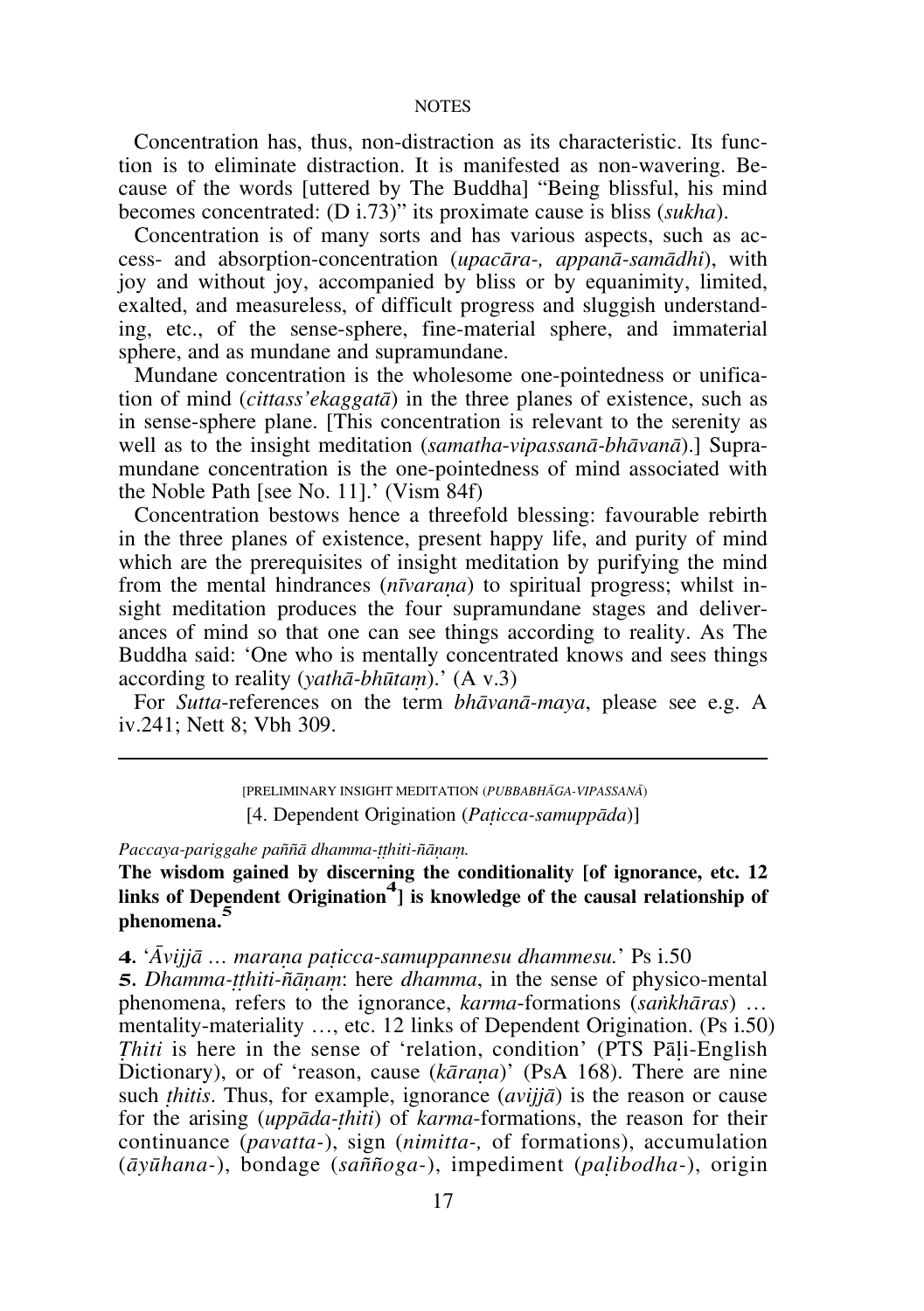Concentration has, thus, non-distraction as its characteristic. Its function is to eliminate distraction. It is manifested as non-wavering. Because of the words [uttered by The Buddha] "Being blissful, his mind becomes concentrated: (D i.73)" its proximate cause is bliss (*sukha*).

Concentration is of many sorts and has various aspects, such as access- and absorption-concentration (*upacāra-, appanā-samādhi*), with joy and without joy, accompanied by bliss or by equanimity, limited, exalted, and measureless, of difficult progress and sluggish understanding, etc., of the sense-sphere, fine-material sphere, and immaterial sphere, and as mundane and supramundane.

Mundane concentration is the wholesome one-pointedness or unification of mind (*cittass'ekaggatā*) in the three planes of existence, such as in sense-sphere plane. [This concentration is relevant to the serenity as well as to the insight meditation (*samatha-vipassanā-bhāvanā*).] Supramundane concentration is the one-pointedness of mind associated with the Noble Path [see No. 11].' (Vism 84f)

Concentration bestows hence a threefold blessing: favourable rebirth in the three planes of existence, present happy life, and purity of mind which are the prerequisites of insight meditation by purifying the mind from the mental hindrances (*nīvaraṇa*) to spiritual progress; whilst insight meditation produces the four supramundane stages and deliverances of mind so that one can see things according to reality. As The Buddha said: 'One who is mentally concentrated knows and sees things according to reality (*yathā-bhūtaṃ*).' (A v.3)

For *Sutta*-references on the term *bhāvanā-maya*, please see e.g. A iv.241; Nett 8; Vbh 309.

---

[PRELIMINARY INSIGHT MEDITATION (*PUBBABHĀGA-VIPASSANĀ*)

[4. Dependent Origination (*Paṭicca-samuppāda*)]

*Paccaya-pariggahe paññā dhamma-ṭṭhiti-ñāṇaṃ.*

**The wisdom gained by discerning the conditionality [of ignorance, etc. 12 links of Dependent Origination[4]] is knowledge of the causal relationship of phenomena.[5]**

**4**. '*Āvijjā … maraṇa paṭicca-samuppannesu dhammesu.*' Ps i.50

**5**. *Dhamma-ṭṭhiti-ñāṇaṃ*: here *dhamma*, in the sense of physico-mental phenomena, refers to the ignorance, *karma*-formations (*saṅkhāras*) … mentality-materiality …, etc. 12 links of Dependent Origination. (Ps i.50) *Ṭhiti* is here in the sense of 'relation, condition' (PTS Pāḷi-English Dictionary), or of 'reason, cause (*kāraṇa*)' (PsA 168). There are nine such *ṭhitis*. Thus, for example, ignorance (*avijjā*) is the reason or cause for the arising (*uppāda-ṭhiti*) of *karma*-formations, the reason for their continuance (*pavatta-*), sign (*nimitta-,* of formations), accumulation (*āyūhana-*), bondage (*saññoga-*), impediment (*paḷibodha-*), origin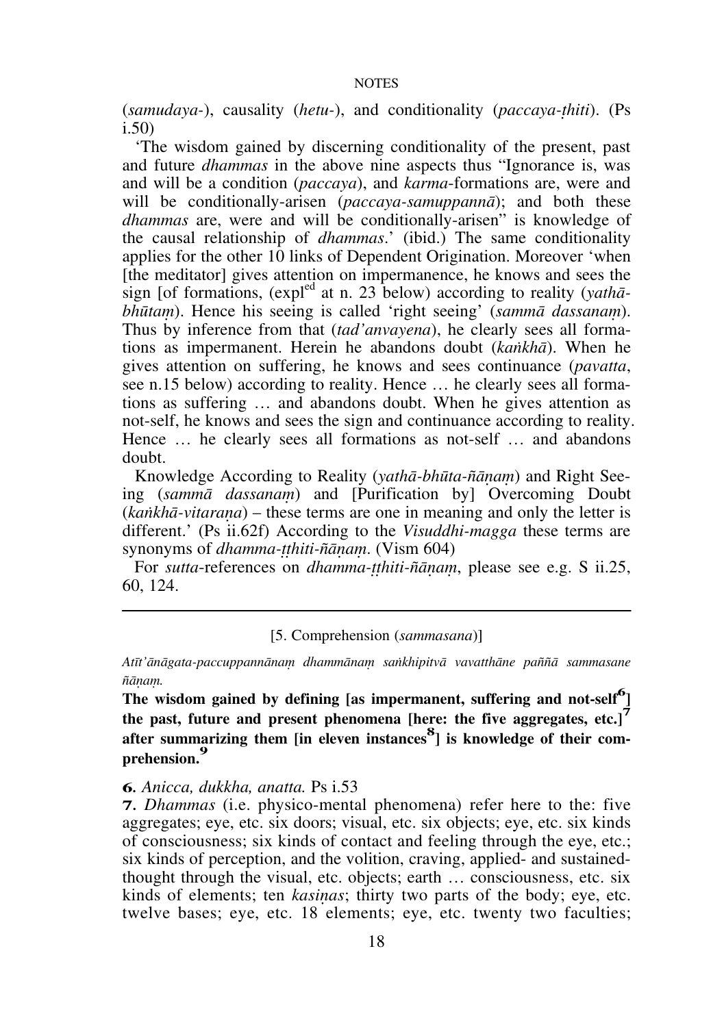(*samudaya-*), causality (*hetu-*), and conditionality (*paccaya-ṭhiti*). (Ps i.50)

'The wisdom gained by discerning conditionality of the present, past and future *dhammas* in the above nine aspects thus "Ignorance is, was and will be a condition (*paccaya*), and *karma*-formations are, were and will be conditionally-arisen (*paccaya-samuppannā*); and both these *dhammas* are, were and will be conditionally-arisen" is knowledge of the causal relationship of *dhammas*.' (ibid.) The same conditionality applies for the other 10 links of Dependent Origination. Moreover 'when [the meditator] gives attention on impermanence, he knows and sees the sign [of formations, (expl^ed at n. 23 below) according to reality (*yathā-bhūtaṃ*). Hence his seeing is called 'right seeing' (*sammā dassanaṃ*). Thus by inference from that (*tad'anvayena*), he clearly sees all formations as impermanent. Herein he abandons doubt (*kaṅkhā*). When he gives attention on suffering, he knows and sees continuance (*pavatta*, see n.15 below) according to reality. Hence … he clearly sees all formations as suffering … and abandons doubt. When he gives attention as not-self, he knows and sees the sign and continuance according to reality. Hence … he clearly sees all formations as not-self … and abandons doubt.

Knowledge According to Reality (*yathā-bhūta-ñāṇaṃ*) and Right Seeing (*sammā dassanaṃ*) and [Purification by] Overcoming Doubt (*kaṅkhā-vitaraṇa*) – these terms are one in meaning and only the letter is different.' (Ps ii.62f) According to the *Visuddhi-magga* these terms are synonyms of *dhamma-ṭṭhiti-ñāṇaṃ*. (Vism 604)

For *sutta*-references on *dhamma-ṭṭhiti-ñāṇaṃ*, please see e.g. S ii.25, 60, 124.

---

[5. Comprehension (*sammasana*)]

*Atīt'ānāgata-paccuppannānaṃ dhammānaṃ saṅkhipitvā vavatthāne paññā sammasane ñāṇaṃ.*

**The wisdom gained by defining [as impermanent, suffering and not-self[6]] the past, future and present phenomena [here: the five aggregates, etc.][7] after summarizing them [in eleven instances[8]] is knowledge of their comprehension.[9]**

**6.** *Anicca, dukkha, anatta.* Ps i.53

**7.** *Dhammas* (i.e. physico-mental phenomena) refer here to the: five aggregates; eye, etc. six doors; visual, etc. six objects; eye, etc. six kinds of consciousness; six kinds of contact and feeling through the eye, etc.; six kinds of perception, and the volition, craving, applied- and sustained-thought through the visual, etc. objects; earth … consciousness, etc. six kinds of elements; ten *kasiṇas*; thirty two parts of the body; eye, etc. twelve bases; eye, etc. 18 elements; eye, etc. twenty two faculties;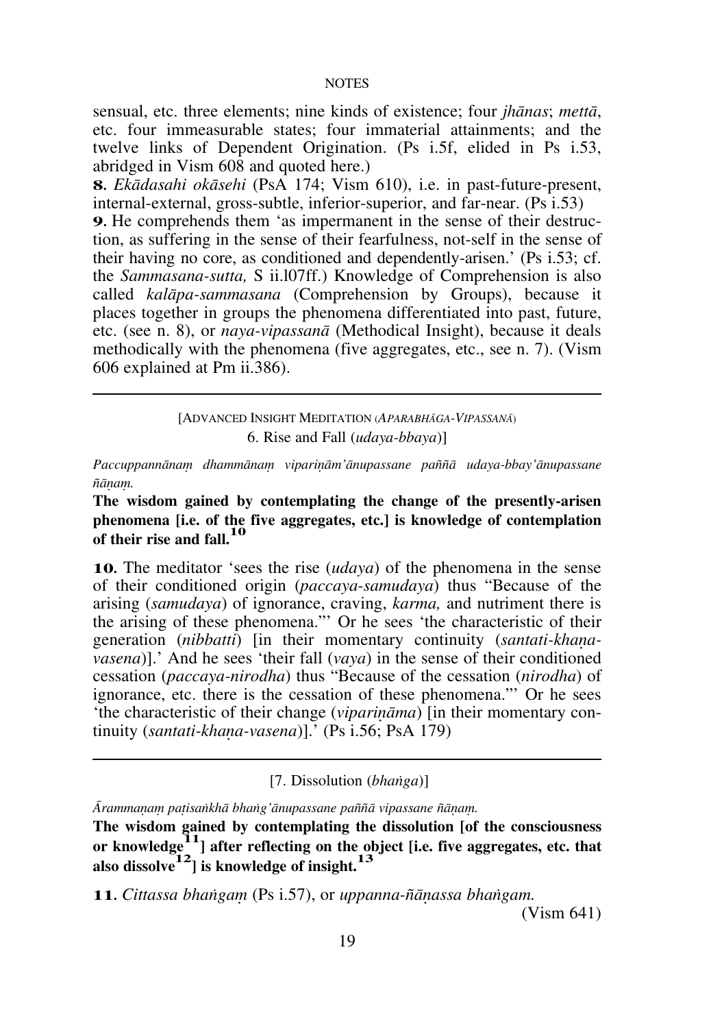sensual, etc. three elements; nine kinds of existence; four *jhānas*; *mettā*, etc. four immeasurable states; four immaterial attainments; and the twelve links of Dependent Origination. (Ps i.5f, elided in Ps i.53, abridged in Vism 608 and quoted here.)

**8.** *Ekādasahi okāsehi* (PsA 174; Vism 610), i.e. in past-future-present, internal-external, gross-subtle, inferior-superior, and far-near. (Ps i.53)

**9.** He comprehends them 'as impermanent in the sense of their destruction, as suffering in the sense of their fearfulness, not-self in the sense of their having no core, as conditioned and dependently-arisen.' (Ps i.53; cf. the *Sammasana-sutta,* S ii.l07ff.) Knowledge of Comprehension is also called *kalāpa-sammasana* (Comprehension by Groups), because it places together in groups the phenomena differentiated into past, future, etc. (see n. 8), or *naya-vipassanā* (Methodical Insight), because it deals methodically with the phenomena (five aggregates, etc., see n. 7). (Vism 606 explained at Pm ii.386).

---

[ADVANCED INSIGHT MEDITATION (*APARABHĀGA-VIPASSANĀ*)
6. Rise and Fall (*udaya-bbaya*)]

*Paccuppannānaṃ dhammānaṃ vipariṇām'ānupassane paññā udaya-bbay'ānupassane ñāṇaṃ.*

**The wisdom gained by contemplating the change of the presently-arisen phenomena [i.e. of the five aggregates, etc.] is knowledge of contemplation of their rise and fall.[10]**

**10.** The meditator 'sees the rise (*udaya*) of the phenomena in the sense of their conditioned origin (*paccaya-samudaya*) thus "Because of the arising (*samudaya*) of ignorance, craving, *karma,* and nutriment there is the arising of these phenomena."' Or he sees 'the characteristic of their generation (*nibbatti*) [in their momentary continuity (*santati-khaṇa-vasena*)].' And he sees 'their fall (*vaya*) in the sense of their conditioned cessation (*paccaya-nirodha*) thus "Because of the cessation (*nirodha*) of ignorance, etc. there is the cessation of these phenomena."' Or he sees 'the characteristic of their change (*vipariṇāma*) [in their momentary continuity (*santati-khaṇa-vasena*)].' (Ps i.56; PsA 179)

---

[7. Dissolution (*bhaṅga*)]

*Ārammaṇaṃ paṭisaṅkhā bhaṅg'ānupassane paññā vipassane ñāṇaṃ.*

**The wisdom gained by contemplating the dissolution [of the consciousness or knowledge[11]] after reflecting on the object [i.e. five aggregates, etc. that also dissolve[12]] is knowledge of insight.[13]**

**11.** *Cittassa bhaṅgaṃ* (Ps i.57), or *uppanna-ñāṇassa bhaṅgam.* (Vism 641)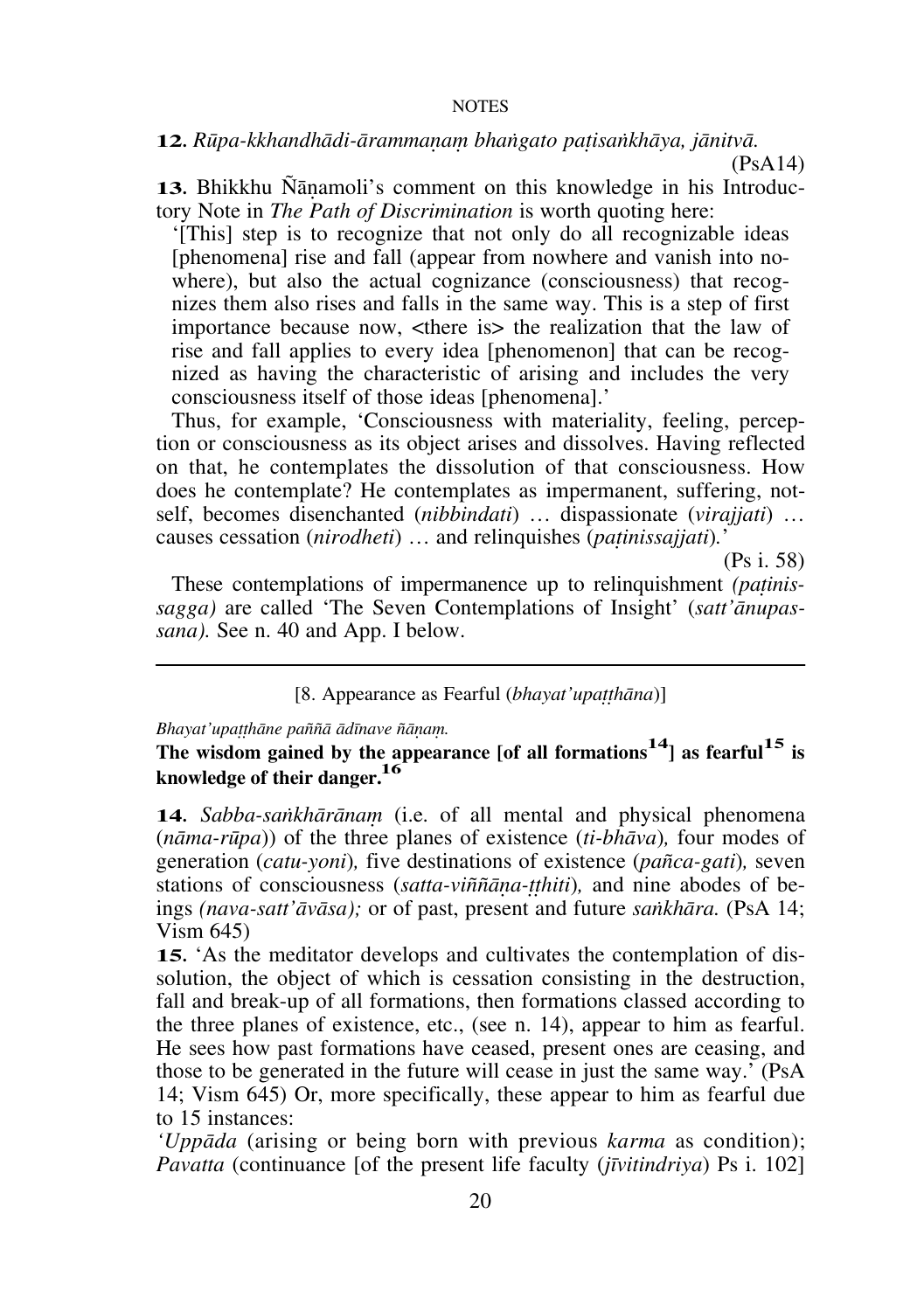**12.** *Rūpa-kkhandhādi-ārammaṇaṃ bhaṅgato paṭisaṅkhāya, jānitvā.* (PsA14)

**13.** Bhikkhu Ñāṇamoli's comment on this knowledge in his Introductory Note in *The Path of Discrimination* is worth quoting here:

> '[This] step is to recognize that not only do all recognizable ideas [phenomena] rise and fall (appear from nowhere and vanish into nowhere), but also the actual cognizance (consciousness) that recognizes them also rises and falls in the same way. This is a step of first importance because now, <there is> the realization that the law of rise and fall applies to every idea [phenomenon] that can be recognized as having the characteristic of arising and includes the very consciousness itself of those ideas [phenomena].'

Thus, for example, 'Consciousness with materiality, feeling, perception or consciousness as its object arises and dissolves. Having reflected on that, he contemplates the dissolution of that consciousness. How does he contemplate? He contemplates as impermanent, suffering, not-self, becomes disenchanted (*nibbindati*) … dispassionate (*virajjati*) … causes cessation (*nirodheti*) … and relinquishes (*paṭinissajjati*).' (Ps i. 58)

These contemplations of impermanence up to relinquishment *(paṭinissagga)* are called 'The Seven Contemplations of Insight' (*satt'ānupassana).* See n. 40 and App. I below.

---

[8. Appearance as Fearful (*bhayat'upaṭṭhāna*)]

*Bhayat'upaṭṭhāne paññā ādīnave ñāṇaṃ.*

**The wisdom gained by the appearance [of all formations[14]] as fearful[15] is knowledge of their danger.[16]**

**14.** *Sabba-saṅkhārānaṃ* (i.e. of all mental and physical phenomena (*nāma-rūpa*)) of the three planes of existence (*ti-bhāva*)*,* four modes of generation (*catu-yoni*)*,* five destinations of existence (*pañca-gati*)*,* seven stations of consciousness (*satta-viññāṇa-ṭṭhiti*)*,* and nine abodes of beings *(nava-satt'āvāsa);* or of past, present and future *saṅkhāra.* (PsA 14; Vism 645)

**15.** 'As the meditator develops and cultivates the contemplation of dissolution, the object of which is cessation consisting in the destruction, fall and break-up of all formations, then formations classed according to the three planes of existence, etc., (see n. 14), appear to him as fearful. He sees how past formations have ceased, present ones are ceasing, and those to be generated in the future will cease in just the same way.' (PsA 14; Vism 645) Or, more specifically, these appear to him as fearful due to 15 instances:

*'Uppāda* (arising or being born with previous *karma* as condition); *Pavatta* (continuance [of the present life faculty (*jīvitindriya*) Ps i. 102]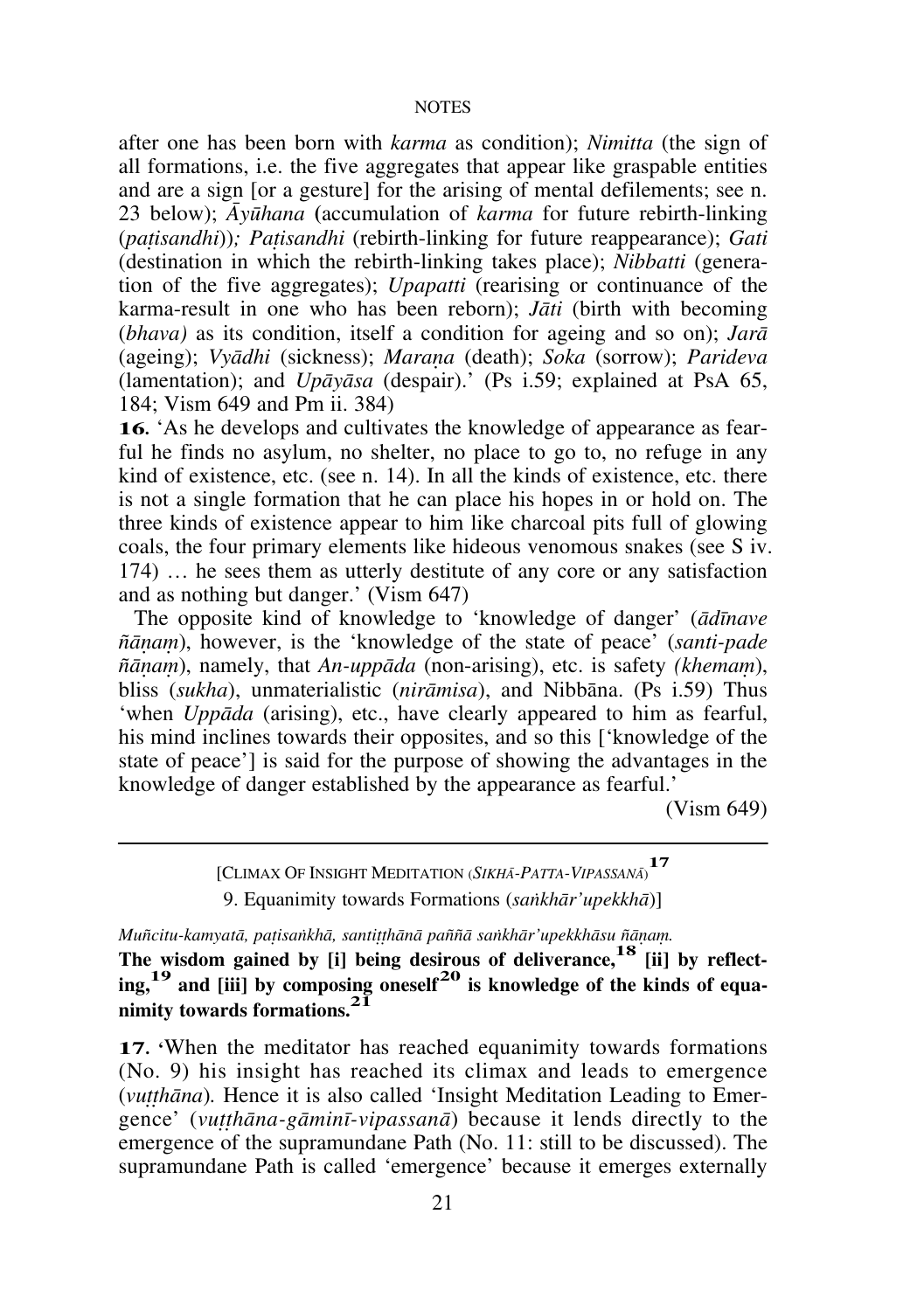after one has been born with *karma* as condition); *Nimitta* (the sign of all formations, i.e. the five aggregates that appear like graspable entities and are a sign [or a gesture] for the arising of mental defilements; see n. 23 below); *Āyūhana* (accumulation of *karma* for future rebirth-linking (*paṭisandhi*)); *Paṭisandhi* (rebirth-linking for future reappearance); *Gati* (destination in which the rebirth-linking takes place); *Nibbatti* (generation of the five aggregates); *Upapatti* (rearising or continuance of the karma-result in one who has been reborn); *Jāti* (birth with becoming (*bhava)* as its condition, itself a condition for ageing and so on); *Jarā* (ageing); *Vyādhi* (sickness); *Maraṇa* (death); *Soka* (sorrow); *Parideva* (lamentation); and *Upāyāsa* (despair).' (Ps i.59; explained at PsA 65, 184; Vism 649 and Pm ii. 384)

**16.** 'As he develops and cultivates the knowledge of appearance as fearful he finds no asylum, no shelter, no place to go to, no refuge in any kind of existence, etc. (see n. 14). In all the kinds of existence, etc. there is not a single formation that he can place his hopes in or hold on. The three kinds of existence appear to him like charcoal pits full of glowing coals, the four primary elements like hideous venomous snakes (see S iv. 174) … he sees them as utterly destitute of any core or any satisfaction and as nothing but danger.' (Vism 647)

The opposite kind of knowledge to 'knowledge of danger' (*ādīnave ñāṇaṃ*), however, is the 'knowledge of the state of peace' (*santi-pade ñāṇaṃ*), namely, that *An-uppāda* (non-arising), etc. is safety *(khemaṃ*), bliss (*sukha*), unmaterialistic (*nirāmisa*), and Nibbāna. (Ps i.59) Thus 'when *Uppāda* (arising), etc., have clearly appeared to him as fearful, his mind inclines towards their opposites, and so this ['knowledge of the state of peace'] is said for the purpose of showing the advantages in the knowledge of danger established by the appearance as fearful.' (Vism 649)

---

[CLIMAX OF INSIGHT MEDITATION (*SIKHĀ-PATTA-VIPASSANĀ*)[17]

9. Equanimity towards Formations (*saṅkhār'upekkhā*)]

*Muñcitu-kamyatā, paṭisaṅkhā, santiṭṭhānā paññā saṅkhār'upekkhāsu ñāṇaṃ.*

**The wisdom gained by [i] being desirous of deliverance,[18] [ii] by reflecting,[19] and [iii] by composing oneself[20] is knowledge of the kinds of equanimity towards formations.[21]**

**17.** 'When the meditator has reached equanimity towards formations (No. 9) his insight has reached its climax and leads to emergence (*vuṭṭhāna*). Hence it is also called 'Insight Meditation Leading to Emergence' (*vuṭṭhāna-gāminī-vipassanā*) because it lends directly to the emergence of the supramundane Path (No. 11: still to be discussed). The supramundane Path is called 'emergence' because it emerges externally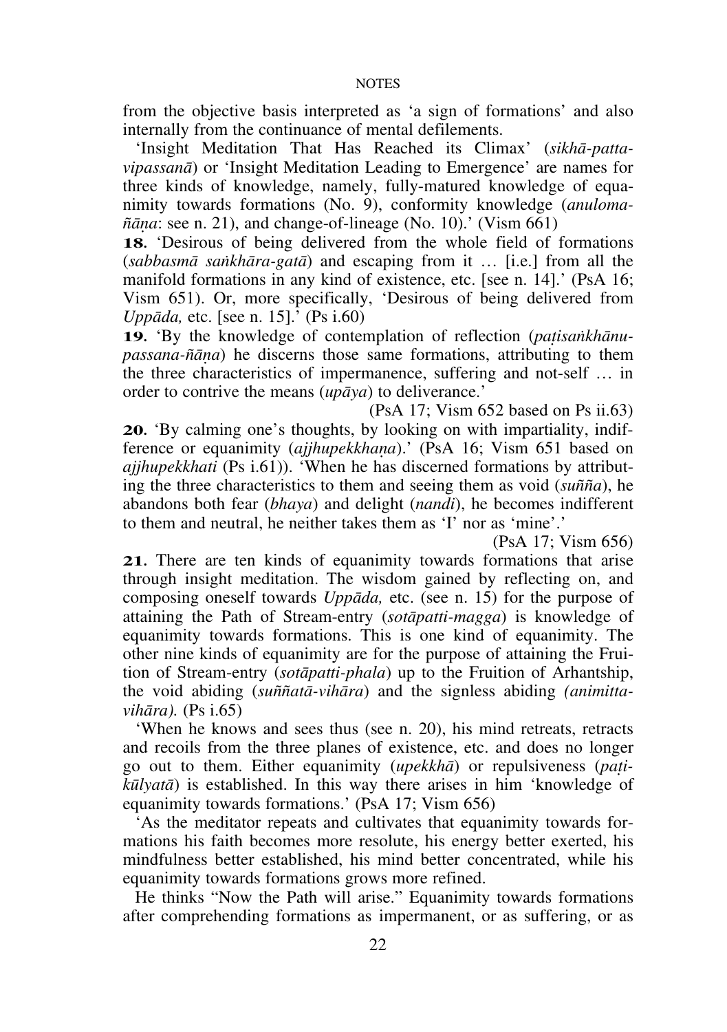from the objective basis interpreted as 'a sign of formations' and also internally from the continuance of mental defilements.

'Insight Meditation That Has Reached its Climax' (*sikhā-patta-vipassanā*) or 'Insight Meditation Leading to Emergence' are names for three kinds of knowledge, namely, fully-matured knowledge of equanimity towards formations (No. 9), conformity knowledge (*anuloma-ñāṇa*: see n. 21), and change-of-lineage (No. 10).' (Vism 661)

**18.** 'Desirous of being delivered from the whole field of formations (*sabbasmā saṅkhāra-gatā*) and escaping from it … [i.e.] from all the manifold formations in any kind of existence, etc. [see n. 14].' (PsA 16; Vism 651). Or, more specifically, 'Desirous of being delivered from *Uppāda,* etc. [see n. 15].' (Ps i.60)

**19.** 'By the knowledge of contemplation of reflection (*paṭisaṅkhānu-passana-ñāṇa*) he discerns those same formations, attributing to them the three characteristics of impermanence, suffering and not-self … in order to contrive the means (*upāya*) to deliverance.'

(PsA 17; Vism 652 based on Ps ii.63)

**20.** 'By calming one's thoughts, by looking on with impartiality, indifference or equanimity (*ajjhupekkhaṇa*).' (PsA 16; Vism 651 based on *ajjhupekkhati* (Ps i.61)). 'When he has discerned formations by attributing the three characteristics to them and seeing them as void (*suñña*), he abandons both fear (*bhaya*) and delight (*nandi*), he becomes indifferent to them and neutral, he neither takes them as 'I' nor as 'mine'.'

(PsA 17; Vism 656)

**21.** There are ten kinds of equanimity towards formations that arise through insight meditation. The wisdom gained by reflecting on, and composing oneself towards *Uppāda,* etc. (see n. 15) for the purpose of attaining the Path of Stream-entry (*sotāpatti-magga*) is knowledge of equanimity towards formations. This is one kind of equanimity. The other nine kinds of equanimity are for the purpose of attaining the Fruition of Stream-entry (*sotāpatti-phala*) up to the Fruition of Arhantship, the void abiding (*suññatā-vihāra*) and the signless abiding *(animitta-vihāra).* (Ps i.65)

'When he knows and sees thus (see n. 20), his mind retreats, retracts and recoils from the three planes of existence, etc. and does no longer go out to them. Either equanimity (*upekkhā*) or repulsiveness (*paṭi-kūlyatā*) is established. In this way there arises in him 'knowledge of equanimity towards formations.' (PsA 17; Vism 656)

'As the meditator repeats and cultivates that equanimity towards formations his faith becomes more resolute, his energy better exerted, his mindfulness better established, his mind better concentrated, while his equanimity towards formations grows more refined.

He thinks "Now the Path will arise." Equanimity towards formations after comprehending formations as impermanent, or as suffering, or as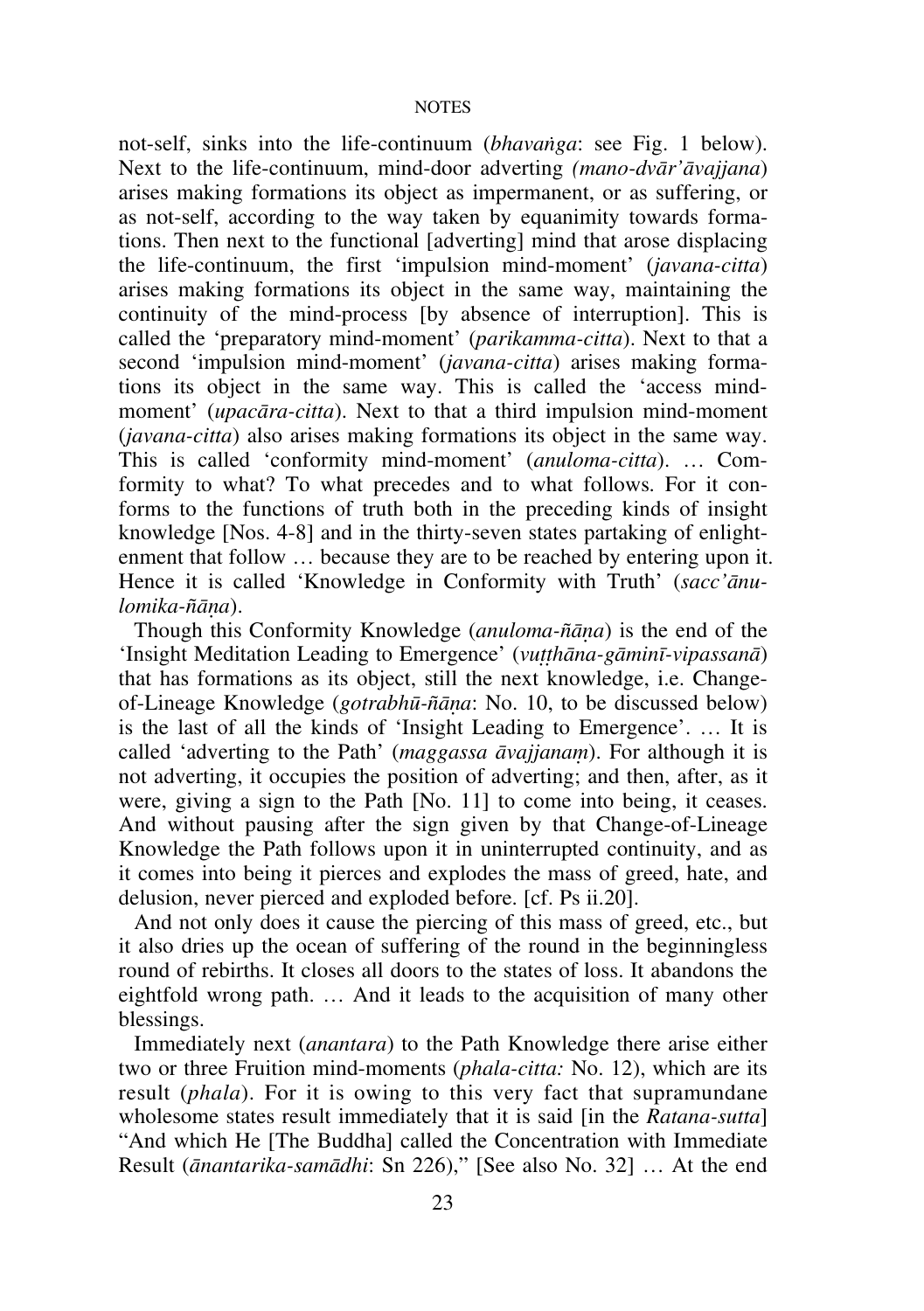not-self, sinks into the life-continuum (*bhavaṅga*: see Fig. 1 below). Next to the life-continuum, mind-door adverting *(mano-dvār'āvajjana)* arises making formations its object as impermanent, or as suffering, or as not-self, according to the way taken by equanimity towards formations. Then next to the functional [adverting] mind that arose displacing the life-continuum, the first 'impulsion mind-moment' (*javana-citta*) arises making formations its object in the same way, maintaining the continuity of the mind-process [by absence of interruption]. This is called the 'preparatory mind-moment' (*parikamma-citta*). Next to that a second 'impulsion mind-moment' (*javana-citta*) arises making formations its object in the same way. This is called the 'access mind-moment' (*upacāra-citta*). Next to that a third impulsion mind-moment (*javana-citta*) also arises making formations its object in the same way. This is called 'conformity mind-moment' (*anuloma-citta*). … Conformity to what? To what precedes and to what follows. For it conforms to the functions of truth both in the preceding kinds of insight knowledge [Nos. 4-8] and in the thirty-seven states partaking of enlightenment that follow … because they are to be reached by entering upon it. Hence it is called 'Knowledge in Conformity with Truth' (*sacc'ānulomika-ñāṇa*).

Though this Conformity Knowledge (*anuloma-ñāṇa*) is the end of the 'Insight Meditation Leading to Emergence' (*vuṭṭhāna-gāminī-vipassanā*) that has formations as its object, still the next knowledge, i.e. Change-of-Lineage Knowledge (*gotrabhū-ñāṇa*: No. 10, to be discussed below) is the last of all the kinds of 'Insight Leading to Emergence'. … It is called 'adverting to the Path' (*maggassa āvajjanaṃ*). For although it is not adverting, it occupies the position of adverting; and then, after, as it were, giving a sign to the Path [No. 11] to come into being, it ceases. And without pausing after the sign given by that Change-of-Lineage Knowledge the Path follows upon it in uninterrupted continuity, and as it comes into being it pierces and explodes the mass of greed, hate, and delusion, never pierced and exploded before. [cf. Ps ii.20].

And not only does it cause the piercing of this mass of greed, etc., but it also dries up the ocean of suffering of the round in the beginningless round of rebirths. It closes all doors to the states of loss. It abandons the eightfold wrong path. … And it leads to the acquisition of many other blessings.

Immediately next (*anantara*) to the Path Knowledge there arise either two or three Fruition mind-moments (*phala-citta:* No. 12), which are its result (*phala*). For it is owing to this very fact that supramundane wholesome states result immediately that it is said [in the *Ratana-sutta*] "And which He [The Buddha] called the Concentration with Immediate Result (*ānantarika-samādhi*: Sn 226)," [See also No. 32] … At the end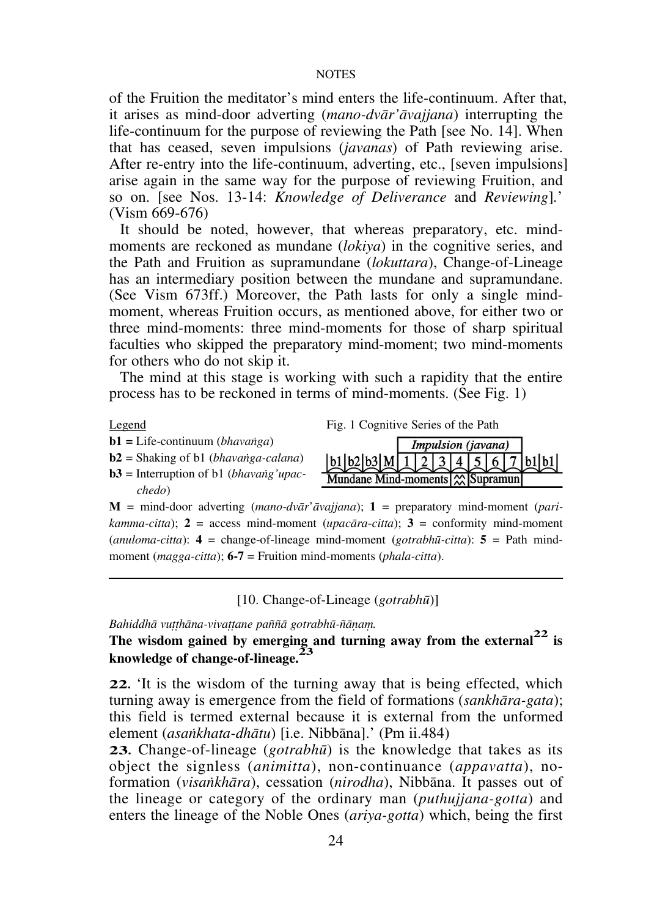of the Fruition the meditator's mind enters the life-continuum. After that, it arises as mind-door adverting (*mano-dvār'āvajjana*) interrupting the life-continuum for the purpose of reviewing the Path [see No. 14]. When that has ceased, seven impulsions (*javanas*) of Path reviewing arise. After re-entry into the life-continuum, adverting, etc., [seven impulsions] arise again in the same way for the purpose of reviewing Fruition, and so on. [see Nos. 13-14: *Knowledge of Deliverance* and *Reviewing*].' (Vism 669-676)

It should be noted, however, that whereas preparatory, etc. mind-moments are reckoned as mundane (*lokiya*) in the cognitive series, and the Path and Fruition as supramundane (*lokuttara*), Change-of-Lineage has an intermediary position between the mundane and supramundane. (See Vism 673ff.) Moreover, the Path lasts for only a single mind-moment, whereas Fruition occurs, as mentioned above, for either two or three mind-moments: three mind-moments for those of sharp spiritual faculties who skipped the preparatory mind-moment; two mind-moments for others who do not skip it.

The mind at this stage is working with such a rapidity that the entire process has to be reckoned in terms of mind-moments. (See Fig. 1)

Legend

**b1 =** Life-continuum (*bhavaṅga*)
**b2** = Shaking of b1 (*bhavaṅga-calana*)
**b3** = Interruption of b1 (*bhavaṅg'upacchedo*)

Fig. 1 Cognitive Series of the Path

| | | | | *Impulsion (javana)* | | | | | | | | |
|---|---|---|---|---|---|---|---|---|---|---|---|---|
| b1 | b2 | b3 | M | 1 | 2 | 3 | 4 | 5 | 6 | 7 | b1 | b1 |
| Mundane Mind-moments | | | | | | | | Supramun | | | | |

**M** = mind-door adverting (*mano-dvār'āvajjana*); **1** = preparatory mind-moment (*parikamma-citta*); **2** = access mind-moment (*upacāra-citta*); **3** = conformity mind-moment (*anuloma-citta*): **4** = change-of-lineage mind-moment (*gotrabhū-citta*): **5** = Path mind-moment (*magga-citta*); **6-7** = Fruition mind-moments (*phala-citta*).

---

[10. Change-of-Lineage (*gotrabhū*)]

*Bahiddhā vuṭṭhāna-vivaṭṭane paññā gotrabhū-ñāṇaṃ.*

**The wisdom gained by emerging and turning away from the external[22] is knowledge of change-of-lineage.[23]**

**22.** 'It is the wisdom of the turning away that is being effected, which turning away is emergence from the field of formations (*sankhāra-gata*); this field is termed external because it is external from the unformed element (*asaṅkhata-dhātu*) [i.e. Nibbāna].' (Pm ii.484)

**23.** Change-of-lineage (*gotrabhū*) is the knowledge that takes as its object the signless (*animitta*), non-continuance (*appavatta*), no-formation (*visaṅkhāra*), cessation (*nirodha*), Nibbāna. It passes out of the lineage or category of the ordinary man (*puthujjana-gotta*) and enters the lineage of the Noble Ones (*ariya-gotta*) which, being the first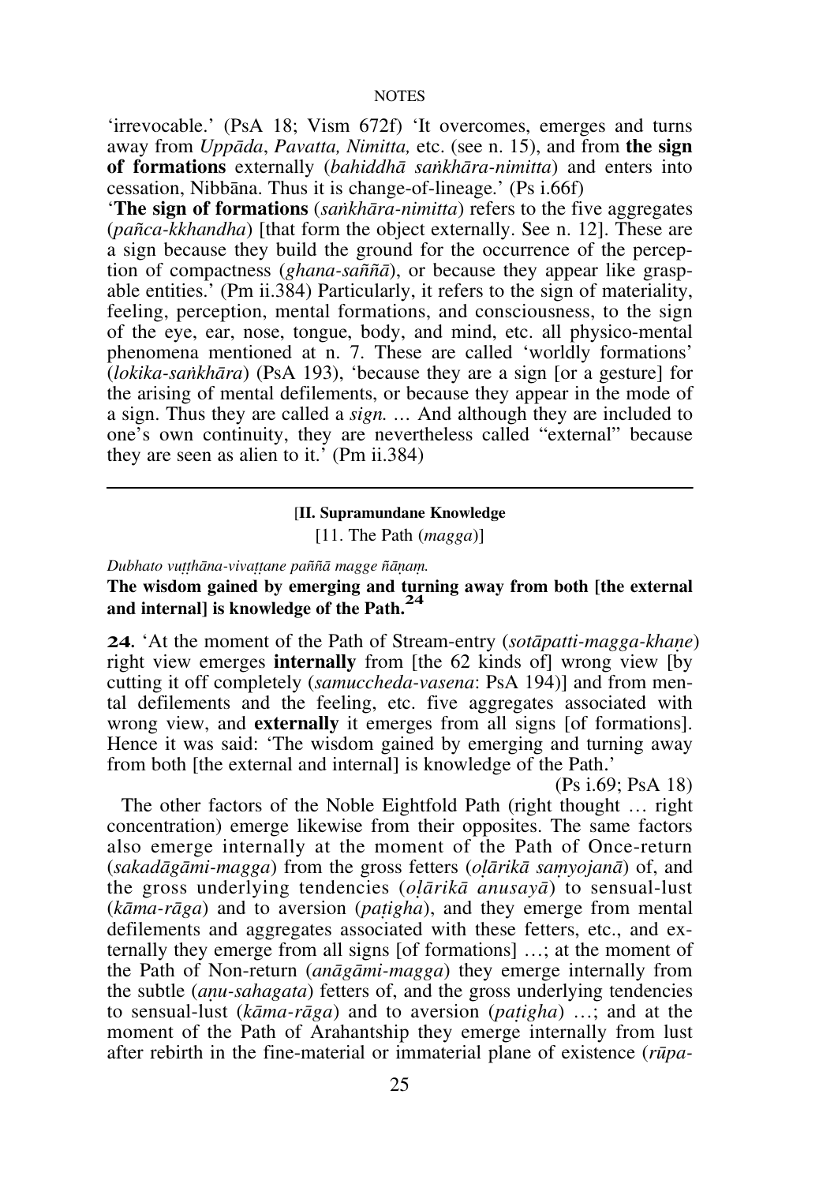'irrevocable.' (PsA 18; Vism 672f) 'It overcomes, emerges and turns away from *Uppāda*, *Pavatta, Nimitta,* etc. (see n. 15), and from **the sign of formations** externally (*bahiddhā saṅkhāra-nimitta*) and enters into cessation, Nibbāna. Thus it is change-of-lineage.' (Ps i.66f)

'**The sign of formations** (*saṅkhāra-nimitta*) refers to the five aggregates (*pañca-kkhandha*) [that form the object externally. See n. 12]. These are a sign because they build the ground for the occurrence of the perception of compactness (*ghana-saññā*), or because they appear like graspable entities.' (Pm ii.384) Particularly, it refers to the sign of materiality, feeling, perception, mental formations, and consciousness, to the sign of the eye, ear, nose, tongue, body, and mind, etc. all physico-mental phenomena mentioned at n. 7. These are called 'worldly formations' (*lokika-saṅkhāra*) (PsA 193), 'because they are a sign [or a gesture] for the arising of mental defilements, or because they appear in the mode of a sign. Thus they are called a *sign.* … And although they are included to one's own continuity, they are nevertheless called "external" because they are seen as alien to it.' (Pm ii.384)

---

### [II. Supramundane Knowledge

[11. The Path (*magga*)]

*Dubhato vuṭṭhāna-vivaṭṭane paññā magge ñāṇaṃ.*

**The wisdom gained by emerging and turning away from both [the external and internal] is knowledge of the Path.[24]**

**24.** 'At the moment of the Path of Stream-entry (*sotāpatti-magga-khaṇe*) right view emerges **internally** from [the 62 kinds of] wrong view [by cutting it off completely (*samuccheda-vasena*: PsA 194)] and from mental defilements and the feeling, etc. five aggregates associated with wrong view, and **externally** it emerges from all signs [of formations]. Hence it was said: 'The wisdom gained by emerging and turning away from both [the external and internal] is knowledge of the Path.'

(Ps i.69; PsA 18)

The other factors of the Noble Eightfold Path (right thought … right concentration) emerge likewise from their opposites. The same factors also emerge internally at the moment of the Path of Once-return (*sakadāgāmi-magga*) from the gross fetters (*oḷārikā saṃyojanā*) of, and the gross underlying tendencies (*oḷārikā anusayā*) to sensual-lust (*kāma-rāga*) and to aversion (*paṭigha*), and they emerge from mental defilements and aggregates associated with these fetters, etc., and externally they emerge from all signs [of formations] …; at the moment of the Path of Non-return (*anāgāmi-magga*) they emerge internally from the subtle (*aṇu-sahagata*) fetters of, and the gross underlying tendencies to sensual-lust (*kāma-rāga*) and to aversion (*paṭigha*) …; and at the moment of the Path of Arahantship they emerge internally from lust after rebirth in the fine-material or immaterial plane of existence (*rūpa-*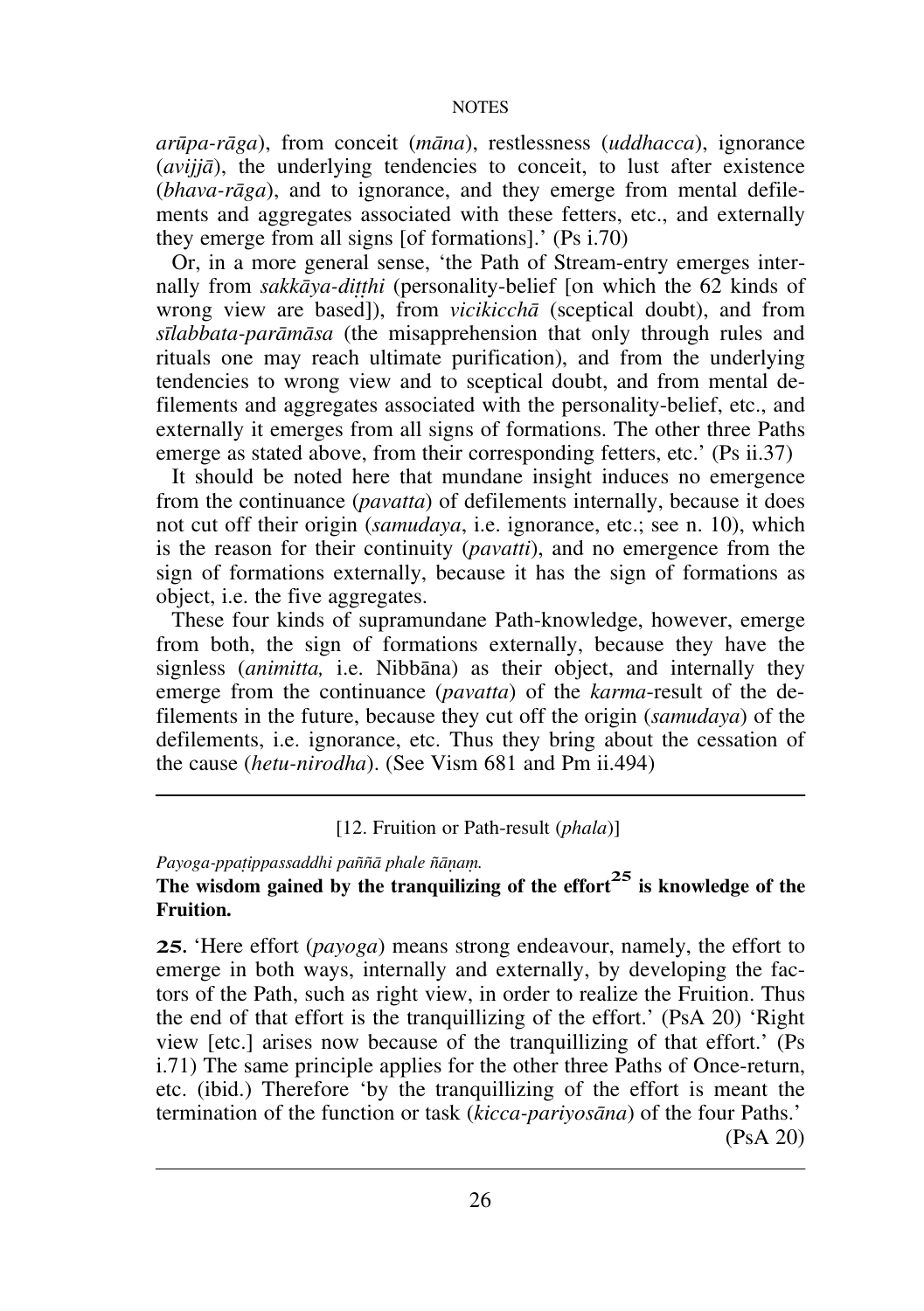*arūpa-rāga*), from conceit (*māna*), restlessness (*uddhacca*), ignorance (*avijjā*), the underlying tendencies to conceit, to lust after existence (*bhava-rāga*), and to ignorance, and they emerge from mental defilements and aggregates associated with these fetters, etc., and externally they emerge from all signs [of formations].' (Ps i.70)

Or, in a more general sense, 'the Path of Stream-entry emerges internally from *sakkāya-diṭṭhi* (personality-belief [on which the 62 kinds of wrong view are based]), from *vicikicchā* (sceptical doubt), and from *sīlabbata-parāmāsa* (the misapprehension that only through rules and rituals one may reach ultimate purification), and from the underlying tendencies to wrong view and to sceptical doubt, and from mental defilements and aggregates associated with the personality-belief, etc., and externally it emerges from all signs of formations. The other three Paths emerge as stated above, from their corresponding fetters, etc.' (Ps ii.37)

It should be noted here that mundane insight induces no emergence from the continuance (*pavatta*) of defilements internally, because it does not cut off their origin (*samudaya*, i.e. ignorance, etc.; see n. 10), which is the reason for their continuity (*pavatti*), and no emergence from the sign of formations externally, because it has the sign of formations as object, i.e. the five aggregates.

These four kinds of supramundane Path-knowledge, however, emerge from both, the sign of formations externally, because they have the signless (*animitta,* i.e. Nibbāna) as their object, and internally they emerge from the continuance (*pavatta*) of the *karma*-result of the defilements in the future, because they cut off the origin (*samudaya*) of the defilements, i.e. ignorance, etc. Thus they bring about the cessation of the cause (*hetu-nirodha*). (See Vism 681 and Pm ii.494)

---

[12. Fruition or Path-result (*phala*)]

*Payoga-ppaṭippassaddhi paññā phale ñāṇaṃ.*

**The wisdom gained by the tranquilizing of the effort[25] is knowledge of the Fruition.**

**25.** 'Here effort (*payoga*) means strong endeavour, namely, the effort to emerge in both ways, internally and externally, by developing the factors of the Path, such as right view, in order to realize the Fruition. Thus the end of that effort is the tranquillizing of the effort.' (PsA 20) 'Right view [etc.] arises now because of the tranquillizing of that effort.' (Ps i.71) The same principle applies for the other three Paths of Once-return, etc. (ibid.) Therefore 'by the tranquillizing of the effort is meant the termination of the function or task (*kicca-pariyosāna*) of the four Paths.' (PsA 20)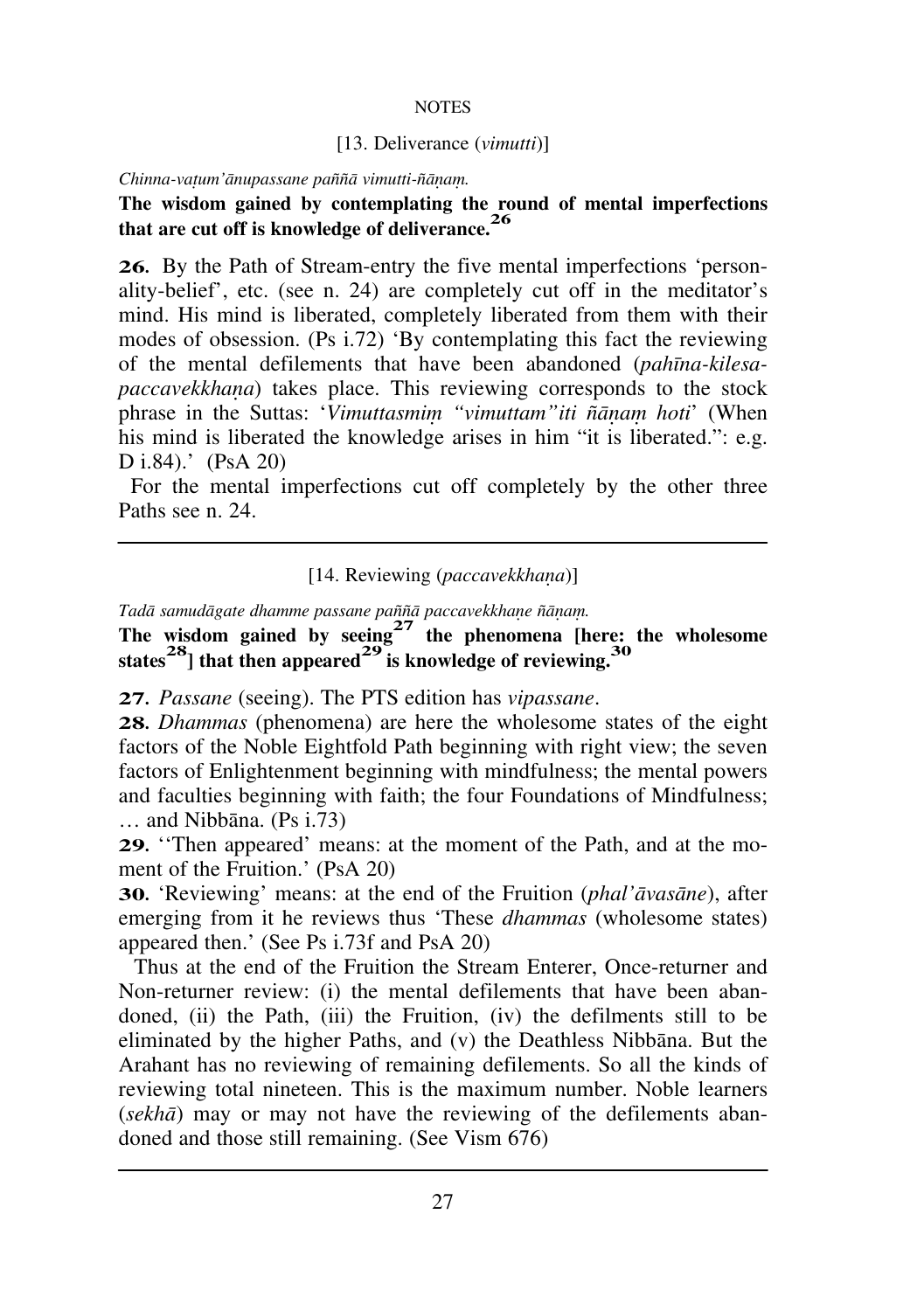## [13. Deliverance (*vimutti*)]

*Chinna-vaṭum'ānupassane paññā vimutti-ñāṇaṃ.*

**The wisdom gained by contemplating the round of mental imperfections that are cut off is knowledge of deliverance.[26]**

**26.** By the Path of Stream-entry the five mental imperfections 'personality-belief', etc. (see n. 24) are completely cut off in the meditator's mind. His mind is liberated, completely liberated from them with their modes of obsession. (Ps i.72) 'By contemplating this fact the reviewing of the mental defilements that have been abandoned (*pahīna-kilesa-paccavekkhaṇa*) takes place. This reviewing corresponds to the stock phrase in the Suttas: '*Vimuttasmiṃ "vimuttam"iti ñāṇaṃ hoti*' (When his mind is liberated the knowledge arises in him "it is liberated.": e.g. D i.84).' (PsA 20)

For the mental imperfections cut off completely by the other three Paths see n. 24.

---

## [14. Reviewing (*paccavekkhaṇa*)]

*Tadā samudāgate dhamme passane paññā paccavekkhaṇe ñāṇaṃ.*

**The wisdom gained by seeing[27] the phenomena [here: the wholesome states[28]] that then appeared[29] is knowledge of reviewing.[30]**

**27.** *Passane* (seeing). The PTS edition has *vipassane*.

**28.** *Dhammas* (phenomena) are here the wholesome states of the eight factors of the Noble Eightfold Path beginning with right view; the seven factors of Enlightenment beginning with mindfulness; the mental powers and faculties beginning with faith; the four Foundations of Mindfulness; … and Nibbāna. (Ps i.73)

**29.** ''Then appeared' means: at the moment of the Path, and at the moment of the Fruition.' (PsA 20)

**30.** 'Reviewing' means: at the end of the Fruition (*phal'āvasāne*), after emerging from it he reviews thus 'These *dhammas* (wholesome states) appeared then.' (See Ps i.73f and PsA 20)

Thus at the end of the Fruition the Stream Enterer, Once-returner and Non-returner review: (i) the mental defilements that have been abandoned, (ii) the Path, (iii) the Fruition, (iv) the defilments still to be eliminated by the higher Paths, and (v) the Deathless Nibbāna. But the Arahant has no reviewing of remaining defilements. So all the kinds of reviewing total nineteen. This is the maximum number. Noble learners (*sekhā*) may or may not have the reviewing of the defilements abandoned and those still remaining. (See Vism 676)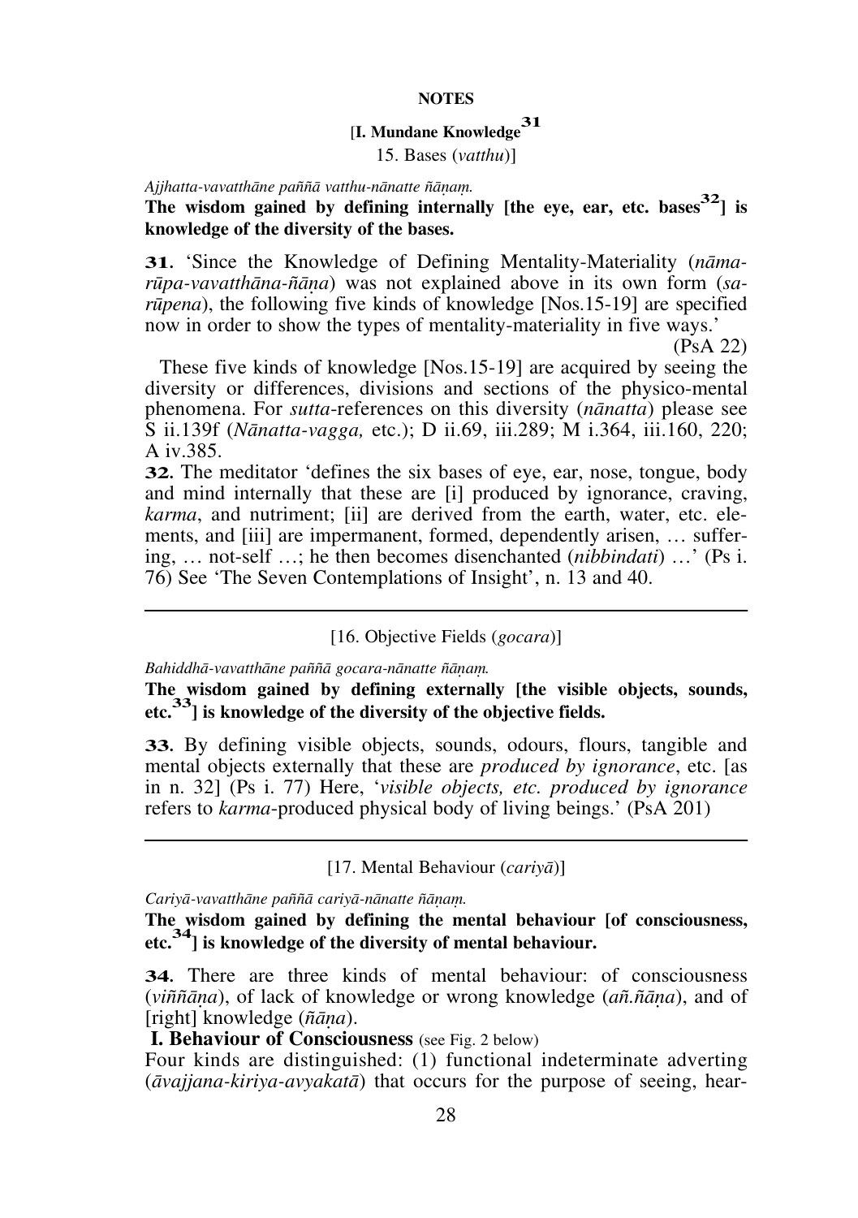**NOTES**

[**I. Mundane Knowledge**[31]
15. Bases (*vatthu*)]

*Ajjhatta-vavatthāne paññā vatthu-nānatte ñāṇaṃ.*

**The wisdom gained by defining internally [the eye, ear, etc. bases[32]] is knowledge of the diversity of the bases.**

**31.** 'Since the Knowledge of Defining Mentality-Materiality (*nāma-rūpa-vavatthāna-ñāṇa*) was not explained above in its own form (*sa-rūpena*), the following five kinds of knowledge [Nos.15-19] are specified now in order to show the types of mentality-materiality in five ways.' (PsA 22)

These five kinds of knowledge [Nos.15-19] are acquired by seeing the diversity or differences, divisions and sections of the physico-mental phenomena. For *sutta*-references on this diversity (*nānatta*) please see S ii.139f (*Nānatta-vagga,* etc.); D ii.69, iii.289; M i.364, iii.160, 220; A iv.385.

**32.** The meditator 'defines the six bases of eye, ear, nose, tongue, body and mind internally that these are [i] produced by ignorance, craving, *karma*, and nutriment; [ii] are derived from the earth, water, etc. elements, and [iii] are impermanent, formed, dependently arisen, … suffering, … not-self …; he then becomes disenchanted (*nibbindati*) …' (Ps i. 76) See 'The Seven Contemplations of Insight', n. 13 and 40.

---

[16. Objective Fields (*gocara*)]

*Bahiddhā-vavatthāne paññā gocara-nānatte ñāṇaṃ.*

**The wisdom gained by defining externally [the visible objects, sounds, etc.[33]] is knowledge of the diversity of the objective fields.**

**33.** By defining visible objects, sounds, odours, flours, tangible and mental objects externally that these are *produced by ignorance*, etc. [as in n. 32] (Ps i. 77) Here, '*visible objects, etc. produced by ignorance* refers to *karma*-produced physical body of living beings.' (PsA 201)

---

[17. Mental Behaviour (*cariyā*)]

*Cariyā-vavatthāne paññā cariyā-nānatte ñāṇaṃ.*

**The wisdom gained by defining the mental behaviour [of consciousness, etc.[34]] is knowledge of the diversity of mental behaviour.**

**34.** There are three kinds of mental behaviour: of consciousness (*viññāṇa*), of lack of knowledge or wrong knowledge (*añ.ñāṇa*), and of [right] knowledge (*ñāṇa*).

**I. Behaviour of Consciousness** (see Fig. 2 below)

Four kinds are distinguished: (1) functional indeterminate adverting (*āvajjana-kiriya-avyakatā*) that occurs for the purpose of seeing, hear-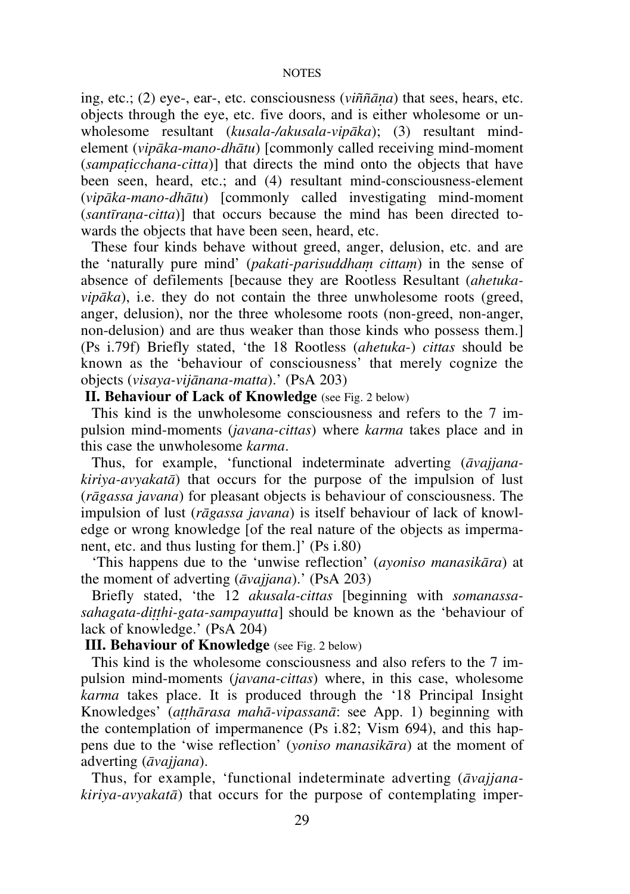ing, etc.; (2) eye-, ear-, etc. consciousness (*viññāṇa*) that sees, hears, etc. objects through the eye, etc. five doors, and is either wholesome or unwholesome resultant (*kusala-/akusala-vipāka*); (3) resultant mind-element (*vipāka-mano-dhātu*) [commonly called receiving mind-moment (*sampaṭicchana-citta*)] that directs the mind onto the objects that have been seen, heard, etc.; and (4) resultant mind-consciousness-element (*vipāka-mano-dhātu*) [commonly called investigating mind-moment (*santīraṇa-citta*)] that occurs because the mind has been directed towards the objects that have been seen, heard, etc.

These four kinds behave without greed, anger, delusion, etc. and are the 'naturally pure mind' (*pakati-parisuddhaṃ cittaṃ*) in the sense of absence of defilements [because they are Rootless Resultant (*ahetuka-vipāka*), i.e. they do not contain the three unwholesome roots (greed, anger, delusion), nor the three wholesome roots (non-greed, non-anger, non-delusion) and are thus weaker than those kinds who possess them.] (Ps i.79f) Briefly stated, 'the 18 Rootless (*ahetuka-*) *cittas* should be known as the 'behaviour of consciousness' that merely cognize the objects (*visaya-vijānana-matta*).' (PsA 203)

**II. Behaviour of Lack of Knowledge** (see Fig. 2 below)

This kind is the unwholesome consciousness and refers to the 7 impulsion mind-moments (*javana-cittas*) where *karma* takes place and in this case the unwholesome *karma*.

Thus, for example, 'functional indeterminate adverting (*āvajjana-kiriya-avyakatā*) that occurs for the purpose of the impulsion of lust (*rāgassa javana*) for pleasant objects is behaviour of consciousness. The impulsion of lust (*rāgassa javana*) is itself behaviour of lack of knowledge or wrong knowledge [of the real nature of the objects as impermanent, etc. and thus lusting for them.]' (Ps i.80)

'This happens due to the 'unwise reflection' (*ayoniso manasikāra*) at the moment of adverting (*āvajjana*).' (PsA 203)

Briefly stated, 'the 12 *akusala-cittas* [beginning with *somanassa-sahagata-diṭṭhi-gata-sampayutta*] should be known as the 'behaviour of lack of knowledge.' (PsA 204)

**III. Behaviour of Knowledge** (see Fig. 2 below)

This kind is the wholesome consciousness and also refers to the 7 impulsion mind-moments (*javana-cittas*) where, in this case, wholesome *karma* takes place. It is produced through the '18 Principal Insight Knowledges' (*aṭṭhārasa mahā-vipassanā*: see App. 1) beginning with the contemplation of impermanence (Ps i.82; Vism 694), and this happens due to the 'wise reflection' (*yoniso manasikāra*) at the moment of adverting (*āvajjana*).

Thus, for example, 'functional indeterminate adverting (*āvajjana-kiriya-avyakatā*) that occurs for the purpose of contemplating imper-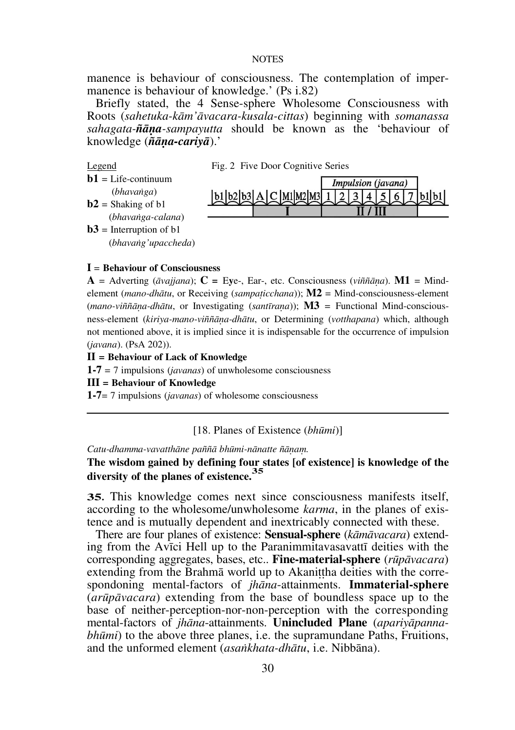manence is behaviour of consciousness. The contemplation of impermanence is behaviour of knowledge.' (Ps i.82)

Briefly stated, the 4 Sense-sphere Wholesome Consciousness with Roots (*sahetuka-kām'āvacara-kusala-cittas*) beginning with *somanassa sahagata-**ñāṇa**-sampayutta* should be known as the 'behaviour of knowledge (***ñāṇa-cariyā***).'

Legend

**b1** = Life-continuum (*bhavaṅga*)

**b2** = Shaking of b1 (*bhavaṅga-calana*)

**b3** = Interruption of b1 (*bhavaṅg'upaccheda*)

Fig. 2 Five Door Cognitive Series

| b1 | b2 | b3 | A | C | M1 | M2 | M3 | 1 | 2 | 3 | 4 | 5 | 6 | 7 | b1 | b1 |
|---|---|---|---|---|---|---|---|---|---|---|---|---|---|---|---|---|
| | | | I | | | | | II / III | | | | | | | | |

(*Impulsion (javana)* spans 1–7)

**I** = **Behaviour of Consciousness**

**A** = Adverting (*āvajjana*); **C** = Eye-, Ear-, etc. Consciousness (*viññāṇa*). **M1** = Mind-element (*mano-dhātu*, or Receiving (*sampaṭicchana*)); **M2** = Mind-consciousness-element (*mano-viññāṇa-dhātu*, or Investigating (*santīraṇa*)); **M3** = Functional Mind-consciousness-element (*kiriya-mano-viññāṇa-dhātu*, or Determining (*votthapana*) which, although not mentioned above, it is implied since it is indispensable for the occurrence of impulsion (*javana*). (PsA 202)).

**II = Behaviour of Lack of Knowledge**

**1-7** = 7 impulsions (*javanas*) of unwholesome consciousness

**III = Behaviour of Knowledge**

**1-7**= 7 impulsions (*javanas*) of wholesome consciousness

---

[18. Planes of Existence (*bhūmi*)]

*Catu-dhamma-vavatthāne paññā bhūmi-nānatte ñāṇaṃ.*

**The wisdom gained by defining four states [of existence] is knowledge of the diversity of the planes of existence.**[35]

**35.** This knowledge comes next since consciousness manifests itself, according to the wholesome/unwholesome *karma*, in the planes of existence and is mutually dependent and inextricably connected with these.

There are four planes of existence: **Sensual-sphere** (*kāmāvacara*) extending from the Avīci Hell up to the Paranimmitavasavattī deities with the corresponding aggregates, bases, etc.. **Fine-material-sphere** (*rūpāvacara*) extending from the Brahmā world up to Akaniṭṭha deities with the correspondoning mental-factors of *jhāna*-attainments. **Immaterial-sphere** (*arūpāvacara*) extending from the base of boundless space up to the base of neither-perception-nor-non-perception with the corresponding mental-factors of *jhāna*-attainments. **Unincluded Plane** (*apariyāpanna-bhūmi*) to the above three planes, i.e. the supramundane Paths, Fruitions, and the unformed element (*asaṅkhata-dhātu*, i.e. Nibbāna).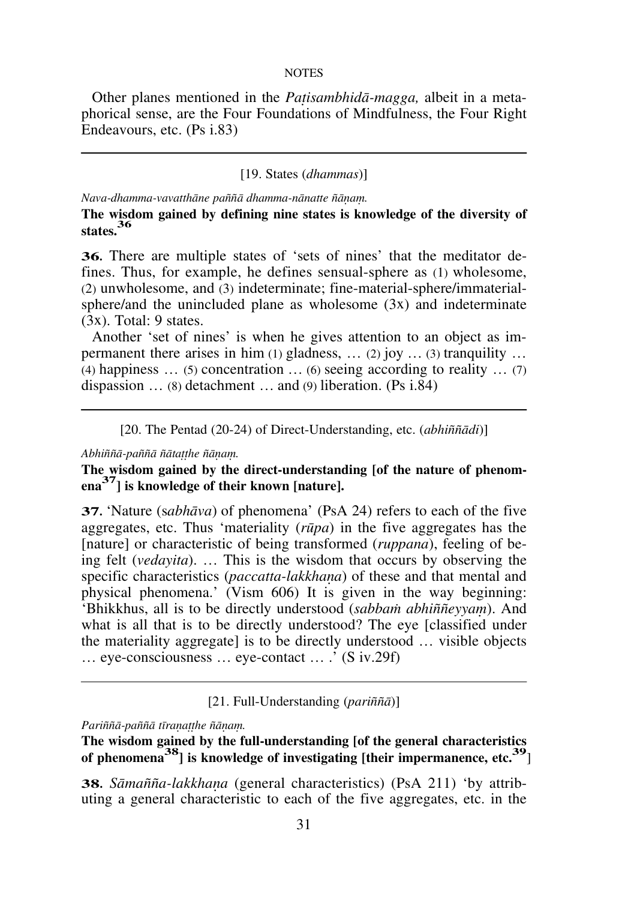Other planes mentioned in the *Paṭisambhidā-magga,* albeit in a metaphorical sense, are the Four Foundations of Mindfulness, the Four Right Endeavours, etc. (Ps i.83)

---

[19. States (*dhammas*)]

*Nava-dhamma-vavatthāne paññā dhamma-nānatte ñāṇaṃ.*

**The wisdom gained by defining nine states is knowledge of the diversity of states.[36]**

**36.** There are multiple states of 'sets of nines' that the meditator defines. Thus, for example, he defines sensual-sphere as (1) wholesome, (2) unwholesome, and (3) indeterminate; fine-material-sphere/immaterial-sphere/and the unincluded plane as wholesome (3x) and indeterminate (3x). Total: 9 states.

Another 'set of nines' is when he gives attention to an object as impermanent there arises in him (1) gladness, … (2) joy … (3) tranquility … (4) happiness … (5) concentration … (6) seeing according to reality … (7) dispassion … (8) detachment … and (9) liberation. (Ps i.84)

---

[20. The Pentad (20-24) of Direct-Understanding, etc. (*abhiññādi*)]

*Abhiññā-paññā ñātaṭṭhe ñāṇaṃ.*

**The wisdom gained by the direct-understanding [of the nature of phenomena[37]] is knowledge of their known [nature].**

**37.** 'Nature (s*abhāva*) of phenomena' (PsA 24) refers to each of the five aggregates, etc. Thus 'materiality (*rūpa*) in the five aggregates has the [nature] or characteristic of being transformed (*ruppana*), feeling of being felt (*vedayita*). … This is the wisdom that occurs by observing the specific characteristics (*paccatta-lakkhaṇa*) of these and that mental and physical phenomena.' (Vism 606) It is given in the way beginning: 'Bhikkhus, all is to be directly understood (*sabbaṁ abhiññeyyaṃ*). And what is all that is to be directly understood? The eye [classified under the materiality aggregate] is to be directly understood … visible objects … eye-consciousness … eye-contact … .' (S iv.29f)

---

[21. Full-Understanding (*pariññā*)]

*Pariññā-paññā tīraṇaṭṭhe ñāṇaṃ.*

**The wisdom gained by the full-understanding [of the general characteristics of phenomena[38]] is knowledge of investigating [their impermanence, etc.[39]]**

**38.** *Sāmañña-lakkhaṇa* (general characteristics) (PsA 211) 'by attributing a general characteristic to each of the five aggregates, etc. in the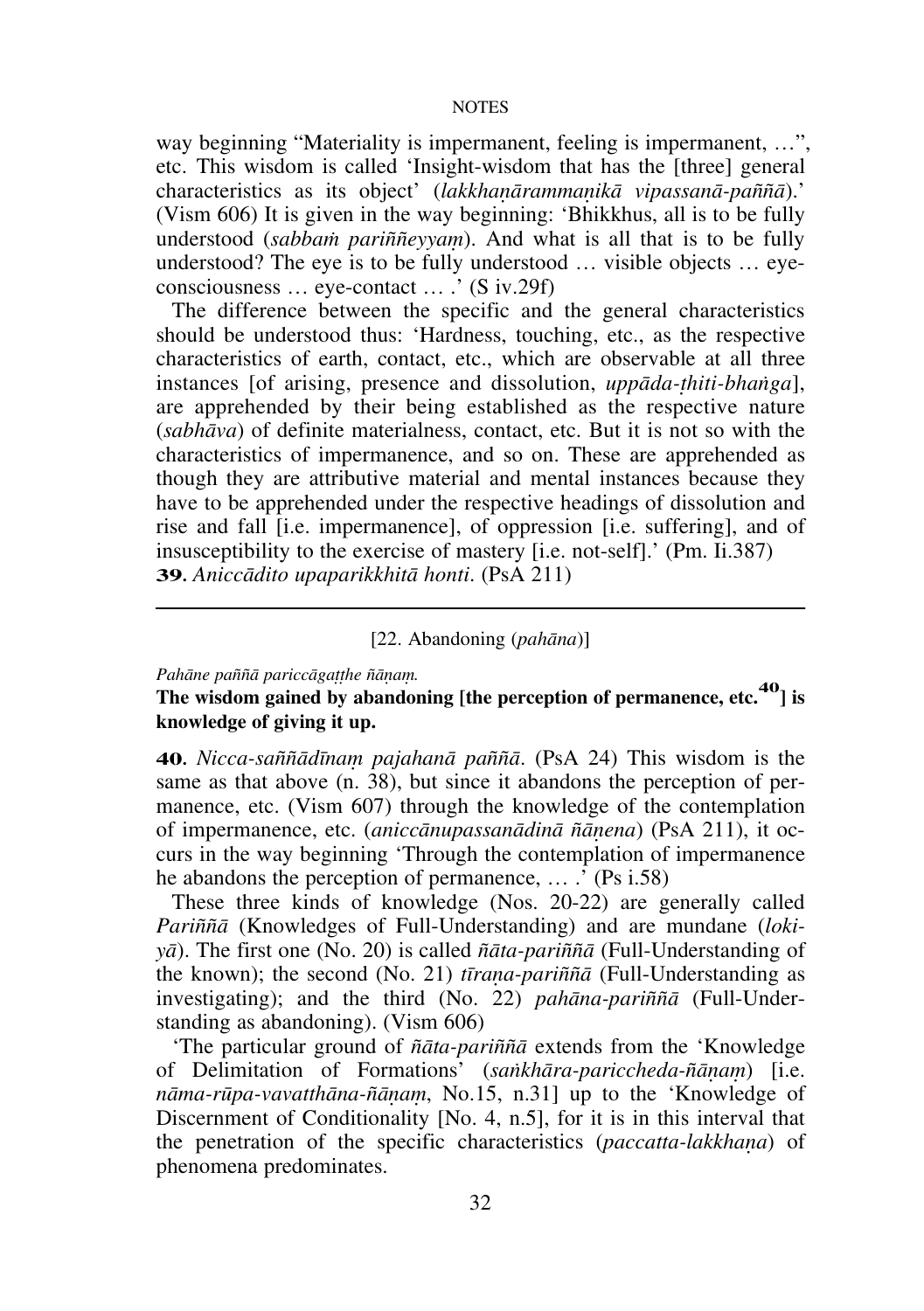way beginning "Materiality is impermanent, feeling is impermanent, …", etc. This wisdom is called 'Insight-wisdom that has the [three] general characteristics as its object' (*lakkhaṇārammaṇikā vipassanā-paññā*).' (Vism 606) It is given in the way beginning: 'Bhikkhus, all is to be fully understood (*sabbaṁ pariññeyyaṃ*). And what is all that is to be fully understood? The eye is to be fully understood … visible objects … eye-consciousness … eye-contact … .' (S iv.29f)

The difference between the specific and the general characteristics should be understood thus: 'Hardness, touching, etc., as the respective characteristics of earth, contact, etc., which are observable at all three instances [of arising, presence and dissolution, *uppāda-ṭhiti-bhaṅga*], are apprehended by their being established as the respective nature (*sabhāva*) of definite materialness, contact, etc. But it is not so with the characteristics of impermanence, and so on. These are apprehended as though they are attributive material and mental instances because they have to be apprehended under the respective headings of dissolution and rise and fall [i.e. impermanence], of oppression [i.e. suffering], and of insusceptibility to the exercise of mastery [i.e. not-self].' (Pm. Ii.387)

**39.** *Aniccādito upaparikkhitā honti*. (PsA 211)

---

[22. Abandoning (*pahāna*)]

*Pahāne paññā pariccāgaṭṭhe ñāṇaṃ.*

**The wisdom gained by abandoning [the perception of permanence, etc.[40]] is knowledge of giving it up.**

**40.** *Nicca-saññādīnaṃ pajahanā paññā*. (PsA 24) This wisdom is the same as that above (n. 38), but since it abandons the perception of permanence, etc. (Vism 607) through the knowledge of the contemplation of impermanence, etc. (*aniccānupassanādinā ñāṇena*) (PsA 211), it occurs in the way beginning 'Through the contemplation of impermanence he abandons the perception of permanence, … .' (Ps i.58)

These three kinds of knowledge (Nos. 20-22) are generally called *Pariññā* (Knowledges of Full-Understanding) and are mundane (*lokiyā*). The first one (No. 20) is called *ñāta-pariññā* (Full-Understanding of the known); the second (No. 21) *tīraṇa-pariññā* (Full-Understanding as investigating); and the third (No. 22) *pahāna-pariññā* (Full-Understanding as abandoning). (Vism 606)

'The particular ground of *ñāta-pariññā* extends from the 'Knowledge of Delimitation of Formations' (*saṅkhāra-pariccheda-ñāṇaṃ*) [i.e. *nāma-rūpa-vavatthāna-ñāṇaṃ*, No.15, n.31] up to the 'Knowledge of Discernment of Conditionality [No. 4, n.5], for it is in this interval that the penetration of the specific characteristics (*paccatta-lakkhaṇa*) of phenomena predominates.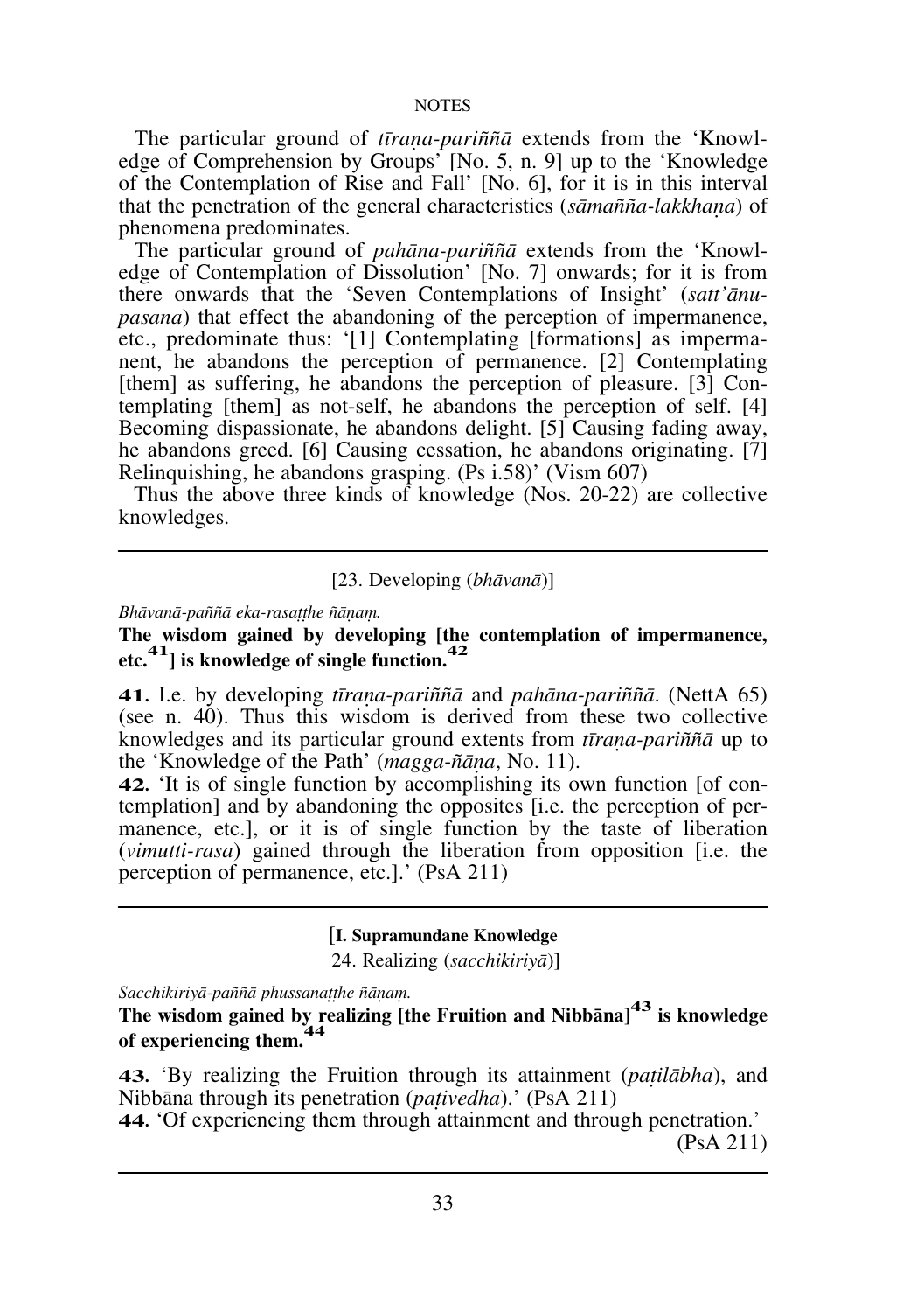The particular ground of *tīraṇa-pariññā* extends from the 'Knowledge of Comprehension by Groups' [No. 5, n. 9] up to the 'Knowledge of the Contemplation of Rise and Fall' [No. 6], for it is in this interval that the penetration of the general characteristics (*sāmañña-lakkhaṇa*) of phenomena predominates.

The particular ground of *pahāna-pariññā* extends from the 'Knowledge of Contemplation of Dissolution' [No. 7] onwards; for it is from there onwards that the 'Seven Contemplations of Insight' (*satt'ānupasana*) that effect the abandoning of the perception of impermanence, etc., predominate thus: '[1] Contemplating [formations] as impermanent, he abandons the perception of permanence. [2] Contemplating [them] as suffering, he abandons the perception of pleasure. [3] Contemplating [them] as not-self, he abandons the perception of self. [4] Becoming dispassionate, he abandons delight. [5] Causing fading away, he abandons greed. [6] Causing cessation, he abandons originating. [7] Relinquishing, he abandons grasping. (Ps i.58)' (Vism 607)

Thus the above three kinds of knowledge (Nos. 20-22) are collective knowledges.

---

[23. Developing (*bhāvanā*)]

*Bhāvanā-paññā eka-rasaṭṭhe ñāṇaṃ.*

**The wisdom gained by developing [the contemplation of impermanence, etc.[41]] is knowledge of single function.[42]**

**41.** I.e. by developing *tīraṇa-pariññā* and *pahāna-pariññā*. (NettA 65) (see n. 40). Thus this wisdom is derived from these two collective knowledges and its particular ground extents from *tīraṇa-pariññā* up to the 'Knowledge of the Path' (*magga-ñāṇa*, No. 11).

**42.** 'It is of single function by accomplishing its own function [of contemplation] and by abandoning the opposites [i.e. the perception of permanence, etc.], or it is of single function by the taste of liberation (*vimutti-rasa*) gained through the liberation from opposition [i.e. the perception of permanence, etc.].' (PsA 211)

---

[**I. Supramundane Knowledge**

24. Realizing (*sacchikiriyā*)]

*Sacchikiriyā-paññā phussanaṭṭhe ñāṇaṃ.*

**The wisdom gained by realizing [the Fruition and Nibbāna][43] is knowledge of experiencing them.[44]**

**43.** 'By realizing the Fruition through its attainment (*paṭilābha*), and Nibbāna through its penetration (*paṭivedha*).' (PsA 211)

**44.** 'Of experiencing them through attainment and through penetration.' (PsA 211)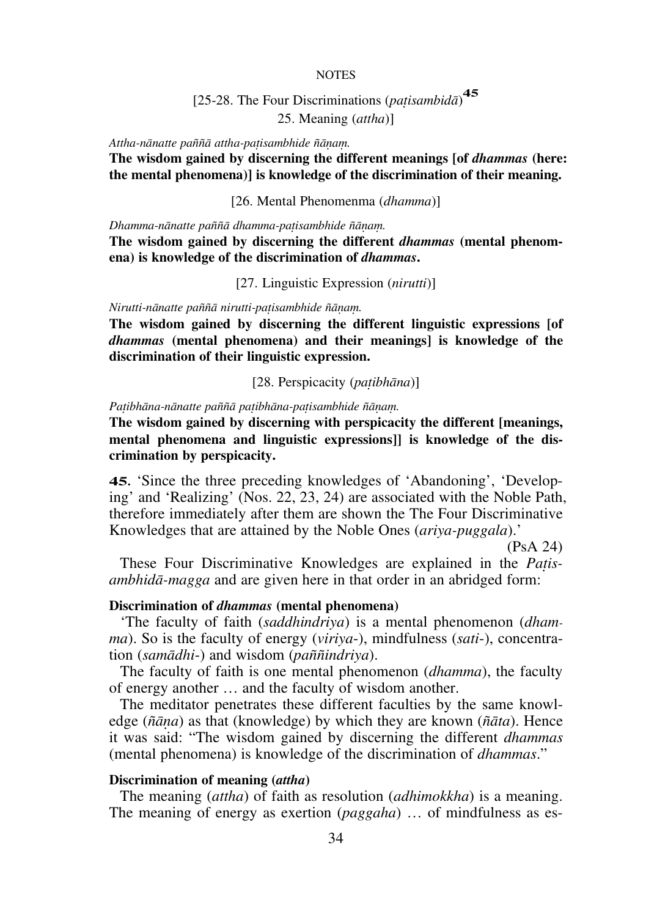NOTES

## [25-28. The Four Discriminations (*paṭisambidā*)[45]
## 25. Meaning (*attha*)]

*Attha-nānatte paññā attha-paṭisambhide ñāṇaṃ.*

**The wisdom gained by discerning the different meanings [of *dhammas* (here: the mental phenomena)] is knowledge of the discrimination of their meaning.**

### [26. Mental Phenomenma (*dhamma*)]

*Dhamma-nānatte paññā dhamma-paṭisambhide ñāṇaṃ.*

**The wisdom gained by discerning the different *dhammas* (mental phenomena) is knowledge of the discrimination of *dhammas*.**

### [27. Linguistic Expression (*nirutti*)]

*Nirutti-nānatte paññā nirutti-paṭisambhide ñāṇaṃ.*

**The wisdom gained by discerning the different linguistic expressions [of *dhammas* (mental phenomena) and their meanings] is knowledge of the discrimination of their linguistic expression.**

### [28. Perspicacity (*paṭibhāna*)]

*Paṭibhāna-nānatte paññā paṭibhāna-paṭisambhide ñāṇaṃ.*

**The wisdom gained by discerning with perspicacity the different [meanings, mental phenomena and linguistic expressions]] is knowledge of the discrimination by perspicacity.**

**45.** 'Since the three preceding knowledges of 'Abandoning', 'Developing' and 'Realizing' (Nos. 22, 23, 24) are associated with the Noble Path, therefore immediately after them are shown the The Four Discriminative Knowledges that are attained by the Noble Ones (*ariya-puggala*).'

(PsA 24)

These Four Discriminative Knowledges are explained in the *Paṭisambhidā-magga* and are given here in that order in an abridged form:

**Discrimination of *dhammas* (mental phenomena)**

'The faculty of faith (*saddhindriya*) is a mental phenomenon (*dhamma*). So is the faculty of energy (*viriya-*), mindfulness (*sati-*), concentration (*samādhi-*) and wisdom (*paññindriya*).

The faculty of faith is one mental phenomenon (*dhamma*), the faculty of energy another … and the faculty of wisdom another.

The meditator penetrates these different faculties by the same knowledge (*ñāṇa*) as that (knowledge) by which they are known (*ñāta*). Hence it was said: "The wisdom gained by discerning the different *dhammas* (mental phenomena) is knowledge of the discrimination of *dhammas*."

**Discrimination of meaning (*attha*)**

The meaning (*attha*) of faith as resolution (*adhimokkha*) is a meaning. The meaning of energy as exertion (*paggaha*) … of mindfulness as es-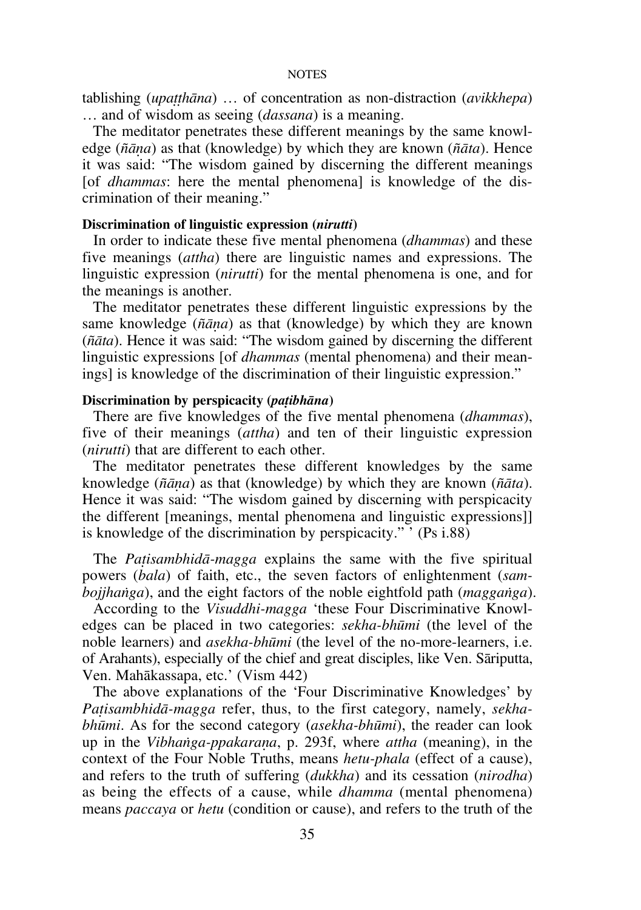tablishing (*upaṭṭhāna*) … of concentration as non-distraction (*avikkhepa*) … and of wisdom as seeing (*dassana*) is a meaning.

The meditator penetrates these different meanings by the same knowledge (*ñāṇa*) as that (knowledge) by which they are known (*ñāta*). Hence it was said: "The wisdom gained by discerning the different meanings [of *dhammas*: here the mental phenomena] is knowledge of the discrimination of their meaning."

**Discrimination of linguistic expression (*nirutti*)**

In order to indicate these five mental phenomena (*dhammas*) and these five meanings (*attha*) there are linguistic names and expressions. The linguistic expression (*nirutti*) for the mental phenomena is one, and for the meanings is another.

The meditator penetrates these different linguistic expressions by the same knowledge (*ñāṇa*) as that (knowledge) by which they are known (*ñāta*). Hence it was said: "The wisdom gained by discerning the different linguistic expressions [of *dhammas* (mental phenomena) and their meanings] is knowledge of the discrimination of their linguistic expression."

**Discrimination by perspicacity (*paṭibhāna*)**

There are five knowledges of the five mental phenomena (*dhammas*), five of their meanings (*attha*) and ten of their linguistic expression (*nirutti*) that are different to each other.

The meditator penetrates these different knowledges by the same knowledge (*ñāṇa*) as that (knowledge) by which they are known (*ñāta*). Hence it was said: "The wisdom gained by discerning with perspicacity the different [meanings, mental phenomena and linguistic expressions]] is knowledge of the discrimination by perspicacity." ' (Ps i.88)

The *Paṭisambhidā-magga* explains the same with the five spiritual powers (*bala*) of faith, etc., the seven factors of enlightenment (*sambojjhaṅga*), and the eight factors of the noble eightfold path (*maggaṅga*).

According to the *Visuddhi-magga* 'these Four Discriminative Knowledges can be placed in two categories: *sekha-bhūmi* (the level of the noble learners) and *asekha-bhūmi* (the level of the no-more-learners, i.e. of Arahants), especially of the chief and great disciples, like Ven. Sāriputta, Ven. Mahākassapa, etc.' (Vism 442)

The above explanations of the 'Four Discriminative Knowledges' by *Paṭisambhidā-magga* refer, thus, to the first category, namely, *sekha-bhūmi*. As for the second category (*asekha-bhūmi*), the reader can look up in the *Vibhaṅga-ppakaraṇa*, p. 293f, where *attha* (meaning), in the context of the Four Noble Truths, means *hetu-phala* (effect of a cause), and refers to the truth of suffering (*dukkha*) and its cessation (*nirodha*) as being the effects of a cause, while *dhamma* (mental phenomena) means *paccaya* or *hetu* (condition or cause), and refers to the truth of the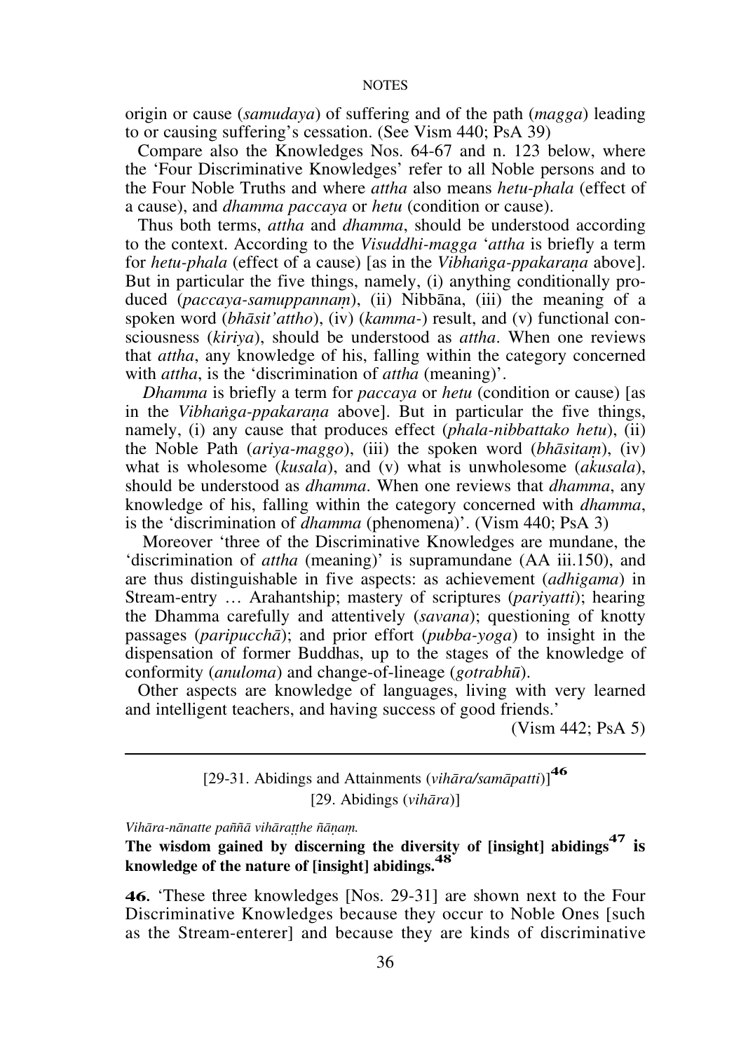origin or cause (*samudaya*) of suffering and of the path (*magga*) leading to or causing suffering's cessation. (See Vism 440; PsA 39)

Compare also the Knowledges Nos. 64-67 and n. 123 below, where the 'Four Discriminative Knowledges' refer to all Noble persons and to the Four Noble Truths and where *attha* also means *hetu-phala* (effect of a cause), and *dhamma paccaya* or *hetu* (condition or cause).

Thus both terms, *attha* and *dhamma*, should be understood according to the context. According to the *Visuddhi-magga* '*attha* is briefly a term for *hetu-phala* (effect of a cause) [as in the *Vibhaṅga-ppakaraṇa* above]. But in particular the five things, namely, (i) anything conditionally produced (*paccaya-samuppannaṃ*), (ii) Nibbāna, (iii) the meaning of a spoken word (*bhāsit'attho*), (iv) (*kamma-*) result, and (v) functional consciousness (*kiriya*), should be understood as *attha*. When one reviews that *attha*, any knowledge of his, falling within the category concerned with *attha*, is the 'discrimination of *attha* (meaning)'.

*Dhamma* is briefly a term for *paccaya* or *hetu* (condition or cause) [as in the *Vibhaṅga-ppakaraṇa* above]. But in particular the five things, namely, (i) any cause that produces effect (*phala-nibbattako hetu*), (ii) the Noble Path (*ariya-maggo*), (iii) the spoken word (*bhāsitaṃ*), (iv) what is wholesome (*kusala*), and (v) what is unwholesome (*akusala*), should be understood as *dhamma*. When one reviews that *dhamma*, any knowledge of his, falling within the category concerned with *dhamma*, is the 'discrimination of *dhamma* (phenomena)'. (Vism 440; PsA 3)

Moreover 'three of the Discriminative Knowledges are mundane, the 'discrimination of *attha* (meaning)' is supramundane (AA iii.150), and are thus distinguishable in five aspects: as achievement (*adhigama*) in Stream-entry … Arahantship; mastery of scriptures (*pariyatti*); hearing the Dhamma carefully and attentively (*savana*); questioning of knotty passages (*paripucchā*); and prior effort (*pubba-yoga*) to insight in the dispensation of former Buddhas, up to the stages of the knowledge of conformity (*anuloma*) and change-of-lineage (*gotrabhū*).

Other aspects are knowledge of languages, living with very learned and intelligent teachers, and having success of good friends.'

(Vism 442; PsA 5)

---

### [29-31. Abidings and Attainments (*vihāra/samāpatti*)][46]

#### [29. Abidings (*vihāra*)]

*Vihāra-nānatte paññā vihāraṭṭhe ñāṇaṃ.*

**The wisdom gained by discerning the diversity of [insight] abidings[47] is knowledge of the nature of [insight] abidings.[48]**

**46.** 'These three knowledges [Nos. 29-31] are shown next to the Four Discriminative Knowledges because they occur to Noble Ones [such as the Stream-enterer] and because they are kinds of discriminative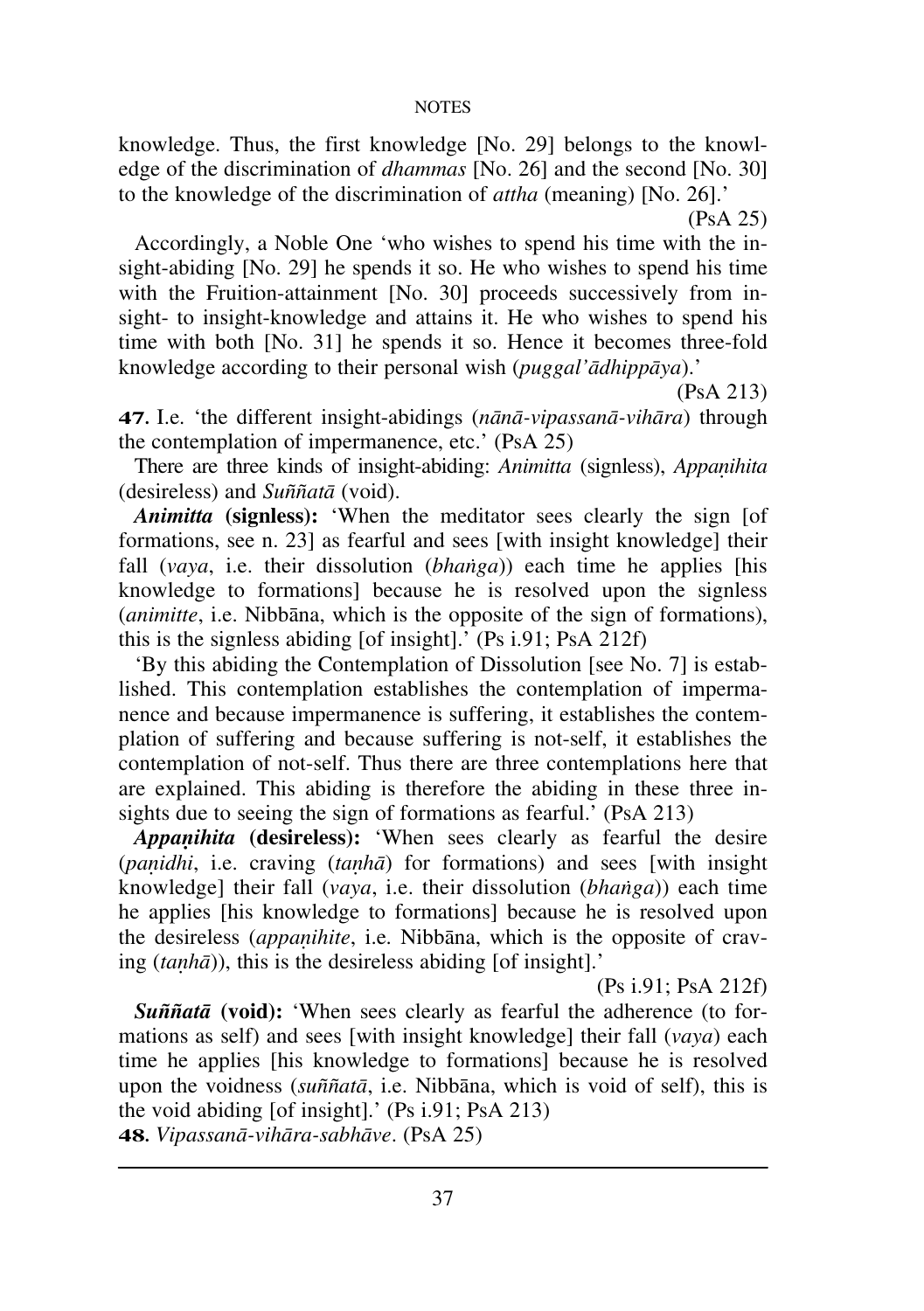knowledge. Thus, the first knowledge [No. 29] belongs to the knowledge of the discrimination of *dhammas* [No. 26] and the second [No. 30] to the knowledge of the discrimination of *attha* (meaning) [No. 26].'

(PsA 25)

Accordingly, a Noble One 'who wishes to spend his time with the insight-abiding [No. 29] he spends it so. He who wishes to spend his time with the Fruition-attainment [No. 30] proceeds successively from insight- to insight-knowledge and attains it. He who wishes to spend his time with both [No. 31] he spends it so. Hence it becomes three-fold knowledge according to their personal wish (*puggal'ādhippāya*).'

(PsA 213)

**47.** I.e. 'the different insight-abidings (*nānā-vipassanā-vihāra*) through the contemplation of impermanence, etc.' (PsA 25)

There are three kinds of insight-abiding: *Animitta* (signless), *Appaṇihita* (desireless) and *Suññatā* (void).

***Animitta* (signless):** 'When the meditator sees clearly the sign [of formations, see n. 23] as fearful and sees [with insight knowledge] their fall (*vaya*, i.e. their dissolution (*bhaṅga*)) each time he applies [his knowledge to formations] because he is resolved upon the signless (*animitte*, i.e. Nibbāna, which is the opposite of the sign of formations), this is the signless abiding [of insight].' (Ps i.91; PsA 212f)

'By this abiding the Contemplation of Dissolution [see No. 7] is established. This contemplation establishes the contemplation of impermanence and because impermanence is suffering, it establishes the contemplation of suffering and because suffering is not-self, it establishes the contemplation of not-self. Thus there are three contemplations here that are explained. This abiding is therefore the abiding in these three insights due to seeing the sign of formations as fearful.' (PsA 213)

***Appaṇihita* (desireless):** 'When sees clearly as fearful the desire (*paṇidhi*, i.e. craving (*taṇhā*) for formations) and sees [with insight knowledge] their fall (*vaya*, i.e. their dissolution (*bhaṅga*)) each time he applies [his knowledge to formations] because he is resolved upon the desireless (*appaṇihite*, i.e. Nibbāna, which is the opposite of craving (*taṇhā*)), this is the desireless abiding [of insight].'

(Ps i.91; PsA 212f)

***Suññatā* (void):** 'When sees clearly as fearful the adherence (to formations as self) and sees [with insight knowledge] their fall (*vaya*) each time he applies [his knowledge to formations] because he is resolved upon the voidness (*suññatā*, i.e. Nibbāna, which is void of self), this is the void abiding [of insight].' (Ps i.91; PsA 213)

**48.** *Vipassanā-vihāra-sabhāve*. (PsA 25)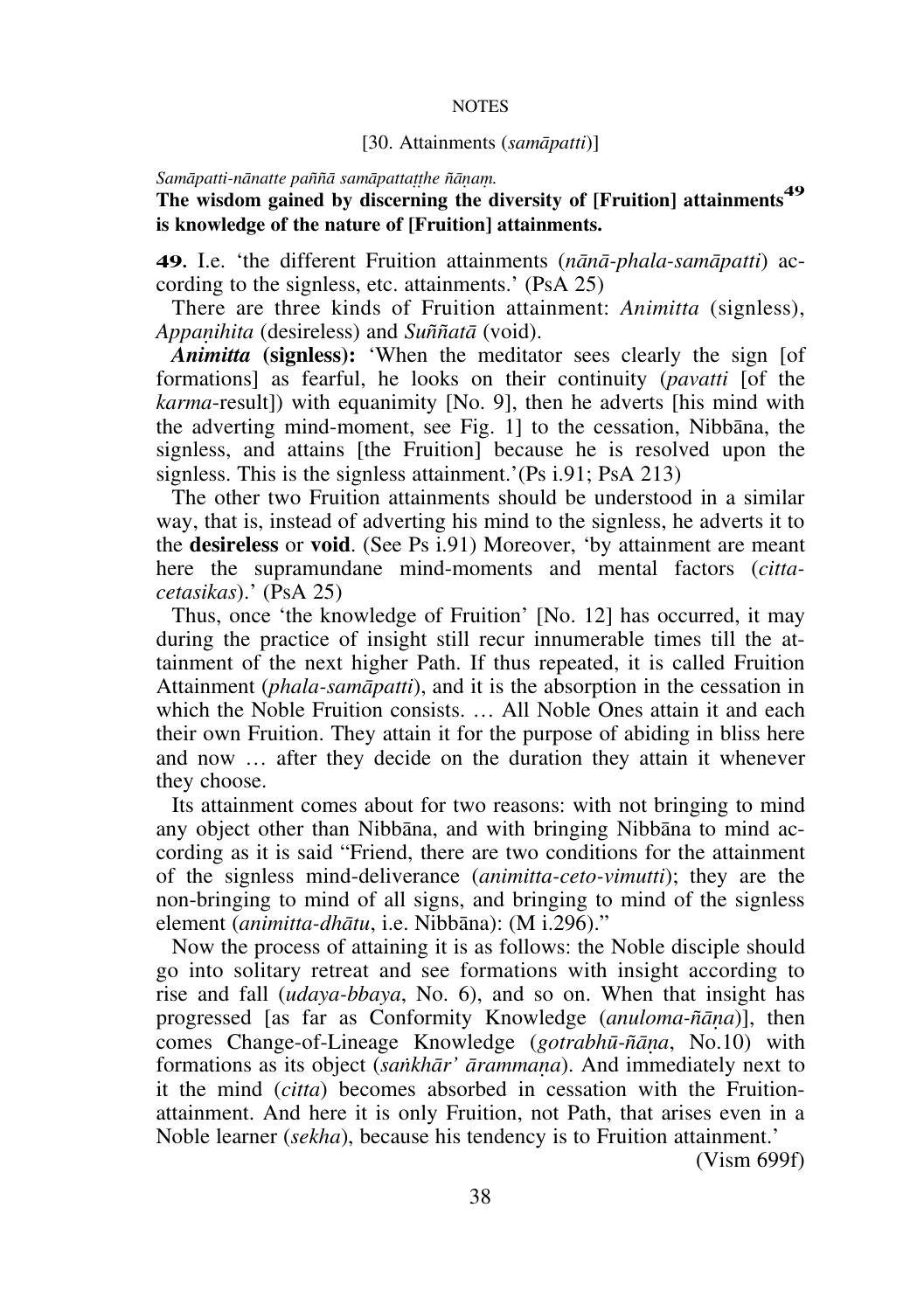[30. Attainments (*samāpatti*)]

*Samāpatti-nānatte paññā samāpattaṭṭhe ñāṇaṃ.*

**The wisdom gained by discerning the diversity of [Fruition] attainments[49] is knowledge of the nature of [Fruition] attainments.**

**49.** I.e. 'the different Fruition attainments (*nānā-phala-samāpatti*) according to the signless, etc. attainments.' (PsA 25)

There are three kinds of Fruition attainment: *Animitta* (signless), *Appaṇihita* (desireless) and *Suññatā* (void).

***Animitta*** **(signless):** 'When the meditator sees clearly the sign [of formations] as fearful, he looks on their continuity (*pavatti* [of the *karma*-result]) with equanimity [No. 9], then he adverts [his mind with the adverting mind-moment, see Fig. 1] to the cessation, Nibbāna, the signless, and attains [the Fruition] because he is resolved upon the signless. This is the signless attainment.'(Ps i.91; PsA 213)

The other two Fruition attainments should be understood in a similar way, that is, instead of adverting his mind to the signless, he adverts it to the **desireless** or **void**. (See Ps i.91) Moreover, 'by attainment are meant here the supramundane mind-moments and mental factors (*citta-cetasikas*).' (PsA 25)

Thus, once 'the knowledge of Fruition' [No. 12] has occurred, it may during the practice of insight still recur innumerable times till the attainment of the next higher Path. If thus repeated, it is called Fruition Attainment (*phala-samāpatti*), and it is the absorption in the cessation in which the Noble Fruition consists. … All Noble Ones attain it and each their own Fruition. They attain it for the purpose of abiding in bliss here and now … after they decide on the duration they attain it whenever they choose.

Its attainment comes about for two reasons: with not bringing to mind any object other than Nibbāna, and with bringing Nibbāna to mind according as it is said "Friend, there are two conditions for the attainment of the signless mind-deliverance (*animitta-ceto-vimutti*); they are the non-bringing to mind of all signs, and bringing to mind of the signless element (*animitta-dhātu*, i.e. Nibbāna): (M i.296)."

Now the process of attaining it is as follows: the Noble disciple should go into solitary retreat and see formations with insight according to rise and fall (*udaya-bbaya*, No. 6), and so on. When that insight has progressed [as far as Conformity Knowledge (*anuloma-ñāṇa*)], then comes Change-of-Lineage Knowledge (*gotrabhū-ñāṇa*, No.10) with formations as its object (*saṅkhār' ārammaṇa*). And immediately next to it the mind (*citta*) becomes absorbed in cessation with the Fruition-attainment. And here it is only Fruition, not Path, that arises even in a Noble learner (*sekha*), because his tendency is to Fruition attainment.' (Vism 699f)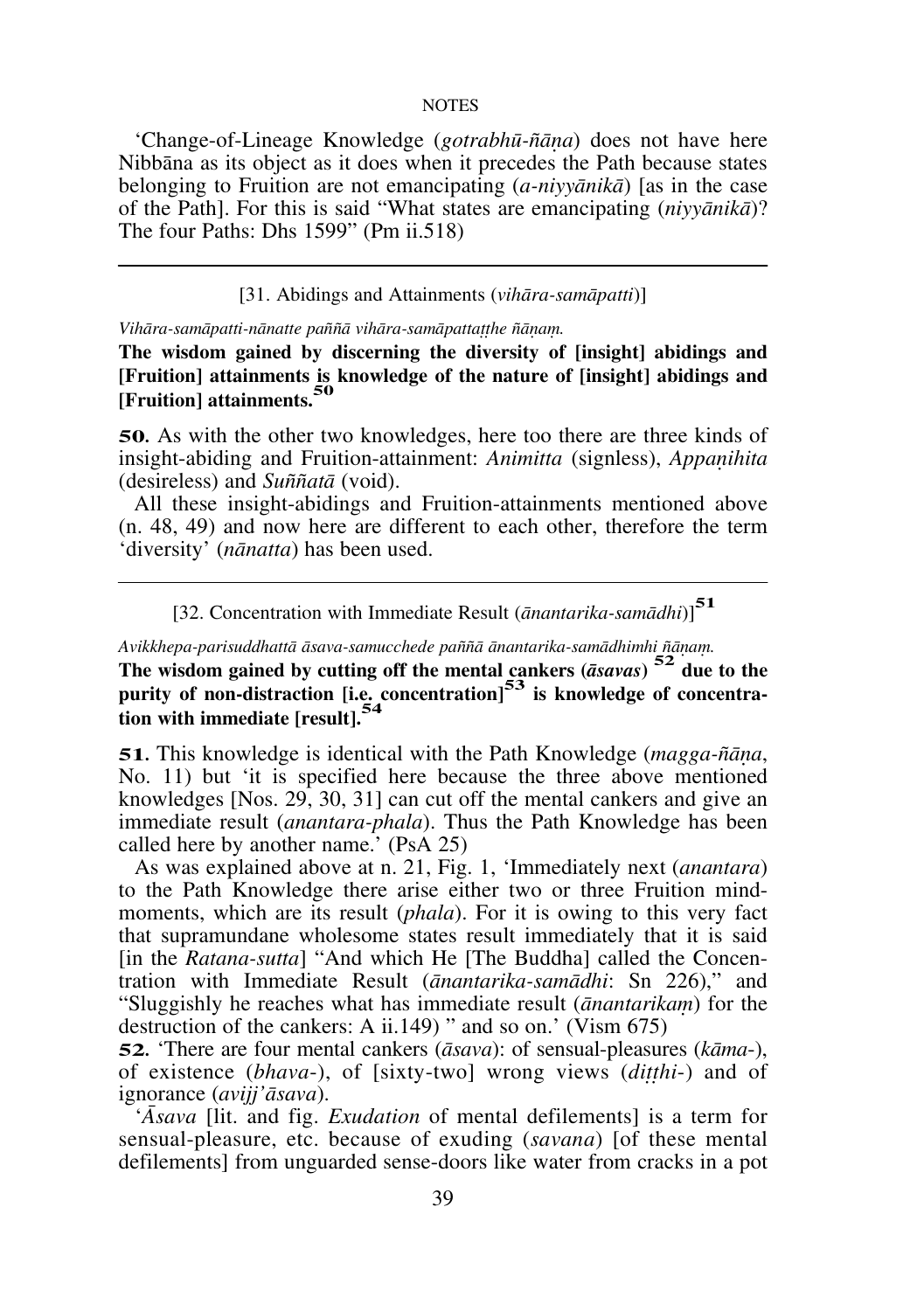'Change-of-Lineage Knowledge (*gotrabhū-ñāṇa*) does not have here Nibbāna as its object as it does when it precedes the Path because states belonging to Fruition are not emancipating (*a-niyyānikā*) [as in the case of the Path]. For this is said "What states are emancipating (*niyyānikā*)? The four Paths: Dhs 1599" (Pm ii.518)

---

[31. Abidings and Attainments (*vihāra-samāpatti*)]

*Vihāra-samāpatti-nānatte paññā vihāra-samāpattaṭṭhe ñāṇaṃ.*

**The wisdom gained by discerning the diversity of [insight] abidings and [Fruition] attainments is knowledge of the nature of [insight] abidings and [Fruition] attainments.[50]**

**50.** As with the other two knowledges, here too there are three kinds of insight-abiding and Fruition-attainment: *Animitta* (signless), *Appaṇihita* (desireless) and *Suññatā* (void).

All these insight-abidings and Fruition-attainments mentioned above (n. 48, 49) and now here are different to each other, therefore the term 'diversity' (*nānatta*) has been used.

---

[32. Concentration with Immediate Result (*ānantarika-samādhi*)][51]

*Avikkhepa-parisuddhattā āsava-samucchede paññā ānantarika-samādhimhi ñāṇaṃ.*

**The wisdom gained by cutting off the mental cankers (*āsavas*)[52] due to the purity of non-distraction [i.e. concentration][53] is knowledge of concentration with immediate [result].[54]**

**51.** This knowledge is identical with the Path Knowledge (*magga-ñāṇa*, No. 11) but 'it is specified here because the three above mentioned knowledges [Nos. 29, 30, 31] can cut off the mental cankers and give an immediate result (*anantara-phala*). Thus the Path Knowledge has been called here by another name.' (PsA 25)

As was explained above at n. 21, Fig. 1, 'Immediately next (*anantara*) to the Path Knowledge there arise either two or three Fruition mind-moments, which are its result (*phala*). For it is owing to this very fact that supramundane wholesome states result immediately that it is said [in the *Ratana-sutta*] "And which He [The Buddha] called the Concentration with Immediate Result (*ānantarika-samādhi*: Sn 226)," and "Sluggishly he reaches what has immediate result (*ānantarikaṃ*) for the destruction of the cankers: A ii.149) " and so on.' (Vism 675)

**52.** 'There are four mental cankers (*āsava*): of sensual-pleasures (*kāma-*), of existence (*bhava-*), of [sixty-two] wrong views (*diṭṭhi-*) and of ignorance (*avijj'āsava*).

'*Āsava* [lit. and fig. *Exudation* of mental defilements] is a term for sensual-pleasure, etc. because of exuding (*savana*) [of these mental defilements] from unguarded sense-doors like water from cracks in a pot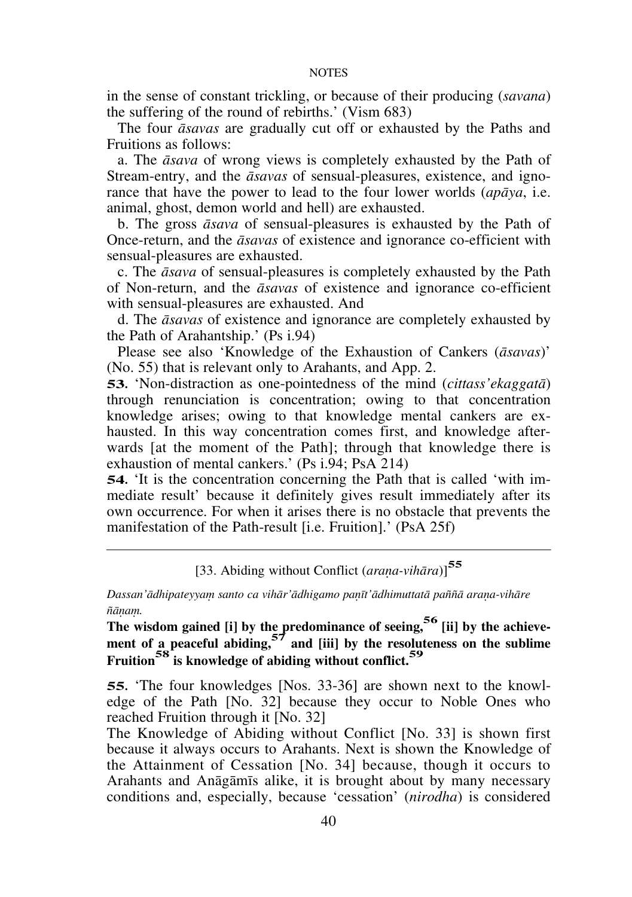in the sense of constant trickling, or because of their producing (*savana*) the suffering of the round of rebirths.' (Vism 683)

The four *āsavas* are gradually cut off or exhausted by the Paths and Fruitions as follows:

a. The *āsava* of wrong views is completely exhausted by the Path of Stream-entry, and the *āsavas* of sensual-pleasures, existence, and ignorance that have the power to lead to the four lower worlds (*apāya*, i.e. animal, ghost, demon world and hell) are exhausted.

b. The gross *āsava* of sensual-pleasures is exhausted by the Path of Once-return, and the *āsavas* of existence and ignorance co-efficient with sensual-pleasures are exhausted.

c. The *āsava* of sensual-pleasures is completely exhausted by the Path of Non-return, and the *āsavas* of existence and ignorance co-efficient with sensual-pleasures are exhausted. And

d. The *āsavas* of existence and ignorance are completely exhausted by the Path of Arahantship.' (Ps i.94)

Please see also 'Knowledge of the Exhaustion of Cankers (*āsavas*)' (No. 55) that is relevant only to Arahants, and App. 2.

**53.** 'Non-distraction as one-pointedness of the mind (*cittass'ekaggatā*) through renunciation is concentration; owing to that concentration knowledge arises; owing to that knowledge mental cankers are exhausted. In this way concentration comes first, and knowledge afterwards [at the moment of the Path]; through that knowledge there is exhaustion of mental cankers.' (Ps i.94; PsA 214)

**54.** 'It is the concentration concerning the Path that is called 'with immediate result' because it definitely gives result immediately after its own occurrence. For when it arises there is no obstacle that prevents the manifestation of the Path-result [i.e. Fruition].' (PsA 25f)

---

[33. Abiding without Conflict (*araṇa-vihāra*)][55]

*Dassan'ādhipateyyaṃ santo ca vihār'ādhigamo paṇīt'ādhimuttatā paññā araṇa-vihāre ñāṇaṃ.*

**The wisdom gained [i] by the predominance of seeing,[56] [ii] by the achievement of a peaceful abiding,[57] and [iii] by the resoluteness on the sublime Fruition[58] is knowledge of abiding without conflict.[59]**

**55.** 'The four knowledges [Nos. 33-36] are shown next to the knowledge of the Path [No. 32] because they occur to Noble Ones who reached Fruition through it [No. 32]

The Knowledge of Abiding without Conflict [No. 33] is shown first because it always occurs to Arahants. Next is shown the Knowledge of the Attainment of Cessation [No. 34] because, though it occurs to Arahants and Anāgāmīs alike, it is brought about by many necessary conditions and, especially, because 'cessation' (*nirodha*) is considered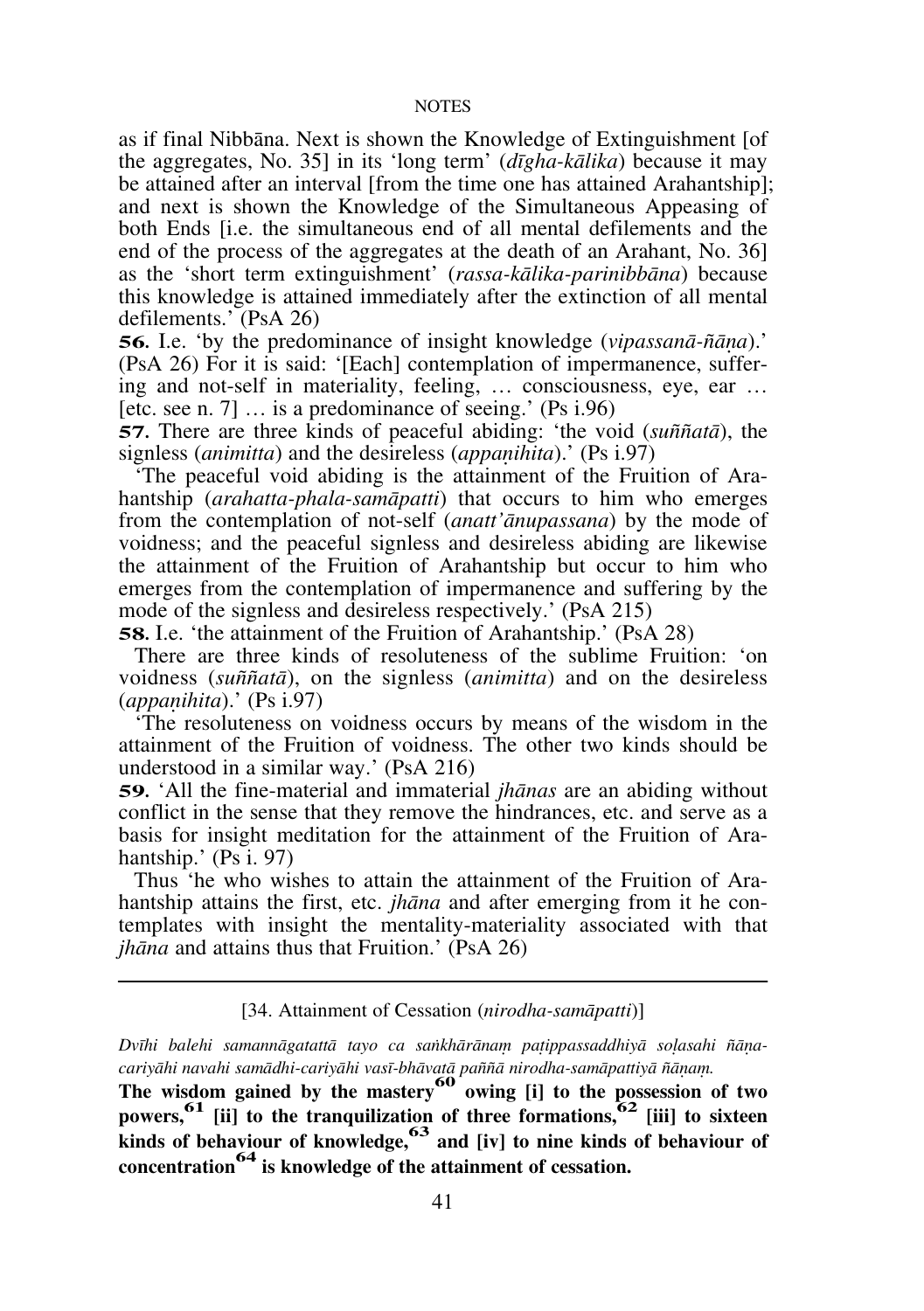as if final Nibbāna. Next is shown the Knowledge of Extinguishment [of the aggregates, No. 35] in its 'long term' (*dīgha-kālika*) because it may be attained after an interval [from the time one has attained Arahantship]; and next is shown the Knowledge of the Simultaneous Appeasing of both Ends [i.e. the simultaneous end of all mental defilements and the end of the process of the aggregates at the death of an Arahant, No. 36] as the 'short term extinguishment' (*rassa-kālika-parinibbāna*) because this knowledge is attained immediately after the extinction of all mental defilements.' (PsA 26)

**56.** I.e. 'by the predominance of insight knowledge (*vipassanā-ñāṇa*).' (PsA 26) For it is said: '[Each] contemplation of impermanence, suffering and not-self in materiality, feeling, … consciousness, eye, ear … [etc. see n. 7] … is a predominance of seeing.' (Ps i.96)

**57.** There are three kinds of peaceful abiding: 'the void (*suññatā*), the signless (*animitta*) and the desireless (*appaṇihita*).' (Ps i.97)

'The peaceful void abiding is the attainment of the Fruition of Arahantship (*arahatta-phala-samāpatti*) that occurs to him who emerges from the contemplation of not-self (*anatt'ānupassana*) by the mode of voidness; and the peaceful signless and desireless abiding are likewise the attainment of the Fruition of Arahantship but occur to him who emerges from the contemplation of impermanence and suffering by the mode of the signless and desireless respectively.' (PsA 215)

**58.** I.e. 'the attainment of the Fruition of Arahantship.' (PsA 28)

There are three kinds of resoluteness of the sublime Fruition: 'on voidness (*suññatā*), on the signless (*animitta*) and on the desireless (*appaṇihita*).' (Ps i.97)

'The resoluteness on voidness occurs by means of the wisdom in the attainment of the Fruition of voidness. The other two kinds should be understood in a similar way.' (PsA 216)

**59.** 'All the fine-material and immaterial *jhānas* are an abiding without conflict in the sense that they remove the hindrances, etc. and serve as a basis for insight meditation for the attainment of the Fruition of Arahantship.' (Ps i. 97)

Thus 'he who wishes to attain the attainment of the Fruition of Arahantship attains the first, etc. *jhāna* and after emerging from it he contemplates with insight the mentality-materiality associated with that *jhāna* and attains thus that Fruition.' (PsA 26)

---

[34. Attainment of Cessation (*nirodha-samāpatti*)]

*Dvīhi balehi samannāgatattā tayo ca saṅkhārānaṃ paṭippassaddhiyā soḷasahi ñāṇa-cariyāhi navahi samādhi-cariyāhi vasī-bhāvatā paññā nirodha-samāpattiyā ñāṇaṃ.*

**The wisdom gained by the mastery[60] owing [i] to the possession of two powers,[61] [ii] to the tranquilization of three formations,[62] [iii] to sixteen kinds of behaviour of knowledge,[63] and [iv] to nine kinds of behaviour of concentration[64] is knowledge of the attainment of cessation.**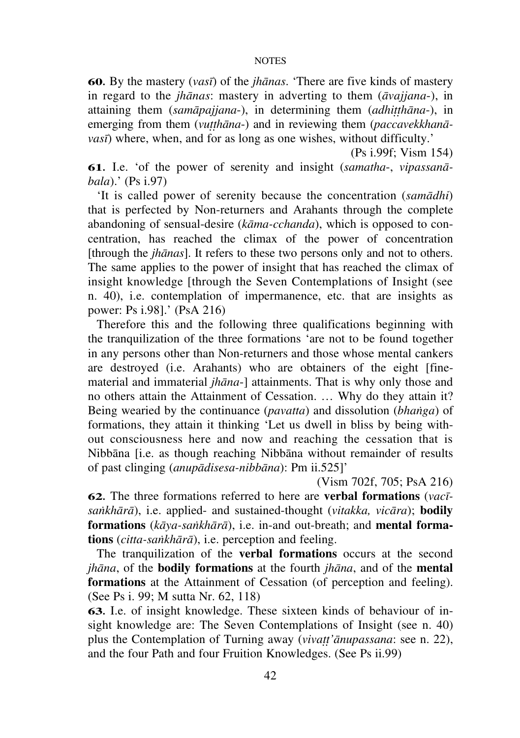**60.** By the mastery (*vasī*) of the *jhānas*. 'There are five kinds of mastery in regard to the *jhānas*: mastery in adverting to them (*āvajjana-*), in attaining them (*samāpajjana-*), in determining them (*adhiṭṭhāna-*), in emerging from them (*vuṭṭhāna-*) and in reviewing them (*paccavekkhanā-vasī*) where, when, and for as long as one wishes, without difficulty.'

(Ps i.99f; Vism 154)

**61.** I.e. 'of the power of serenity and insight (*samatha-*, *vipassanā-bala*).' (Ps i.97)

'It is called power of serenity because the concentration (*samādhi*) that is perfected by Non-returners and Arahants through the complete abandoning of sensual-desire (*kāma-cchanda*), which is opposed to concentration, has reached the climax of the power of concentration [through the *jhānas*]. It refers to these two persons only and not to others. The same applies to the power of insight that has reached the climax of insight knowledge [through the Seven Contemplations of Insight (see n. 40), i.e. contemplation of impermanence, etc. that are insights as power: Ps i.98].' (PsA 216)

Therefore this and the following three qualifications beginning with the tranquilization of the three formations 'are not to be found together in any persons other than Non-returners and those whose mental cankers are destroyed (i.e. Arahants) who are obtainers of the eight [fine-material and immaterial *jhāna-*] attainments. That is why only those and no others attain the Attainment of Cessation. … Why do they attain it? Being wearied by the continuance (*pavatta*) and dissolution (*bhaṅga*) of formations, they attain it thinking 'Let us dwell in bliss by being without consciousness here and now and reaching the cessation that is Nibbāna [i.e. as though reaching Nibbāna without remainder of results of past clinging (*anupādisesa-nibbāna*): Pm ii.525]'

(Vism 702f, 705; PsA 216)

**62.** The three formations referred to here are **verbal formations** (*vacī-saṅkhārā*), i.e. applied- and sustained-thought (*vitakka, vicāra*); **bodily formations** (*kāya-saṅkhārā*), i.e. in-and out-breath; and **mental formations** (*citta-saṅkhārā*), i.e. perception and feeling.

The tranquilization of the **verbal formations** occurs at the second *jhāna*, of the **bodily formations** at the fourth *jhāna*, and of the **mental formations** at the Attainment of Cessation (of perception and feeling). (See Ps i. 99; M sutta Nr. 62, 118)

**63.** I.e. of insight knowledge. These sixteen kinds of behaviour of insight knowledge are: The Seven Contemplations of Insight (see n. 40) plus the Contemplation of Turning away (*vivaṭṭ'ānupassana*: see n. 22), and the four Path and four Fruition Knowledges. (See Ps ii.99)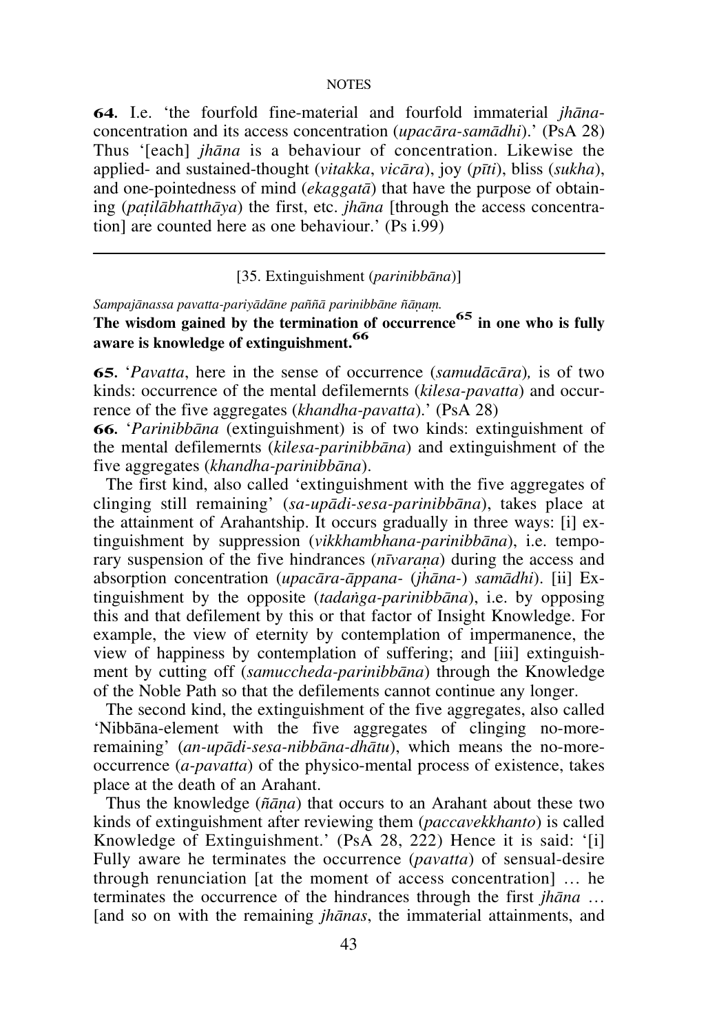**64.** I.e. 'the fourfold fine-material and fourfold immaterial *jhāna*-concentration and its access concentration (*upacāra-samādhi*).' (PsA 28) Thus '[each] *jhāna* is a behaviour of concentration. Likewise the applied- and sustained-thought (*vitakka*, *vicāra*), joy (*pīti*), bliss (*sukha*), and one-pointedness of mind (*ekaggatā*) that have the purpose of obtaining (*paṭilābhatthāya*) the first, etc. *jhāna* [through the access concentration] are counted here as one behaviour.' (Ps i.99)

---

[35. Extinguishment (*parinibbāna*)]

*Sampajānassa pavatta-pariyādāne paññā parinibbāne ñāṇaṃ.*

**The wisdom gained by the termination of occurrence[65] in one who is fully aware is knowledge of extinguishment.[66]**

**65.** '*Pavatta*, here in the sense of occurrence (*samudācāra*), is of two kinds: occurrence of the mental defilemernts (*kilesa-pavatta*) and occurrence of the five aggregates (*khandha-pavatta*).' (PsA 28)

**66.** '*Parinibbāna* (extinguishment) is of two kinds: extinguishment of the mental defilemernts (*kilesa-parinibbāna*) and extinguishment of the five aggregates (*khandha-parinibbāna*).

The first kind, also called 'extinguishment with the five aggregates of clinging still remaining' (*sa-upādi-sesa-parinibbāna*), takes place at the attainment of Arahantship. It occurs gradually in three ways: [i] extinguishment by suppression (*vikkhambhana-parinibbāna*), i.e. temporary suspension of the five hindrances (*nīvaraṇa*) during the access and absorption concentration (*upacāra-āppana-* (*jhāna-*) *samādhi*). [ii] Extinguishment by the opposite (*tadaṅga-parinibbāna*), i.e. by opposing this and that defilement by this or that factor of Insight Knowledge. For example, the view of eternity by contemplation of impermanence, the view of happiness by contemplation of suffering; and [iii] extinguishment by cutting off (*samuccheda-parinibbāna*) through the Knowledge of the Noble Path so that the defilements cannot continue any longer.

The second kind, the extinguishment of the five aggregates, also called 'Nibbāna-element with the five aggregates of clinging no-more-remaining' (*an-upādi-sesa-nibbāna-dhātu*), which means the no-more-occurrence (*a-pavatta*) of the physico-mental process of existence, takes place at the death of an Arahant.

Thus the knowledge (*ñāṇa*) that occurs to an Arahant about these two kinds of extinguishment after reviewing them (*paccavekkhanto*) is called Knowledge of Extinguishment.' (PsA 28, 222) Hence it is said: '[i] Fully aware he terminates the occurrence (*pavatta*) of sensual-desire through renunciation [at the moment of access concentration] … he terminates the occurrence of the hindrances through the first *jhāna* … [and so on with the remaining *jhānas*, the immaterial attainments, and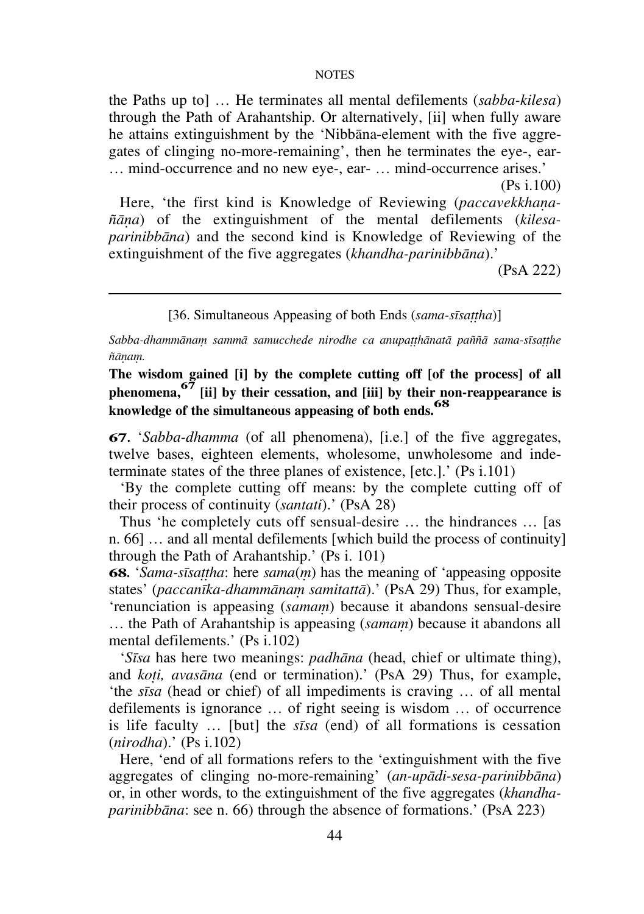the Paths up to] … He terminates all mental defilements (*sabba-kilesa*) through the Path of Arahantship. Or alternatively, [ii] when fully aware he attains extinguishment by the 'Nibbāna-element with the five aggregates of clinging no-more-remaining', then he terminates the eye-, ear- … mind-occurrence and no new eye-, ear- … mind-occurrence arises.'

(Ps i.100)

Here, 'the first kind is Knowledge of Reviewing (*paccavekkhaṇa-ñāṇa*) of the extinguishment of the mental defilements (*kilesa-parinibbāna*) and the second kind is Knowledge of Reviewing of the extinguishment of the five aggregates (*khandha-parinibbāna*).'

(PsA 222)

---

[36. Simultaneous Appeasing of both Ends (*sama-sīsaṭṭha*)]

*Sabba-dhammānaṃ sammā samucchede nirodhe ca anupaṭṭhānatā paññā sama-sīsaṭṭhe ñāṇaṃ.*

**The wisdom gained [i] by the complete cutting off [of the process] of all phenomena,[67] [ii] by their cessation, and [iii] by their non-reappearance is knowledge of the simultaneous appeasing of both ends.[68]**

**67.** '*Sabba-dhamma* (of all phenomena), [i.e.] of the five aggregates, twelve bases, eighteen elements, wholesome, unwholesome and indeterminate states of the three planes of existence, [etc.].' (Ps i.101)

'By the complete cutting off means: by the complete cutting off of their process of continuity (*santati*).' (PsA 28)

Thus 'he completely cuts off sensual-desire … the hindrances … [as n. 66] … and all mental defilements [which build the process of continuity] through the Path of Arahantship.' (Ps i. 101)

**68.** '*Sama-sīsaṭṭha*: here *sama*(*ṃ*) has the meaning of 'appeasing opposite states' (*paccanīka-dhammānaṃ samitattā*).' (PsA 29) Thus, for example, 'renunciation is appeasing (*samaṃ*) because it abandons sensual-desire … the Path of Arahantship is appeasing (*samaṃ*) because it abandons all mental defilements.' (Ps i.102)

'*Sīsa* has here two meanings: *padhāna* (head, chief or ultimate thing), and *koṭi, avasāna* (end or termination).' (PsA 29) Thus, for example, 'the *sīsa* (head or chief) of all impediments is craving … of all mental defilements is ignorance … of right seeing is wisdom … of occurrence is life faculty … [but] the *sīsa* (end) of all formations is cessation (*nirodha*).' (Ps i.102)

Here, 'end of all formations refers to the 'extinguishment with the five aggregates of clinging no-more-remaining' (*an-upādi-sesa-parinibbāna*) or, in other words, to the extinguishment of the five aggregates (*khandha-parinibbāna*: see n. 66) through the absence of formations.' (PsA 223)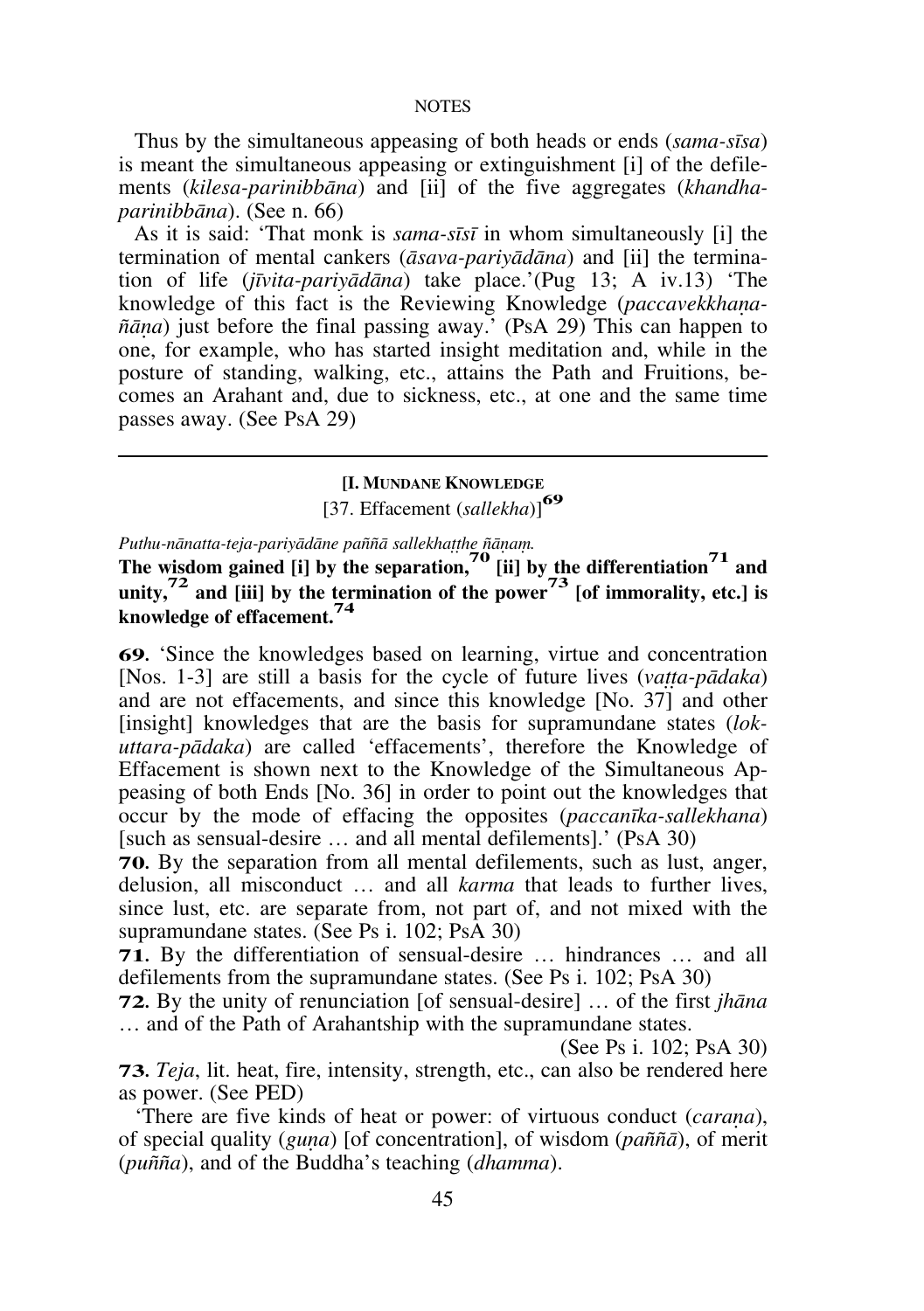Thus by the simultaneous appeasing of both heads or ends (*sama-sīsa*) is meant the simultaneous appeasing or extinguishment [i] of the defilements (*kilesa-parinibbāna*) and [ii] of the five aggregates (*khandha-parinibbāna*). (See n. 66)

As it is said: 'That monk is *sama-sīsī* in whom simultaneously [i] the termination of mental cankers (*āsava-pariyādāna*) and [ii] the termination of life (*jīvita-pariyādāna*) take place.'(Pug 13; A iv.13) 'The knowledge of this fact is the Reviewing Knowledge (*paccavekkhaṇa-ñāṇa*) just before the final passing away.' (PsA 29) This can happen to one, for example, who has started insight meditation and, while in the posture of standing, walking, etc., attains the Path and Fruitions, becomes an Arahant and, due to sickness, etc., at one and the same time passes away. (See PsA 29)

---

### [I. MUNDANE KNOWLEDGE
[37. Effacement (*sallekha*)][69]

*Puthu-nānatta-teja-pariyādāne paññā sallekhaṭṭhe ñāṇaṃ.*

**The wisdom gained [i] by the separation,[70] [ii] by the differentiation[71] and unity,[72] and [iii] by the termination of the power[73] [of immorality, etc.] is knowledge of effacement.[74]**

**69.** 'Since the knowledges based on learning, virtue and concentration [Nos. 1-3] are still a basis for the cycle of future lives (*vaṭṭa-pādaka*) and are not effacements, and since this knowledge [No. 37] and other [insight] knowledges that are the basis for supramundane states (*lokuttara-pādaka*) are called 'effacements', therefore the Knowledge of Effacement is shown next to the Knowledge of the Simultaneous Appeasing of both Ends [No. 36] in order to point out the knowledges that occur by the mode of effacing the opposites (*paccanīka-sallekhana*) [such as sensual-desire … and all mental defilements].' (PsA 30)

**70.** By the separation from all mental defilements, such as lust, anger, delusion, all misconduct … and all *karma* that leads to further lives, since lust, etc. are separate from, not part of, and not mixed with the supramundane states. (See Ps i. 102; PsA 30)

**71.** By the differentiation of sensual-desire … hindrances … and all defilements from the supramundane states. (See Ps i. 102; PsA 30)

**72.** By the unity of renunciation [of sensual-desire] … of the first *jhāna* … and of the Path of Arahantship with the supramundane states. (See Ps i. 102; PsA 30)

**73.** *Teja*, lit. heat, fire, intensity, strength, etc., can also be rendered here as power. (See PED)

'There are five kinds of heat or power: of virtuous conduct (*caraṇa*), of special quality (*guṇa*) [of concentration], of wisdom (*paññā*), of merit (*puñña*), and of the Buddha's teaching (*dhamma*).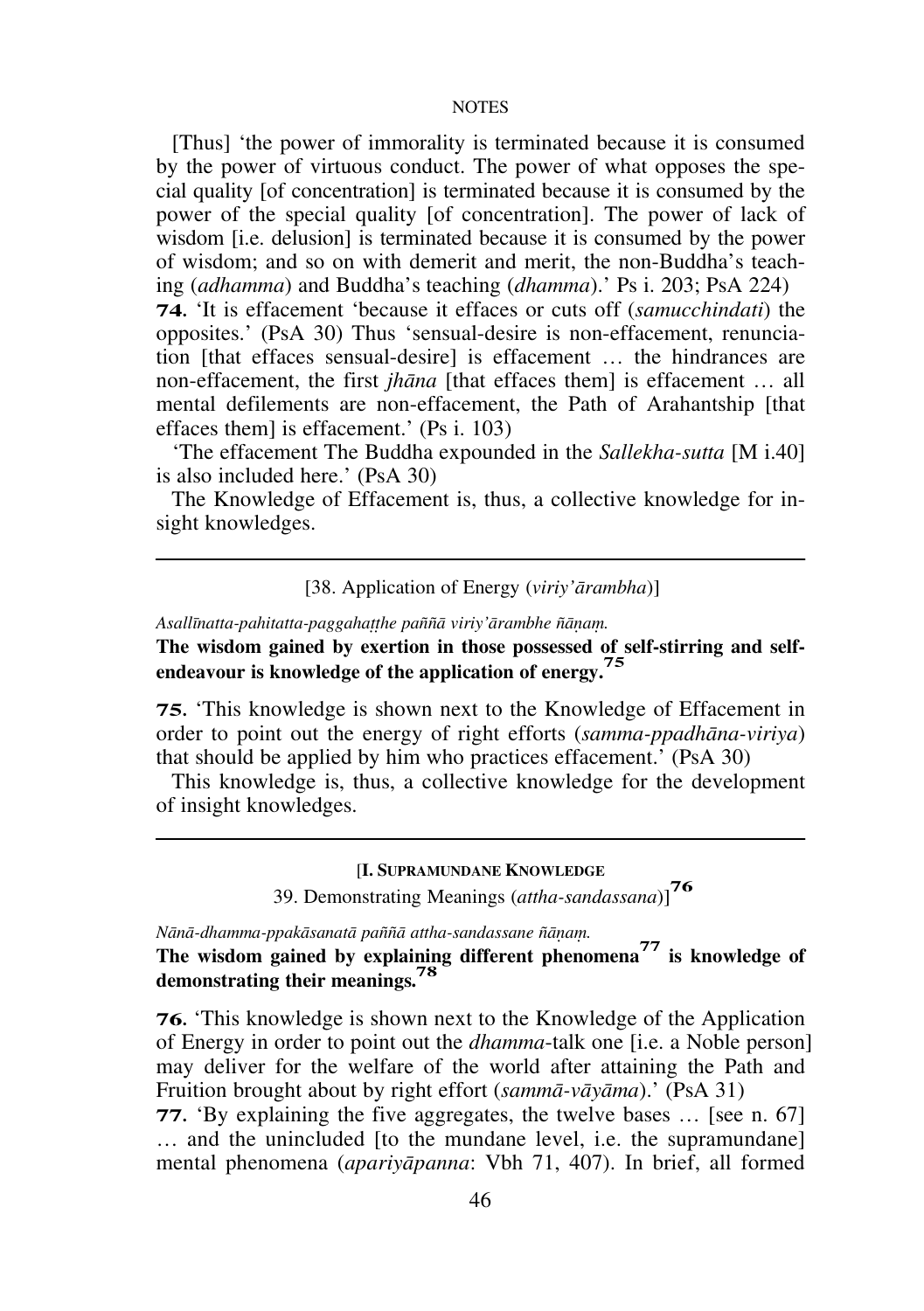[Thus] 'the power of immorality is terminated because it is consumed by the power of virtuous conduct. The power of what opposes the special quality [of concentration] is terminated because it is consumed by the power of the special quality [of concentration]. The power of lack of wisdom [i.e. delusion] is terminated because it is consumed by the power of wisdom; and so on with demerit and merit, the non-Buddha's teaching (*adhamma*) and Buddha's teaching (*dhamma*).' Ps i. 203; PsA 224)

**74.** 'It is effacement 'because it effaces or cuts off (*samucchindati*) the opposites.' (PsA 30) Thus 'sensual-desire is non-effacement, renunciation [that effaces sensual-desire] is effacement … the hindrances are non-effacement, the first *jhāna* [that effaces them] is effacement … all mental defilements are non-effacement, the Path of Arahantship [that effaces them] is effacement.' (Ps i. 103)

'The effacement The Buddha expounded in the *Sallekha-sutta* [M i.40] is also included here.' (PsA 30)

The Knowledge of Effacement is, thus, a collective knowledge for insight knowledges.

---

[38. Application of Energy (*viriy'ārambha*)]

*Asallīnatta-pahitatta-paggahaṭṭhe paññā viriy'ārambhe ñāṇaṃ.*

**The wisdom gained by exertion in those possessed of self-stirring and self-endeavour is knowledge of the application of energy.**[75]

**75.** 'This knowledge is shown next to the Knowledge of Effacement in order to point out the energy of right efforts (*samma-ppadhāna-viriya*) that should be applied by him who practices effacement.' (PsA 30)

This knowledge is, thus, a collective knowledge for the development of insight knowledges.

---

[**I. Supramundane Knowledge**
39. Demonstrating Meanings (*attha-sandassana*)][76]

*Nānā-dhamma-ppakāsanatā paññā attha-sandassane ñāṇaṃ.*

**The wisdom gained by explaining different phenomena**[77] **is knowledge of demonstrating their meanings.**[78]

**76.** 'This knowledge is shown next to the Knowledge of the Application of Energy in order to point out the *dhamma*-talk one [i.e. a Noble person] may deliver for the welfare of the world after attaining the Path and Fruition brought about by right effort (*sammā-vāyāma*).' (PsA 31)

**77.** 'By explaining the five aggregates, the twelve bases … [see n. 67] … and the unincluded [to the mundane level, i.e. the supramundane] mental phenomena (*apariyāpanna*: Vbh 71, 407). In brief, all formed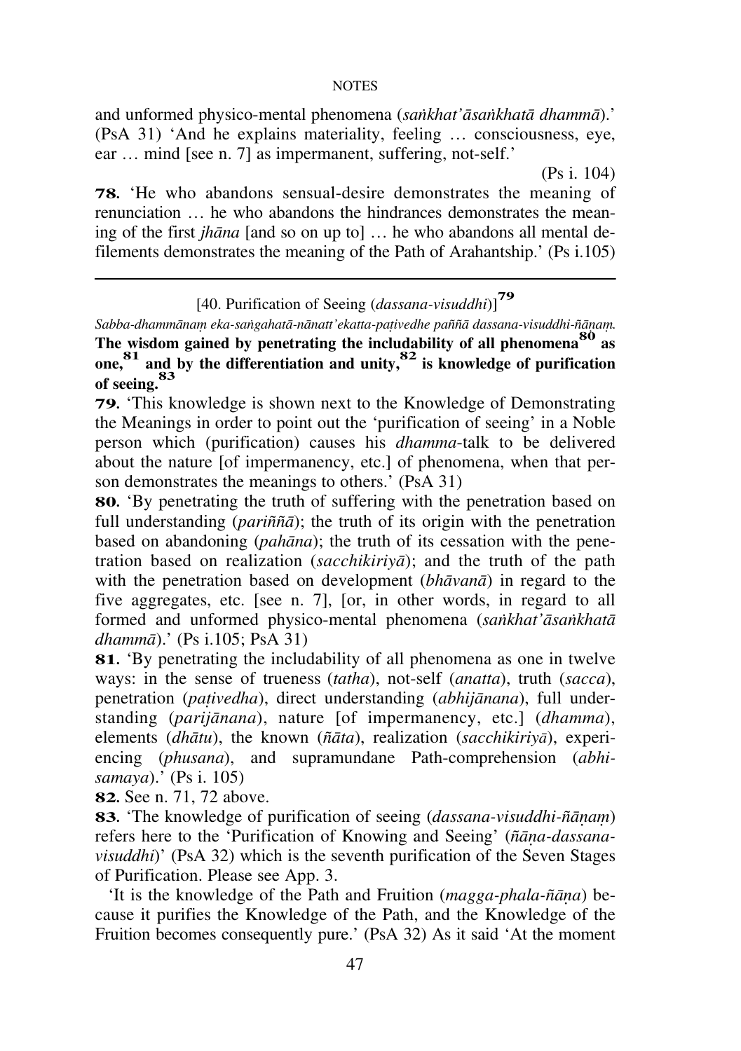and unformed physico-mental phenomena (*saṅkhat'āsaṅkhatā dhammā*).' (PsA 31) 'And he explains materiality, feeling … consciousness, eye, ear … mind [see n. 7] as impermanent, suffering, not-self.' (Ps i. 104)

**78.** 'He who abandons sensual-desire demonstrates the meaning of renunciation … he who abandons the hindrances demonstrates the meaning of the first *jhāna* [and so on up to] … he who abandons all mental defilements demonstrates the meaning of the Path of Arahantship.' (Ps i.105)

---

[40. Purification of Seeing (*dassana-visuddhi*)][79]

*Sabba-dhammānaṃ eka-saṅgahatā-nānatt'ekatta-paṭivedhe paññā dassana-visuddhi-ñāṇaṃ.*

**The wisdom gained by penetrating the includability of all phenomena[80] as one,[81] and by the differentiation and unity,[82] is knowledge of purification of seeing.[83]**

**79.** 'This knowledge is shown next to the Knowledge of Demonstrating the Meanings in order to point out the 'purification of seeing' in a Noble person which (purification) causes his *dhamma*-talk to be delivered about the nature [of impermanency, etc.] of phenomena, when that person demonstrates the meanings to others.' (PsA 31)

**80.** 'By penetrating the truth of suffering with the penetration based on full understanding (*pariññā*); the truth of its origin with the penetration based on abandoning (*pahāna*); the truth of its cessation with the penetration based on realization (*sacchikiriyā*); and the truth of the path with the penetration based on development (*bhāvanā*) in regard to the five aggregates, etc. [see n. 7], [or, in other words, in regard to all formed and unformed physico-mental phenomena (*saṅkhat'āsaṅkhatā dhammā*).' (Ps i.105; PsA 31)

**81.** 'By penetrating the includability of all phenomena as one in twelve ways: in the sense of trueness (*tatha*), not-self (*anatta*), truth (*sacca*), penetration (*paṭivedha*), direct understanding (*abhijānana*), full understanding (*parijānana*), nature [of impermanency, etc.] (*dhamma*), elements (*dhātu*), the known (*ñāta*), realization (*sacchikiriyā*), experiencing (*phusana*), and supramundane Path-comprehension (*abhisamaya*).' (Ps i. 105)

**82.** See n. 71, 72 above.

**83.** 'The knowledge of purification of seeing (*dassana-visuddhi-ñāṇaṃ*) refers here to the 'Purification of Knowing and Seeing' (*ñāṇa-dassana-visuddhi*)' (PsA 32) which is the seventh purification of the Seven Stages of Purification. Please see App. 3.

'It is the knowledge of the Path and Fruition (*magga-phala-ñāṇa*) because it purifies the Knowledge of the Path, and the Knowledge of the Fruition becomes consequently pure.' (PsA 32) As it said 'At the moment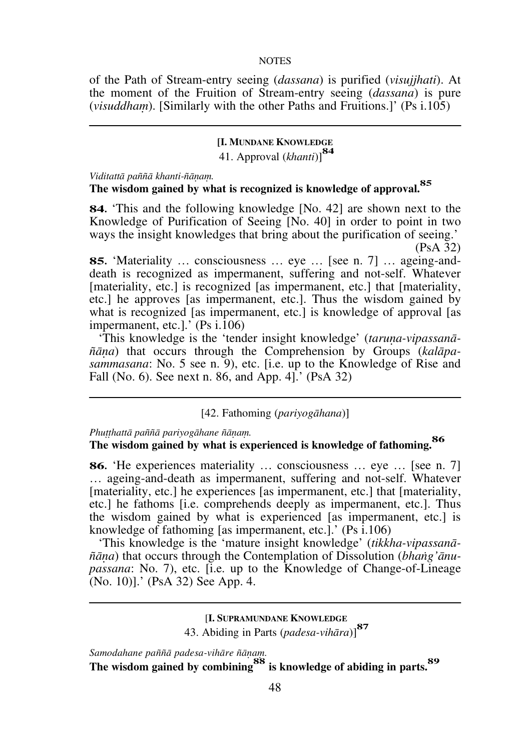of the Path of Stream-entry seeing (*dassana*) is purified (*visujjhati*). At the moment of the Fruition of Stream-entry seeing (*dassana*) is pure (*visuddhaṃ*). [Similarly with the other Paths and Fruitions.]' (Ps i.105)

---

**[I. MUNDANE KNOWLEDGE**
41. Approval (*khanti*)][84]

*Viditattā paññā khanti-ñāṇaṃ.*
**The wisdom gained by what is recognized is knowledge of approval.[85]**

**84**. 'This and the following knowledge [No. 42] are shown next to the Knowledge of Purification of Seeing [No. 40] in order to point in two ways the insight knowledges that bring about the purification of seeing.' (PsA 32)

**85**. 'Materiality … consciousness … eye … [see n. 7] … ageing-and-death is recognized as impermanent, suffering and not-self. Whatever [materiality, etc.] is recognized [as impermanent, etc.] that [materiality, etc.] he approves [as impermanent, etc.]. Thus the wisdom gained by what is recognized [as impermanent, etc.] is knowledge of approval [as impermanent, etc.].' (Ps i.106)

'This knowledge is the 'tender insight knowledge' (*taruṇa-vipassanā-ñāṇa*) that occurs through the Comprehension by Groups (*kalāpa-sammasana*: No. 5 see n. 9), etc. [i.e. up to the Knowledge of Rise and Fall (No. 6). See next n. 86, and App. 4].' (PsA 32)

---

[42. Fathoming (*pariyogāhana*)]

*Phuṭṭhattā paññā pariyogāhane ñāṇaṃ.*
**The wisdom gained by what is experienced is knowledge of fathoming.[86]**

**86**. 'He experiences materiality … consciousness … eye … [see n. 7] … ageing-and-death as impermanent, suffering and not-self. Whatever [materiality, etc.] he experiences [as impermanent, etc.] that [materiality, etc.] he fathoms [i.e. comprehends deeply as impermanent, etc.]. Thus the wisdom gained by what is experienced [as impermanent, etc.] is knowledge of fathoming [as impermanent, etc.].' (Ps i.106)

'This knowledge is the 'mature insight knowledge' (*tikkha-vipassanā-ñāṇa*) that occurs through the Contemplation of Dissolution (*bhaṅg'ānu-passana*: No. 7), etc. [i.e. up to the Knowledge of Change-of-Lineage (No. 10)].' (PsA 32) See App. 4.

---

**[I. SUPRAMUNDANE KNOWLEDGE**
43. Abiding in Parts (*padesa-vihāra*)][87]

*Samodahane paññā padesa-vihāre ñāṇaṃ.*
**The wisdom gained by combining[88] is knowledge of abiding in parts.[89]**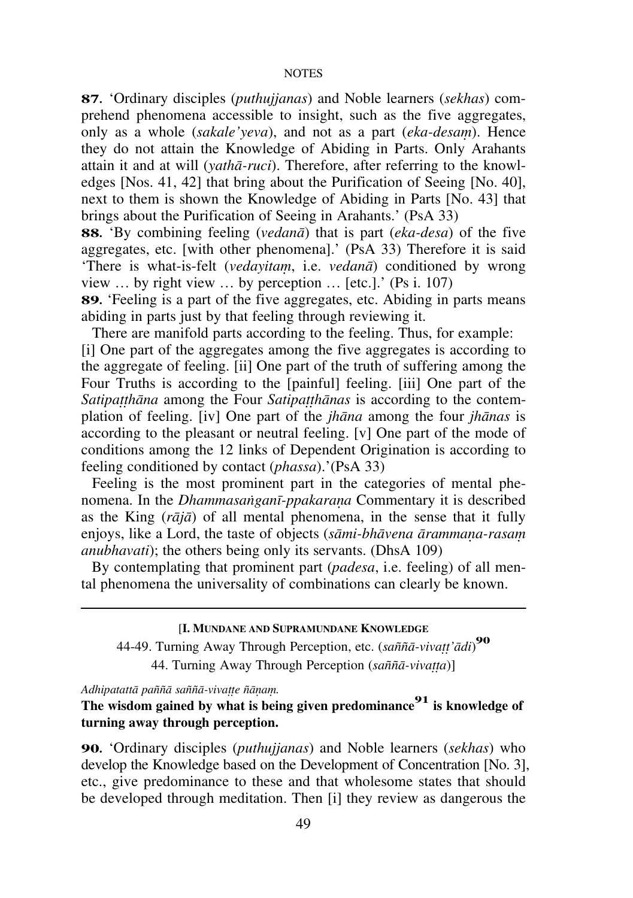**87.** 'Ordinary disciples (*puthujjanas*) and Noble learners (*sekhas*) comprehend phenomena accessible to insight, such as the five aggregates, only as a whole (*sakale'yeva*), and not as a part (*eka-desaṃ*). Hence they do not attain the Knowledge of Abiding in Parts. Only Arahants attain it and at will (*yathā-ruci*). Therefore, after referring to the knowledges [Nos. 41, 42] that bring about the Purification of Seeing [No. 40], next to them is shown the Knowledge of Abiding in Parts [No. 43] that brings about the Purification of Seeing in Arahants.' (PsA 33)

**88.** 'By combining feeling (*vedanā*) that is part (*eka-desa*) of the five aggregates, etc. [with other phenomena].' (PsA 33) Therefore it is said 'There is what-is-felt (*vedayitaṃ*, i.e. *vedanā*) conditioned by wrong view … by right view … by perception … [etc.].' (Ps i. 107)

**89.** 'Feeling is a part of the five aggregates, etc. Abiding in parts means abiding in parts just by that feeling through reviewing it.

There are manifold parts according to the feeling. Thus, for example: [i] One part of the aggregates among the five aggregates is according to the aggregate of feeling. [ii] One part of the truth of suffering among the Four Truths is according to the [painful] feeling. [iii] One part of the *Satipaṭṭhāna* among the Four *Satipaṭṭhānas* is according to the contemplation of feeling. [iv] One part of the *jhāna* among the four *jhānas* is according to the pleasant or neutral feeling. [v] One part of the mode of conditions among the 12 links of Dependent Origination is according to feeling conditioned by contact (*phassa*).'(PsA 33)

Feeling is the most prominent part in the categories of mental phenomena. In the *Dhammasaṅganī-ppakaraṇa* Commentary it is described as the King (*rājā*) of all mental phenomena, in the sense that it fully enjoys, like a Lord, the taste of objects (*sāmi-bhāvena ārammaṇa-rasaṃ anubhavati*); the others being only its servants. (DhsA 109)

By contemplating that prominent part (*padesa*, i.e. feeling) of all mental phenomena the universality of combinations can clearly be known.

---

[**I. Mundane and Supramundane Knowledge**

44-49. Turning Away Through Perception, etc. (*saññā-vivaṭṭ'ādi*)[90]

44. Turning Away Through Perception (*saññā-vivaṭṭa*)]

*Adhipatattā paññā saññā-vivaṭṭe ñāṇaṃ.*

**The wisdom gained by what is being given predominance[91] is knowledge of turning away through perception.**

**90.** 'Ordinary disciples (*puthujjanas*) and Noble learners (*sekhas*) who develop the Knowledge based on the Development of Concentration [No. 3], etc., give predominance to these and that wholesome states that should be developed through meditation. Then [i] they review as dangerous the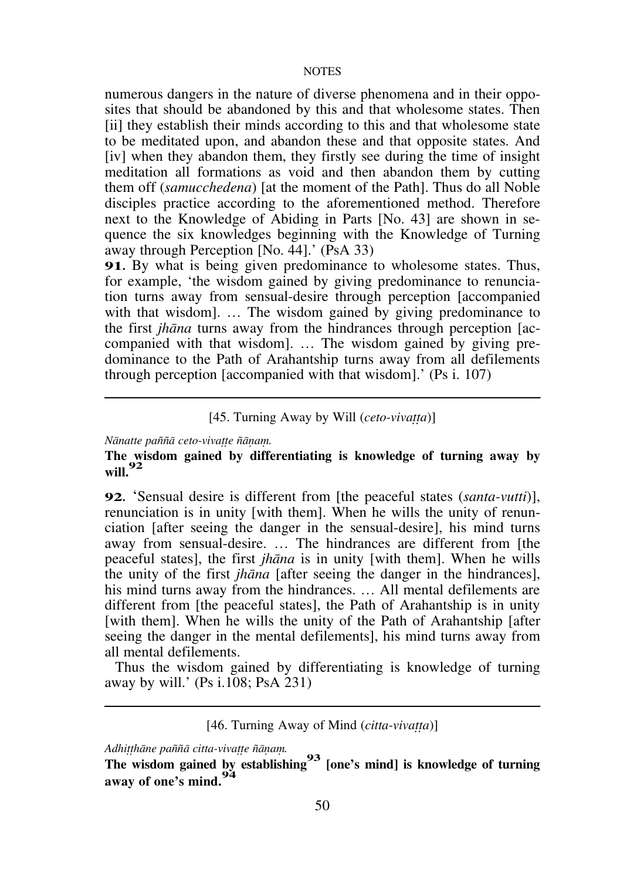numerous dangers in the nature of diverse phenomena and in their opposites that should be abandoned by this and that wholesome states. Then [ii] they establish their minds according to this and that wholesome state to be meditated upon, and abandon these and that opposite states. And [iv] when they abandon them, they firstly see during the time of insight meditation all formations as void and then abandon them by cutting them off (*samucchedena*) [at the moment of the Path]. Thus do all Noble disciples practice according to the aforementioned method. Therefore next to the Knowledge of Abiding in Parts [No. 43] are shown in sequence the six knowledges beginning with the Knowledge of Turning away through Perception [No. 44].' (PsA 33)

**91.** By what is being given predominance to wholesome states. Thus, for example, 'the wisdom gained by giving predominance to renunciation turns away from sensual-desire through perception [accompanied with that wisdom]. … The wisdom gained by giving predominance to the first *jhāna* turns away from the hindrances through perception [accompanied with that wisdom]. … The wisdom gained by giving predominance to the Path of Arahantship turns away from all defilements through perception [accompanied with that wisdom].' (Ps i. 107)

---

[45. Turning Away by Will (*ceto-vivaṭṭa*)]

*Nānatte paññā ceto-vivaṭṭe ñāṇaṃ.*

**The wisdom gained by differentiating is knowledge of turning away by will.**[92]

**92.** 'Sensual desire is different from [the peaceful states (*santa-vutti*)], renunciation is in unity [with them]. When he wills the unity of renunciation [after seeing the danger in the sensual-desire], his mind turns away from sensual-desire. … The hindrances are different from [the peaceful states], the first *jhāna* is in unity [with them]. When he wills the unity of the first *jhāna* [after seeing the danger in the hindrances], his mind turns away from the hindrances. … All mental defilements are different from [the peaceful states], the Path of Arahantship is in unity [with them]. When he wills the unity of the Path of Arahantship [after seeing the danger in the mental defilements], his mind turns away from all mental defilements.

Thus the wisdom gained by differentiating is knowledge of turning away by will.' (Ps i.108; PsA 231)

---

[46. Turning Away of Mind (*citta-vivaṭṭa*)]

*Adhiṭṭhāne paññā citta-vivaṭṭe ñāṇaṃ.*

**The wisdom gained by establishing**[93] **[one's mind] is knowledge of turning away of one's mind.**[94]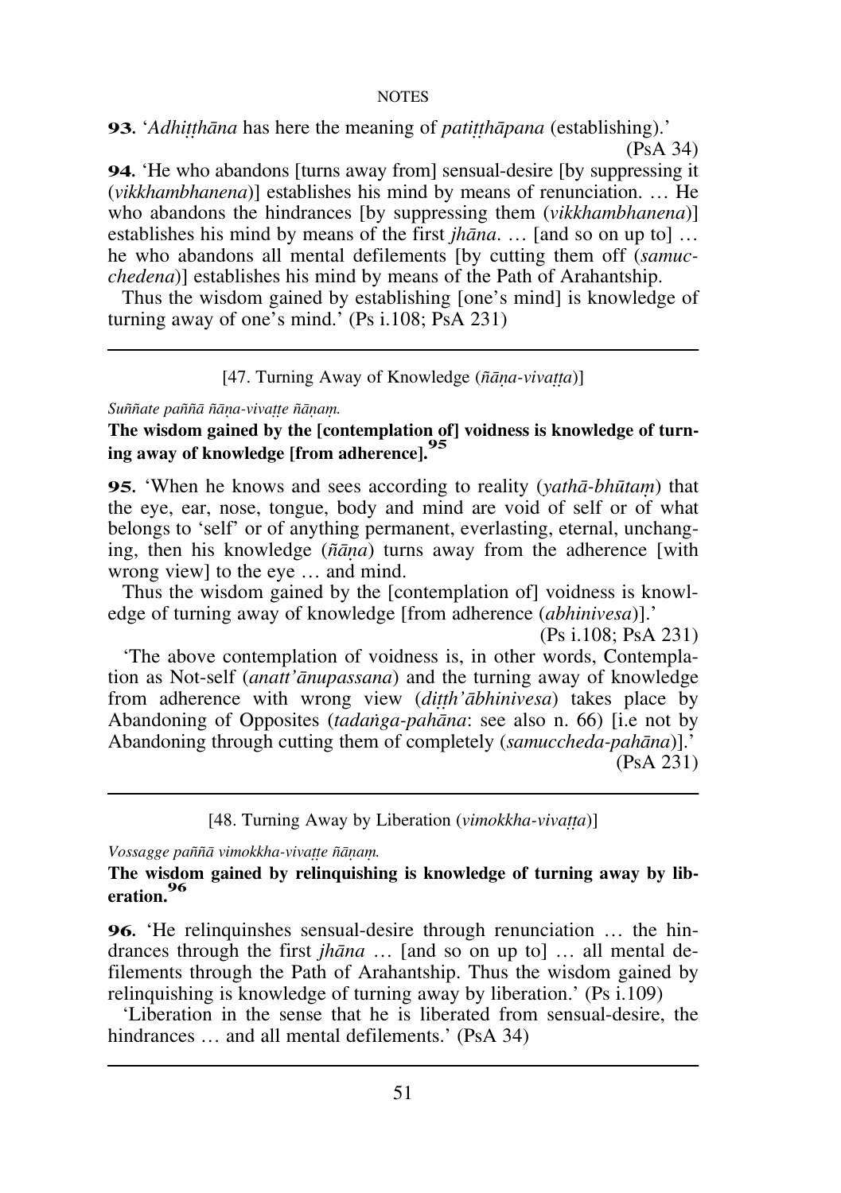**93.** '*Adhiṭṭhāna* has here the meaning of *patiṭṭhāpana* (establishing).' (PsA 34)

**94.** 'He who abandons [turns away from] sensual-desire [by suppressing it (*vikkhambhanena*)] establishes his mind by means of renunciation. … He who abandons the hindrances [by suppressing them (*vikkhambhanena*)] establishes his mind by means of the first *jhāna*. … [and so on up to] … he who abandons all mental defilements [by cutting them off (*samucchedena*)] establishes his mind by means of the Path of Arahantship.

Thus the wisdom gained by establishing [one's mind] is knowledge of turning away of one's mind.' (Ps i.108; PsA 231)

---

[47. Turning Away of Knowledge (*ñāṇa-vivaṭṭa*)]

*Suññate paññā ñāṇa-vivaṭṭe ñāṇaṃ.*

**The wisdom gained by the [contemplation of] voidness is knowledge of turning away of knowledge [from adherence].**[95]

**95.** 'When he knows and sees according to reality (*yathā-bhūtaṃ*) that the eye, ear, nose, tongue, body and mind are void of self or of what belongs to 'self' or of anything permanent, everlasting, eternal, unchanging, then his knowledge (*ñāṇa*) turns away from the adherence [with wrong view] to the eye … and mind.

Thus the wisdom gained by the [contemplation of] voidness is knowledge of turning away of knowledge [from adherence (*abhinivesa*)].' (Ps i.108; PsA 231)

'The above contemplation of voidness is, in other words, Contemplation as Not-self (*anatt'ānupassana*) and the turning away of knowledge from adherence with wrong view (*diṭṭh'ābhinivesa*) takes place by Abandoning of Opposites (*tadaṅga-pahāna*: see also n. 66) [i.e not by Abandoning through cutting them of completely (*samuccheda-pahāna*)].' (PsA 231)

---

[48. Turning Away by Liberation (*vimokkha-vivaṭṭa*)]

*Vossagge paññā vimokkha-vivaṭṭe ñāṇaṃ.*

**The wisdom gained by relinquishing is knowledge of turning away by liberation.**[96]

**96.** 'He relinquinshes sensual-desire through renunciation … the hindrances through the first *jhāna* … [and so on up to] … all mental defilements through the Path of Arahantship. Thus the wisdom gained by relinquishing is knowledge of turning away by liberation.' (Ps i.109)

'Liberation in the sense that he is liberated from sensual-desire, the hindrances … and all mental defilements.' (PsA 34)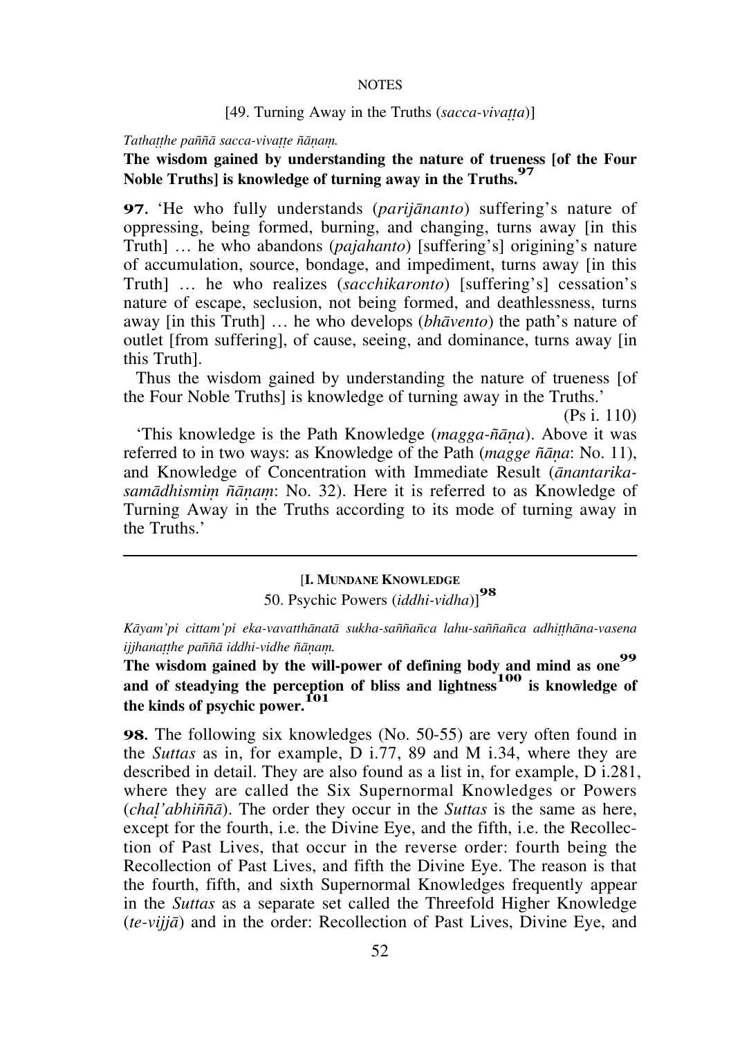[49. Turning Away in the Truths (*sacca-vivaṭṭa*)]

*Tathaṭṭhe paññā sacca-vivaṭṭe ñāṇaṃ.*

**The wisdom gained by understanding the nature of trueness [of the Four Noble Truths] is knowledge of turning away in the Truths.**[97]

**97.** 'He who fully understands (*parijānanto*) suffering's nature of oppressing, being formed, burning, and changing, turns away [in this Truth] … he who abandons (*pajahanto*) [suffering's] origining's nature of accumulation, source, bondage, and impediment, turns away [in this Truth] … he who realizes (*sacchikaronto*) [suffering's] cessation's nature of escape, seclusion, not being formed, and deathlessness, turns away [in this Truth] … he who develops (*bhāvento*) the path's nature of outlet [from suffering], of cause, seeing, and dominance, turns away [in this Truth].

Thus the wisdom gained by understanding the nature of trueness [of the Four Noble Truths] is knowledge of turning away in the Truths.'

(Ps i. 110)

'This knowledge is the Path Knowledge (*magga-ñāṇa*). Above it was referred to in two ways: as Knowledge of the Path (*magge ñāṇa*: No. 11), and Knowledge of Concentration with Immediate Result (*ānantarika-samādhismiṃ ñāṇaṃ*: No. 32). Here it is referred to as Knowledge of Turning Away in the Truths according to its mode of turning away in the Truths.'

---

[**I. Mundane Knowledge**

50. Psychic Powers (*iddhi-vidha*)][98]

*Kāyam'pi cittam'pi eka-vavatthānatā sukha-saññañca lahu-saññañca adhiṭṭhāna-vasena ijjhanaṭṭhe paññā iddhi-vidhe ñāṇaṃ.*

**The wisdom gained by the will-power of defining body and mind as one**[99] **and of steadying the perception of bliss and lightness**[100] **is knowledge of the kinds of psychic power.**[101]

**98.** The following six knowledges (No. 50-55) are very often found in the *Suttas* as in, for example, D i.77, 89 and M i.34, where they are described in detail. They are also found as a list in, for example, D i.281, where they are called the Six Supernormal Knowledges or Powers (*chaḷ'abhiññā*). The order they occur in the *Suttas* is the same as here, except for the fourth, i.e. the Divine Eye, and the fifth, i.e. the Recollection of Past Lives, that occur in the reverse order: fourth being the Recollection of Past Lives, and fifth the Divine Eye. The reason is that the fourth, fifth, and sixth Supernormal Knowledges frequently appear in the *Suttas* as a separate set called the Threefold Higher Knowledge (*te-vijjā*) and in the order: Recollection of Past Lives, Divine Eye, and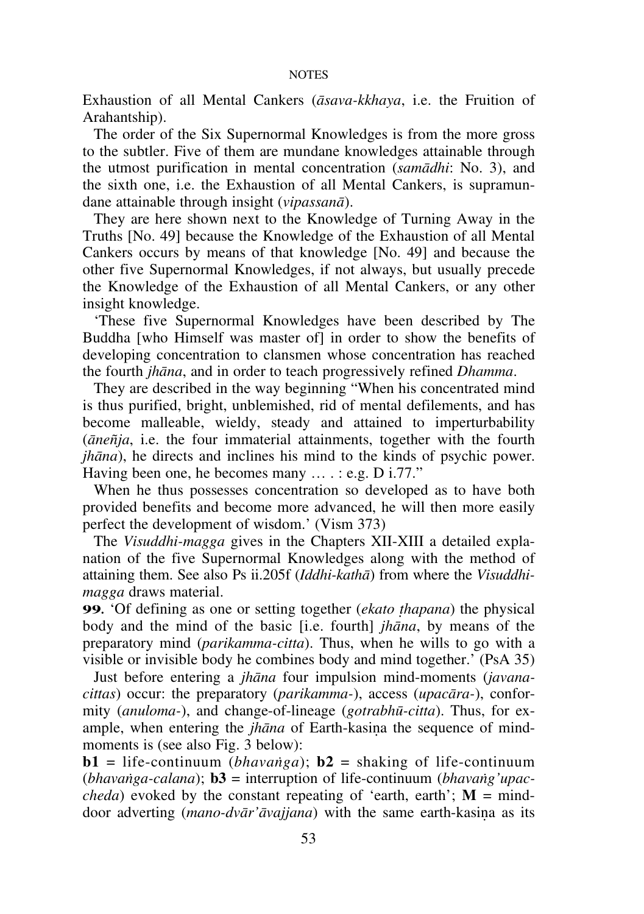Exhaustion of all Mental Cankers (*āsava-kkhaya*, i.e. the Fruition of Arahantship).

The order of the Six Supernormal Knowledges is from the more gross to the subtler. Five of them are mundane knowledges attainable through the utmost purification in mental concentration (*samādhi*: No. 3), and the sixth one, i.e. the Exhaustion of all Mental Cankers, is supramundane attainable through insight (*vipassanā*).

They are here shown next to the Knowledge of Turning Away in the Truths [No. 49] because the Knowledge of the Exhaustion of all Mental Cankers occurs by means of that knowledge [No. 49] and because the other five Supernormal Knowledges, if not always, but usually precede the Knowledge of the Exhaustion of all Mental Cankers, or any other insight knowledge.

'These five Supernormal Knowledges have been described by The Buddha [who Himself was master of] in order to show the benefits of developing concentration to clansmen whose concentration has reached the fourth *jhāna*, and in order to teach progressively refined *Dhamma*.

They are described in the way beginning "When his concentrated mind is thus purified, bright, unblemished, rid of mental defilements, and has become malleable, wieldy, steady and attained to imperturbability (*āneñja*, i.e. the four immaterial attainments, together with the fourth *jhāna*), he directs and inclines his mind to the kinds of psychic power. Having been one, he becomes many … . : e.g. D i.77."

When he thus possesses concentration so developed as to have both provided benefits and become more advanced, he will then more easily perfect the development of wisdom.' (Vism 373)

The *Visuddhi-magga* gives in the Chapters XII-XIII a detailed explanation of the five Supernormal Knowledges along with the method of attaining them. See also Ps ii.205f (*Iddhi-kathā*) from where the *Visuddhi-magga* draws material.

**99.** 'Of defining as one or setting together (*ekato ṭhapana*) the physical body and the mind of the basic [i.e. fourth] *jhāna*, by means of the preparatory mind (*parikamma-citta*). Thus, when he wills to go with a visible or invisible body he combines body and mind together.' (PsA 35)

Just before entering a *jhāna* four impulsion mind-moments (*javana-cittas*) occur: the preparatory (*parikamma-*), access (*upacāra-*), conformity (*anuloma-*), and change-of-lineage (*gotrabhū-citta*). Thus, for example, when entering the *jhāna* of Earth-kasiṇa the sequence of mind-moments is (see also Fig. 3 below):

**b1** = life-continuum (*bhavaṅga*); **b2** = shaking of life-continuum (*bhavaṅga-calana*); **b3** = interruption of life-continuum (*bhavaṅg'upaccheda*) evoked by the constant repeating of 'earth, earth'; **M** = mind-door adverting (*mano-dvār'āvajjana*) with the same earth-kasiṇa as its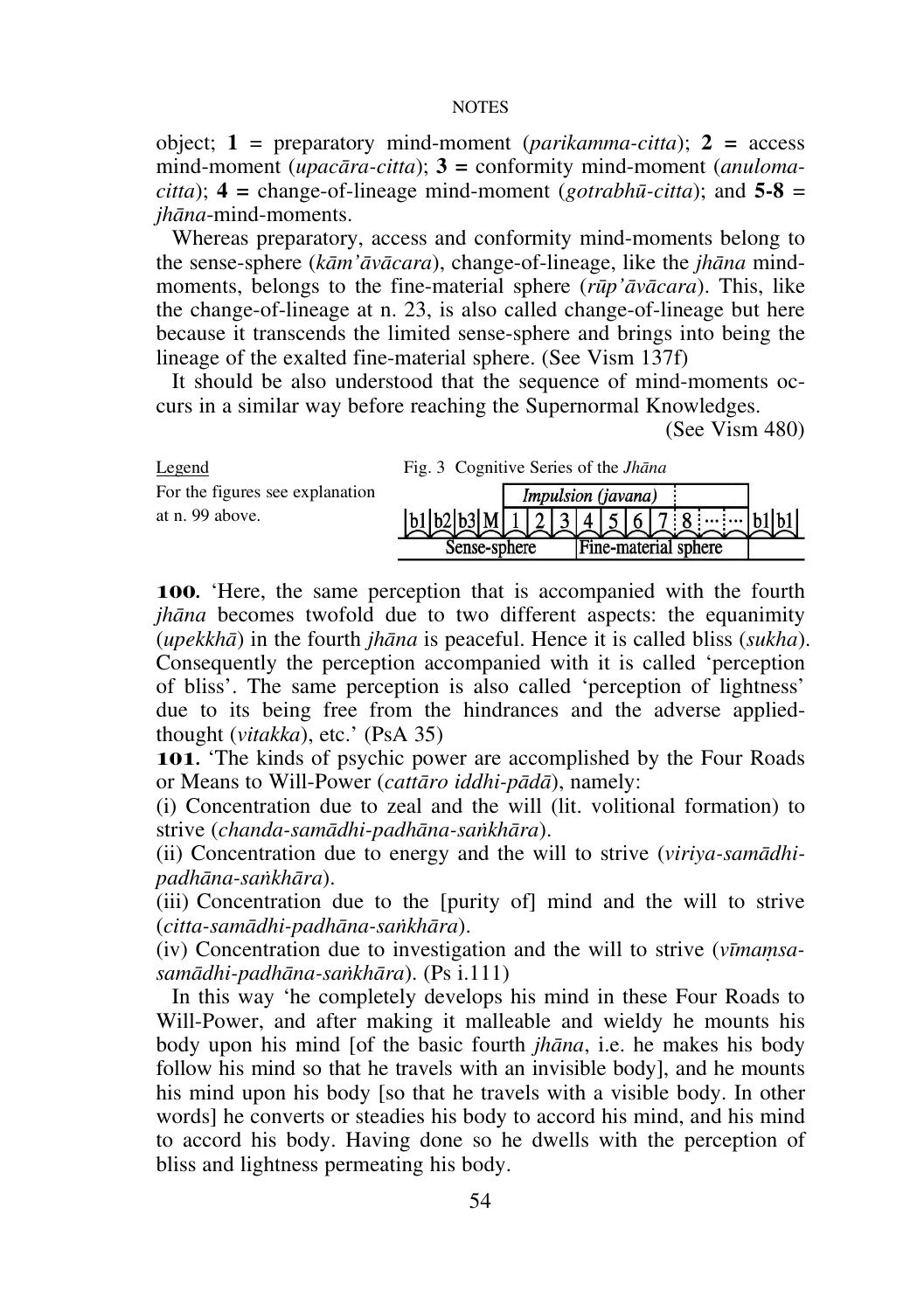object; **1** = preparatory mind-moment (*parikamma-citta*); **2** = access mind-moment (*upacāra-citta*); **3** = conformity mind-moment (*anuloma-citta*); **4** = change-of-lineage mind-moment (*gotrabhū-citta*); and **5-8** = *jhāna*-mind-moments.

Whereas preparatory, access and conformity mind-moments belong to the sense-sphere (*kām'āvācara*), change-of-lineage, like the *jhāna* mind-moments, belongs to the fine-material sphere (*rūp'āvācara*). This, like the change-of-lineage at n. 23, is also called change-of-lineage but here because it transcends the limited sense-sphere and brings into being the lineage of the exalted fine-material sphere. (See Vism 137f)

It should be also understood that the sequence of mind-moments occurs in a similar way before reaching the Supernormal Knowledges. (See Vism 480)

Legend
For the figures see explanation at n. 99 above.

Fig. 3 Cognitive Series of the *Jhāna*

| | | | | *Impulsion (javana)* | | | | | | | | | | |
|---|---|---|---|---|---|---|---|---|---|---|---|---|---|---|
| b1 | b2 | b3 | M | 1 | 2 | 3 | 4 | 5 | 6 | 7 | 8 | ··· | b1 | b1 |
| Sense-sphere | | | | | | | Fine-material sphere | | | | | | | |

**100.** 'Here, the same perception that is accompanied with the fourth *jhāna* becomes twofold due to two different aspects: the equanimity (*upekkhā*) in the fourth *jhāna* is peaceful. Hence it is called bliss (*sukha*). Consequently the perception accompanied with it is called 'perception of bliss'. The same perception is also called 'perception of lightness' due to its being free from the hindrances and the adverse applied-thought (*vitakka*), etc.' (PsA 35)

**101.** 'The kinds of psychic power are accomplished by the Four Roads or Means to Will-Power (*cattāro iddhi-pādā*), namely:

(i) Concentration due to zeal and the will (lit. volitional formation) to strive (*chanda-samādhi-padhāna-saṅkhāra*).

(ii) Concentration due to energy and the will to strive (*viriya-samādhi-padhāna-saṅkhāra*).

(iii) Concentration due to the [purity of] mind and the will to strive (*citta-samādhi-padhāna-saṅkhāra*).

(iv) Concentration due to investigation and the will to strive (*vīmaṃsa-samādhi-padhāna-saṅkhāra*). (Ps i.111)

In this way 'he completely develops his mind in these Four Roads to Will-Power, and after making it malleable and wieldy he mounts his body upon his mind [of the basic fourth *jhāna*, i.e. he makes his body follow his mind so that he travels with an invisible body], and he mounts his mind upon his body [so that he travels with a visible body. In other words] he converts or steadies his body to accord his mind, and his mind to accord his body. Having done so he dwells with the perception of bliss and lightness permeating his body.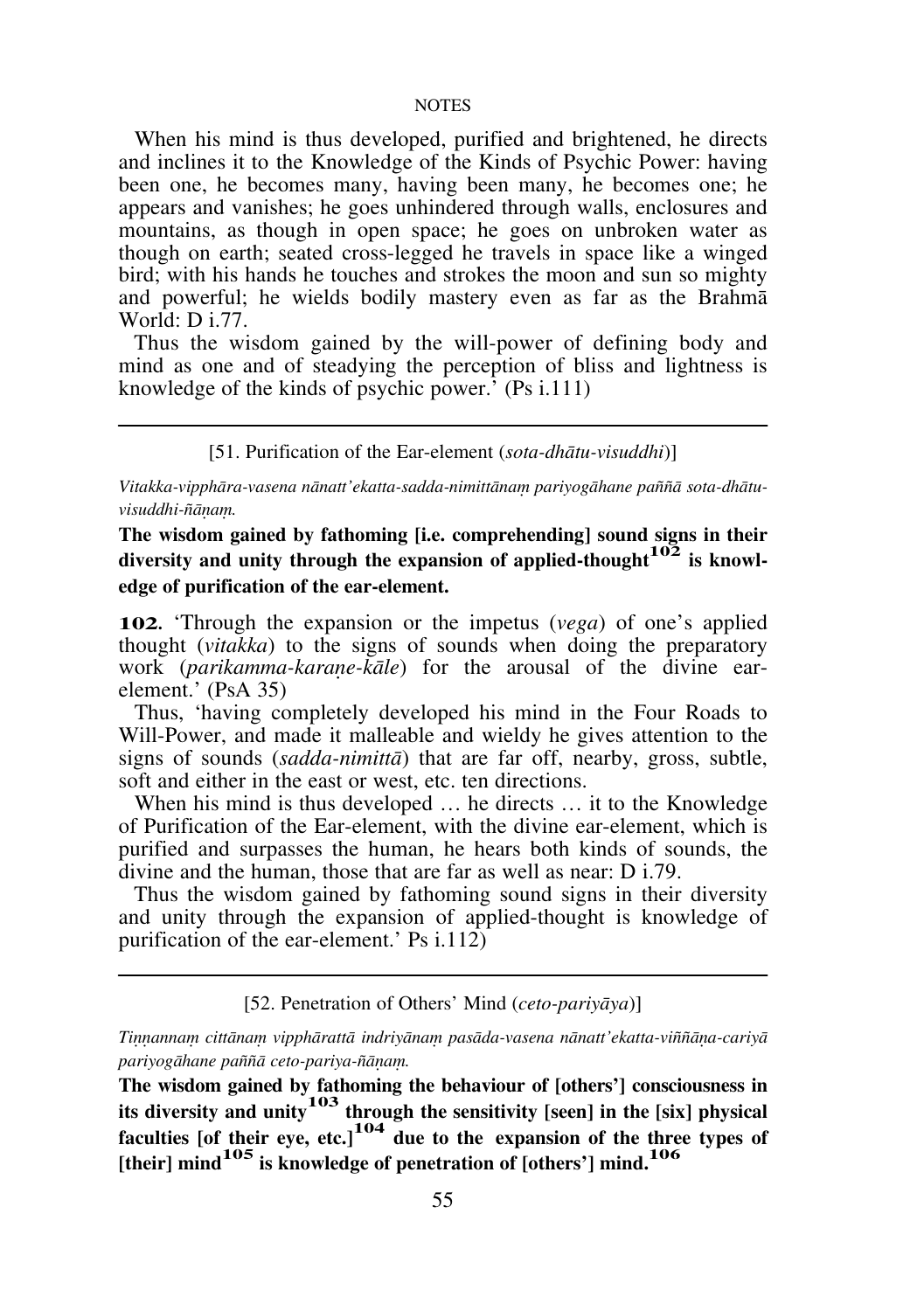When his mind is thus developed, purified and brightened, he directs and inclines it to the Knowledge of the Kinds of Psychic Power: having been one, he becomes many, having been many, he becomes one; he appears and vanishes; he goes unhindered through walls, enclosures and mountains, as though in open space; he goes on unbroken water as though on earth; seated cross-legged he travels in space like a winged bird; with his hands he touches and strokes the moon and sun so mighty and powerful; he wields bodily mastery even as far as the Brahmā World: D i.77.

Thus the wisdom gained by the will-power of defining body and mind as one and of steadying the perception of bliss and lightness is knowledge of the kinds of psychic power.' (Ps i.111)

---

[51. Purification of the Ear-element (*sota-dhātu-visuddhi*)]

*Vitakka-vipphāra-vasena nānatt'ekatta-sadda-nimittānaṃ pariyogāhane paññā sota-dhātu-visuddhi-ñāṇaṃ.*

**The wisdom gained by fathoming [i.e. comprehending] sound signs in their diversity and unity through the expansion of applied-thought[102] is knowledge of purification of the ear-element.**

**102.** 'Through the expansion or the impetus (*vega*) of one's applied thought (*vitakka*) to the signs of sounds when doing the preparatory work (*parikamma-karaṇe-kāle*) for the arousal of the divine ear-element.' (PsA 35)

Thus, 'having completely developed his mind in the Four Roads to Will-Power, and made it malleable and wieldy he gives attention to the signs of sounds (*sadda-nimittā*) that are far off, nearby, gross, subtle, soft and either in the east or west, etc. ten directions.

When his mind is thus developed … he directs … it to the Knowledge of Purification of the Ear-element, with the divine ear-element, which is purified and surpasses the human, he hears both kinds of sounds, the divine and the human, those that are far as well as near: D i.79.

Thus the wisdom gained by fathoming sound signs in their diversity and unity through the expansion of applied-thought is knowledge of purification of the ear-element.' Ps i.112)

---

[52. Penetration of Others' Mind (*ceto-pariyāya*)]

*Tiṇṇannaṃ cittānaṃ vipphārattā indriyānaṃ pasāda-vasena nānatt'ekatta-viññāṇa-cariyā pariyogāhane paññā ceto-pariya-ñāṇaṃ.*

**The wisdom gained by fathoming the behaviour of [others'] consciousness in its diversity and unity[103] through the sensitivity [seen] in the [six] physical faculties [of their eye, etc.][104] due to the expansion of the three types of [their] mind[105] is knowledge of penetration of [others'] mind.[106]**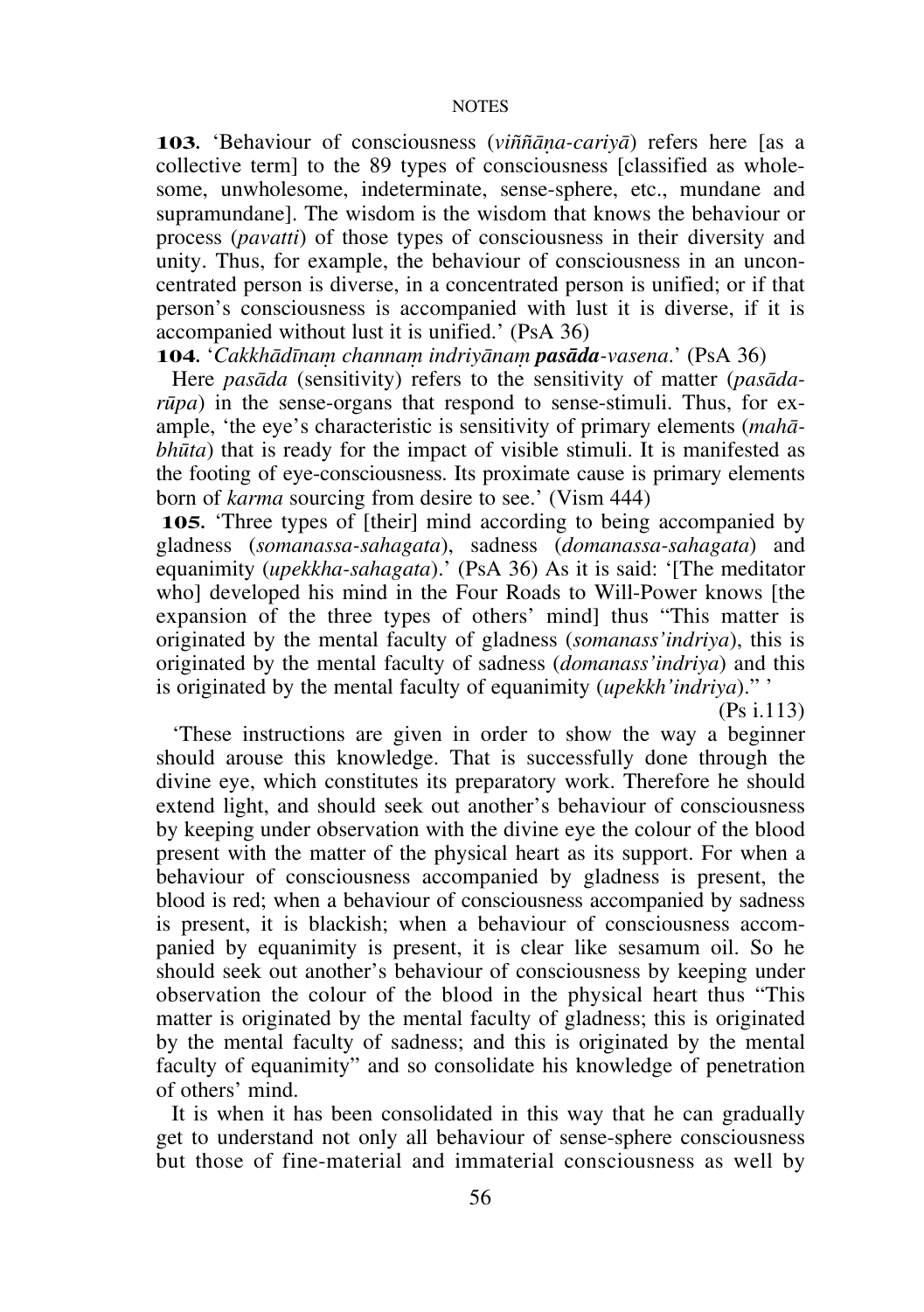**103.** 'Behaviour of consciousness (*viññāṇa-cariyā*) refers here [as a collective term] to the 89 types of consciousness [classified as wholesome, unwholesome, indeterminate, sense-sphere, etc., mundane and supramundane]. The wisdom is the wisdom that knows the behaviour or process (*pavatti*) of those types of consciousness in their diversity and unity. Thus, for example, the behaviour of consciousness in an unconcentrated person is diverse, in a concentrated person is unified; or if that person's consciousness is accompanied with lust it is diverse, if it is accompanied without lust it is unified.' (PsA 36)

**104.** '*Cakkhādīnaṃ channaṃ indriyānaṃ* ***pasāda****-vasena*.' (PsA 36)

Here *pasāda* (sensitivity) refers to the sensitivity of matter (*pasāda-rūpa*) in the sense-organs that respond to sense-stimuli. Thus, for example, 'the eye's characteristic is sensitivity of primary elements (*mahā-bhūta*) that is ready for the impact of visible stimuli. It is manifested as the footing of eye-consciousness. Its proximate cause is primary elements born of *karma* sourcing from desire to see.' (Vism 444)

**105.** 'Three types of [their] mind according to being accompanied by gladness (*somanassa-sahagata*), sadness (*domanassa-sahagata*) and equanimity (*upekkha-sahagata*).' (PsA 36) As it is said: '[The meditator who] developed his mind in the Four Roads to Will-Power knows [the expansion of the three types of others' mind] thus "This matter is originated by the mental faculty of gladness (*somanass'indriya*), this is originated by the mental faculty of sadness (*domanass'indriya*) and this is originated by the mental faculty of equanimity (*upekkh'indriya*)." ' (Ps i.113)

'These instructions are given in order to show the way a beginner should arouse this knowledge. That is successfully done through the divine eye, which constitutes its preparatory work. Therefore he should extend light, and should seek out another's behaviour of consciousness by keeping under observation with the divine eye the colour of the blood present with the matter of the physical heart as its support. For when a behaviour of consciousness accompanied by gladness is present, the blood is red; when a behaviour of consciousness accompanied by sadness is present, it is blackish; when a behaviour of consciousness accompanied by equanimity is present, it is clear like sesamum oil. So he should seek out another's behaviour of consciousness by keeping under observation the colour of the blood in the physical heart thus "This matter is originated by the mental faculty of gladness; this is originated by the mental faculty of sadness; and this is originated by the mental faculty of equanimity" and so consolidate his knowledge of penetration of others' mind.

It is when it has been consolidated in this way that he can gradually get to understand not only all behaviour of sense-sphere consciousness but those of fine-material and immaterial consciousness as well by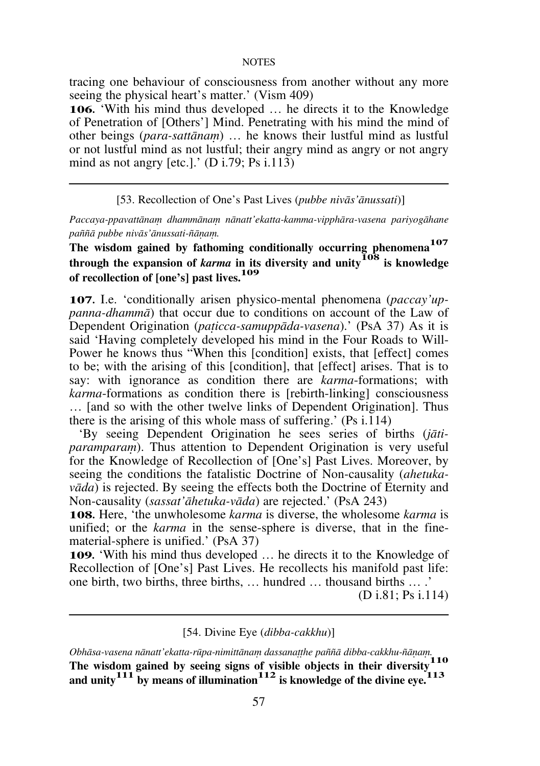tracing one behaviour of consciousness from another without any more seeing the physical heart's matter.' (Vism 409)

**106.** 'With his mind thus developed … he directs it to the Knowledge of Penetration of [Others'] Mind. Penetrating with his mind the mind of other beings (*para-sattānaṃ*) … he knows their lustful mind as lustful or not lustful mind as not lustful; their angry mind as angry or not angry mind as not angry [etc.].' (D i.79; Ps i.113)

---

### [53. Recollection of One's Past Lives (*pubbe nivās'ānussati*)]

*Paccaya-ppavattānaṃ dhammānaṃ nānatt'ekatta-kamma-vipphāra-vasena pariyogāhane paññā pubbe nivās'ānussati-ñāṇaṃ.*

**The wisdom gained by fathoming conditionally occurring phenomena[107] through the expansion of *karma* in its diversity and unity[108] is knowledge of recollection of [one's] past lives.[109]**

**107.** I.e. 'conditionally arisen physico-mental phenomena (*paccay'uppanna-dhammā*) that occur due to conditions on account of the Law of Dependent Origination (*paṭicca-samuppāda-vasena*).' (PsA 37) As it is said 'Having completely developed his mind in the Four Roads to Will-Power he knows thus "When this [condition] exists, that [effect] comes to be; with the arising of this [condition], that [effect] arises. That is to say: with ignorance as condition there are *karma*-formations; with *karma*-formations as condition there is [rebirth-linking] consciousness … [and so with the other twelve links of Dependent Origination]. Thus there is the arising of this whole mass of suffering.' (Ps i.114)

'By seeing Dependent Origination he sees series of births (*jāti-paramparaṃ*). Thus attention to Dependent Origination is very useful for the Knowledge of Recollection of [One's] Past Lives. Moreover, by seeing the conditions the fatalistic Doctrine of Non-causality (*ahetuka-vāda*) is rejected. By seeing the effects both the Doctrine of Eternity and Non-causality (*sassat'āhetuka-vāda*) are rejected.' (PsA 243)

**108.** Here, 'the unwholesome *karma* is diverse, the wholesome *karma* is unified; or the *karma* in the sense-sphere is diverse, that in the fine-material-sphere is unified.' (PsA 37)

**109.** 'With his mind thus developed … he directs it to the Knowledge of Recollection of [One's] Past Lives. He recollects his manifold past life: one birth, two births, three births, … hundred … thousand births … .' (D i.81; Ps i.114)

---

### [54. Divine Eye (*dibba-cakkhu*)]

*Obhāsa-vasena nānatt'ekatta-rūpa-nimittānaṃ dassanaṭṭhe paññā dibba-cakkhu-ñāṇaṃ.*

**The wisdom gained by seeing signs of visible objects in their diversity[110] and unity[111] by means of illumination[112] is knowledge of the divine eye.[113]**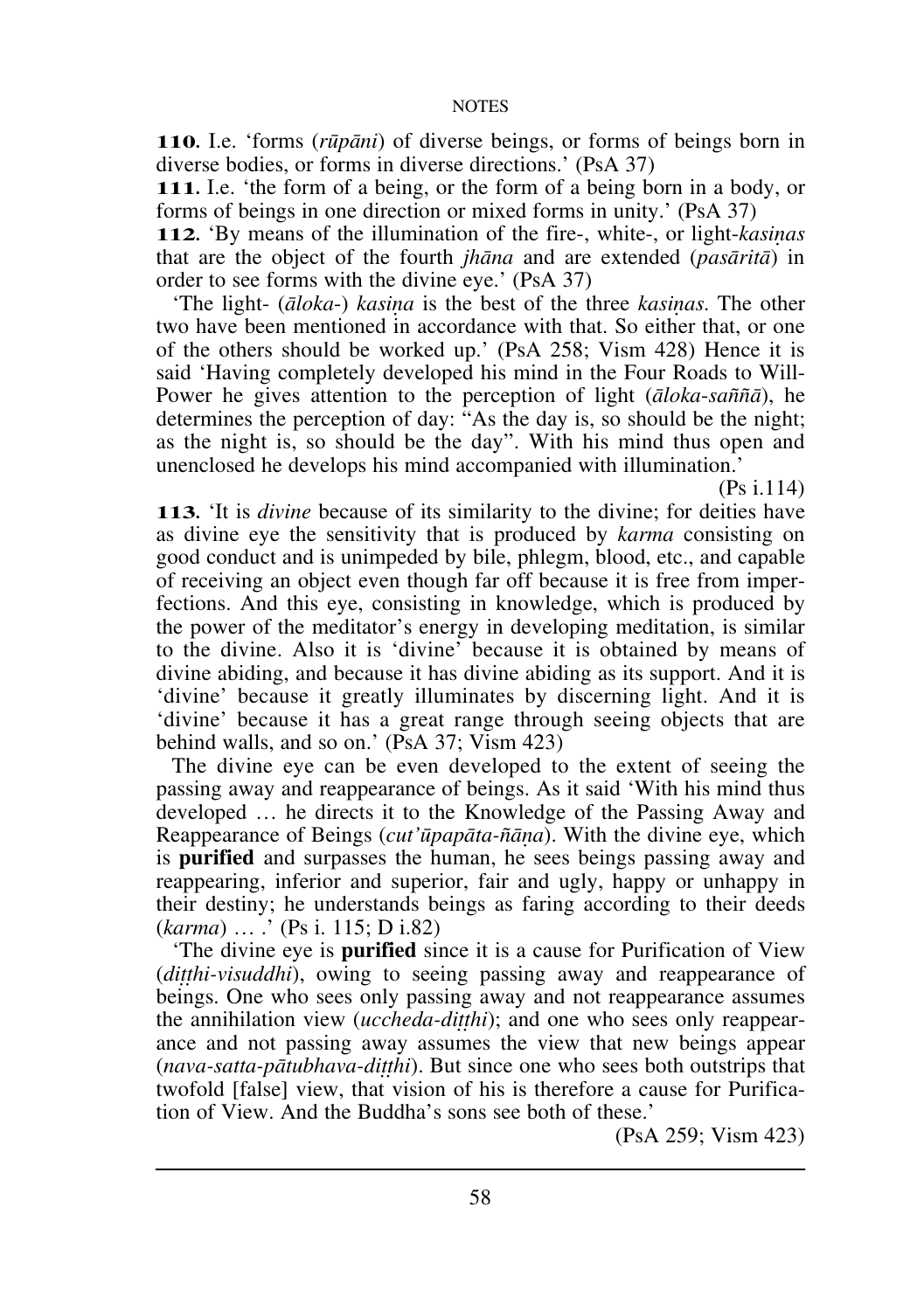**110.** I.e. 'forms (*rūpāni*) of diverse beings, or forms of beings born in diverse bodies, or forms in diverse directions.' (PsA 37)

**111.** I.e. 'the form of a being, or the form of a being born in a body, or forms of beings in one direction or mixed forms in unity.' (PsA 37)

**112.** 'By means of the illumination of the fire-, white-, or light-*kasiṇas* that are the object of the fourth *jhāna* and are extended (*pasāritā*) in order to see forms with the divine eye.' (PsA 37)

'The light- (*āloka-*) *kasiṇa* is the best of the three *kasiṇas*. The other two have been mentioned in accordance with that. So either that, or one of the others should be worked up.' (PsA 258; Vism 428) Hence it is said 'Having completely developed his mind in the Four Roads to Will-Power he gives attention to the perception of light (*āloka-saññā*), he determines the perception of day: "As the day is, so should be the night; as the night is, so should be the day". With his mind thus open and unenclosed he develops his mind accompanied with illumination.'

(Ps i.114)

**113.** 'It is *divine* because of its similarity to the divine; for deities have as divine eye the sensitivity that is produced by *karma* consisting on good conduct and is unimpeded by bile, phlegm, blood, etc., and capable of receiving an object even though far off because it is free from imperfections. And this eye, consisting in knowledge, which is produced by the power of the meditator's energy in developing meditation, is similar to the divine. Also it is 'divine' because it is obtained by means of divine abiding, and because it has divine abiding as its support. And it is 'divine' because it greatly illuminates by discerning light. And it is 'divine' because it has a great range through seeing objects that are behind walls, and so on.' (PsA 37; Vism 423)

The divine eye can be even developed to the extent of seeing the passing away and reappearance of beings. As it said 'With his mind thus developed … he directs it to the Knowledge of the Passing Away and Reappearance of Beings (*cut'ūpapāta-ñāṇa*). With the divine eye, which is **purified** and surpasses the human, he sees beings passing away and reappearing, inferior and superior, fair and ugly, happy or unhappy in their destiny; he understands beings as faring according to their deeds (*karma*) … .' (Ps i. 115; D i.82)

'The divine eye is **purified** since it is a cause for Purification of View (*diṭṭhi-visuddhi*), owing to seeing passing away and reappearance of beings. One who sees only passing away and not reappearance assumes the annihilation view (*uccheda-diṭṭhi*); and one who sees only reappearance and not passing away assumes the view that new beings appear (*nava-satta-pātubhava-diṭṭhi*). But since one who sees both outstrips that twofold [false] view, that vision of his is therefore a cause for Purification of View. And the Buddha's sons see both of these.'

(PsA 259; Vism 423)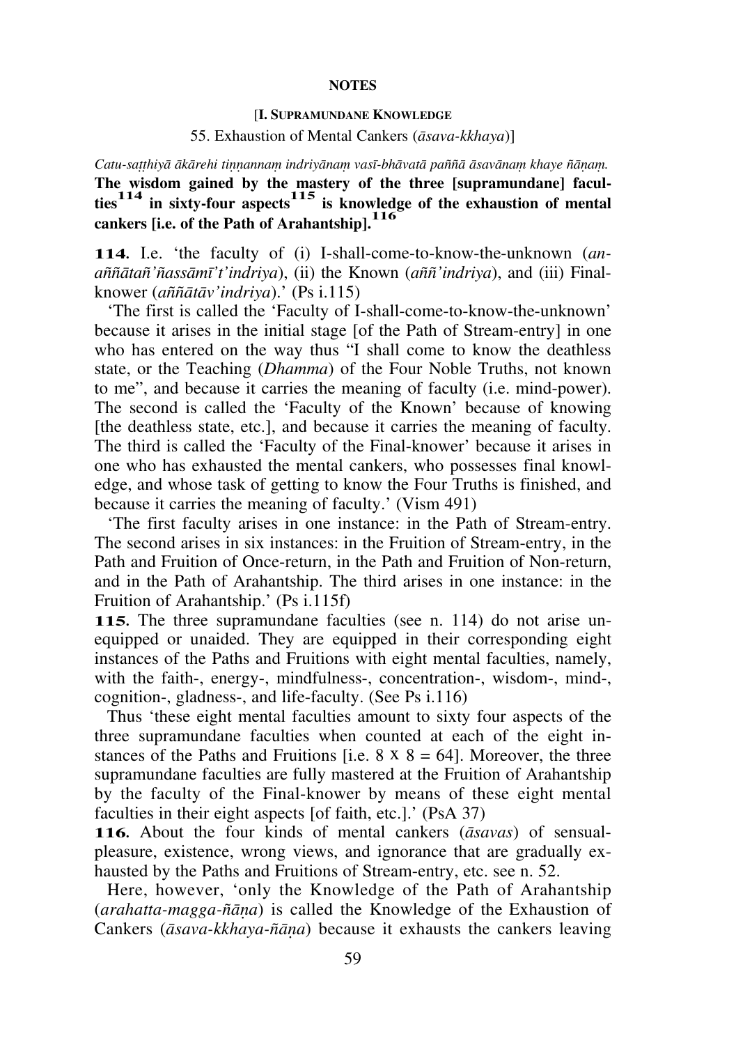**NOTES**

[**I. SUPRAMUNDANE KNOWLEDGE**

55. Exhaustion of Mental Cankers (*āsava-kkhaya*)]

*Catu-saṭṭhiyā ākārehi tiṇṇannaṃ indriyānaṃ vasī-bhāvatā paññā āsavānaṃ khaye ñāṇaṃ.*

**The wisdom gained by the mastery of the three [supramundane] faculties[114] in sixty-four aspects[115] is knowledge of the exhaustion of mental cankers [i.e. of the Path of Arahantship].[116]**

**114.** I.e. 'the faculty of (i) I-shall-come-to-know-the-unknown (*an-aññātañ'ñassāmī't'indriya*), (ii) the Known (*aññ'indriya*), and (iii) Final-knower (*aññātāv'indriya*).' (Ps i.115)

'The first is called the 'Faculty of I-shall-come-to-know-the-unknown' because it arises in the initial stage [of the Path of Stream-entry] in one who has entered on the way thus "I shall come to know the deathless state, or the Teaching (*Dhamma*) of the Four Noble Truths, not known to me", and because it carries the meaning of faculty (i.e. mind-power). The second is called the 'Faculty of the Known' because of knowing [the deathless state, etc.], and because it carries the meaning of faculty. The third is called the 'Faculty of the Final-knower' because it arises in one who has exhausted the mental cankers, who possesses final knowledge, and whose task of getting to know the Four Truths is finished, and because it carries the meaning of faculty.' (Vism 491)

'The first faculty arises in one instance: in the Path of Stream-entry. The second arises in six instances: in the Fruition of Stream-entry, in the Path and Fruition of Once-return, in the Path and Fruition of Non-return, and in the Path of Arahantship. The third arises in one instance: in the Fruition of Arahantship.' (Ps i.115f)

**115.** The three supramundane faculties (see n. 114) do not arise unequipped or unaided. They are equipped in their corresponding eight instances of the Paths and Fruitions with eight mental faculties, namely, with the faith-, energy-, mindfulness-, concentration-, wisdom-, mind-, cognition-, gladness-, and life-faculty. (See Ps i.116)

Thus 'these eight mental faculties amount to sixty four aspects of the three supramundane faculties when counted at each of the eight instances of the Paths and Fruitions [i.e. $8 \times 8 = 64$]. Moreover, the three supramundane faculties are fully mastered at the Fruition of Arahantship by the faculty of the Final-knower by means of these eight mental faculties in their eight aspects [of faith, etc.].' (PsA 37)

**116.** About the four kinds of mental cankers (*āsavas*) of sensual-pleasure, existence, wrong views, and ignorance that are gradually exhausted by the Paths and Fruitions of Stream-entry, etc. see n. 52.

Here, however, 'only the Knowledge of the Path of Arahantship (*arahatta-magga-ñāṇa*) is called the Knowledge of the Exhaustion of Cankers (*āsava-kkhaya-ñāṇa*) because it exhausts the cankers leaving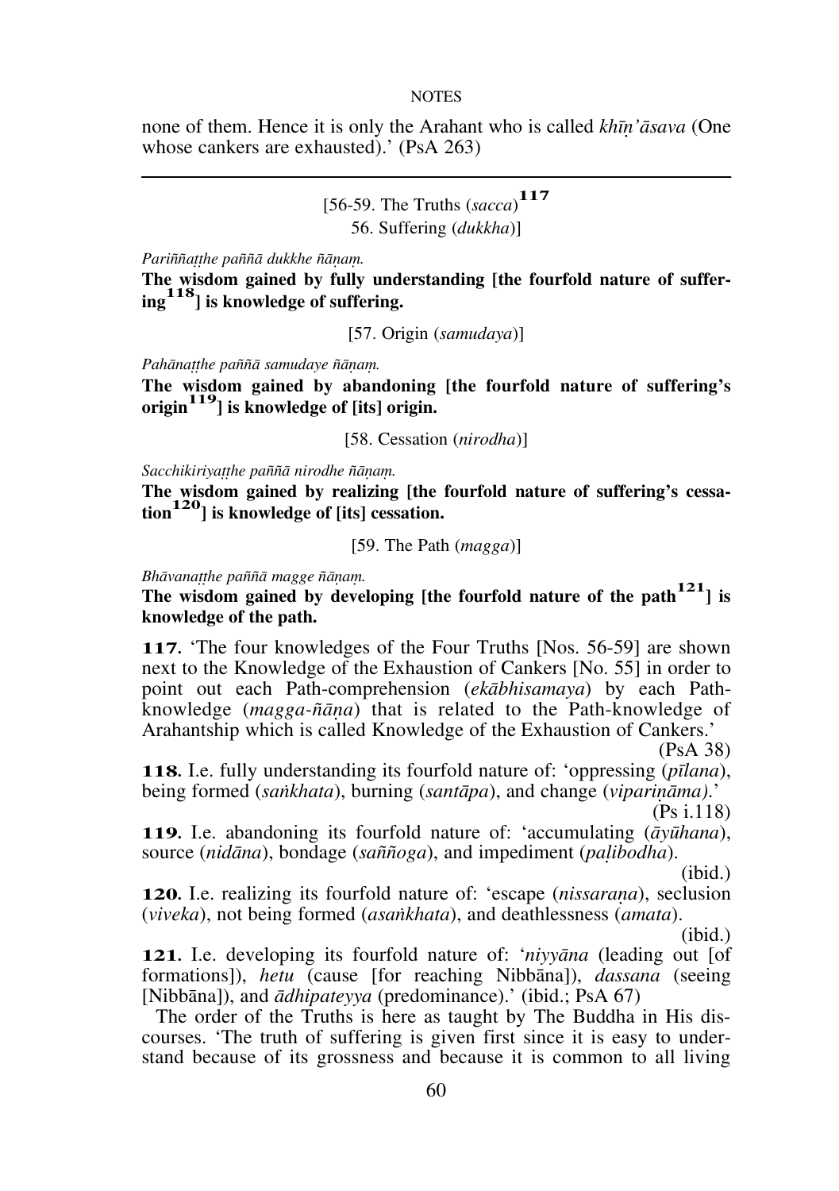none of them. Hence it is only the Arahant who is called *khīṇ'āsava* (One whose cankers are exhausted).' (PsA 263)

---

[56-59. The Truths (*sacca*)[117]
56. Suffering (*dukkha*)]

*Pariññaṭṭhe paññā dukkhe ñāṇaṃ.*

**The wisdom gained by fully understanding [the fourfold nature of suffering[118]] is knowledge of suffering.**

[57. Origin (*samudaya*)]

*Pahānaṭṭhe paññā samudaye ñāṇaṃ.*

**The wisdom gained by abandoning [the fourfold nature of suffering's origin[119]] is knowledge of [its] origin.**

[58. Cessation (*nirodha*)]

*Sacchikiriyaṭṭhe paññā nirodhe ñāṇaṃ.*

**The wisdom gained by realizing [the fourfold nature of suffering's cessation[120]] is knowledge of [its] cessation.**

[59. The Path (*magga*)]

*Bhāvanaṭṭhe paññā magge ñāṇaṃ.*

**The wisdom gained by developing [the fourfold nature of the path[121]] is knowledge of the path.**

**117.** 'The four knowledges of the Four Truths [Nos. 56-59] are shown next to the Knowledge of the Exhaustion of Cankers [No. 55] in order to point out each Path-comprehension (*ekābhisamaya*) by each Path-knowledge (*magga-ñāṇa*) that is related to the Path-knowledge of Arahantship which is called Knowledge of the Exhaustion of Cankers.' (PsA 38)

**118.** I.e. fully understanding its fourfold nature of: 'oppressing (*pīlana*), being formed (*saṅkhata*), burning (*santāpa*), and change (*vipariṇāma*).' (Ps i.118)

**119.** I.e. abandoning its fourfold nature of: 'accumulating (*āyūhana*), source (*nidāna*), bondage (*saññoga*), and impediment (*paḷibodha*). (ibid.)

**120.** I.e. realizing its fourfold nature of: 'escape (*nissaraṇa*), seclusion (*viveka*), not being formed (*asaṅkhata*), and deathlessness (*amata*). (ibid.)

**121.** I.e. developing its fourfold nature of: '*niyyāna* (leading out [of formations]), *hetu* (cause [for reaching Nibbāna]), *dassana* (seeing [Nibbāna]), and *ādhipateyya* (predominance).' (ibid.; PsA 67)

The order of the Truths is here as taught by The Buddha in His discourses. 'The truth of suffering is given first since it is easy to understand because of its grossness and because it is common to all living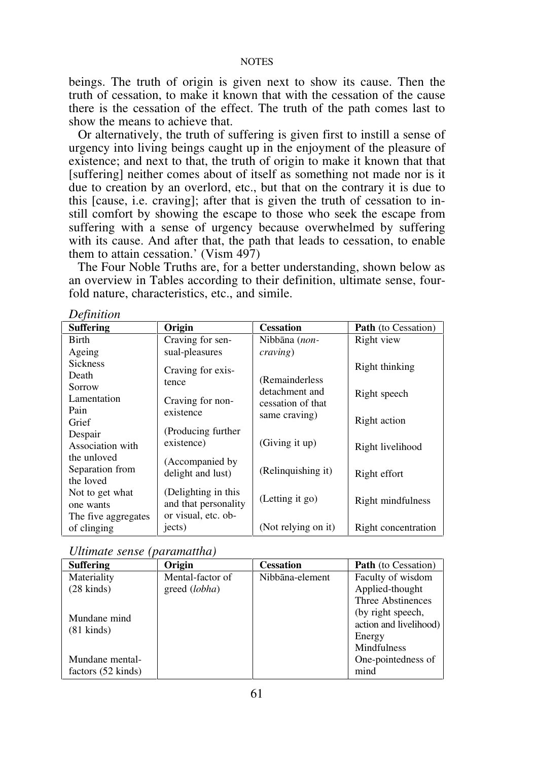beings. The truth of origin is given next to show its cause. Then the truth of cessation, to make it known that with the cessation of the cause there is the cessation of the effect. The truth of the path comes last to show the means to achieve that.

Or alternatively, the truth of suffering is given first to instill a sense of urgency into living beings caught up in the enjoyment of the pleasure of existence; and next to that, the truth of origin to make it known that that [suffering] neither comes about of itself as something not made nor is it due to creation by an overlord, etc., but that on the contrary it is due to this [cause, i.e. craving]; after that is given the truth of cessation to instill comfort by showing the escape to those who seek the escape from suffering with a sense of urgency because overwhelmed by suffering with its cause. And after that, the path that leads to cessation, to enable them to attain cessation.' (Vism 497)

The Four Noble Truths are, for a better understanding, shown below as an overview in Tables according to their definition, ultimate sense, fourfold nature, characteristics, etc., and simile.

*Definition*

| **Suffering** | **Origin** | **Cessation** | **Path** (to Cessation) |
|---|---|---|---|
| Birth<br>Ageing<br>Sickness<br>Death<br>Sorrow<br>Lamentation<br>Pain<br>Grief<br>Despair<br>Association with the unloved<br>Separation from the loved<br>Not to get what one wants<br>The five aggregates of clinging | Craving for sensual-pleasures<br>Craving for existence<br>Craving for non-existence<br>(Producing further existence)<br>(Accompanied by delight and lust)<br>(Delighting in this and that personality or visual, etc. objects) | Nibbāna (*non-craving*)<br>(Remainderless detachment and cessation of that same craving)<br>(Giving it up)<br>(Relinquishing it)<br>(Letting it go)<br>(Not relying on it) | Right view<br>Right thinking<br>Right speech<br>Right action<br>Right livelihood<br>Right effort<br>Right mindfulness<br>Right concentration |

*Ultimate sense (paramattha)*

| **Suffering** | **Origin** | **Cessation** | **Path** (to Cessation) |
|---|---|---|---|
| Materiality (28 kinds)<br>Mundane mind (81 kinds)<br>Mundane mental-factors (52 kinds) | Mental-factor of greed (*lobha*) | Nibbāna-element | Faculty of wisdom<br>Applied-thought<br>Three Abstinences (by right speech, action and livelihood)<br>Energy<br>Mindfulness<br>One-pointedness of mind |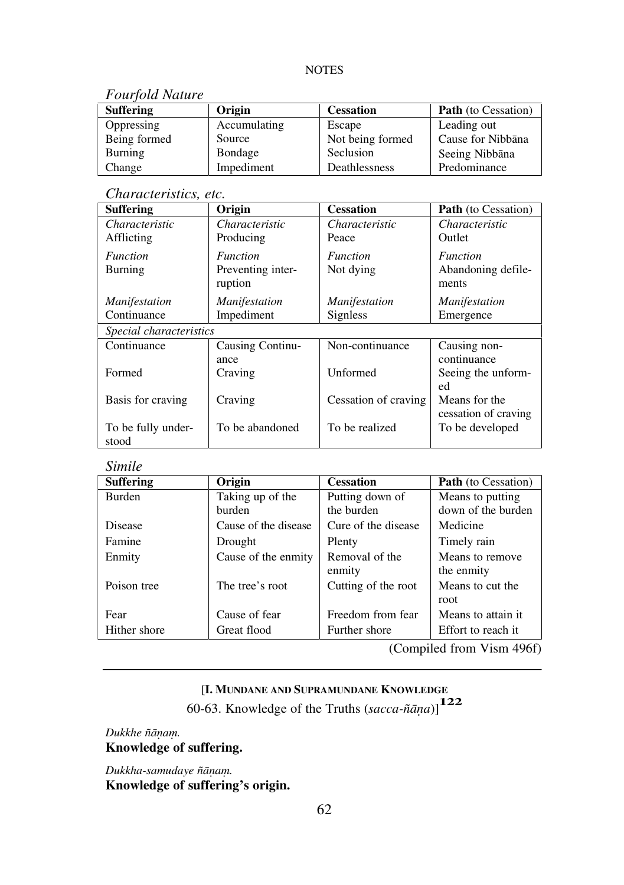*Fourfold Nature*

| **Suffering** | **Origin** | **Cessation** | **Path** (to Cessation) |
|---|---|---|---|
| Oppressing | Accumulating | Escape | Leading out |
| Being formed | Source | Not being formed | Cause for Nibbāna |
| Burning | Bondage | Seclusion | Seeing Nibbāna |
| Change | Impediment | Deathlessness | Predominance |

*Characteristics, etc.*

| **Suffering** | **Origin** | **Cessation** | **Path** (to Cessation) |
|---|---|---|---|
| *Characteristic* Afflicting | *Characteristic* Producing | *Characteristic* Peace | *Characteristic* Outlet |
| *Function* Burning | *Function* Preventing interruption | *Function* Not dying | *Function* Abandoning defilements |
| *Manifestation* Continuance | *Manifestation* Impediment | *Manifestation* Signless | *Manifestation* Emergence |
| *Special characteristics* | | | |
| Continuance | Causing Continuance | Non-continuance | Causing non-continuance |
| Formed | Craving | Unformed | Seeing the unformed |
| Basis for craving | Craving | Cessation of craving | Means for the cessation of craving |
| To be fully understood | To be abandoned | To be realized | To be developed |

*Simile*

| **Suffering** | **Origin** | **Cessation** | **Path** (to Cessation) |
|---|---|---|---|
| Burden | Taking up of the burden | Putting down of the burden | Means to putting down of the burden |
| Disease | Cause of the disease | Cure of the disease | Medicine |
| Famine | Drought | Plenty | Timely rain |
| Enmity | Cause of the enmity | Removal of the enmity | Means to remove the enmity |
| Poison tree | The tree's root | Cutting of the root | Means to cut the root |
| Fear | Cause of fear | Freedom from fear | Means to attain it |
| Hither shore | Great flood | Further shore | Effort to reach it |

(Compiled from Vism 496f)

---

[**I. Mundane and Supramundane Knowledge**
60-63. Knowledge of the Truths (*sacca-ñāṇa*)][122]

*Dukkhe ñāṇaṃ.*
**Knowledge of suffering.**

*Dukkha-samudaye ñāṇaṃ.*
**Knowledge of suffering's origin.**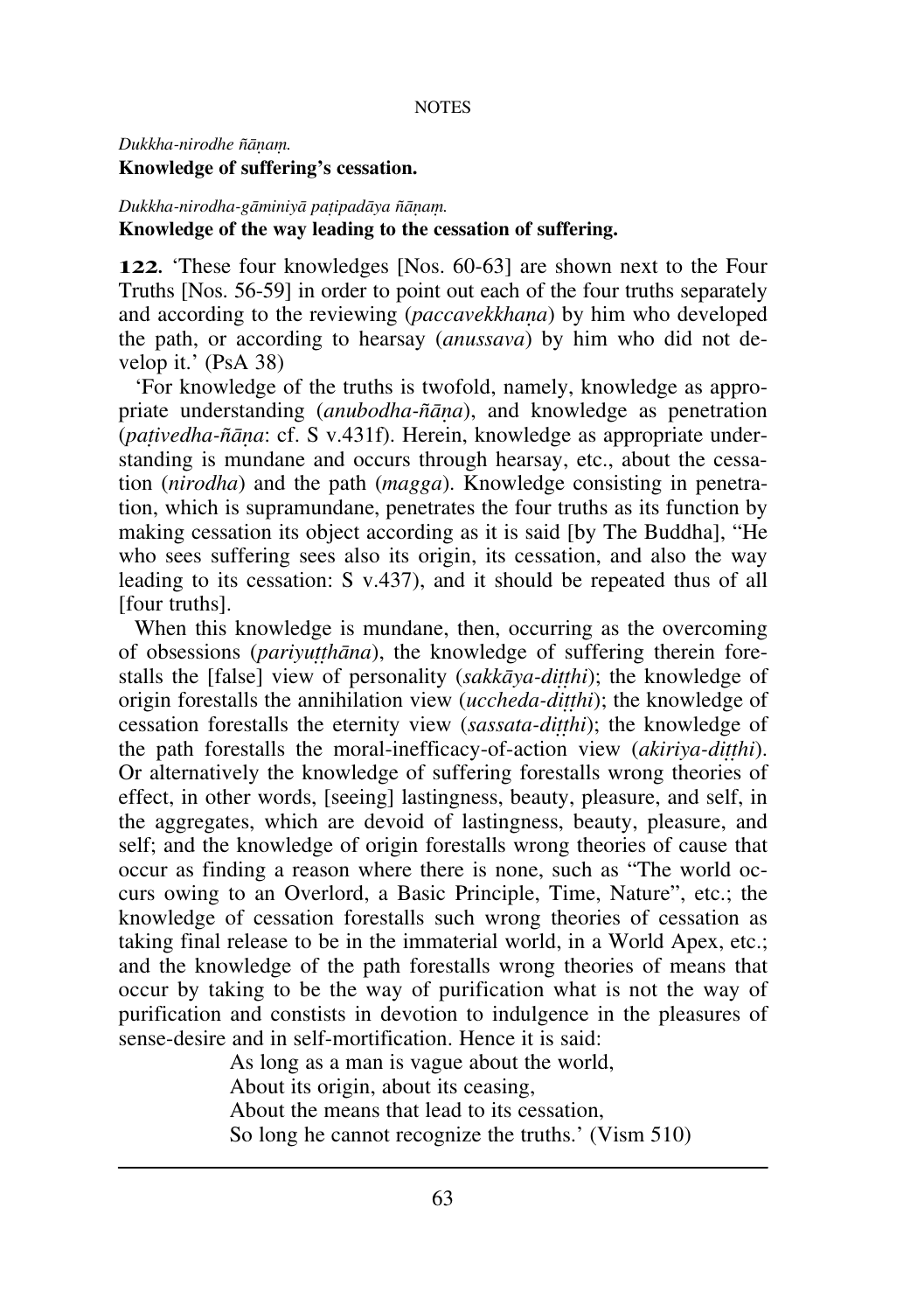*Dukkha-nirodhe ñāṇaṃ.*
**Knowledge of suffering's cessation.**

*Dukkha-nirodha-gāminiyā paṭipadāya ñāṇaṃ.*
**Knowledge of the way leading to the cessation of suffering.**

**122.** 'These four knowledges [Nos. 60-63] are shown next to the Four Truths [Nos. 56-59] in order to point out each of the four truths separately and according to the reviewing (*paccavekkhaṇa*) by him who developed the path, or according to hearsay (*anussava*) by him who did not develop it.' (PsA 38)

'For knowledge of the truths is twofold, namely, knowledge as appropriate understanding (*anubodha-ñāṇa*), and knowledge as penetration (*paṭivedha-ñāṇa*: cf. S v.431f). Herein, knowledge as appropriate understanding is mundane and occurs through hearsay, etc., about the cessation (*nirodha*) and the path (*magga*). Knowledge consisting in penetration, which is supramundane, penetrates the four truths as its function by making cessation its object according as it is said [by The Buddha], "He who sees suffering sees also its origin, its cessation, and also the way leading to its cessation: S v.437), and it should be repeated thus of all [four truths].

When this knowledge is mundane, then, occurring as the overcoming of obsessions (*pariyuṭṭhāna*), the knowledge of suffering therein forestalls the [false] view of personality (*sakkāya-diṭṭhi*); the knowledge of origin forestalls the annihilation view (*uccheda-diṭṭhi*); the knowledge of cessation forestalls the eternity view (*sassata-diṭṭhi*); the knowledge of the path forestalls the moral-inefficacy-of-action view (*akiriya-diṭṭhi*). Or alternatively the knowledge of suffering forestalls wrong theories of effect, in other words, [seeing] lastingness, beauty, pleasure, and self, in the aggregates, which are devoid of lastingness, beauty, pleasure, and self; and the knowledge of origin forestalls wrong theories of cause that occur as finding a reason where there is none, such as "The world occurs owing to an Overlord, a Basic Principle, Time, Nature", etc.; the knowledge of cessation forestalls such wrong theories of cessation as taking final release to be in the immaterial world, in a World Apex, etc.; and the knowledge of the path forestalls wrong theories of means that occur by taking to be the way of purification what is not the way of purification and constists in devotion to indulgence in the pleasures of sense-desire and in self-mortification. Hence it is said:

> As long as a man is vague about the world,
> About its origin, about its ceasing,
> About the means that lead to its cessation,
> So long he cannot recognize the truths.' (Vism 510)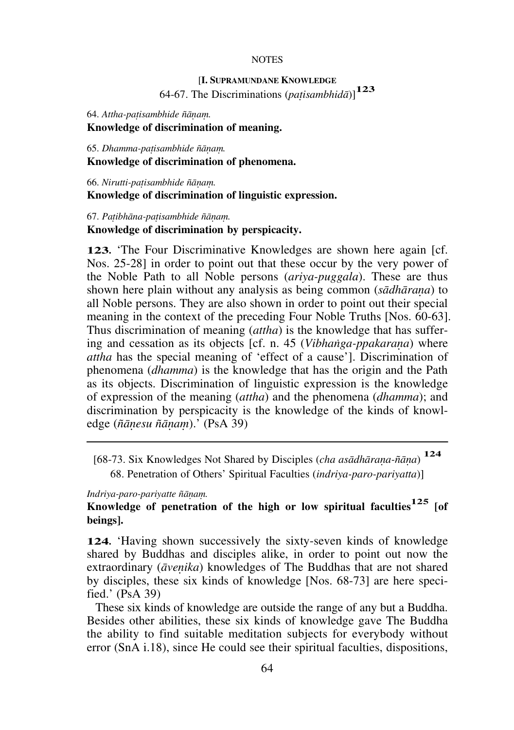[**I. Supramundane Knowledge**
64-67. The Discriminations (*paṭisambhidā*)][123]

64. *Attha-paṭisambhide ñāṇaṃ.*
**Knowledge of discrimination of meaning.**

65. *Dhamma-paṭisambhide ñāṇaṃ.*
**Knowledge of discrimination of phenomena.**

66. *Nirutti-paṭisambhide ñāṇaṃ.*
**Knowledge of discrimination of linguistic expression.**

67. *Paṭibhāna-paṭisambhide ñāṇaṃ.*
**Knowledge of discrimination by perspicacity.**

**123.** 'The Four Discriminative Knowledges are shown here again [cf. Nos. 25-28] in order to point out that these occur by the very power of the Noble Path to all Noble persons (*ariya-puggala*). These are thus shown here plain without any analysis as being common (*sādhāraṇa*) to all Noble persons. They are also shown in order to point out their special meaning in the context of the preceding Four Noble Truths [Nos. 60-63]. Thus discrimination of meaning (*attha*) is the knowledge that has suffering and cessation as its objects [cf. n. 45 (*Vibhaṅga-ppakaraṇa*) where *attha* has the special meaning of 'effect of a cause']. Discrimination of phenomena (*dhamma*) is the knowledge that has the origin and the Path as its objects. Discrimination of linguistic expression is the knowledge of expression of the meaning (*attha*) and the phenomena (*dhamma*); and discrimination by perspicacity is the knowledge of the kinds of knowledge (*ñāṇesu ñāṇaṃ*).' (PsA 39)

---

[68-73. Six Knowledges Not Shared by Disciples (*cha asādhāraṇa-ñāṇa*) [124]
68. Penetration of Others' Spiritual Faculties (*indriya-paro-pariyatta*)]

*Indriya-paro-pariyatte ñāṇaṃ.*
**Knowledge of penetration of the high or low spiritual faculties[125] [of beings].**

**124.** 'Having shown successively the sixty-seven kinds of knowledge shared by Buddhas and disciples alike, in order to point out now the extraordinary (*āveṇika*) knowledges of The Buddhas that are not shared by disciples, these six kinds of knowledge [Nos. 68-73] are here specified.' (PsA 39)

These six kinds of knowledge are outside the range of any but a Buddha. Besides other abilities, these six kinds of knowledge gave The Buddha the ability to find suitable meditation subjects for everybody without error (SnA i.18), since He could see their spiritual faculties, dispositions,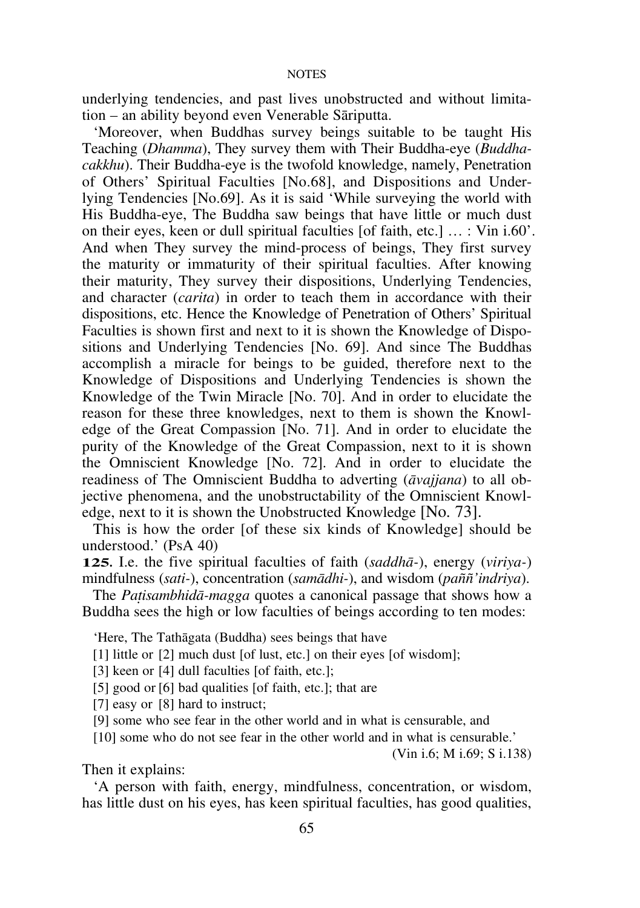underlying tendencies, and past lives unobstructed and without limitation – an ability beyond even Venerable Sāriputta.

'Moreover, when Buddhas survey beings suitable to be taught His Teaching (*Dhamma*), They survey them with Their Buddha-eye (*Buddha-cakkhu*). Their Buddha-eye is the twofold knowledge, namely, Penetration of Others' Spiritual Faculties [No.68], and Dispositions and Underlying Tendencies [No.69]. As it is said 'While surveying the world with His Buddha-eye, The Buddha saw beings that have little or much dust on their eyes, keen or dull spiritual faculties [of faith, etc.] … : Vin i.60'. And when They survey the mind-process of beings, They first survey the maturity or immaturity of their spiritual faculties. After knowing their maturity, They survey their dispositions, Underlying Tendencies, and character (*carita*) in order to teach them in accordance with their dispositions, etc. Hence the Knowledge of Penetration of Others' Spiritual Faculties is shown first and next to it is shown the Knowledge of Dispositions and Underlying Tendencies [No. 69]. And since The Buddhas accomplish a miracle for beings to be guided, therefore next to the Knowledge of Dispositions and Underlying Tendencies is shown the Knowledge of the Twin Miracle [No. 70]. And in order to elucidate the reason for these three knowledges, next to them is shown the Knowledge of the Great Compassion [No. 71]. And in order to elucidate the purity of the Knowledge of the Great Compassion, next to it is shown the Omniscient Knowledge [No. 72]. And in order to elucidate the readiness of The Omniscient Buddha to adverting (*āvajjana*) to all objective phenomena, and the unobstructability of the Omniscient Knowledge, next to it is shown the Unobstructed Knowledge [No. 73].

This is how the order [of these six kinds of Knowledge] should be understood.' (PsA 40)

**125.** I.e. the five spiritual faculties of faith (*saddhā-*), energy (*viriya-*) mindfulness (*sati-*), concentration (*samādhi-*), and wisdom (*paññ'indriya*).

The *Paṭisambhidā-magga* quotes a canonical passage that shows how a Buddha sees the high or low faculties of beings according to ten modes:

> 'Here, The Tathāgata (Buddha) sees beings that have
>
> [1] little or [2] much dust [of lust, etc.] on their eyes [of wisdom];
>
> [3] keen or [4] dull faculties [of faith, etc.];
>
> [5] good or [6] bad qualities [of faith, etc.]; that are
>
> [7] easy or [8] hard to instruct;
>
> [9] some who see fear in the other world and in what is censurable, and
>
> [10] some who do not see fear in the other world and in what is censurable.'
>
> (Vin i.6; M i.69; S i.138)

Then it explains:

'A person with faith, energy, mindfulness, concentration, or wisdom, has little dust on his eyes, has keen spiritual faculties, has good qualities,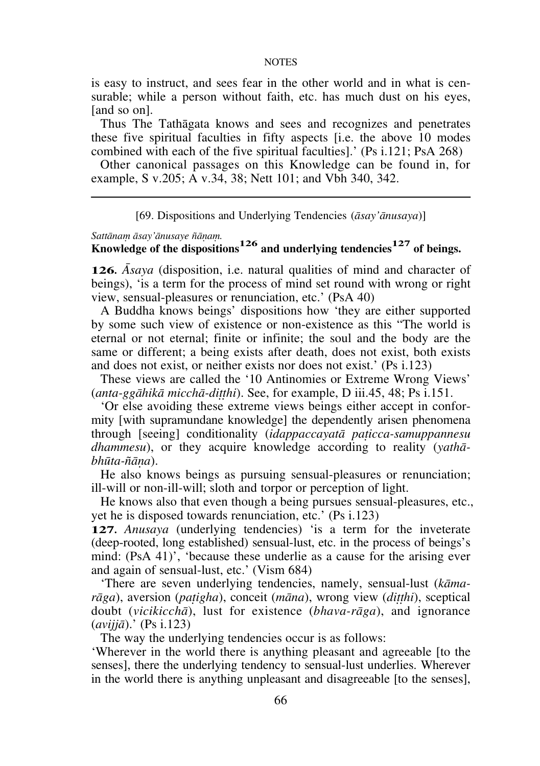is easy to instruct, and sees fear in the other world and in what is censurable; while a person without faith, etc. has much dust on his eyes, [and so on].

Thus The Tathāgata knows and sees and recognizes and penetrates these five spiritual faculties in fifty aspects [i.e. the above 10 modes combined with each of the five spiritual faculties].' (Ps i.121; PsA 268)

Other canonical passages on this Knowledge can be found in, for example, S v.205; A v.34, 38; Nett 101; and Vbh 340, 342.

---

[69. Dispositions and Underlying Tendencies (*āsay'ānusaya*)]

*Sattānaṃ āsay'ānusaye ñāṇaṃ.*
**Knowledge of the dispositions[126] and underlying tendencies[127] of beings.**

**126.** *Āsaya* (disposition, i.e. natural qualities of mind and character of beings), 'is a term for the process of mind set round with wrong or right view, sensual-pleasures or renunciation, etc.' (PsA 40)

A Buddha knows beings' dispositions how 'they are either supported by some such view of existence or non-existence as this "The world is eternal or not eternal; finite or infinite; the soul and the body are the same or different; a being exists after death, does not exist, both exists and does not exist, or neither exists nor does not exist.' (Ps i.123)

These views are called the '10 Antinomies or Extreme Wrong Views' (*anta-ggāhikā micchā-diṭṭhi*). See, for example, D iii.45, 48; Ps i.151.

'Or else avoiding these extreme views beings either accept in conformity [with supramundane knowledge] the dependently arisen phenomena through [seeing] conditionality (*idappaccayatā paṭicca-samuppannesu dhammesu*), or they acquire knowledge according to reality (*yathā-bhūta-ñāṇa*).

He also knows beings as pursuing sensual-pleasures or renunciation; ill-will or non-ill-will; sloth and torpor or perception of light.

He knows also that even though a being pursues sensual-pleasures, etc., yet he is disposed towards renunciation, etc.' (Ps i.123)

**127.** *Anusaya* (underlying tendencies) 'is a term for the inveterate (deep-rooted, long established) sensual-lust, etc. in the process of beings's mind: (PsA 41)', 'because these underlie as a cause for the arising ever and again of sensual-lust, etc.' (Vism 684)

'There are seven underlying tendencies, namely, sensual-lust (*kāma-rāga*), aversion (*paṭigha*), conceit (*māna*), wrong view (*diṭṭhi*), sceptical doubt (*vicikicchā*), lust for existence (*bhava-rāga*), and ignorance (*avijjā*).' (Ps i.123)

The way the underlying tendencies occur is as follows:

'Wherever in the world there is anything pleasant and agreeable [to the senses], there the underlying tendency to sensual-lust underlies. Wherever in the world there is anything unpleasant and disagreeable [to the senses],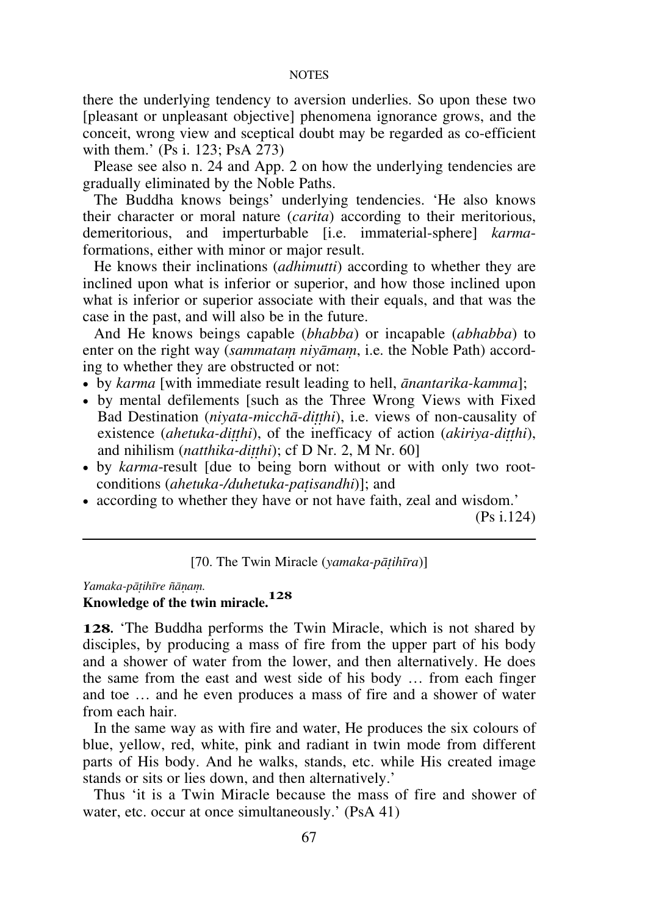there the underlying tendency to aversion underlies. So upon these two [pleasant or unpleasant objective] phenomena ignorance grows, and the conceit, wrong view and sceptical doubt may be regarded as co-efficient with them.' (Ps i. 123; PsA 273)

Please see also n. 24 and App. 2 on how the underlying tendencies are gradually eliminated by the Noble Paths.

The Buddha knows beings' underlying tendencies. 'He also knows their character or moral nature (*carita*) according to their meritorious, demeritorious, and imperturbable [i.e. immaterial-sphere] *karma*-formations, either with minor or major result.

He knows their inclinations (*adhimutti*) according to whether they are inclined upon what is inferior or superior, and how those inclined upon what is inferior or superior associate with their equals, and that was the case in the past, and will also be in the future.

And He knows beings capable (*bhabba*) or incapable (*abhabba*) to enter on the right way (*sammataṃ niyāmaṃ*, i.e. the Noble Path) according to whether they are obstructed or not:

- by *karma* [with immediate result leading to hell, *ānantarika-kamma*];
- by mental defilements [such as the Three Wrong Views with Fixed Bad Destination (*niyata-micchā-diṭṭhi*), i.e. views of non-causality of existence (*ahetuka-diṭṭhi*), of the inefficacy of action (*akiriya-diṭṭhi*), and nihilism (*natthika-diṭṭhi*); cf D Nr. 2, M Nr. 60]
- by *karma*-result [due to being born without or with only two root-conditions (*ahetuka-/duhetuka-paṭisandhi*)]; and
- according to whether they have or not have faith, zeal and wisdom.'

(Ps i.124)

---

[70. The Twin Miracle (*yamaka-pāṭihīra*)]

*Yamaka-pāṭihīre ñāṇaṃ.*
**Knowledge of the twin miracle.**[128]

**128.** 'The Buddha performs the Twin Miracle, which is not shared by disciples, by producing a mass of fire from the upper part of his body and a shower of water from the lower, and then alternatively. He does the same from the east and west side of his body … from each finger and toe … and he even produces a mass of fire and a shower of water from each hair.

In the same way as with fire and water, He produces the six colours of blue, yellow, red, white, pink and radiant in twin mode from different parts of His body. And he walks, stands, etc. while His created image stands or sits or lies down, and then alternatively.'

Thus 'it is a Twin Miracle because the mass of fire and shower of water, etc. occur at once simultaneously.' (PsA 41)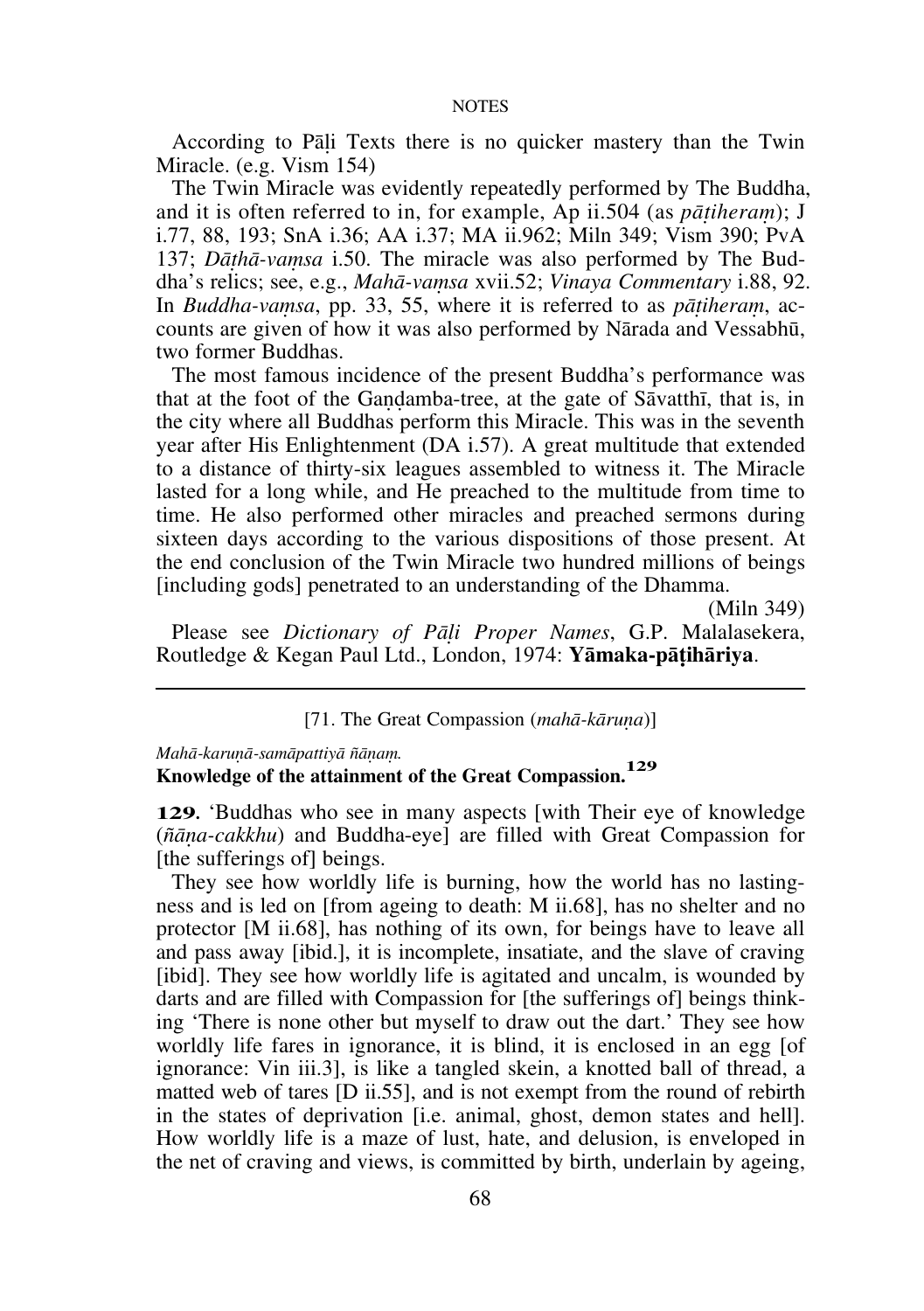According to Pāḷi Texts there is no quicker mastery than the Twin Miracle. (e.g. Vism 154)

The Twin Miracle was evidently repeatedly performed by The Buddha, and it is often referred to in, for example, Ap ii.504 (as *pāṭiheraṃ*); J i.77, 88, 193; SnA i.36; AA i.37; MA ii.962; Miln 349; Vism 390; PvA 137; *Dāṭhā-vaṃsa* i.50. The miracle was also performed by The Buddha's relics; see, e.g., *Mahā-vaṃsa* xvii.52; *Vinaya Commentary* i.88, 92. In *Buddha-vaṃsa*, pp. 33, 55, where it is referred to as *pāṭiheraṃ*, accounts are given of how it was also performed by Nārada and Vessabhū, two former Buddhas.

The most famous incidence of the present Buddha's performance was that at the foot of the Gaṇḍamba-tree, at the gate of Sāvatthī, that is, in the city where all Buddhas perform this Miracle. This was in the seventh year after His Enlightenment (DA i.57). A great multitude that extended to a distance of thirty-six leagues assembled to witness it. The Miracle lasted for a long while, and He preached to the multitude from time to time. He also performed other miracles and preached sermons during sixteen days according to the various dispositions of those present. At the end conclusion of the Twin Miracle two hundred millions of beings [including gods] penetrated to an understanding of the Dhamma.

(Miln 349)

Please see *Dictionary of Pāḷi Proper Names*, G.P. Malalasekera, Routledge & Kegan Paul Ltd., London, 1974: **Yāmaka-pāṭihāriya**.

---

[71. The Great Compassion (*mahā-kāruṇa*)]

*Mahā-karuṇā-samāpattiyā ñāṇaṃ.*
**Knowledge of the attainment of the Great Compassion.**[129]

**129.** 'Buddhas who see in many aspects [with Their eye of knowledge (*ñāṇa-cakkhu*) and Buddha-eye] are filled with Great Compassion for [the sufferings of] beings.

They see how worldly life is burning, how the world has no lastingness and is led on [from ageing to death: M ii.68], has no shelter and no protector [M ii.68], has nothing of its own, for beings have to leave all and pass away [ibid.], it is incomplete, insatiate, and the slave of craving [ibid]. They see how worldly life is agitated and uncalm, is wounded by darts and are filled with Compassion for [the sufferings of] beings thinking 'There is none other but myself to draw out the dart.' They see how worldly life fares in ignorance, it is blind, it is enclosed in an egg [of ignorance: Vin iii.3], is like a tangled skein, a knotted ball of thread, a matted web of tares [D ii.55], and is not exempt from the round of rebirth in the states of deprivation [i.e. animal, ghost, demon states and hell]. How worldly life is a maze of lust, hate, and delusion, is enveloped in the net of craving and views, is committed by birth, underlain by ageing,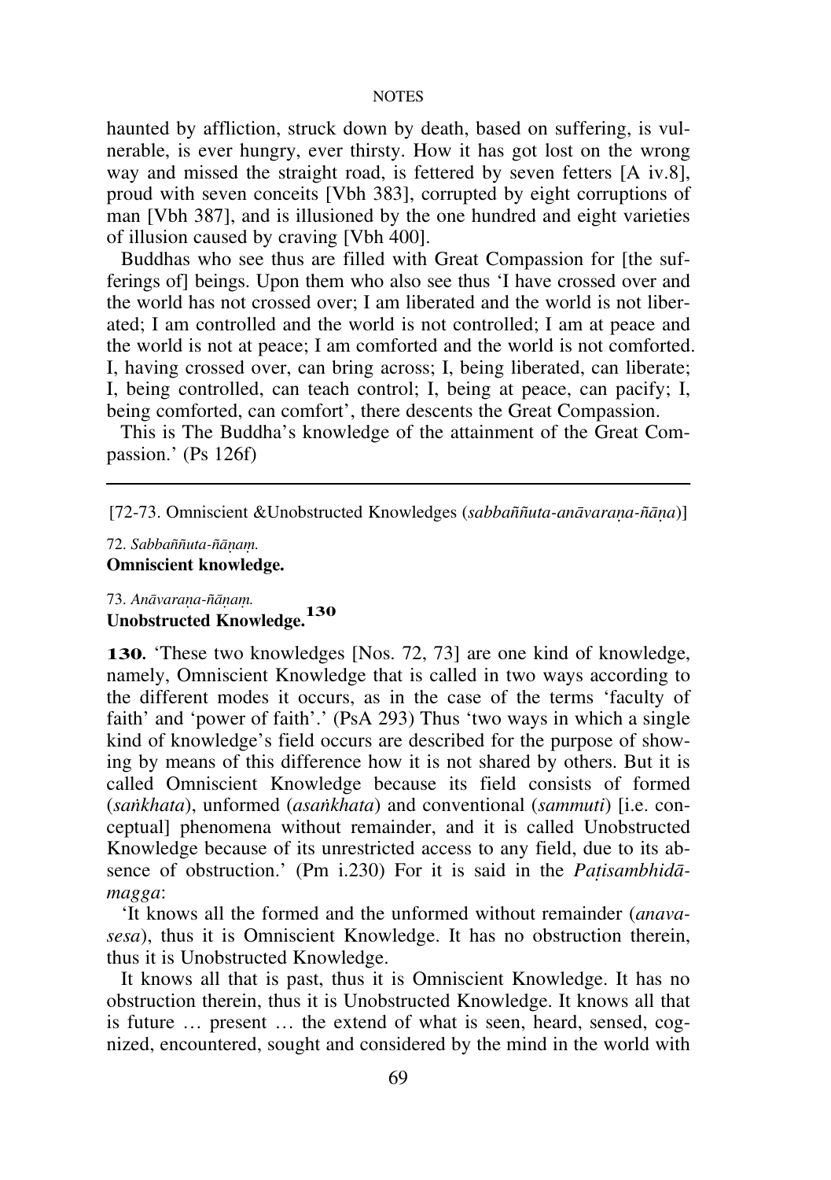haunted by affliction, struck down by death, based on suffering, is vulnerable, is ever hungry, ever thirsty. How it has got lost on the wrong way and missed the straight road, is fettered by seven fetters [A iv.8], proud with seven conceits [Vbh 383], corrupted by eight corruptions of man [Vbh 387], and is illusioned by the one hundred and eight varieties of illusion caused by craving [Vbh 400].

Buddhas who see thus are filled with Great Compassion for [the sufferings of] beings. Upon them who also see thus 'I have crossed over and the world has not crossed over; I am liberated and the world is not liberated; I am controlled and the world is not controlled; I am at peace and the world is not at peace; I am comforted and the world is not comforted. I, having crossed over, can bring across; I, being liberated, can liberate; I, being controlled, can teach control; I, being at peace, can pacify; I, being comforted, can comfort', there descents the Great Compassion.

This is The Buddha's knowledge of the attainment of the Great Compassion.' (Ps 126f)

---

[72-73. Omniscient &Unobstructed Knowledges (*sabbaññuta-anāvaraṇa-ñāṇa*)]

72. *Sabbaññuta-ñāṇaṃ.*
**Omniscient knowledge.**

73. *Anāvaraṇa-ñāṇaṃ.*
**Unobstructed Knowledge.**[130]

**130.** 'These two knowledges [Nos. 72, 73] are one kind of knowledge, namely, Omniscient Knowledge that is called in two ways according to the different modes it occurs, as in the case of the terms 'faculty of faith' and 'power of faith'.' (PsA 293) Thus 'two ways in which a single kind of knowledge's field occurs are described for the purpose of showing by means of this difference how it is not shared by others. But it is called Omniscient Knowledge because its field consists of formed (*saṅkhata*), unformed (*asaṅkhata*) and conventional (*sammuti*) [i.e. conceptual] phenomena without remainder, and it is called Unobstructed Knowledge because of its unrestricted access to any field, due to its absence of obstruction.' (Pm i.230) For it is said in the *Paṭisambhidāmagga*:

'It knows all the formed and the unformed without remainder (*anavasesa*), thus it is Omniscient Knowledge. It has no obstruction therein, thus it is Unobstructed Knowledge.

It knows all that is past, thus it is Omniscient Knowledge. It has no obstruction therein, thus it is Unobstructed Knowledge. It knows all that is future … present … the extend of what is seen, heard, sensed, cognized, encountered, sought and considered by the mind in the world with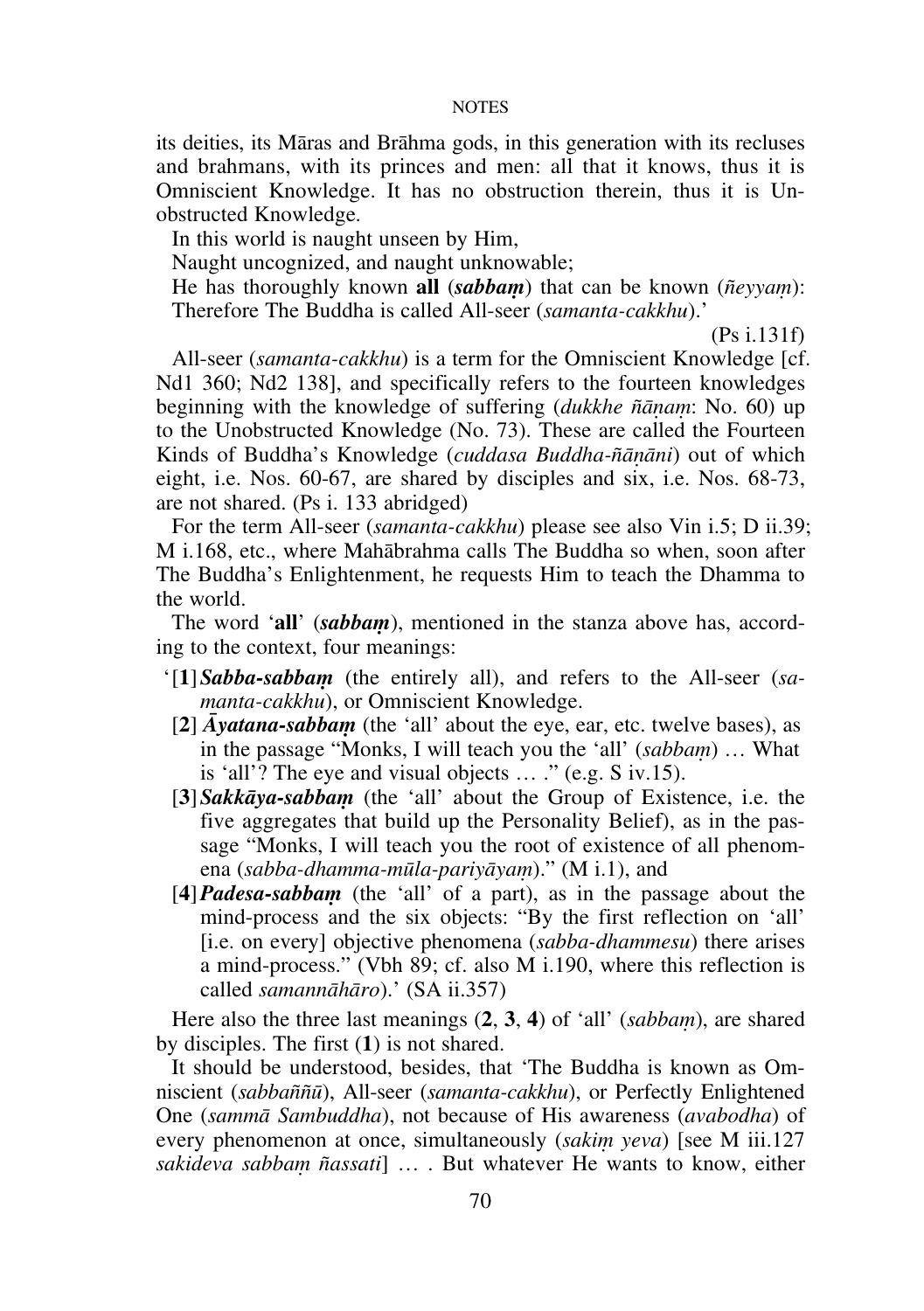its deities, its Māras and Brāhma gods, in this generation with its recluses and brahmans, with its princes and men: all that it knows, thus it is Omniscient Knowledge. It has no obstruction therein, thus it is Unobstructed Knowledge.

In this world is naught unseen by Him,
Naught uncognized, and naught unknowable;
He has thoroughly known **all** (***sabbaṃ***) that can be known (*ñeyyaṃ*):
Therefore The Buddha is called All-seer (*samanta-cakkhu*).'

(Ps i.131f)

All-seer (*samanta-cakkhu*) is a term for the Omniscient Knowledge [cf. Nd1 360; Nd2 138], and specifically refers to the fourteen knowledges beginning with the knowledge of suffering (*dukkhe ñāṇaṃ*: No. 60) up to the Unobstructed Knowledge (No. 73). These are called the Fourteen Kinds of Buddha's Knowledge (*cuddasa Buddha-ñāṇāni*) out of which eight, i.e. Nos. 60-67, are shared by disciples and six, i.e. Nos. 68-73, are not shared. (Ps i. 133 abridged)

For the term All-seer (*samanta-cakkhu*) please see also Vin i.5; D ii.39; M i.168, etc., where Mahābrahma calls The Buddha so when, soon after The Buddha's Enlightenment, he requests Him to teach the Dhamma to the world.

The word '**all**' (***sabbaṃ***), mentioned in the stanza above has, according to the context, four meanings:

'[**1**] ***Sabba-sabbaṃ*** (the entirely all), and refers to the All-seer (*samanta-cakkhu*), or Omniscient Knowledge.

[**2**] ***Āyatana-sabbaṃ*** (the 'all' about the eye, ear, etc. twelve bases), as in the passage "Monks, I will teach you the 'all' (*sabbaṃ*) … What is 'all'? The eye and visual objects … ." (e.g. S iv.15).

[**3**] ***Sakkāya-sabbaṃ*** (the 'all' about the Group of Existence, i.e. the five aggregates that build up the Personality Belief), as in the passage "Monks, I will teach you the root of existence of all phenomena (*sabba-dhamma-mūla-pariyāyaṃ*)." (M i.1), and

[**4**] ***Padesa-sabbaṃ*** (the 'all' of a part), as in the passage about the mind-process and the six objects: "By the first reflection on 'all' [i.e. on every] objective phenomena (*sabba-dhammesu*) there arises a mind-process." (Vbh 89; cf. also M i.190, where this reflection is called *samannāhāro*).' (SA ii.357)

Here also the three last meanings (**2**, **3**, **4**) of 'all' (*sabbaṃ*), are shared by disciples. The first (**1**) is not shared.

It should be understood, besides, that 'The Buddha is known as Omniscient (*sabbaññū*), All-seer (*samanta-cakkhu*), or Perfectly Enlightened One (*sammā Sambuddha*), not because of His awareness (*avabodha*) of every phenomenon at once, simultaneously (*sakiṃ yeva*) [see M iii.127 *sakideva sabbaṃ ñassati*] … . But whatever He wants to know, either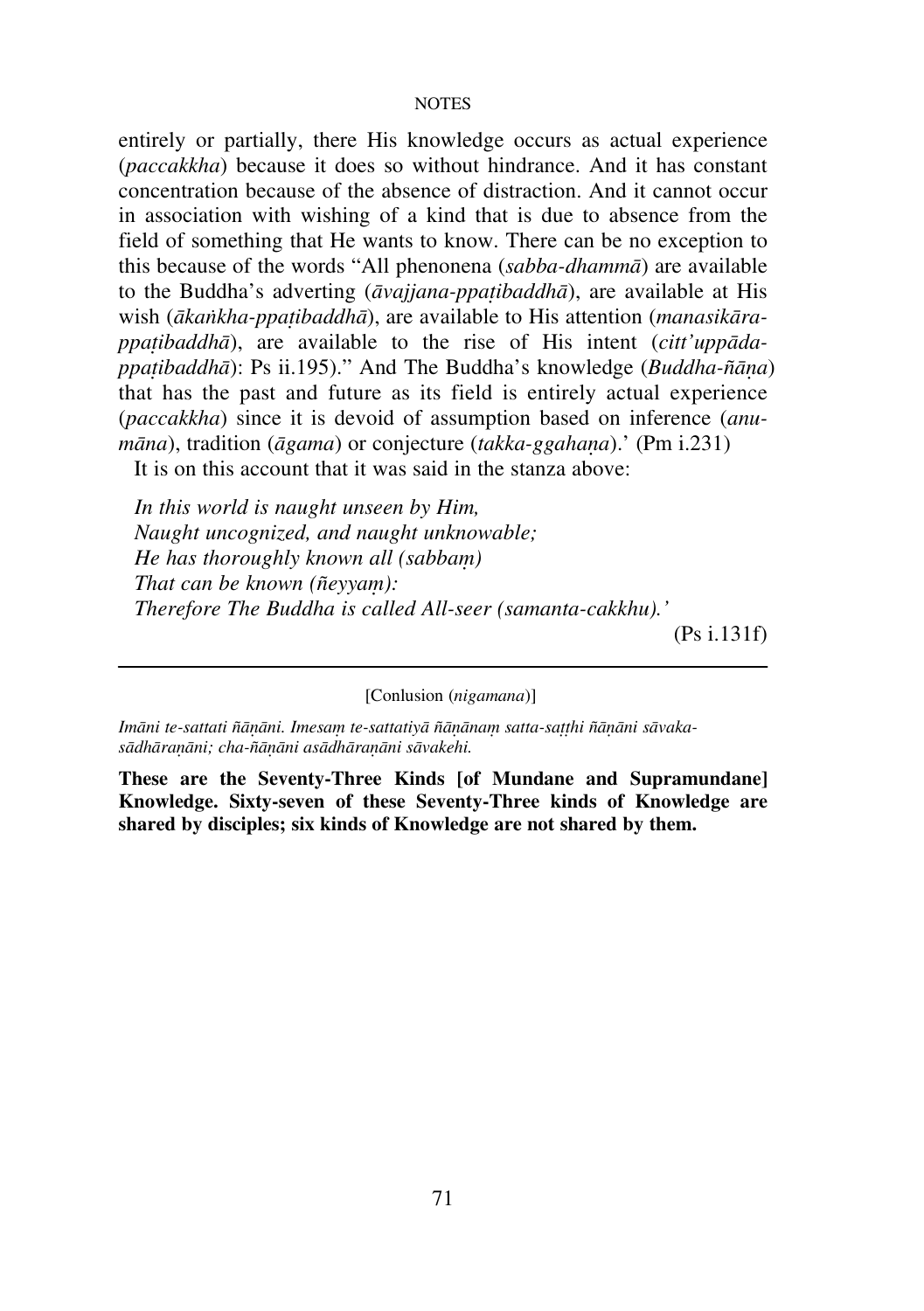entirely or partially, there His knowledge occurs as actual experience (*paccakkha*) because it does so without hindrance. And it has constant concentration because of the absence of distraction. And it cannot occur in association with wishing of a kind that is due to absence from the field of something that He wants to know. There can be no exception to this because of the words "All phenonena (*sabba-dhammā*) are available to the Buddha's adverting (*āvajjana-ppaṭibaddhā*), are available at His wish (*ākaṅkha-ppaṭibaddhā*), are available to His attention (*manasikāra-ppaṭibaddhā*), are available to the rise of His intent (*citt'uppāda-ppaṭibaddhā*): Ps ii.195)." And The Buddha's knowledge (*Buddha-ñāṇa*) that has the past and future as its field is entirely actual experience (*paccakkha*) since it is devoid of assumption based on inference (*anumāna*), tradition (*āgama*) or conjecture (*takka-ggahaṇa*).' (Pm i.231)

It is on this account that it was said in the stanza above:

*In this world is naught unseen by Him,*
*Naught uncognized, and naught unknowable;*
*He has thoroughly known all (sabbaṃ)*
*That can be known (ñeyyaṃ):*
*Therefore The Buddha is called All-seer (samanta-cakkhu).'*

(Ps i.131f)

---

[Conlusion (*nigamana*)]

*Imāni te-sattati ñāṇāni. Imesaṃ te-sattatiyā ñāṇānaṃ satta-saṭṭhi ñāṇāni sāvaka-sādhāraṇāni; cha-ñāṇāni asādhāraṇāni sāvakehi.*

**These are the Seventy-Three Kinds [of Mundane and Supramundane] Knowledge. Sixty-seven of these Seventy-Three kinds of Knowledge are shared by disciples; six kinds of Knowledge are not shared by them.**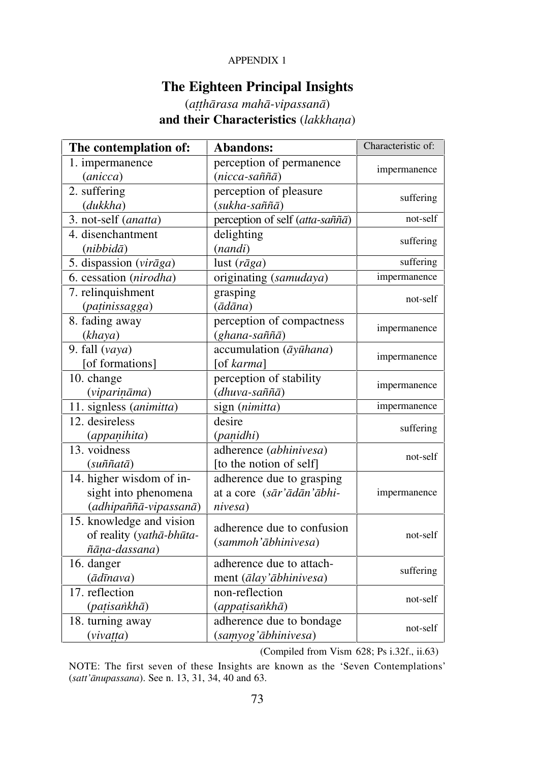APPENDIX 1

# The Eighteen Principal Insights

(*aṭṭhārasa mahā-vipassanā*)
**and their Characteristics** (*lakkhaṇa*)

| The contemplation of: | Abandons: | Characteristic of: |
|---|---|---|
| 1. impermanence (*anicca*) | perception of permanence (*nicca-saññā*) | impermanence |
| 2. suffering (*dukkha*) | perception of pleasure (*sukha-saññā*) | suffering |
| 3. not-self (*anatta*) | perception of self (*atta-saññā*) | not-self |
| 4. disenchantment (*nibbidā*) | delighting (*nandi*) | suffering |
| 5. dispassion (*virāga*) | lust (*rāga*) | suffering |
| 6. cessation (*nirodha*) | originating (*samudaya*) | impermanence |
| 7. relinquishment (*paṭinissagga*) | grasping (*ādāna*) | not-self |
| 8. fading away (*khaya*) | perception of compactness (*ghana-saññā*) | impermanence |
| 9. fall (*vaya*) [of formations] | accumulation (*āyūhana*) [of *karma*] | impermanence |
| 10. change (*vipariṇāma*) | perception of stability (*dhuva-saññā*) | impermanence |
| 11. signless (*animitta*) | sign (*nimitta*) | impermanence |
| 12. desireless (*appaṇihita*) | desire (*paṇidhi*) | suffering |
| 13. voidness (*suññatā*) | adherence (*abhinivesa*) [to the notion of self] | not-self |
| 14. higher wisdom of insight into phenomena (*adhipaññā-vipassanā*) | adherence due to grasping at a core (*sār'ādān'ābhinivesa*) | impermanence |
| 15. knowledge and vision of reality (*yathā-bhūta-ñāṇa-dassana*) | adherence due to confusion (*sammoh'ābhinivesa*) | not-self |
| 16. danger (*ādīnava*) | adherence due to attachment (*ālay'ābhinivesa*) | suffering |
| 17. reflection (*paṭisaṅkhā*) | non-reflection (*appaṭisaṅkhā*) | not-self |
| 18. turning away (*vivaṭṭa*) | adherence due to bondage (*saṃyog'ābhinivesa*) | not-self |

(Compiled from Vism 628; Ps i.32f., ii.63)

NOTE: The first seven of these Insights are known as the 'Seven Contemplations' (*satt'ānupassana*). See n. 13, 31, 34, 40 and 63.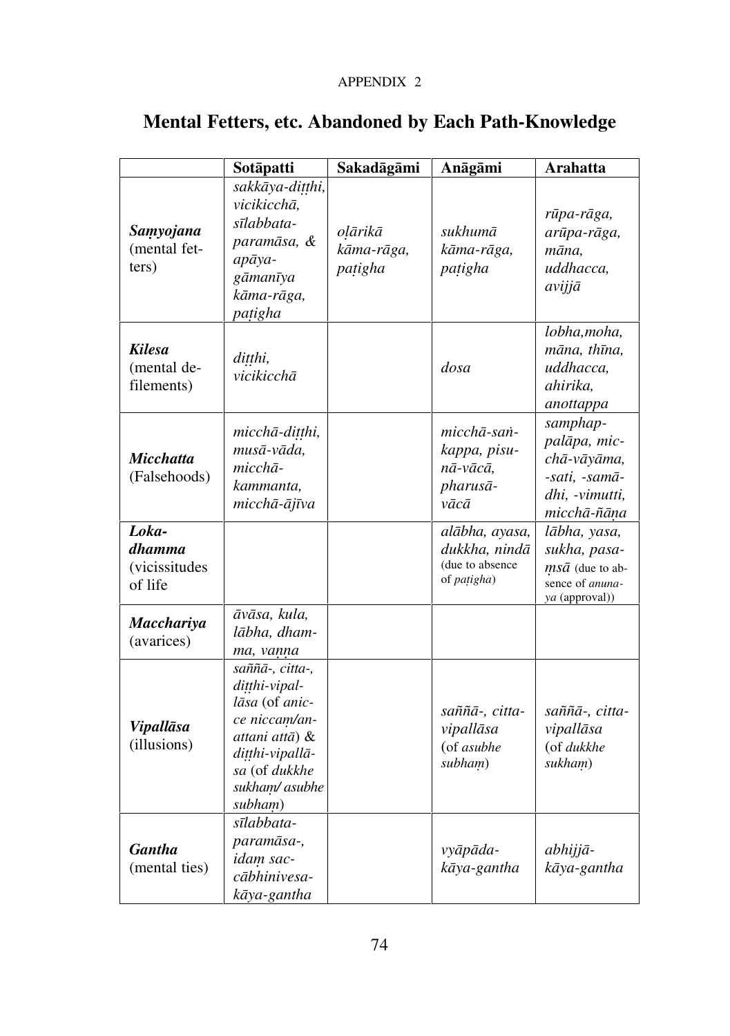APPENDIX 2

# Mental Fetters, etc. Abandoned by Each Path-Knowledge

| | Sotāpatti | Sakadāgāmi | Anāgāmi | Arahatta |
|---|---|---|---|---|
| ***Saṃyojana*** (mental fetters) | *sakkāya-diṭṭhi, vicikicchā, sīlabbata-paramāsa,* & *apāya-gāmanīya kāma-rāga, paṭigha* | *oḷārikā kāma-rāga, paṭigha* | *sukhumā kāma-rāga, paṭigha* | *rūpa-rāga, arūpa-rāga, māna, uddhacca, avijjā* |
| ***Kilesa*** (mental defilements) | *diṭṭhi, vicikicchā* | | *dosa* | *lobha,moha, māna, thīna, uddhacca, ahirika, anottappa* |
| ***Micchatta*** (Falsehoods) | *micchā-diṭṭhi, musā-vāda, micchā-kammanta, micchā-ājīva* | | *micchā-saṅkappa, pisunā-vācā, pharusā-vācā* | *samphappalāpa, micchā-vāyāma, -sati, -samādhi, -vimutti, micchā-ñāṇa* |
| ***Loka-dhamma*** (vicissitudes of life | | | *alābha, ayasa, dukkha, nindā* (due to absence of *paṭigha*) | *lābha, yasa, sukha, pasaṃsā* (due to absence of *anunaya* (approval)) |
| ***Macchariya*** (avarices) | *āvāsa, kula, lābha, dhamma, vaṇṇa* | | | |
| ***Vipallāsa*** (illusions) | *saññā-, citta-, diṭṭhi-vipallāsa* (of *anicce niccaṃ/anattani attā*) & *diṭṭhi-vipallāsa* (of *dukkhe sukhaṃ/ asubhe subhaṃ*) | | *saññā-, citta-vipallāsa* (of *asubhe subhaṃ*) | *saññā-, citta-vipallāsa* (of *dukkhe sukhaṃ*) |
| ***Gantha*** (mental ties) | *sīlabbata-paramāsa-, idaṃ saccābhinivesa-kāya-gantha* | | *vyāpāda-kāya-gantha* | *abhijjā-kāya-gantha* |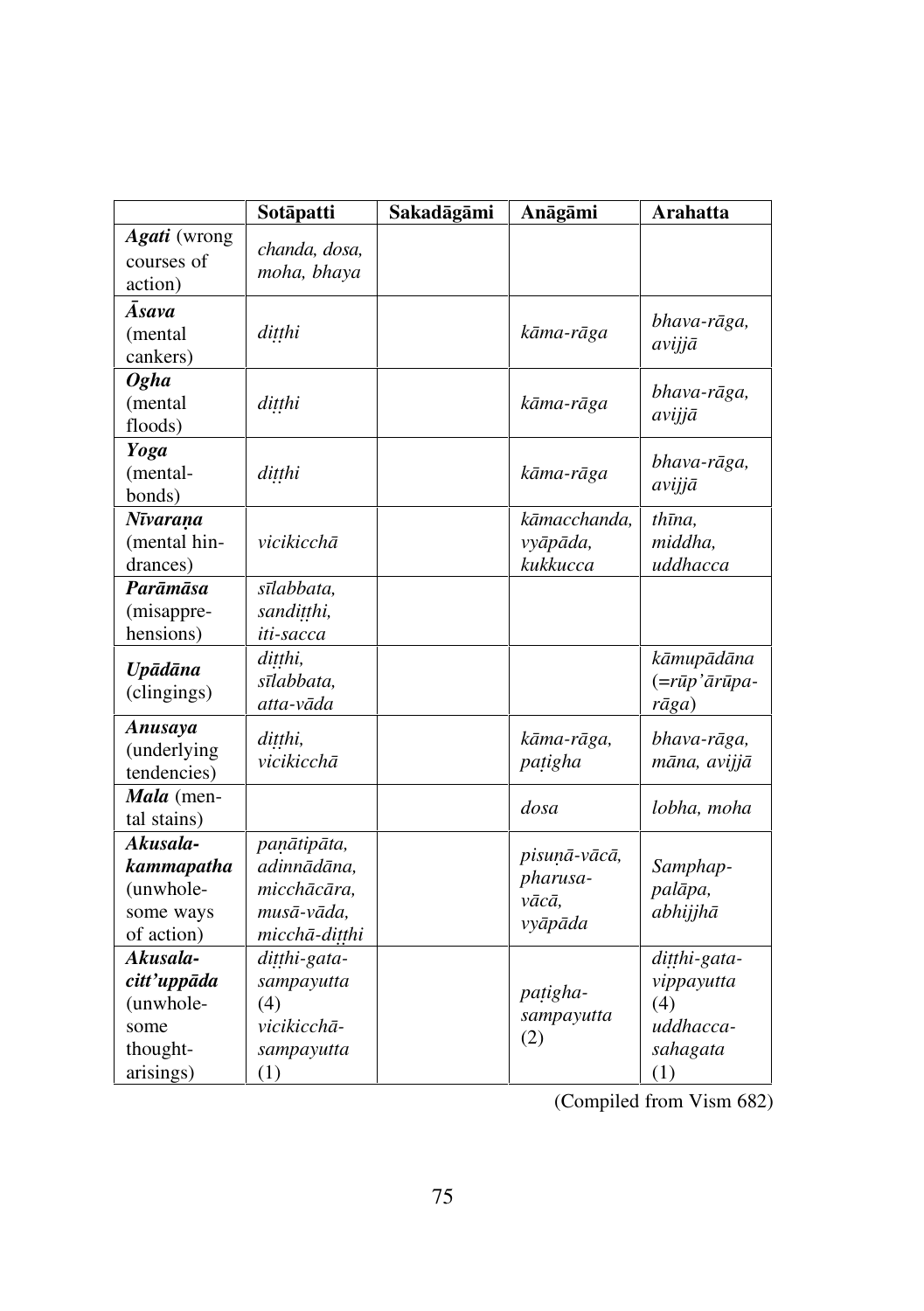| | **Sotāpatti** | **Sakadāgāmi** | **Anāgāmi** | **Arahatta** |
|---|---|---|---|---|
| ***Agati*** (wrong courses of action) | *chanda, dosa, moha, bhaya* | | | |
| ***Āsava*** (mental cankers) | *diṭṭhi* | | *kāma-rāga* | *bhava-rāga, avijjā* |
| ***Ogha*** (mental floods) | *diṭṭhi* | | *kāma-rāga* | *bhava-rāga, avijjā* |
| ***Yoga*** (mental-bonds) | *diṭṭhi* | | *kāma-rāga* | *bhava-rāga, avijjā* |
| ***Nīvaraṇa*** (mental hindrances) | *vicikicchā* | | *kāmacchanda, vyāpāda, kukkucca* | *thīna, middha, uddhacca* |
| ***Parāmāsa*** (misapprehensions) | *sīlabbata, sandiṭṭhi, iti-sacca* | | | |
| ***Upādāna*** (clingings) | *diṭṭhi, sīlabbata, atta-vāda* | | | *kāmupādāna (=rūp'ārūpa-rāga)* |
| ***Anusaya*** (underlying tendencies) | *diṭṭhi, vicikicchā* | | *kāma-rāga, paṭigha* | *bhava-rāga, māna, avijjā* |
| ***Mala*** (mental stains) | | | *dosa* | *lobha, moha* |
| ***Akusala-kammapatha*** (unwholesome ways of action) | *paṇātipāta, adinnādāna, micchācāra, musā-vāda, micchā-diṭṭhi* | | *pisuṇā-vācā, pharusa-vācā, vyāpāda* | *Samphappalāpa, abhijjhā* |
| ***Akusala-citt'uppāda*** (unwholesome thought-arisings) | *diṭṭhi-gata-sampayutta* (4) *vicikicchā-sampayutta* (1) | | *paṭigha-sampayutta* (2) | *diṭṭhi-gata-vippayutta* (4) *uddhacca-sahagata* (1) |

(Compiled from Vism 682)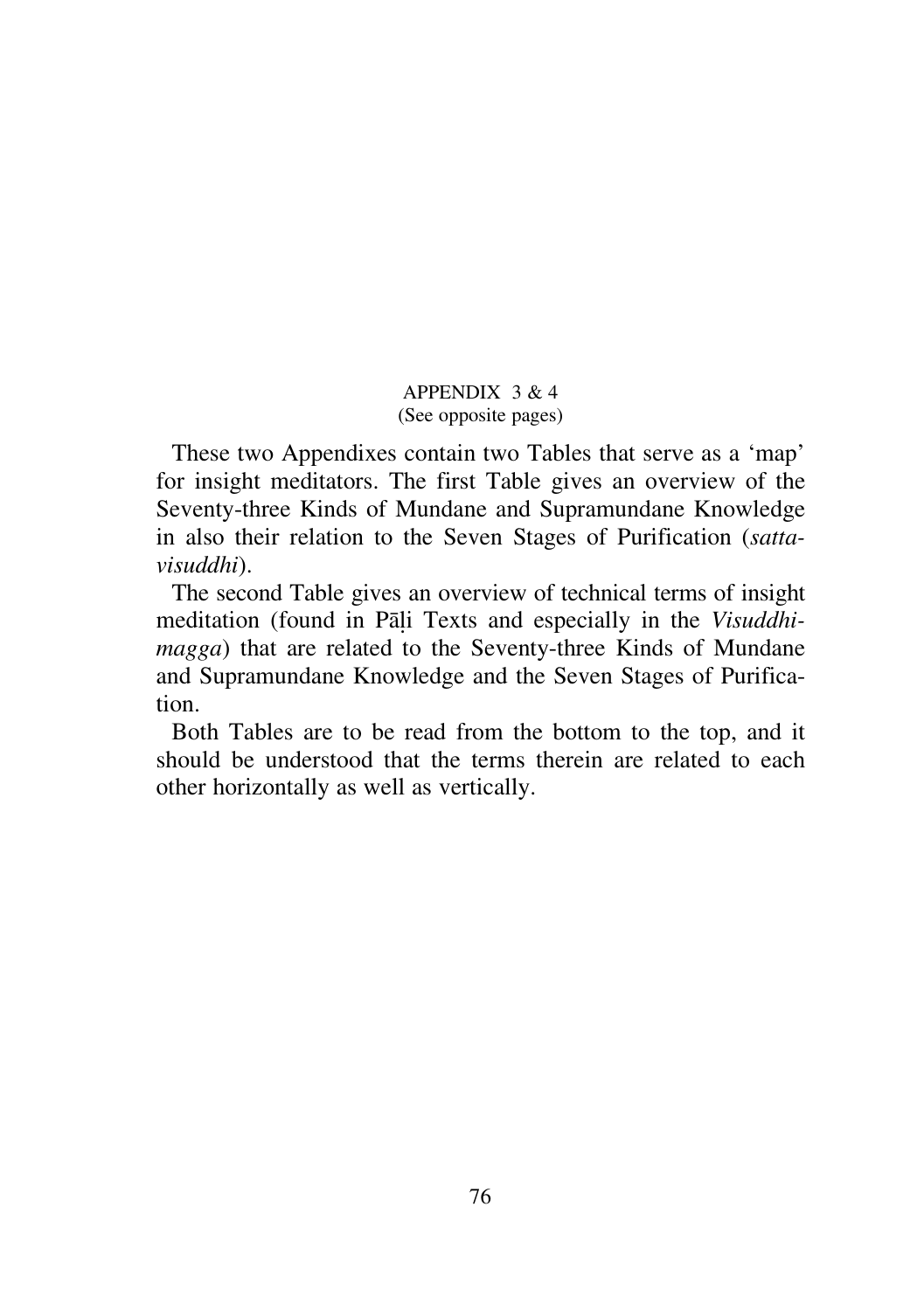## APPENDIX 3 & 4

(See opposite pages)

These two Appendixes contain two Tables that serve as a 'map' for insight meditators. The first Table gives an overview of the Seventy-three Kinds of Mundane and Supramundane Knowledge in also their relation to the Seven Stages of Purification (*satta-visuddhi*).

The second Table gives an overview of technical terms of insight meditation (found in Pāḷi Texts and especially in the *Visuddhi-magga*) that are related to the Seventy-three Kinds of Mundane and Supramundane Knowledge and the Seven Stages of Purification.

Both Tables are to be read from the bottom to the top, and it should be understood that the terms therein are related to each other horizontally as well as vertically.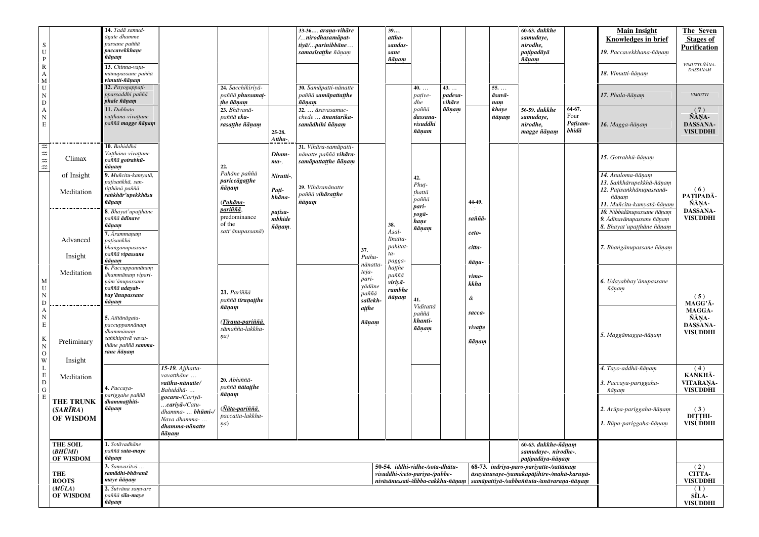| | | | | | | | | | | | | | | | Main Insight Knowledges in brief | The Seven Stages of Purification |
|---|---|---|---|---|---|---|---|---|---|---|---|---|---|---|---|---|
| SUPRAMUNDANE | | **14.** *Tadā samudāgate dhamme passane paññā* ***paccavekkhaṇe ñāṇaṃ*** | | | | **33-36....** ***araṇa-vihāre /...nirodhasamāpattiyā/...parinibbāne... samasīsaṭṭhe*** *ñāṇaṃ* | | **39....** ***attha-sandassane ñāṇaṃ*** | | | | | **60-63.** ***dukkhe samudaye, nirodhe, paṭipadāyā ñāṇaṃ*** | | *19. Paccavekkhana-ñāṇaṃ* | VIMUTTI-ÑĀṆA-DASSANAṂ |
| | | **13.** *Chinna-vaṭumānupassane paññā* ***vimutti-ñāṇaṃ*** | | | | | | | | | | | | | *18. Vimutti-ñāṇaṃ* | |
| | | **12.** *Payogappaṭippassaddhi paññā* ***phale ñāṇaṃ*** | | **24.** *Sacchikiriyā-paññā* ***phussanaṭṭhe ñāṇaṃ*** | | **30.** *Samāpatti-nānatte paññā* ***samāpattaṭṭhe ñāṇaṃ*** | | | **40.** *... paṭivedhe paññā* ***dassana-visuddhi ñāṇam*** | **43.** *... padesa-vihāre ñāṇaṃ* | | **55.** *... āsavānaṃ khaye ñāṇaṃ* | | | *17. Phala-ñāṇaṃ* | VIMUTTI |
| | | **11.** *Dubhato vuṭṭhāna-vivaṭṭane paññā* ***magge ñāṇaṃ*** | | **23.** *Bhāvanā-paññā* ***eka-rasaṭṭhe ñāṇaṃ*** | **25-28.** ***Attha-,*** | **32.** *... āsavasamucchede ...* ***ānantarika-samādhihi ñāṇaṃ*** | | | | | | | **56-59.** ***dukkhe samudaye, nirodhe, magge ñāṇaṃ*** | **64-67.** Four ***Paṭisambhidā*** | *16. Magga-ñāṇaṃ* | **(7) ÑĀṆA-DASSANA-VISUDDHI** |
| MUNDANE KNOWLEDGE | Climax | **10.** *Bahiddhā Vuṭṭhāna-vivaṭṭane paññā* ***gotrabhū-ñāṇaṃ*** | | **22.** *Pahāne paññā* ***pariccāgaṭṭhe ñāṇaṃ*** (***Pahāna-pariññā***, predominance of the *satt'ānupassanā*) | ***Dhamma-, Nirutti-, Paṭibhāna-paṭisambhide ñāṇaṃ.*** | **31.** *Vihāra-samāpatti-nānatte paññā* ***vihāra-samāpattaṭṭhe ñāṇaṃ*** | | | | | | | | | *15. Gotrabhū-ñāṇaṃ* | |
| | of Insight Meditation | **9.** *Muñcitu-kamyatā, paṭisaṅkhā, santiṭṭhānā paññā* ***saṅkhār'upekkhāsu ñāṇaṃ*** | | | | **29.** *Vihāranānatte paññā* ***vihāraṭṭhe ñāṇaṃ*** | | | **42.** *Phuṭṭhattā paññā* ***pariyogāhaṇe ñāṇaṃ*** | | **44-49.** *... saññā-ceto-citta-ñāṇa-vimokkha & sacca-vivaṭṭe ñāṇaṃ* | | | | *14. Anuloma-ñāṇaṃ* *13. Saṅkhārupekkhā-ñāṇaṃ* *12. Paṭisaṅkhānupassanā-ñāṇaṃ* *11. Muñcitu-kamyatā-ñāṇaṃ* | **(6) PAṬIPADĀ-ÑĀṆA-DASSANA-VISUDDHI** |
| | | **8.** *Bhayat'upaṭṭhāne paññā* ***ādīnave ñāṇaṃ*** | | | | | | **38.** *Asallīnatta-pahitatta-paggahaṭṭhe paññā* ***viriyārambhe ñāṇaṃ*** | | | | | | | *10. Nibbidānupassane ñāṇaṃ* *9. Ādīnavānupassane ñāṇaṃ* *8. Bhayat'upaṭṭhāne ñāṇaṃ* | |
| | Advanced Insight | **7.** *Ārammaṇaṃ paṭisaṅkhā bhaṅgānupassane paññā* ***vipassane ñāṇaṃ*** | | | | | **37.** *Puthu-nānatta-teja-pariyādāne paññā* ***sallekhaṭṭhe ñāṇaṃ*** | | | | | | | | *7. Bhaṅgānupassane ñāṇaṃ* | |
| | Meditation | **6.** *Paccuppannānaṃ dhammānaṃ vipariṇām'ānupassane paññā* ***udayabbay'ānupassane ñāṇaṃ*** | | **21.** *Pariññā paññā* ***tīraṇaṭṭhe ñāṇaṃ*** (***Tīraṇa-pariññā***, *sāmañña-lakkhaṇa*) | | | | | **41.** *Viditattā paññā* ***khanti-ñāṇaṃ*** | | | | | | *6. Udayabbay'ānupassane ñāṇaṃ* | **(5) MAGG'Ā-MAGGA-ÑĀṆA-DASSANA-VISUDDHI** |
| | Preliminary Insight | **5.** *Atītānāgata-paccuppannānaṃ dhammānaṃ saṅkhipitvā vavatthāne paññā* ***sammasane ñāṇaṃ*** | | | | | | | | | | | | | *5. Maggāmagga-ñāṇaṃ* | |
| | Meditation | **4.** *Paccaya-pariggahe paññā* ***dhammaṭṭhiti-ñāṇaṃ*** | **15-19.** *Ajjhatta-vavatthāne ...* ***vatthu-nānatte/*** *Bahiddhā- ...* ***gocara-/*** *Cariyā- ...* ***cariyā-/*** *Catu-dhamma- ...* ***bhūmi-/*** *Nava dhamma- ...* ***dhamma-nānatte ñāṇaṃ*** | **20.** *Abhiññā-paññā* ***ñātaṭṭhe ñāṇaṃ*** (***Ñāta-pariññā***, *paccatta-lakkhaṇa*) | | | | | | | | | | | *4. Tayo-addhā-ñāṇaṃ* *3. Paccaya-pariggaha-ñāṇaṃ* | **(4) KAṄKHĀ-VITARAṆA-VISUDDHI** |
| | **THE TRUNK (*SARĪRA*) OF WISDOM** | | | | | | | | | | | | | | *2. Arūpa-pariggaha-ñāṇaṃ* *1. Rūpa-pariggaha-ñāṇaṃ* | **(3) DIṬṬHI-VISUDDHI** |
| | **THE SOIL (*BHŪMI*) OF WISDOM** | **1.** *Sotāvadhāne paññā* ***suta-maye ñāṇaṃ*** | | | | | | | | | | | **60-63.** ***dukkhe-ñāṇaṃ samudaye-, nirodhe-, paṭipadāya-ñāṇaṃ*** | | | |
| | **THE ROOTS (*MŪLA*) OF WISDOM** | **3.** *Saṃvaritvā ...* ***samādhi-bhāvanā maye ñāṇaṃ*** | | | | | | **50-54.** ***iddhi-vidhe-/sota-dhātu-visuddhi-/ceto-pariya-/pubbe-nivāsānussati-/dibba-cakkhu-ñāṇaṃ*** | | | **68-73.** ***indriya-paro-pariyatte-/sattānaṃ āsayānusaye-/yamakapāṭihīre-/mahā-karuṇā-samāpattiyā-/sabbaññuta-/anāvaraṇa-ñāṇaṃ*** | | | | | **(2) CITTA-VISUDDHI** |
| | | **2.** *Sutvāna saṃvare paññā* ***sīla-maye ñāṇaṃ*** | | | | | | | | | | | | | | **(1) SĪLA-VISUDDHI** |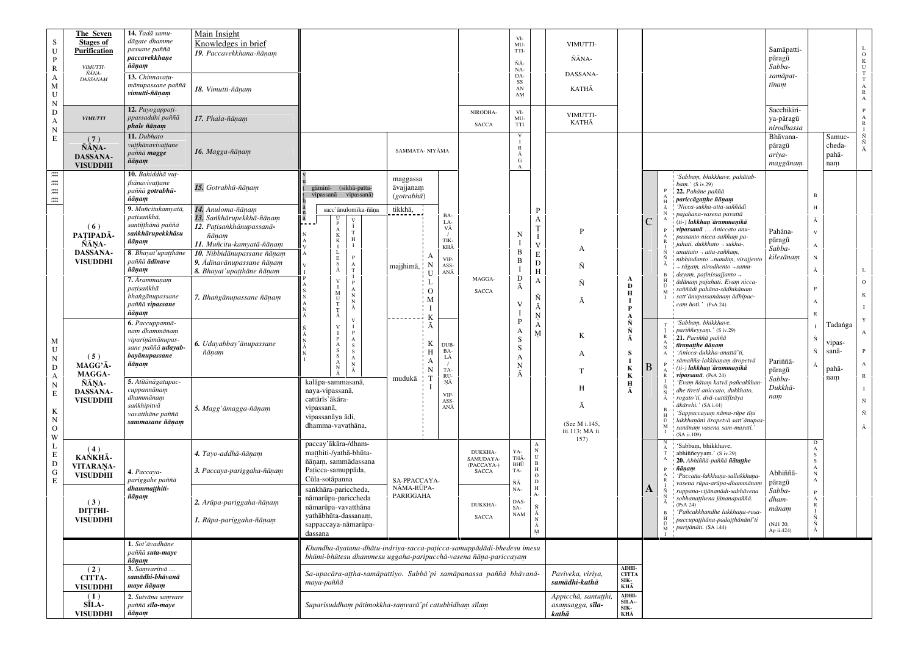| | The Seven Stages of Purification | | Main Insight Knowledges in brief | | | | | |
|---|---|---|---|---|---|---|---|---|
| SUPRAMUNDANE | VIMUTTI-ÑĀṆA-DASSANAṂ | 14. *Tadā samudāgate dhamme passane paññā* ***paccavekkhaṇe ñāṇaṃ*** | 19. *Paccavekkhana-ñāṇaṃ* | | | VIMUTTI-ÑĀṆA-DASSANAṂ | VIMUTTI-ÑĀṆA-DASSANA-KATHĀ | |
| | | 13. *Chinnavaṭumānupassane paññā* ***vimutti-ñāṇaṃ*** | 18. *Vimutti-ñāṇaṃ* | | | | | |
| | *VIMUTTI* | 12. *Payogappaṭippassaddhi paññā* ***phale ñāṇaṃ*** | 17. *Phala-ñāṇaṃ* | | NIRODHA-SACCA | VIMUTTI | VIMUTTI-KATHĀ | |
| | (7) ÑĀṆA-DASSANA-VISUDDHI | 11. *Dubhato vuṭṭhānavivaṭṭane paññā* ***magge ñāṇaṃ*** | 16. *Magga-ñāṇaṃ* | SAMMATTA-NIYĀMA | | VIRĀGA | | |
| MUNDANE KNOWLEDGE | (6) PAṬIPADĀ-ÑĀṆA-DASSANA-VISUDDHI | 10. *Bahiddhā vuṭṭhānavivaṭṭane paññā* ***gotrabhū-ñāṇaṃ*** | ***15.*** *Gotrabhū-ñāṇaṃ* | VUṬṬHĀNA-GĀMINĪ: gāminī- (sikhā-patta-) vipassanā vipassanā); maggassa āvajjanaṃ (*gotrabhū*) | MAGGA-SACCA | NIBBIDĀ / PAṬIVEDHA-ÑĀṆAṂ | PAÑÑĀ-KATHĀ (See M i.145, iii.113; MA ii.157) | ADHIPAÑÑĀ-SIKKHĀ |
| | | 9. *Muñcitukamyatā, paṭisaṅkhā, santiṭṭhānā paññā* ***saṅkhārupekkhāsu ñāṇaṃ*** | ***14.*** *Anuloma-ñāṇaṃ* ***13.*** *Saṅkhārupekkhā-ñāṇaṃ* 12. *Paṭisaṅkhānupassanā-ñāṇaṃ* 11. *Muñcitu-kamyatā-ñāṇaṃ* | sacc'ānulomika-ñāṇa; tikkhā, majjhimā (ANULOMA-KHANTI; BALAVĀ / TIKKHĀ VIPASSANĀ) | | | | |
| | | 8. *Bhayat'upaṭṭhāne paññā* ***ādīnave ñāṇaṃ*** | 10. *Nibbidānupassane ñāṇaṃ* 9. *Ādīnavānupassane ñāṇaṃ* 8. *Bhayat'upaṭṭhāne ñāṇaṃ* | NAVA VIPASSANĀ-ÑĀṆĀNI; UPAKKILESA-VIMUTTA VIPASSANĀ; VĪTHI-PAṬIPANNĀ VIPASSANĀ | | | | |
| | | 7. *Ārammaṇaṃ paṭisaṅkhā bhaṅgānupassane paññā* ***vipassane ñāṇaṃ*** | 7. *Bhaṅgānupassane ñāṇaṃ* | | | | | |
| | (5) MAGG'Ā-MAGGA-ÑĀṆA-DASSANA-VISUDDHI | 6. *Paccuppannānaṃ dhammānaṃ vipariṇāmānupassane paññā* ***udayabbayānupassane ñāṇaṃ*** | 6. *Udayabbay'ānupassane ñāṇaṃ* | mudukā (ANULOMA-KHANTI; DUBBALĀ / TARUṆĀ VIPASSANĀ) | | | | |
| | | 5. *Atītānāgatapaccuppannānaṃ dhammānaṃ saṅkhipitvā vavatthāne paññā* ***sammasane ñāṇaṃ*** | 5. *Magg'āmagga-ñāṇaṃ* | kalāpa-sammasanā, naya-vipassanā, cattāris'ākāra-vipassanā, vipassanāya ādi, dhamma-vavatthāna, | | | | |
| | (4) KAṄKHĀ-VITARAṆA-VISUDDHI | 4. *Paccaya-pariggahe paññā* ***dhammaṭṭhiti-ñāṇaṃ*** | 4. *Tayo-addhā-ñāṇaṃ* 3. *Paccaya-pariggaha-ñāṇaṃ* | paccay'ākāra-/dhammaṭṭhiti-/yathā-bhūta-ñāṇaṃ, sammādassana Paṭicca-samuppāda, Cūla-sotāpanna; SA-PPACCAYA-NĀMA-RŪPA-PARIGGAHA | DUKKHA-SAMUDAYA-(PACCAYA-) SACCA | YATHĀ-BHŪTA-ÑĀṆA-DASSANAṂ / ANUBODHA-ÑĀṆAṂ | | |
| | (3) DIṬṬHI-VISUDDHI | | 2. *Arūpa-pariggaha-ñāṇaṃ* 1. *Rūpa-pariggaha-ñāṇaṃ* | saṅkhāra-pariccheda, nāmarūpa-pariccheda, nāmarūpa-vavatthāna, yathābhūta-dassanaṃ, sappaccaya-nāmarūpa-dassana | DUKKHA-SACCA | | | |
| | | 1. *Sot'āvadhāne paññā* ***suta-maye ñāṇaṃ*** | | *Khandha-āyatana-dhātu-indriya-sacca-paṭicca-samuppādādi-bhedesu imesu bhūmi-bhūtesu dhammesu uggaha-paripucchā-vasena ñāṇa-pariccayaṃ* | | | | |
| | (2) CITTA-VISUDDHI | 3. *Saṃvaritvā …* ***samādhi-bhāvanā maye ñāṇaṃ*** | | *Sa-upacāra-aṭṭha-samāpattiyo. Sabbā'pi samāpanassa paññā bhāvanā-maya-paññā* | | | *Paviveka, viriya,* ***samādhi-kathā*** | ADHICITTA SIKKHĀ |
| | (1) SĪLA-VISUDDHI | 2. *Sutvāna saṃvare paññā* ***sīla-maye ñāṇaṃ*** | | *Suparisuddhaṃ pātimokkha-saṃvarā'pi catubbidhaṃ sīlaṃ* | | | *Appicchā, santuṭṭhi, asaṃsagga,* ***sīla-kathā*** | ADHISĪLA-SIKKHĀ |

**LOKUTTARA PARIÑÑĀ**

- Samāpatti-pāragū *Sabba-samāpattīnaṃ*
- Sacchikiriya-pāragū *nirodhassa*
- Bhāvana-pāragū *ariya-maggānaṃ* — Samuccheda-pahānaṃ

**LOKIYA PARIÑÑĀ** (BHĀVANĀ-PARIÑÑĀ; DASSANA-PARIÑÑĀ) — Tadaṅga vipassanā-pahānaṃ

**C — PAHĀNA-PARIÑÑĀ-BHŪMI**

*'Sabbaṃ, bhikkhave, pahātabbaṃ.'* (S iv.29)
**22.** *Pahāne paññā* ***pariccāgaṭṭhe ñāṇaṃ***
*'Nicca-sukha-atta-saññādi pajahana-vasena pavattā (ti-) **lakkhaṇ'ārammaṇikā vipassanā** … Aniccato anupassanto nicca-saññaṃ pajahati, dukkhato → sukha-, anattato → atta-saññaṃ, nibbindanto → nandiṃ, virajjento → rāgaṃ, nirodhento → samudayaṃ, paṭinissajjanto → ādānaṃ pajahati. Evaṃ nicca-saññādi pahāna-sādhikānaṃ satt'ānupassanānaṃ ādhipaccaṃ hoti.'* (PsA 24)

Pahāna-pāragū *Sabba-kilesānaṃ*

**B — TĪRAṆA-PARIÑÑĀ-BHŪMI**

*'Sabbaṃ, bhikkhave, pariññeyyaṃ.'* (S iv.29)
**21.** *Pariññā paññā* ***tīraṇaṭṭhe ñāṇaṃ***
*'Anicca-dukkha-anattā'ti, sāmañña-lakkhaṇaṃ āropetvā (ti-) **lakkhaṇ'ārammaṇikā vipassanā**.* (PsA 24)
*'Evaṃ ñātaṃ katvā pañcakkhandhe tīreti aniccato, dukkhato, rogato'ti, dvā-cattāḷīsāya ākārehi.'* (SA i.44)
*'Sappaccayaṃ nāma-rūpe tīṇi lakkhaṇāni āropetvā satt'ānupassanānaṃ vasena sam-masati.'* (SA ii.109)

Pariññā-pāragū *Sabba-Dukkhānaṃ*

**A — ÑĀTA-PARIÑÑĀ-BHŪMI**

'Sabbaṃ, bhikkhave, abhiññeyyaṃ.' (S iv.29)
**20.** *Abhiññā-paññā* ***ñātaṭṭhe ñāṇaṃ***
*'Paccatta-lakkhaṇa-sallakkhaṇa-vasena rūpa-arūpa-dhammānaṃ ruppana-vijānanādi-sabhāvena sobhanaṭṭhena jānanapaññā.* (PsA 24)
*'Pañcakkhandhe lakkhaṇa-rasa-paccupaṭṭhāna-padaṭṭhānāni'ti parijānāti.* (SA i.44)

Abhiññā-pāragū *Sabba-dhammānaṃ* (Nd1 20; Ap ii.424)